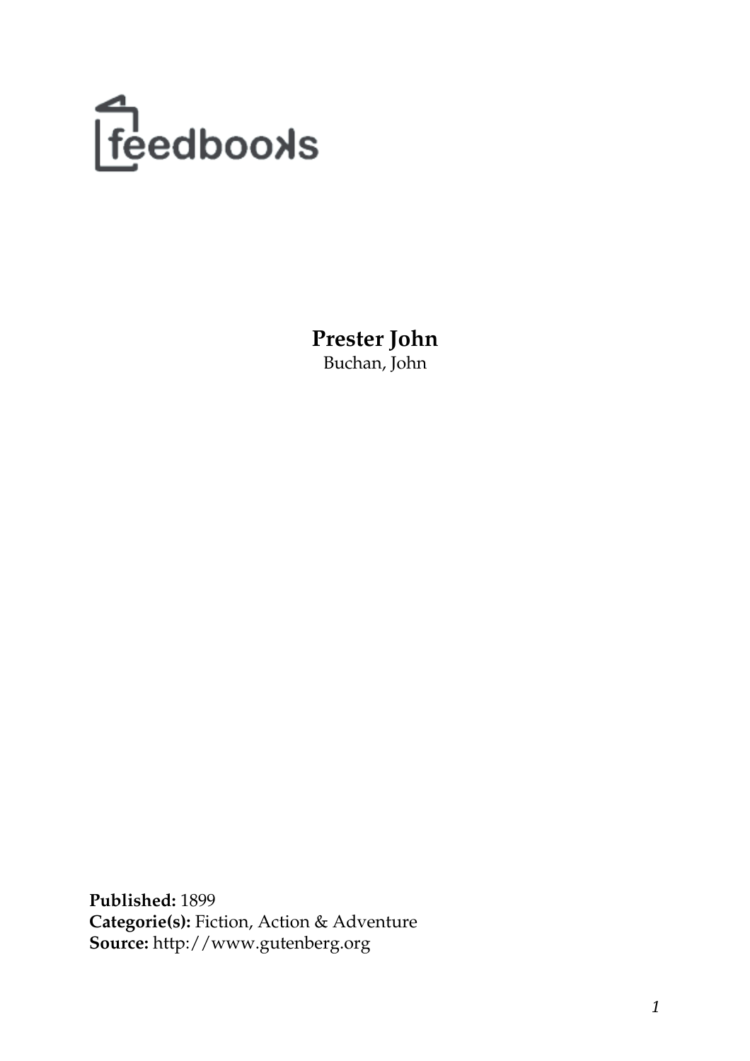feedbooks

# Prester John

Buchan, John

**Published:** 1899
**Categorie(s):** Fiction, Action & Adventure
**Source:** http://www.gutenberg.org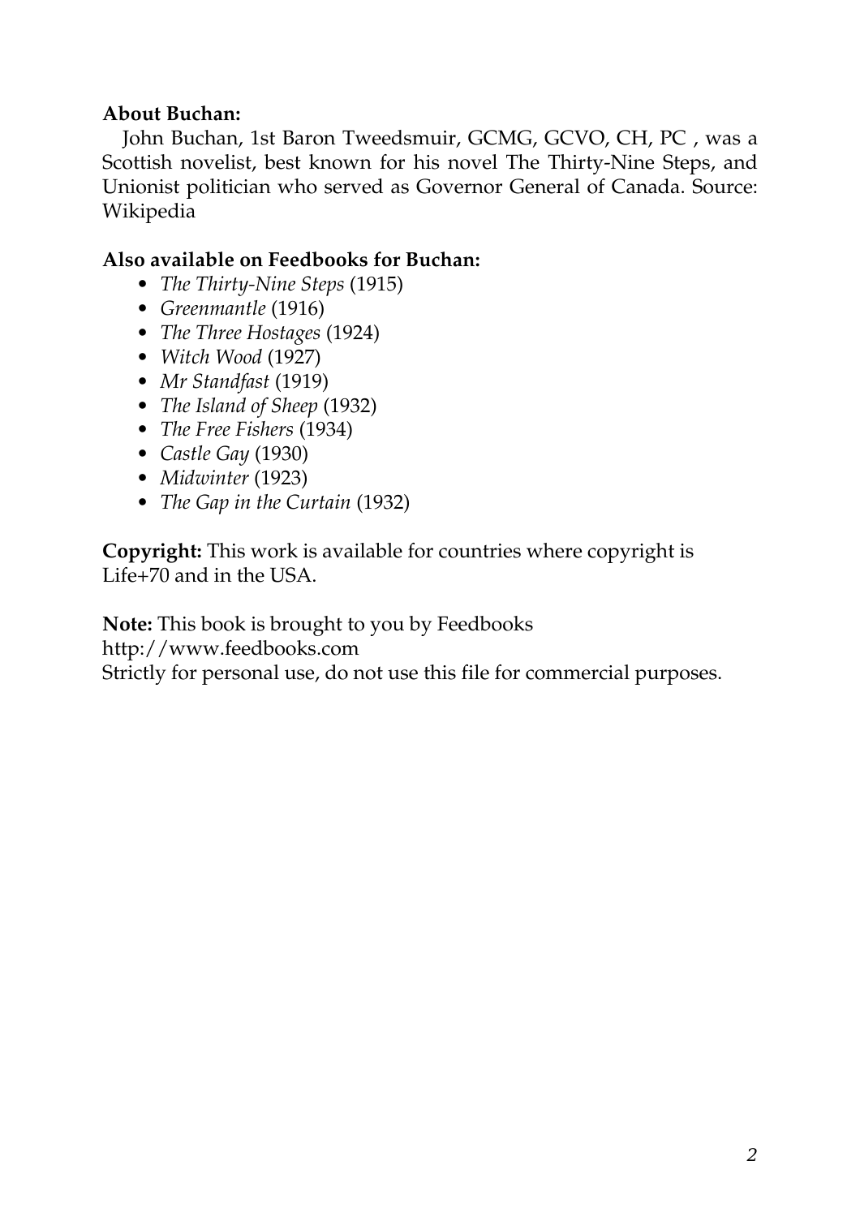**About Buchan:**

John Buchan, 1st Baron Tweedsmuir, GCMG, GCVO, CH, PC , was a Scottish novelist, best known for his novel The Thirty-Nine Steps, and Unionist politician who served as Governor General of Canada. Source: Wikipedia

**Also available on Feedbooks for Buchan:**

- *The Thirty-Nine Steps* (1915)
- *Greenmantle* (1916)
- *The Three Hostages* (1924)
- *Witch Wood* (1927)
- *Mr Standfast* (1919)
- *The Island of Sheep* (1932)
- *The Free Fishers* (1934)
- *Castle Gay* (1930)
- *Midwinter* (1923)
- *The Gap in the Curtain* (1932)

**Copyright:** This work is available for countries where copyright is Life+70 and in the USA.

**Note:** This book is brought to you by Feedbooks
http://www.feedbooks.com
Strictly for personal use, do not use this file for commercial purposes.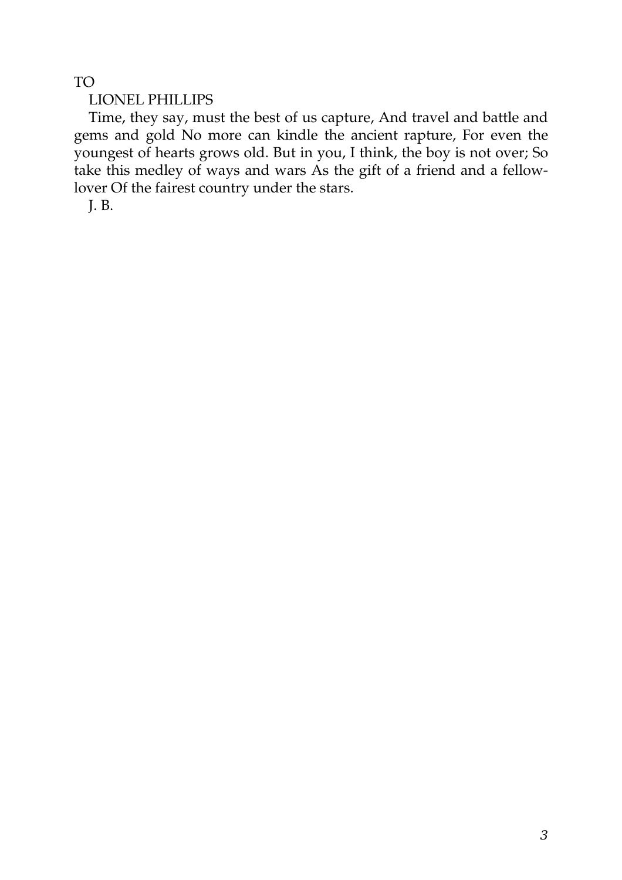TO

LIONEL PHILLIPS

Time, they say, must the best of us capture, And travel and battle and gems and gold No more can kindle the ancient rapture, For even the youngest of hearts grows old. But in you, I think, the boy is not over; So take this medley of ways and wars As the gift of a friend and a fellow-lover Of the fairest country under the stars.

J. B.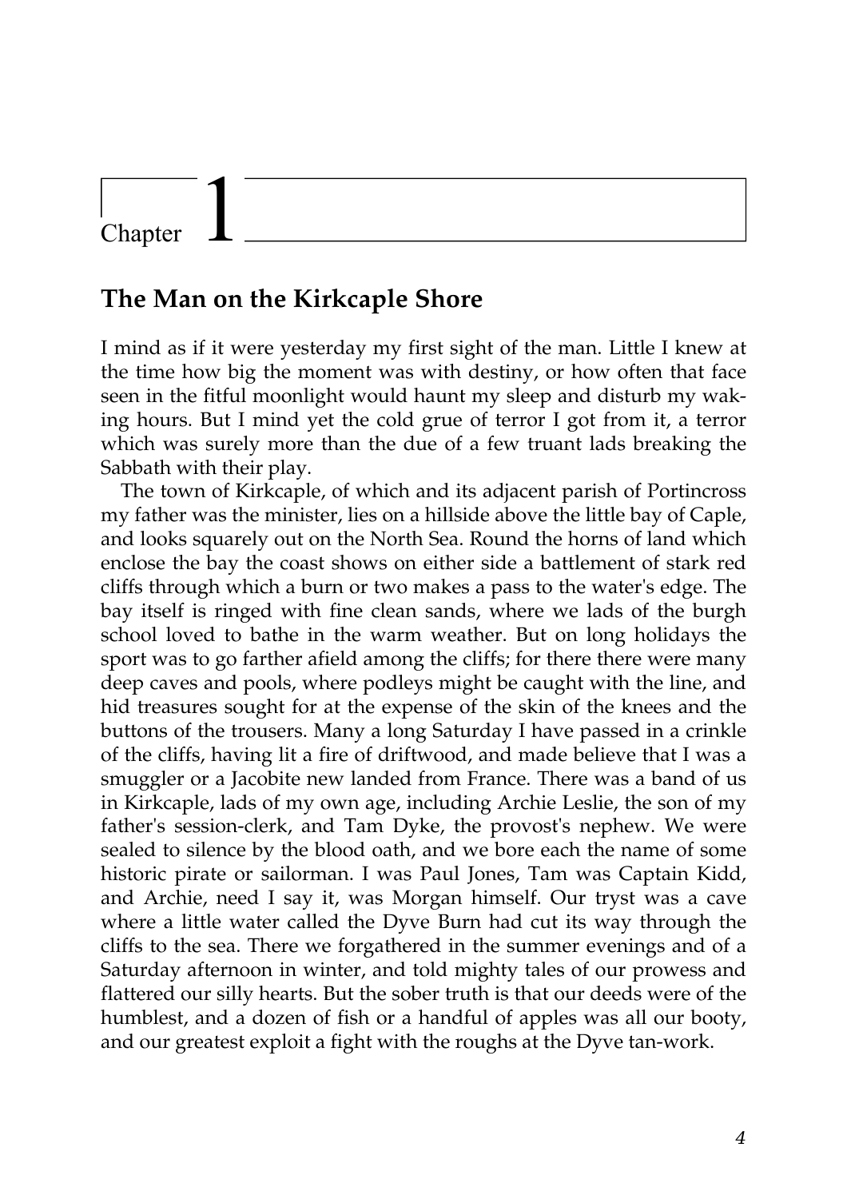# Chapter 1

## The Man on the Kirkcaple Shore

I mind as if it were yesterday my first sight of the man. Little I knew at the time how big the moment was with destiny, or how often that face seen in the fitful moonlight would haunt my sleep and disturb my waking hours. But I mind yet the cold grue of terror I got from it, a terror which was surely more than the due of a few truant lads breaking the Sabbath with their play.

The town of Kirkcaple, of which and its adjacent parish of Portincross my father was the minister, lies on a hillside above the little bay of Caple, and looks squarely out on the North Sea. Round the horns of land which enclose the bay the coast shows on either side a battlement of stark red cliffs through which a burn or two makes a pass to the water's edge. The bay itself is ringed with fine clean sands, where we lads of the burgh school loved to bathe in the warm weather. But on long holidays the sport was to go farther afield among the cliffs; for there there were many deep caves and pools, where podleys might be caught with the line, and hid treasures sought for at the expense of the skin of the knees and the buttons of the trousers. Many a long Saturday I have passed in a crinkle of the cliffs, having lit a fire of driftwood, and made believe that I was a smuggler or a Jacobite new landed from France. There was a band of us in Kirkcaple, lads of my own age, including Archie Leslie, the son of my father's session-clerk, and Tam Dyke, the provost's nephew. We were sealed to silence by the blood oath, and we bore each the name of some historic pirate or sailorman. I was Paul Jones, Tam was Captain Kidd, and Archie, need I say it, was Morgan himself. Our tryst was a cave where a little water called the Dyve Burn had cut its way through the cliffs to the sea. There we forgathered in the summer evenings and of a Saturday afternoon in winter, and told mighty tales of our prowess and flattered our silly hearts. But the sober truth is that our deeds were of the humblest, and a dozen of fish or a handful of apples was all our booty, and our greatest exploit a fight with the roughs at the Dyve tan-work.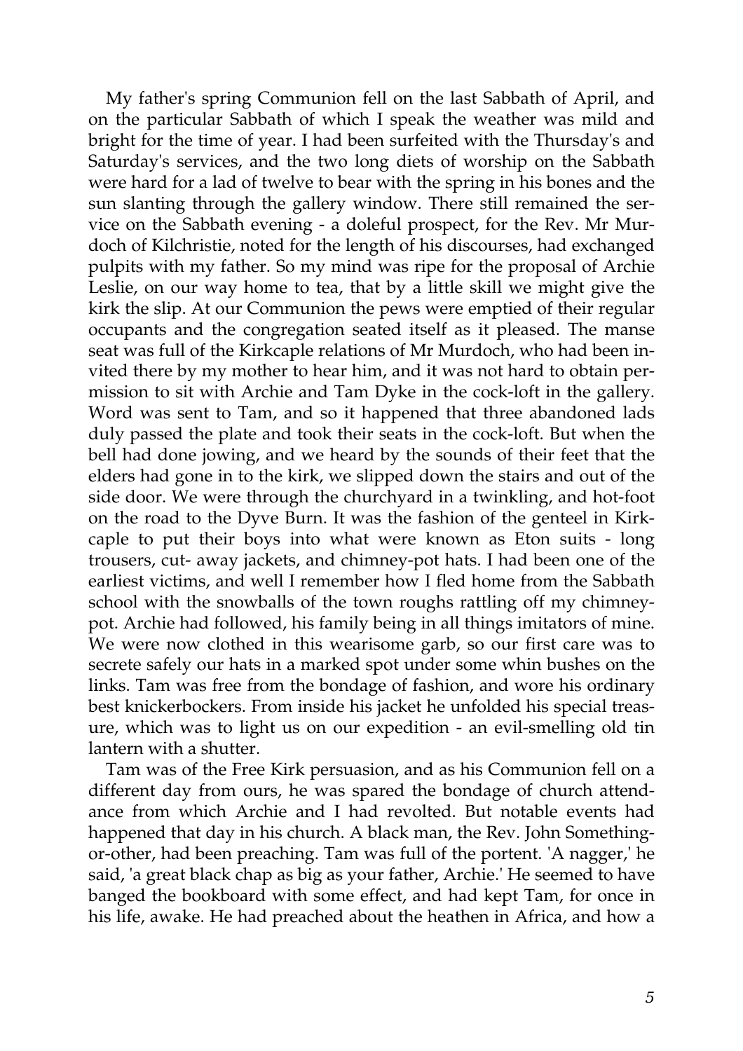My father's spring Communion fell on the last Sabbath of April, and on the particular Sabbath of which I speak the weather was mild and bright for the time of year. I had been surfeited with the Thursday's and Saturday's services, and the two long diets of worship on the Sabbath were hard for a lad of twelve to bear with the spring in his bones and the sun slanting through the gallery window. There still remained the service on the Sabbath evening - a doleful prospect, for the Rev. Mr Murdoch of Kilchristie, noted for the length of his discourses, had exchanged pulpits with my father. So my mind was ripe for the proposal of Archie Leslie, on our way home to tea, that by a little skill we might give the kirk the slip. At our Communion the pews were emptied of their regular occupants and the congregation seated itself as it pleased. The manse seat was full of the Kirkcaple relations of Mr Murdoch, who had been invited there by my mother to hear him, and it was not hard to obtain permission to sit with Archie and Tam Dyke in the cock-loft in the gallery. Word was sent to Tam, and so it happened that three abandoned lads duly passed the plate and took their seats in the cock-loft. But when the bell had done jowing, and we heard by the sounds of their feet that the elders had gone in to the kirk, we slipped down the stairs and out of the side door. We were through the churchyard in a twinkling, and hot-foot on the road to the Dyve Burn. It was the fashion of the genteel in Kirkcaple to put their boys into what were known as Eton suits - long trousers, cut- away jackets, and chimney-pot hats. I had been one of the earliest victims, and well I remember how I fled home from the Sabbath school with the snowballs of the town roughs rattling off my chimney-pot. Archie had followed, his family being in all things imitators of mine. We were now clothed in this wearisome garb, so our first care was to secrete safely our hats in a marked spot under some whin bushes on the links. Tam was free from the bondage of fashion, and wore his ordinary best knickerbockers. From inside his jacket he unfolded his special treasure, which was to light us on our expedition - an evil-smelling old tin lantern with a shutter.

Tam was of the Free Kirk persuasion, and as his Communion fell on a different day from ours, he was spared the bondage of church attendance from which Archie and I had revolted. But notable events had happened that day in his church. A black man, the Rev. John Something-or-other, had been preaching. Tam was full of the portent. 'A nagger,' he said, 'a great black chap as big as your father, Archie.' He seemed to have banged the bookboard with some effect, and had kept Tam, for once in his life, awake. He had preached about the heathen in Africa, and how a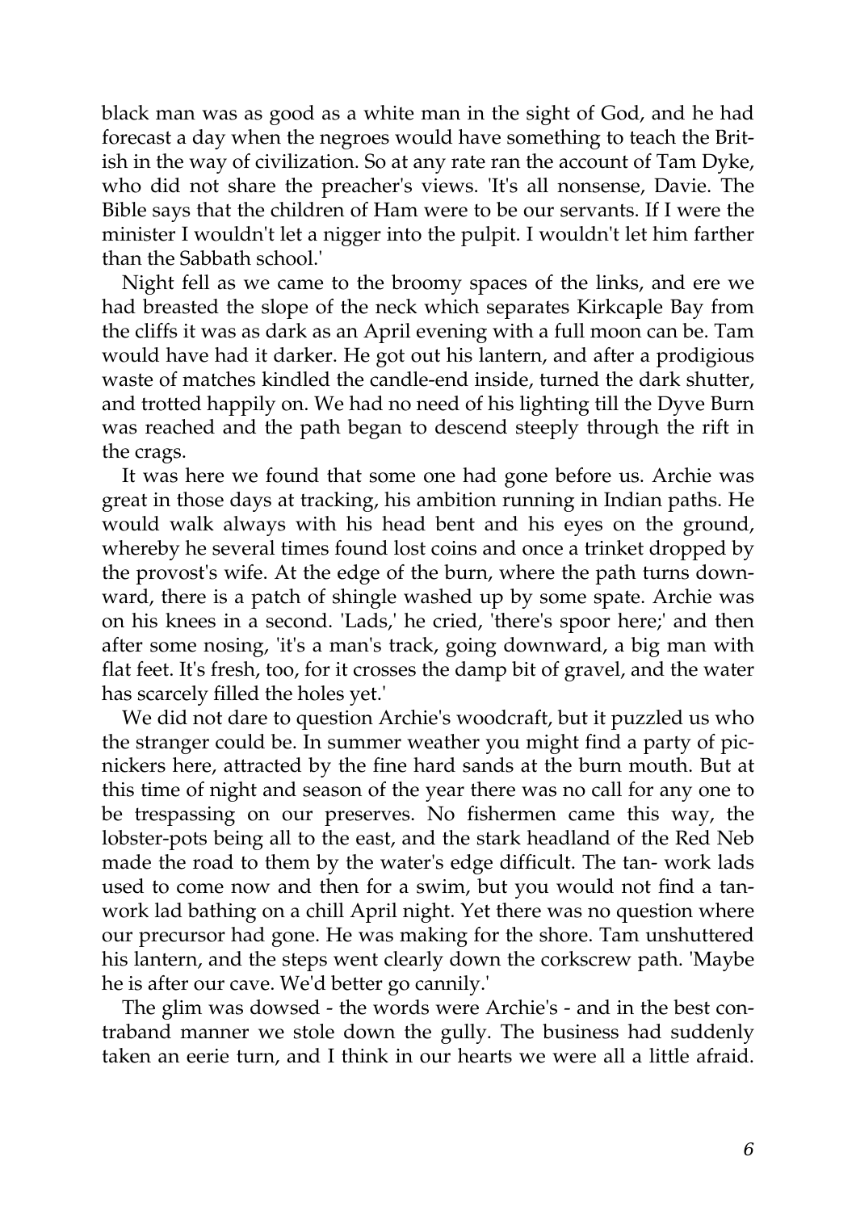black man was as good as a white man in the sight of God, and he had forecast a day when the negroes would have something to teach the British in the way of civilization. So at any rate ran the account of Tam Dyke, who did not share the preacher's views. 'It's all nonsense, Davie. The Bible says that the children of Ham were to be our servants. If I were the minister I wouldn't let a nigger into the pulpit. I wouldn't let him farther than the Sabbath school.'

Night fell as we came to the broomy spaces of the links, and ere we had breasted the slope of the neck which separates Kirkcaple Bay from the cliffs it was as dark as an April evening with a full moon can be. Tam would have had it darker. He got out his lantern, and after a prodigious waste of matches kindled the candle-end inside, turned the dark shutter, and trotted happily on. We had no need of his lighting till the Dyve Burn was reached and the path began to descend steeply through the rift in the crags.

It was here we found that some one had gone before us. Archie was great in those days at tracking, his ambition running in Indian paths. He would walk always with his head bent and his eyes on the ground, whereby he several times found lost coins and once a trinket dropped by the provost's wife. At the edge of the burn, where the path turns downward, there is a patch of shingle washed up by some spate. Archie was on his knees in a second. 'Lads,' he cried, 'there's spoor here;' and then after some nosing, 'it's a man's track, going downward, a big man with flat feet. It's fresh, too, for it crosses the damp bit of gravel, and the water has scarcely filled the holes yet.'

We did not dare to question Archie's woodcraft, but it puzzled us who the stranger could be. In summer weather you might find a party of picnickers here, attracted by the fine hard sands at the burn mouth. But at this time of night and season of the year there was no call for any one to be trespassing on our preserves. No fishermen came this way, the lobster-pots being all to the east, and the stark headland of the Red Neb made the road to them by the water's edge difficult. The tan- work lads used to come now and then for a swim, but you would not find a tan-work lad bathing on a chill April night. Yet there was no question where our precursor had gone. He was making for the shore. Tam unshuttered his lantern, and the steps went clearly down the corkscrew path. 'Maybe he is after our cave. We'd better go cannily.'

The glim was dowsed - the words were Archie's - and in the best contraband manner we stole down the gully. The business had suddenly taken an eerie turn, and I think in our hearts we were all a little afraid.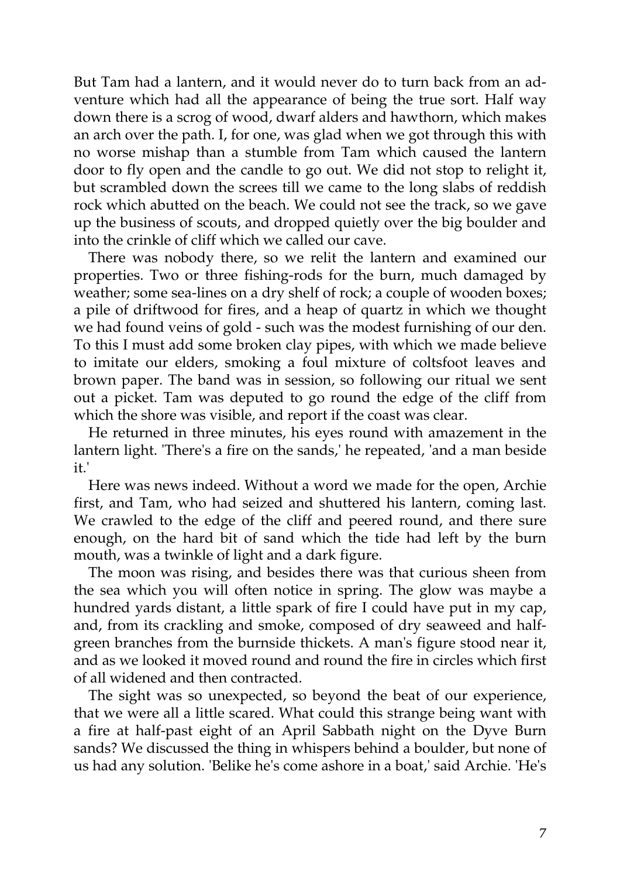But Tam had a lantern, and it would never do to turn back from an adventure which had all the appearance of being the true sort. Half way down there is a scrog of wood, dwarf alders and hawthorn, which makes an arch over the path. I, for one, was glad when we got through this with no worse mishap than a stumble from Tam which caused the lantern door to fly open and the candle to go out. We did not stop to relight it, but scrambled down the screes till we came to the long slabs of reddish rock which abutted on the beach. We could not see the track, so we gave up the business of scouts, and dropped quietly over the big boulder and into the crinkle of cliff which we called our cave.

There was nobody there, so we relit the lantern and examined our properties. Two or three fishing-rods for the burn, much damaged by weather; some sea-lines on a dry shelf of rock; a couple of wooden boxes; a pile of driftwood for fires, and a heap of quartz in which we thought we had found veins of gold - such was the modest furnishing of our den. To this I must add some broken clay pipes, with which we made believe to imitate our elders, smoking a foul mixture of coltsfoot leaves and brown paper. The band was in session, so following our ritual we sent out a picket. Tam was deputed to go round the edge of the cliff from which the shore was visible, and report if the coast was clear.

He returned in three minutes, his eyes round with amazement in the lantern light. 'There's a fire on the sands,' he repeated, 'and a man beside it.'

Here was news indeed. Without a word we made for the open, Archie first, and Tam, who had seized and shuttered his lantern, coming last. We crawled to the edge of the cliff and peered round, and there sure enough, on the hard bit of sand which the tide had left by the burn mouth, was a twinkle of light and a dark figure.

The moon was rising, and besides there was that curious sheen from the sea which you will often notice in spring. The glow was maybe a hundred yards distant, a little spark of fire I could have put in my cap, and, from its crackling and smoke, composed of dry seaweed and half-green branches from the burnside thickets. A man's figure stood near it, and as we looked it moved round and round the fire in circles which first of all widened and then contracted.

The sight was so unexpected, so beyond the beat of our experience, that we were all a little scared. What could this strange being want with a fire at half-past eight of an April Sabbath night on the Dyve Burn sands? We discussed the thing in whispers behind a boulder, but none of us had any solution. 'Belike he's come ashore in a boat,' said Archie. 'He's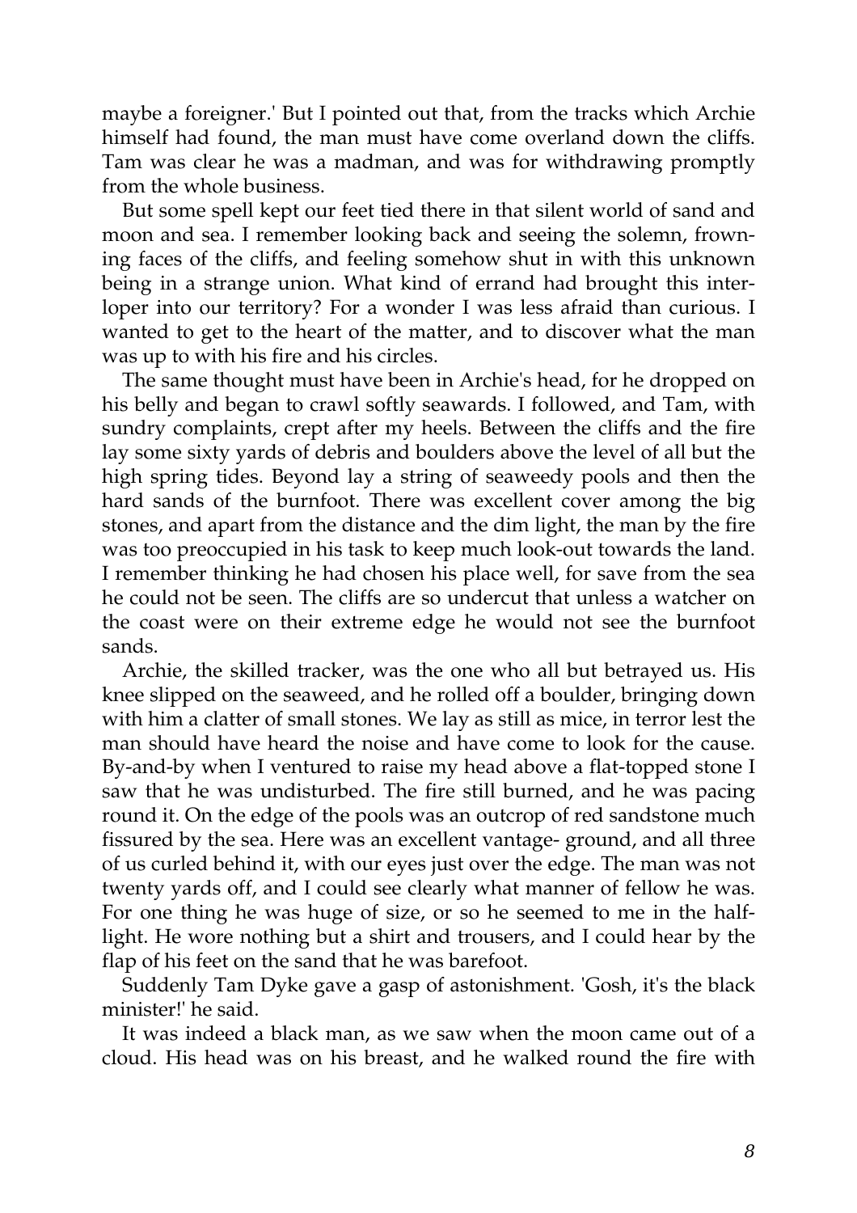maybe a foreigner.' But I pointed out that, from the tracks which Archie himself had found, the man must have come overland down the cliffs. Tam was clear he was a madman, and was for withdrawing promptly from the whole business.

But some spell kept our feet tied there in that silent world of sand and moon and sea. I remember looking back and seeing the solemn, frowning faces of the cliffs, and feeling somehow shut in with this unknown being in a strange union. What kind of errand had brought this interloper into our territory? For a wonder I was less afraid than curious. I wanted to get to the heart of the matter, and to discover what the man was up to with his fire and his circles.

The same thought must have been in Archie's head, for he dropped on his belly and began to crawl softly seawards. I followed, and Tam, with sundry complaints, crept after my heels. Between the cliffs and the fire lay some sixty yards of debris and boulders above the level of all but the high spring tides. Beyond lay a string of seaweedy pools and then the hard sands of the burnfoot. There was excellent cover among the big stones, and apart from the distance and the dim light, the man by the fire was too preoccupied in his task to keep much look-out towards the land. I remember thinking he had chosen his place well, for save from the sea he could not be seen. The cliffs are so undercut that unless a watcher on the coast were on their extreme edge he would not see the burnfoot sands.

Archie, the skilled tracker, was the one who all but betrayed us. His knee slipped on the seaweed, and he rolled off a boulder, bringing down with him a clatter of small stones. We lay as still as mice, in terror lest the man should have heard the noise and have come to look for the cause. By-and-by when I ventured to raise my head above a flat-topped stone I saw that he was undisturbed. The fire still burned, and he was pacing round it. On the edge of the pools was an outcrop of red sandstone much fissured by the sea. Here was an excellent vantage- ground, and all three of us curled behind it, with our eyes just over the edge. The man was not twenty yards off, and I could see clearly what manner of fellow he was. For one thing he was huge of size, or so he seemed to me in the half-light. He wore nothing but a shirt and trousers, and I could hear by the flap of his feet on the sand that he was barefoot.

Suddenly Tam Dyke gave a gasp of astonishment. 'Gosh, it's the black minister!' he said.

It was indeed a black man, as we saw when the moon came out of a cloud. His head was on his breast, and he walked round the fire with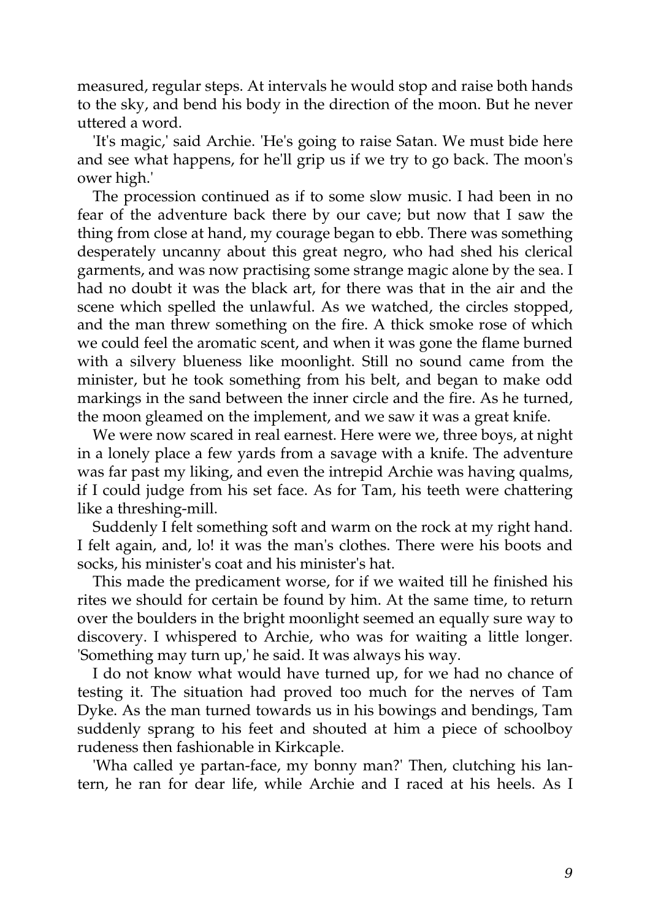measured, regular steps. At intervals he would stop and raise both hands to the sky, and bend his body in the direction of the moon. But he never uttered a word.

'It's magic,' said Archie. 'He's going to raise Satan. We must bide here and see what happens, for he'll grip us if we try to go back. The moon's ower high.'

The procession continued as if to some slow music. I had been in no fear of the adventure back there by our cave; but now that I saw the thing from close at hand, my courage began to ebb. There was something desperately uncanny about this great negro, who had shed his clerical garments, and was now practising some strange magic alone by the sea. I had no doubt it was the black art, for there was that in the air and the scene which spelled the unlawful. As we watched, the circles stopped, and the man threw something on the fire. A thick smoke rose of which we could feel the aromatic scent, and when it was gone the flame burned with a silvery blueness like moonlight. Still no sound came from the minister, but he took something from his belt, and began to make odd markings in the sand between the inner circle and the fire. As he turned, the moon gleamed on the implement, and we saw it was a great knife.

We were now scared in real earnest. Here were we, three boys, at night in a lonely place a few yards from a savage with a knife. The adventure was far past my liking, and even the intrepid Archie was having qualms, if I could judge from his set face. As for Tam, his teeth were chattering like a threshing-mill.

Suddenly I felt something soft and warm on the rock at my right hand. I felt again, and, lo! it was the man's clothes. There were his boots and socks, his minister's coat and his minister's hat.

This made the predicament worse, for if we waited till he finished his rites we should for certain be found by him. At the same time, to return over the boulders in the bright moonlight seemed an equally sure way to discovery. I whispered to Archie, who was for waiting a little longer. 'Something may turn up,' he said. It was always his way.

I do not know what would have turned up, for we had no chance of testing it. The situation had proved too much for the nerves of Tam Dyke. As the man turned towards us in his bowings and bendings, Tam suddenly sprang to his feet and shouted at him a piece of schoolboy rudeness then fashionable in Kirkcaple.

'Wha called ye partan-face, my bonny man?' Then, clutching his lantern, he ran for dear life, while Archie and I raced at his heels. As I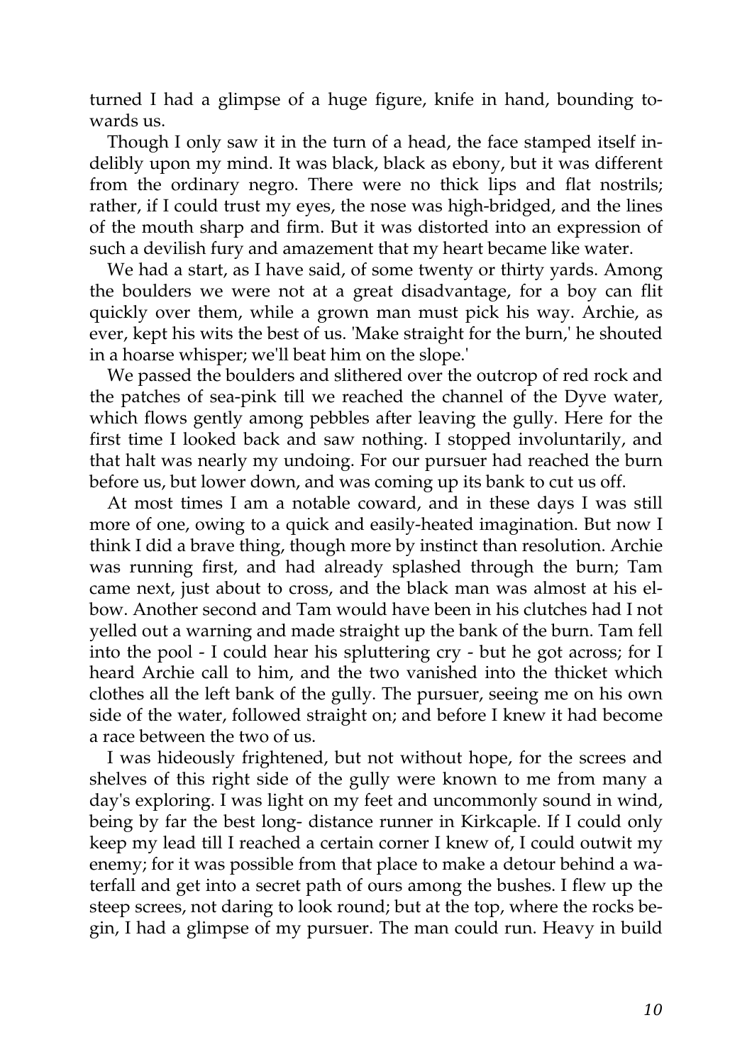turned I had a glimpse of a huge figure, knife in hand, bounding towards us.

Though I only saw it in the turn of a head, the face stamped itself indelibly upon my mind. It was black, black as ebony, but it was different from the ordinary negro. There were no thick lips and flat nostrils; rather, if I could trust my eyes, the nose was high-bridged, and the lines of the mouth sharp and firm. But it was distorted into an expression of such a devilish fury and amazement that my heart became like water.

We had a start, as I have said, of some twenty or thirty yards. Among the boulders we were not at a great disadvantage, for a boy can flit quickly over them, while a grown man must pick his way. Archie, as ever, kept his wits the best of us. 'Make straight for the burn,' he shouted in a hoarse whisper; we'll beat him on the slope.'

We passed the boulders and slithered over the outcrop of red rock and the patches of sea-pink till we reached the channel of the Dyve water, which flows gently among pebbles after leaving the gully. Here for the first time I looked back and saw nothing. I stopped involuntarily, and that halt was nearly my undoing. For our pursuer had reached the burn before us, but lower down, and was coming up its bank to cut us off.

At most times I am a notable coward, and in these days I was still more of one, owing to a quick and easily-heated imagination. But now I think I did a brave thing, though more by instinct than resolution. Archie was running first, and had already splashed through the burn; Tam came next, just about to cross, and the black man was almost at his elbow. Another second and Tam would have been in his clutches had I not yelled out a warning and made straight up the bank of the burn. Tam fell into the pool - I could hear his spluttering cry - but he got across; for I heard Archie call to him, and the two vanished into the thicket which clothes all the left bank of the gully. The pursuer, seeing me on his own side of the water, followed straight on; and before I knew it had become a race between the two of us.

I was hideously frightened, but not without hope, for the screes and shelves of this right side of the gully were known to me from many a day's exploring. I was light on my feet and uncommonly sound in wind, being by far the best long- distance runner in Kirkcaple. If I could only keep my lead till I reached a certain corner I knew of, I could outwit my enemy; for it was possible from that place to make a detour behind a waterfall and get into a secret path of ours among the bushes. I flew up the steep screes, not daring to look round; but at the top, where the rocks begin, I had a glimpse of my pursuer. The man could run. Heavy in build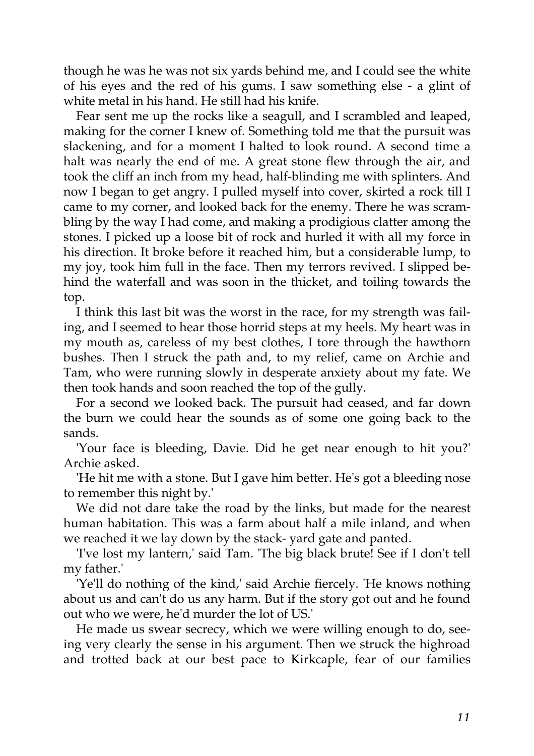though he was he was not six yards behind me, and I could see the white of his eyes and the red of his gums. I saw something else - a glint of white metal in his hand. He still had his knife.

Fear sent me up the rocks like a seagull, and I scrambled and leaped, making for the corner I knew of. Something told me that the pursuit was slackening, and for a moment I halted to look round. A second time a halt was nearly the end of me. A great stone flew through the air, and took the cliff an inch from my head, half-blinding me with splinters. And now I began to get angry. I pulled myself into cover, skirted a rock till I came to my corner, and looked back for the enemy. There he was scrambling by the way I had come, and making a prodigious clatter among the stones. I picked up a loose bit of rock and hurled it with all my force in his direction. It broke before it reached him, but a considerable lump, to my joy, took him full in the face. Then my terrors revived. I slipped behind the waterfall and was soon in the thicket, and toiling towards the top.

I think this last bit was the worst in the race, for my strength was failing, and I seemed to hear those horrid steps at my heels. My heart was in my mouth as, careless of my best clothes, I tore through the hawthorn bushes. Then I struck the path and, to my relief, came on Archie and Tam, who were running slowly in desperate anxiety about my fate. We then took hands and soon reached the top of the gully.

For a second we looked back. The pursuit had ceased, and far down the burn we could hear the sounds as of some one going back to the sands.

'Your face is bleeding, Davie. Did he get near enough to hit you?' Archie asked.

'He hit me with a stone. But I gave him better. He's got a bleeding nose to remember this night by.'

We did not dare take the road by the links, but made for the nearest human habitation. This was a farm about half a mile inland, and when we reached it we lay down by the stack- yard gate and panted.

'I've lost my lantern,' said Tam. 'The big black brute! See if I don't tell my father.'

'Ye'll do nothing of the kind,' said Archie fiercely. 'He knows nothing about us and can't do us any harm. But if the story got out and he found out who we were, he'd murder the lot of US.'

He made us swear secrecy, which we were willing enough to do, seeing very clearly the sense in his argument. Then we struck the highroad and trotted back at our best pace to Kirkcaple, fear of our families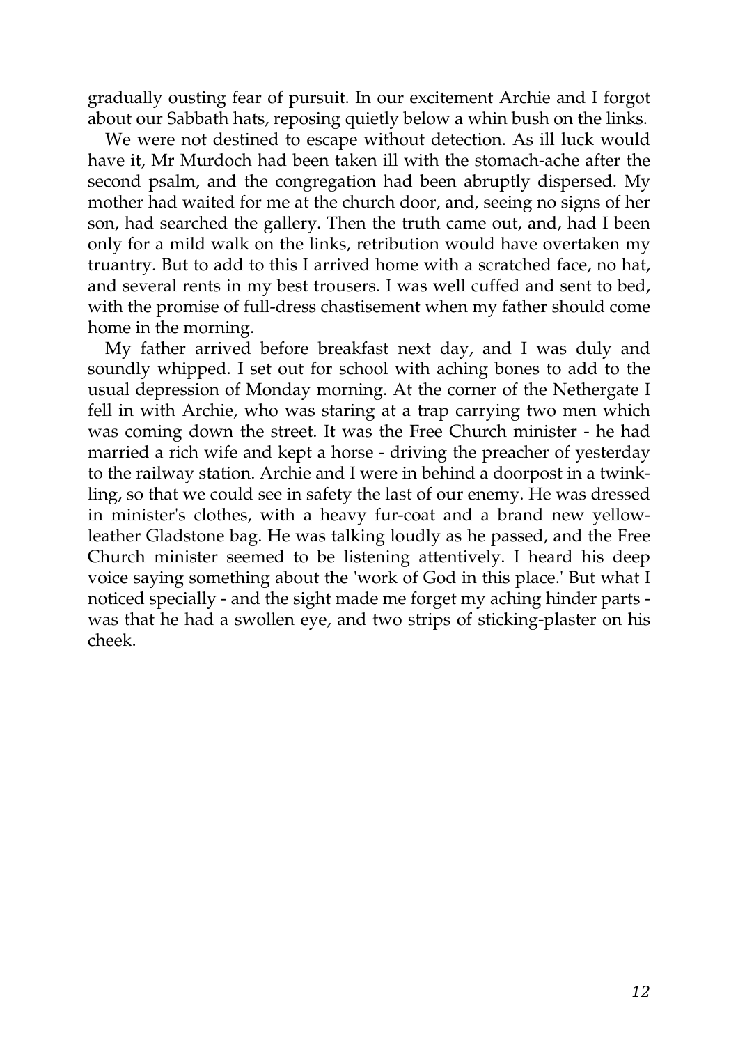gradually ousting fear of pursuit. In our excitement Archie and I forgot about our Sabbath hats, reposing quietly below a whin bush on the links.

We were not destined to escape without detection. As ill luck would have it, Mr Murdoch had been taken ill with the stomach-ache after the second psalm, and the congregation had been abruptly dispersed. My mother had waited for me at the church door, and, seeing no signs of her son, had searched the gallery. Then the truth came out, and, had I been only for a mild walk on the links, retribution would have overtaken my truantry. But to add to this I arrived home with a scratched face, no hat, and several rents in my best trousers. I was well cuffed and sent to bed, with the promise of full-dress chastisement when my father should come home in the morning.

My father arrived before breakfast next day, and I was duly and soundly whipped. I set out for school with aching bones to add to the usual depression of Monday morning. At the corner of the Nethergate I fell in with Archie, who was staring at a trap carrying two men which was coming down the street. It was the Free Church minister - he had married a rich wife and kept a horse - driving the preacher of yesterday to the railway station. Archie and I were in behind a doorpost in a twinkling, so that we could see in safety the last of our enemy. He was dressed in minister's clothes, with a heavy fur-coat and a brand new yellow-leather Gladstone bag. He was talking loudly as he passed, and the Free Church minister seemed to be listening attentively. I heard his deep voice saying something about the 'work of God in this place.' But what I noticed specially - and the sight made me forget my aching hinder parts - was that he had a swollen eye, and two strips of sticking-plaster on his cheek.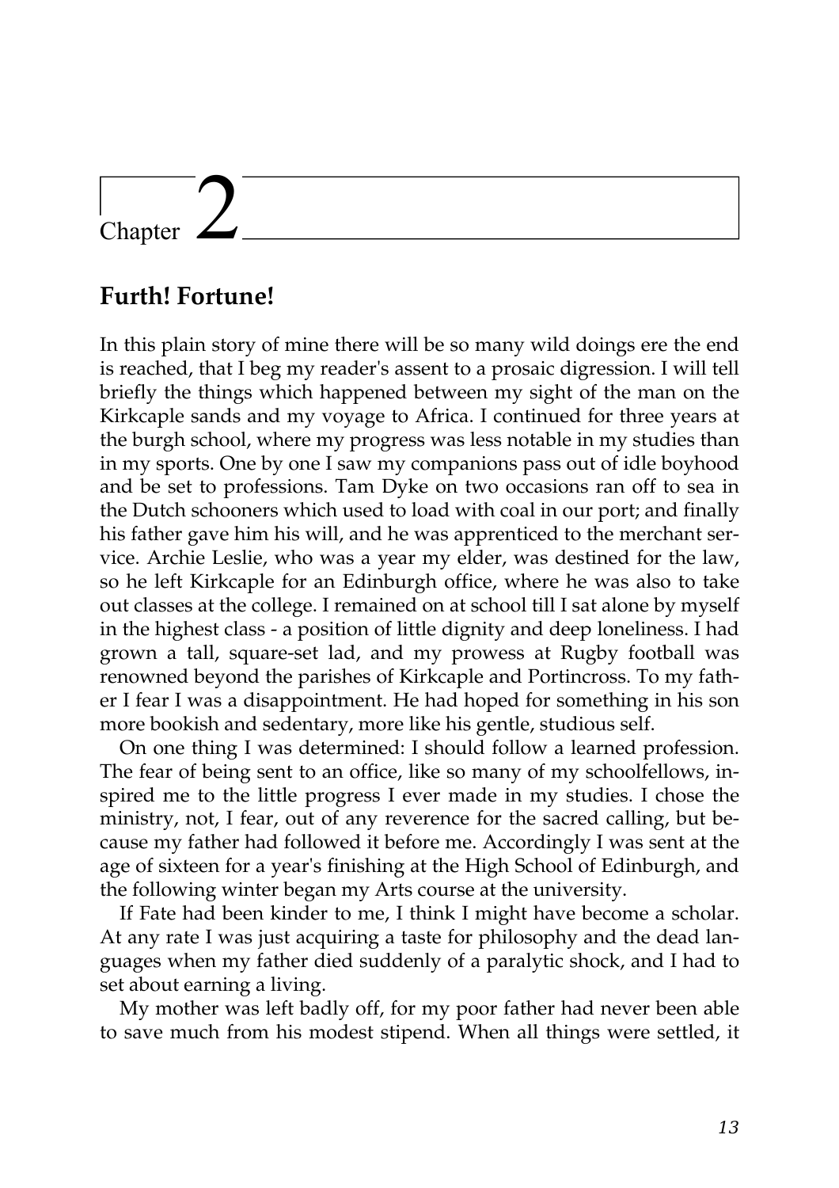# Chapter 2

## Furth! Fortune!

In this plain story of mine there will be so many wild doings ere the end is reached, that I beg my reader's assent to a prosaic digression. I will tell briefly the things which happened between my sight of the man on the Kirkcaple sands and my voyage to Africa. I continued for three years at the burgh school, where my progress was less notable in my studies than in my sports. One by one I saw my companions pass out of idle boyhood and be set to professions. Tam Dyke on two occasions ran off to sea in the Dutch schooners which used to load with coal in our port; and finally his father gave him his will, and he was apprenticed to the merchant service. Archie Leslie, who was a year my elder, was destined for the law, so he left Kirkcaple for an Edinburgh office, where he was also to take out classes at the college. I remained on at school till I sat alone by myself in the highest class - a position of little dignity and deep loneliness. I had grown a tall, square-set lad, and my prowess at Rugby football was renowned beyond the parishes of Kirkcaple and Portincross. To my father I fear I was a disappointment. He had hoped for something in his son more bookish and sedentary, more like his gentle, studious self.

On one thing I was determined: I should follow a learned profession. The fear of being sent to an office, like so many of my schoolfellows, inspired me to the little progress I ever made in my studies. I chose the ministry, not, I fear, out of any reverence for the sacred calling, but because my father had followed it before me. Accordingly I was sent at the age of sixteen for a year's finishing at the High School of Edinburgh, and the following winter began my Arts course at the university.

If Fate had been kinder to me, I think I might have become a scholar. At any rate I was just acquiring a taste for philosophy and the dead languages when my father died suddenly of a paralytic shock, and I had to set about earning a living.

My mother was left badly off, for my poor father had never been able to save much from his modest stipend. When all things were settled, it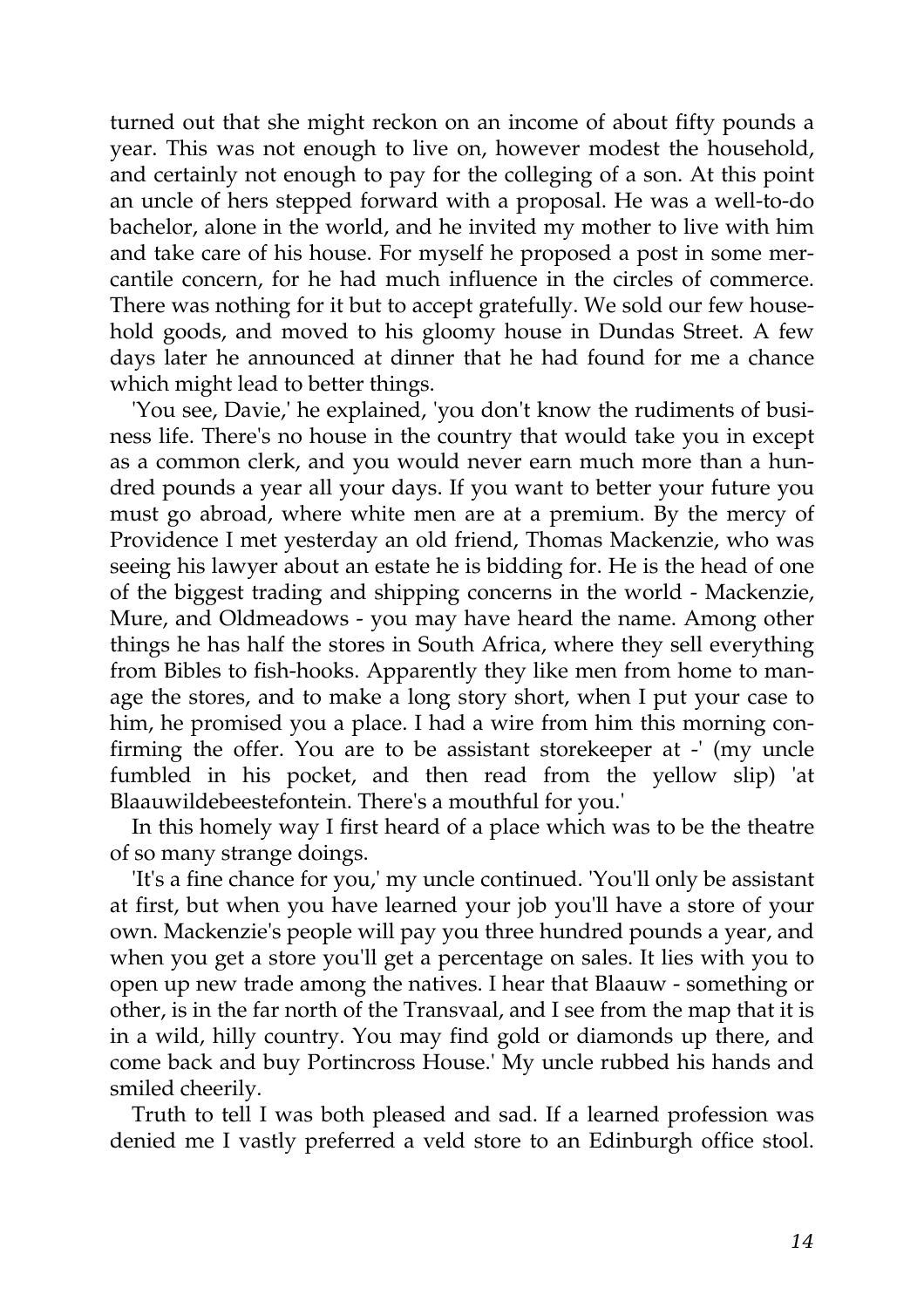turned out that she might reckon on an income of about fifty pounds a year. This was not enough to live on, however modest the household, and certainly not enough to pay for the colleging of a son. At this point an uncle of hers stepped forward with a proposal. He was a well-to-do bachelor, alone in the world, and he invited my mother to live with him and take care of his house. For myself he proposed a post in some mercantile concern, for he had much influence in the circles of commerce. There was nothing for it but to accept gratefully. We sold our few household goods, and moved to his gloomy house in Dundas Street. A few days later he announced at dinner that he had found for me a chance which might lead to better things.

'You see, Davie,' he explained, 'you don't know the rudiments of business life. There's no house in the country that would take you in except as a common clerk, and you would never earn much more than a hundred pounds a year all your days. If you want to better your future you must go abroad, where white men are at a premium. By the mercy of Providence I met yesterday an old friend, Thomas Mackenzie, who was seeing his lawyer about an estate he is bidding for. He is the head of one of the biggest trading and shipping concerns in the world - Mackenzie, Mure, and Oldmeadows - you may have heard the name. Among other things he has half the stores in South Africa, where they sell everything from Bibles to fish-hooks. Apparently they like men from home to manage the stores, and to make a long story short, when I put your case to him, he promised you a place. I had a wire from him this morning confirming the offer. You are to be assistant storekeeper at -' (my uncle fumbled in his pocket, and then read from the yellow slip) 'at Blaauwildebeestefontein. There's a mouthful for you.'

In this homely way I first heard of a place which was to be the theatre of so many strange doings.

'It's a fine chance for you,' my uncle continued. 'You'll only be assistant at first, but when you have learned your job you'll have a store of your own. Mackenzie's people will pay you three hundred pounds a year, and when you get a store you'll get a percentage on sales. It lies with you to open up new trade among the natives. I hear that Blaauw - something or other, is in the far north of the Transvaal, and I see from the map that it is in a wild, hilly country. You may find gold or diamonds up there, and come back and buy Portincross House.' My uncle rubbed his hands and smiled cheerily.

Truth to tell I was both pleased and sad. If a learned profession was denied me I vastly preferred a veld store to an Edinburgh office stool.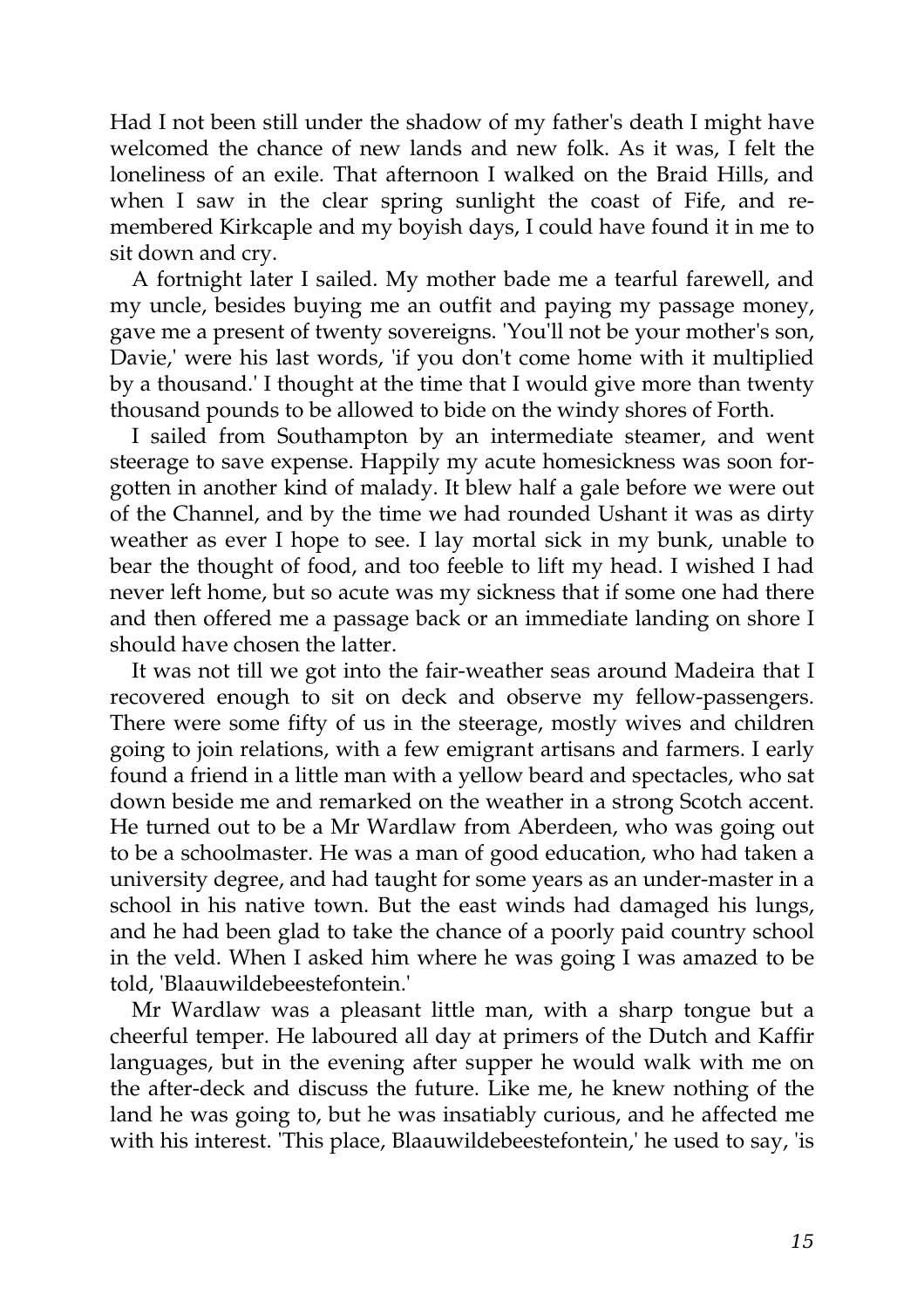Had I not been still under the shadow of my father's death I might have welcomed the chance of new lands and new folk. As it was, I felt the loneliness of an exile. That afternoon I walked on the Braid Hills, and when I saw in the clear spring sunlight the coast of Fife, and remembered Kirkcaple and my boyish days, I could have found it in me to sit down and cry.

A fortnight later I sailed. My mother bade me a tearful farewell, and my uncle, besides buying me an outfit and paying my passage money, gave me a present of twenty sovereigns. 'You'll not be your mother's son, Davie,' were his last words, 'if you don't come home with it multiplied by a thousand.' I thought at the time that I would give more than twenty thousand pounds to be allowed to bide on the windy shores of Forth.

I sailed from Southampton by an intermediate steamer, and went steerage to save expense. Happily my acute homesickness was soon forgotten in another kind of malady. It blew half a gale before we were out of the Channel, and by the time we had rounded Ushant it was as dirty weather as ever I hope to see. I lay mortal sick in my bunk, unable to bear the thought of food, and too feeble to lift my head. I wished I had never left home, but so acute was my sickness that if some one had there and then offered me a passage back or an immediate landing on shore I should have chosen the latter.

It was not till we got into the fair-weather seas around Madeira that I recovered enough to sit on deck and observe my fellow-passengers. There were some fifty of us in the steerage, mostly wives and children going to join relations, with a few emigrant artisans and farmers. I early found a friend in a little man with a yellow beard and spectacles, who sat down beside me and remarked on the weather in a strong Scotch accent. He turned out to be a Mr Wardlaw from Aberdeen, who was going out to be a schoolmaster. He was a man of good education, who had taken a university degree, and had taught for some years as an under-master in a school in his native town. But the east winds had damaged his lungs, and he had been glad to take the chance of a poorly paid country school in the veld. When I asked him where he was going I was amazed to be told, 'Blaauwildebeestefontein.'

Mr Wardlaw was a pleasant little man, with a sharp tongue but a cheerful temper. He laboured all day at primers of the Dutch and Kaffir languages, but in the evening after supper he would walk with me on the after-deck and discuss the future. Like me, he knew nothing of the land he was going to, but he was insatiably curious, and he affected me with his interest. 'This place, Blaauwildebeestefontein,' he used to say, 'is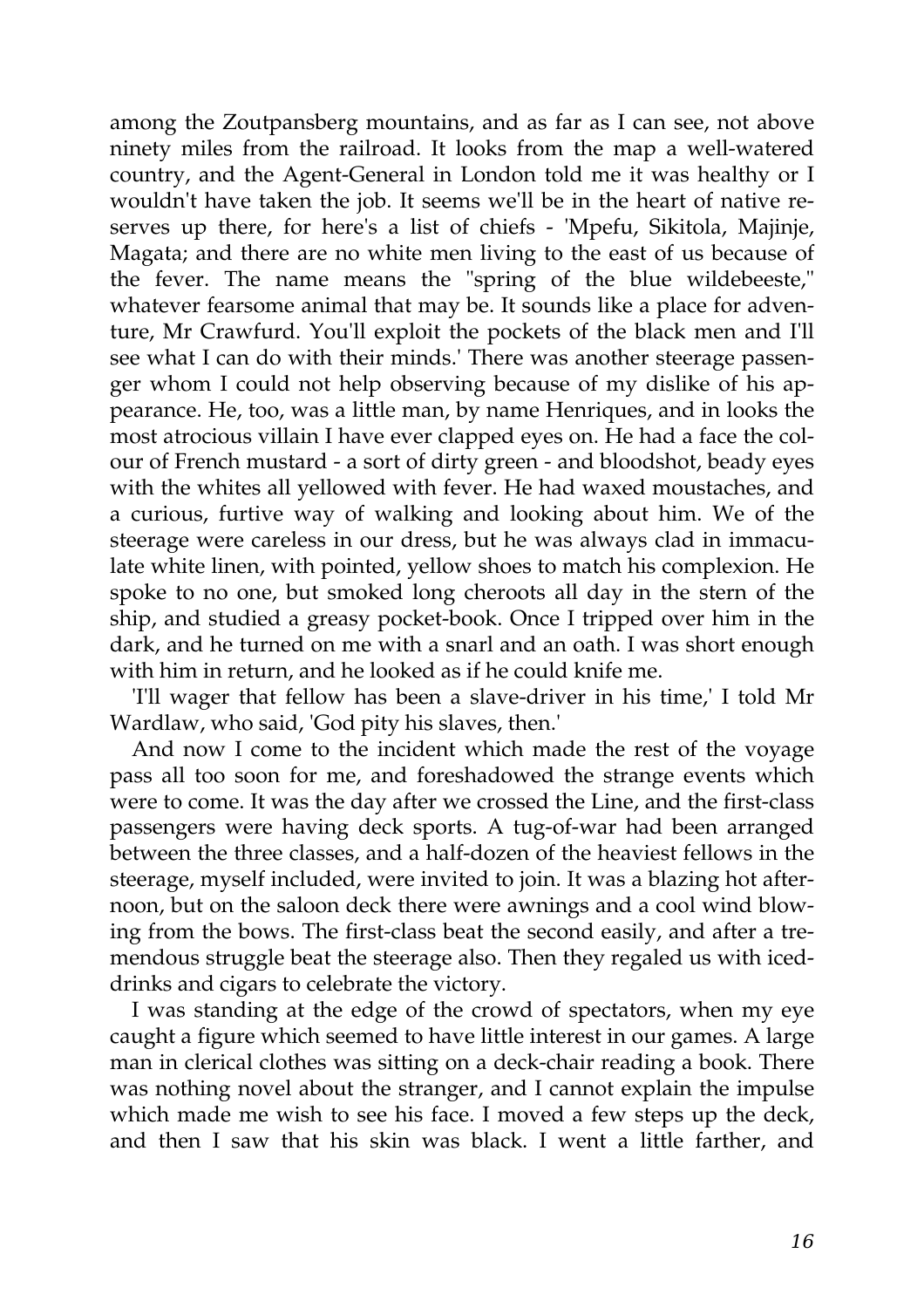among the Zoutpansberg mountains, and as far as I can see, not above ninety miles from the railroad. It looks from the map a well-watered country, and the Agent-General in London told me it was healthy or I wouldn't have taken the job. It seems we'll be in the heart of native reserves up there, for here's a list of chiefs - 'Mpefu, Sikitola, Majinje, Magata; and there are no white men living to the east of us because of the fever. The name means the "spring of the blue wildebeeste," whatever fearsome animal that may be. It sounds like a place for adventure, Mr Crawfurd. You'll exploit the pockets of the black men and I'll see what I can do with their minds.' There was another steerage passenger whom I could not help observing because of my dislike of his appearance. He, too, was a little man, by name Henriques, and in looks the most atrocious villain I have ever clapped eyes on. He had a face the colour of French mustard - a sort of dirty green - and bloodshot, beady eyes with the whites all yellowed with fever. He had waxed moustaches, and a curious, furtive way of walking and looking about him. We of the steerage were careless in our dress, but he was always clad in immaculate white linen, with pointed, yellow shoes to match his complexion. He spoke to no one, but smoked long cheroots all day in the stern of the ship, and studied a greasy pocket-book. Once I tripped over him in the dark, and he turned on me with a snarl and an oath. I was short enough with him in return, and he looked as if he could knife me.

'I'll wager that fellow has been a slave-driver in his time,' I told Mr Wardlaw, who said, 'God pity his slaves, then.'

And now I come to the incident which made the rest of the voyage pass all too soon for me, and foreshadowed the strange events which were to come. It was the day after we crossed the Line, and the first-class passengers were having deck sports. A tug-of-war had been arranged between the three classes, and a half-dozen of the heaviest fellows in the steerage, myself included, were invited to join. It was a blazing hot afternoon, but on the saloon deck there were awnings and a cool wind blowing from the bows. The first-class beat the second easily, and after a tremendous struggle beat the steerage also. Then they regaled us with iced-drinks and cigars to celebrate the victory.

I was standing at the edge of the crowd of spectators, when my eye caught a figure which seemed to have little interest in our games. A large man in clerical clothes was sitting on a deck-chair reading a book. There was nothing novel about the stranger, and I cannot explain the impulse which made me wish to see his face. I moved a few steps up the deck, and then I saw that his skin was black. I went a little farther, and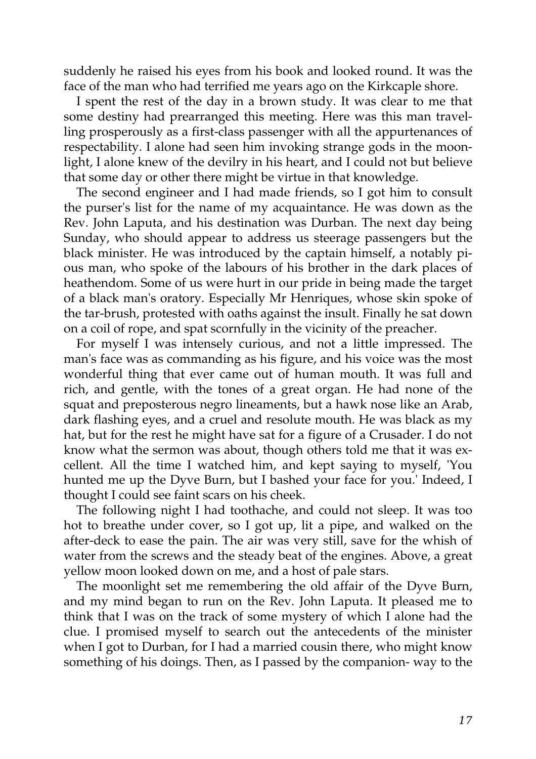suddenly he raised his eyes from his book and looked round. It was the face of the man who had terrified me years ago on the Kirkcaple shore.

I spent the rest of the day in a brown study. It was clear to me that some destiny had prearranged this meeting. Here was this man travelling prosperously as a first-class passenger with all the appurtenances of respectability. I alone had seen him invoking strange gods in the moonlight, I alone knew of the devilry in his heart, and I could not but believe that some day or other there might be virtue in that knowledge.

The second engineer and I had made friends, so I got him to consult the purser's list for the name of my acquaintance. He was down as the Rev. John Laputa, and his destination was Durban. The next day being Sunday, who should appear to address us steerage passengers but the black minister. He was introduced by the captain himself, a notably pious man, who spoke of the labours of his brother in the dark places of heathendom. Some of us were hurt in our pride in being made the target of a black man's oratory. Especially Mr Henriques, whose skin spoke of the tar-brush, protested with oaths against the insult. Finally he sat down on a coil of rope, and spat scornfully in the vicinity of the preacher.

For myself I was intensely curious, and not a little impressed. The man's face was as commanding as his figure, and his voice was the most wonderful thing that ever came out of human mouth. It was full and rich, and gentle, with the tones of a great organ. He had none of the squat and preposterous negro lineaments, but a hawk nose like an Arab, dark flashing eyes, and a cruel and resolute mouth. He was black as my hat, but for the rest he might have sat for a figure of a Crusader. I do not know what the sermon was about, though others told me that it was excellent. All the time I watched him, and kept saying to myself, 'You hunted me up the Dyve Burn, but I bashed your face for you.' Indeed, I thought I could see faint scars on his cheek.

The following night I had toothache, and could not sleep. It was too hot to breathe under cover, so I got up, lit a pipe, and walked on the after-deck to ease the pain. The air was very still, save for the whish of water from the screws and the steady beat of the engines. Above, a great yellow moon looked down on me, and a host of pale stars.

The moonlight set me remembering the old affair of the Dyve Burn, and my mind began to run on the Rev. John Laputa. It pleased me to think that I was on the track of some mystery of which I alone had the clue. I promised myself to search out the antecedents of the minister when I got to Durban, for I had a married cousin there, who might know something of his doings. Then, as I passed by the companion- way to the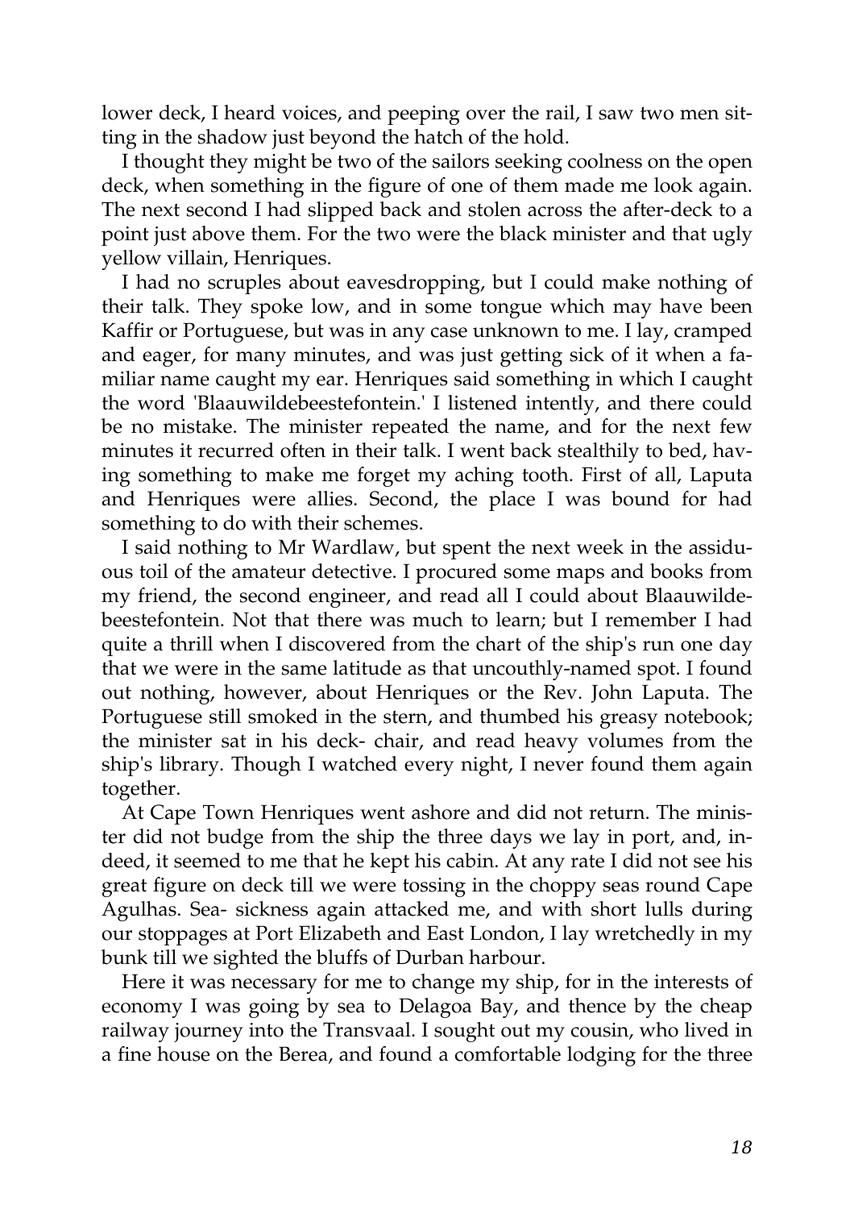lower deck, I heard voices, and peeping over the rail, I saw two men sitting in the shadow just beyond the hatch of the hold.

I thought they might be two of the sailors seeking coolness on the open deck, when something in the figure of one of them made me look again. The next second I had slipped back and stolen across the after-deck to a point just above them. For the two were the black minister and that ugly yellow villain, Henriques.

I had no scruples about eavesdropping, but I could make nothing of their talk. They spoke low, and in some tongue which may have been Kaffir or Portuguese, but was in any case unknown to me. I lay, cramped and eager, for many minutes, and was just getting sick of it when a familiar name caught my ear. Henriques said something in which I caught the word 'Blaauwildebeestefontein.' I listened intently, and there could be no mistake. The minister repeated the name, and for the next few minutes it recurred often in their talk. I went back stealthily to bed, having something to make me forget my aching tooth. First of all, Laputa and Henriques were allies. Second, the place I was bound for had something to do with their schemes.

I said nothing to Mr Wardlaw, but spent the next week in the assiduous toil of the amateur detective. I procured some maps and books from my friend, the second engineer, and read all I could about Blaauwildebeestefontein. Not that there was much to learn; but I remember I had quite a thrill when I discovered from the chart of the ship's run one day that we were in the same latitude as that uncouthly-named spot. I found out nothing, however, about Henriques or the Rev. John Laputa. The Portuguese still smoked in the stern, and thumbed his greasy notebook; the minister sat in his deck- chair, and read heavy volumes from the ship's library. Though I watched every night, I never found them again together.

At Cape Town Henriques went ashore and did not return. The minister did not budge from the ship the three days we lay in port, and, indeed, it seemed to me that he kept his cabin. At any rate I did not see his great figure on deck till we were tossing in the choppy seas round Cape Agulhas. Sea- sickness again attacked me, and with short lulls during our stoppages at Port Elizabeth and East London, I lay wretchedly in my bunk till we sighted the bluffs of Durban harbour.

Here it was necessary for me to change my ship, for in the interests of economy I was going by sea to Delagoa Bay, and thence by the cheap railway journey into the Transvaal. I sought out my cousin, who lived in a fine house on the Berea, and found a comfortable lodging for the three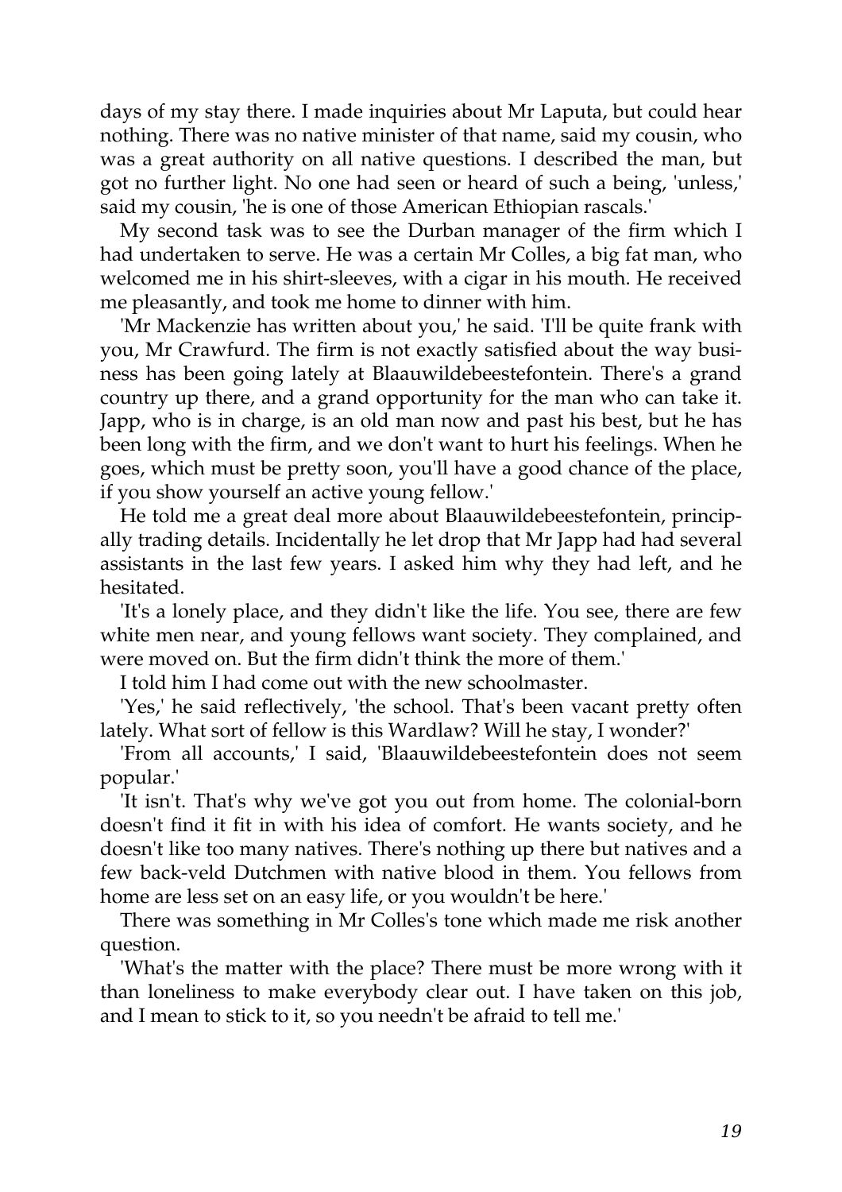days of my stay there. I made inquiries about Mr Laputa, but could hear nothing. There was no native minister of that name, said my cousin, who was a great authority on all native questions. I described the man, but got no further light. No one had seen or heard of such a being, 'unless,' said my cousin, 'he is one of those American Ethiopian rascals.'

My second task was to see the Durban manager of the firm which I had undertaken to serve. He was a certain Mr Colles, a big fat man, who welcomed me in his shirt-sleeves, with a cigar in his mouth. He received me pleasantly, and took me home to dinner with him.

'Mr Mackenzie has written about you,' he said. 'I'll be quite frank with you, Mr Crawfurd. The firm is not exactly satisfied about the way business has been going lately at Blaauwildebeestefontein. There's a grand country up there, and a grand opportunity for the man who can take it. Japp, who is in charge, is an old man now and past his best, but he has been long with the firm, and we don't want to hurt his feelings. When he goes, which must be pretty soon, you'll have a good chance of the place, if you show yourself an active young fellow.'

He told me a great deal more about Blaauwildebeestefontein, principally trading details. Incidentally he let drop that Mr Japp had had several assistants in the last few years. I asked him why they had left, and he hesitated.

'It's a lonely place, and they didn't like the life. You see, there are few white men near, and young fellows want society. They complained, and were moved on. But the firm didn't think the more of them.'

I told him I had come out with the new schoolmaster.

'Yes,' he said reflectively, 'the school. That's been vacant pretty often lately. What sort of fellow is this Wardlaw? Will he stay, I wonder?'

'From all accounts,' I said, 'Blaauwildebeestefontein does not seem popular.'

'It isn't. That's why we've got you out from home. The colonial-born doesn't find it fit in with his idea of comfort. He wants society, and he doesn't like too many natives. There's nothing up there but natives and a few back-veld Dutchmen with native blood in them. You fellows from home are less set on an easy life, or you wouldn't be here.'

There was something in Mr Colles's tone which made me risk another question.

'What's the matter with the place? There must be more wrong with it than loneliness to make everybody clear out. I have taken on this job, and I mean to stick to it, so you needn't be afraid to tell me.'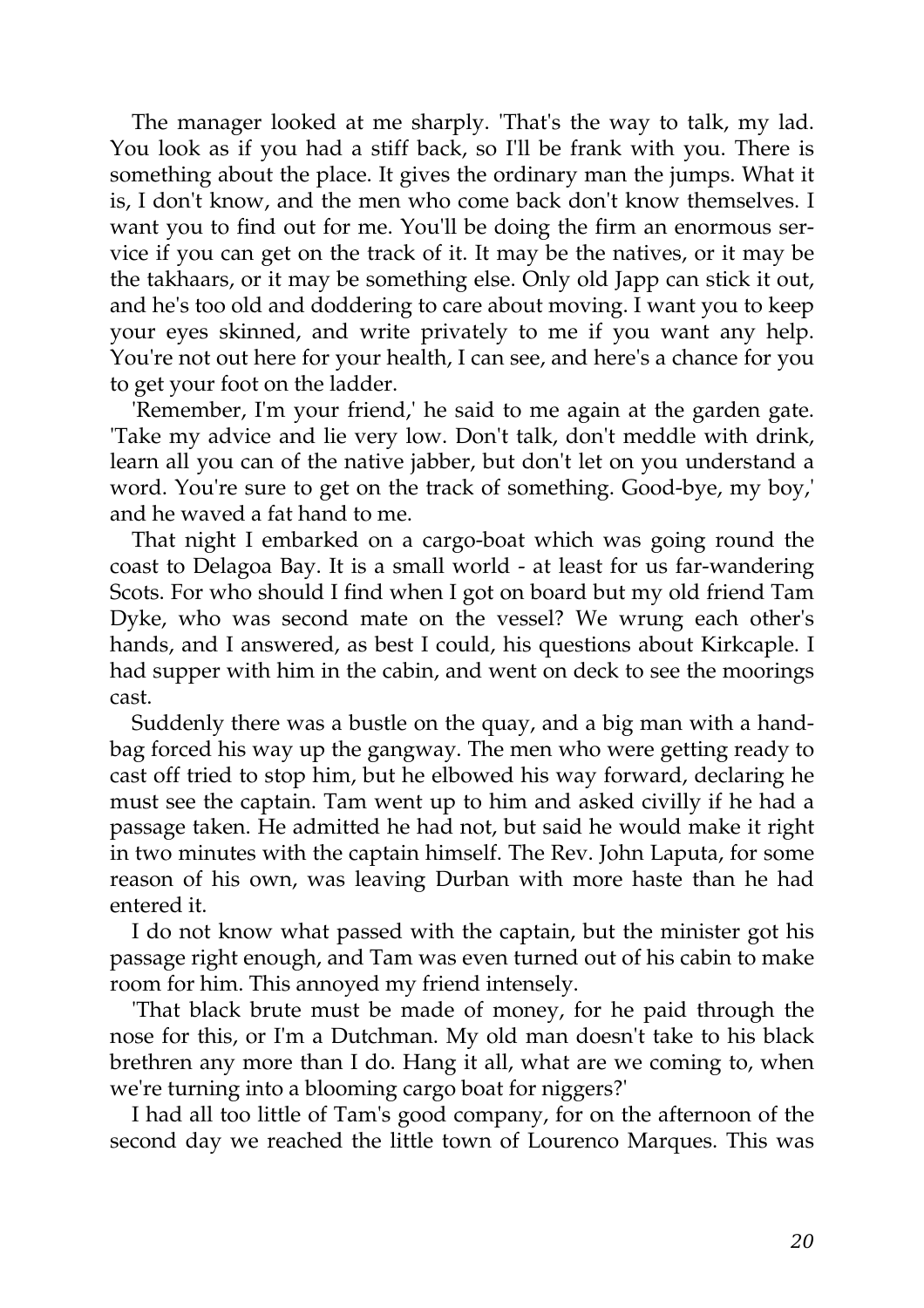The manager looked at me sharply. 'That's the way to talk, my lad. You look as if you had a stiff back, so I'll be frank with you. There is something about the place. It gives the ordinary man the jumps. What it is, I don't know, and the men who come back don't know themselves. I want you to find out for me. You'll be doing the firm an enormous service if you can get on the track of it. It may be the natives, or it may be the takhaars, or it may be something else. Only old Japp can stick it out, and he's too old and doddering to care about moving. I want you to keep your eyes skinned, and write privately to me if you want any help. You're not out here for your health, I can see, and here's a chance for you to get your foot on the ladder.

'Remember, I'm your friend,' he said to me again at the garden gate. 'Take my advice and lie very low. Don't talk, don't meddle with drink, learn all you can of the native jabber, but don't let on you understand a word. You're sure to get on the track of something. Good-bye, my boy,' and he waved a fat hand to me.

That night I embarked on a cargo-boat which was going round the coast to Delagoa Bay. It is a small world - at least for us far-wandering Scots. For who should I find when I got on board but my old friend Tam Dyke, who was second mate on the vessel? We wrung each other's hands, and I answered, as best I could, his questions about Kirkcaple. I had supper with him in the cabin, and went on deck to see the moorings cast.

Suddenly there was a bustle on the quay, and a big man with a hand-bag forced his way up the gangway. The men who were getting ready to cast off tried to stop him, but he elbowed his way forward, declaring he must see the captain. Tam went up to him and asked civilly if he had a passage taken. He admitted he had not, but said he would make it right in two minutes with the captain himself. The Rev. John Laputa, for some reason of his own, was leaving Durban with more haste than he had entered it.

I do not know what passed with the captain, but the minister got his passage right enough, and Tam was even turned out of his cabin to make room for him. This annoyed my friend intensely.

'That black brute must be made of money, for he paid through the nose for this, or I'm a Dutchman. My old man doesn't take to his black brethren any more than I do. Hang it all, what are we coming to, when we're turning into a blooming cargo boat for niggers?'

I had all too little of Tam's good company, for on the afternoon of the second day we reached the little town of Lourenco Marques. This was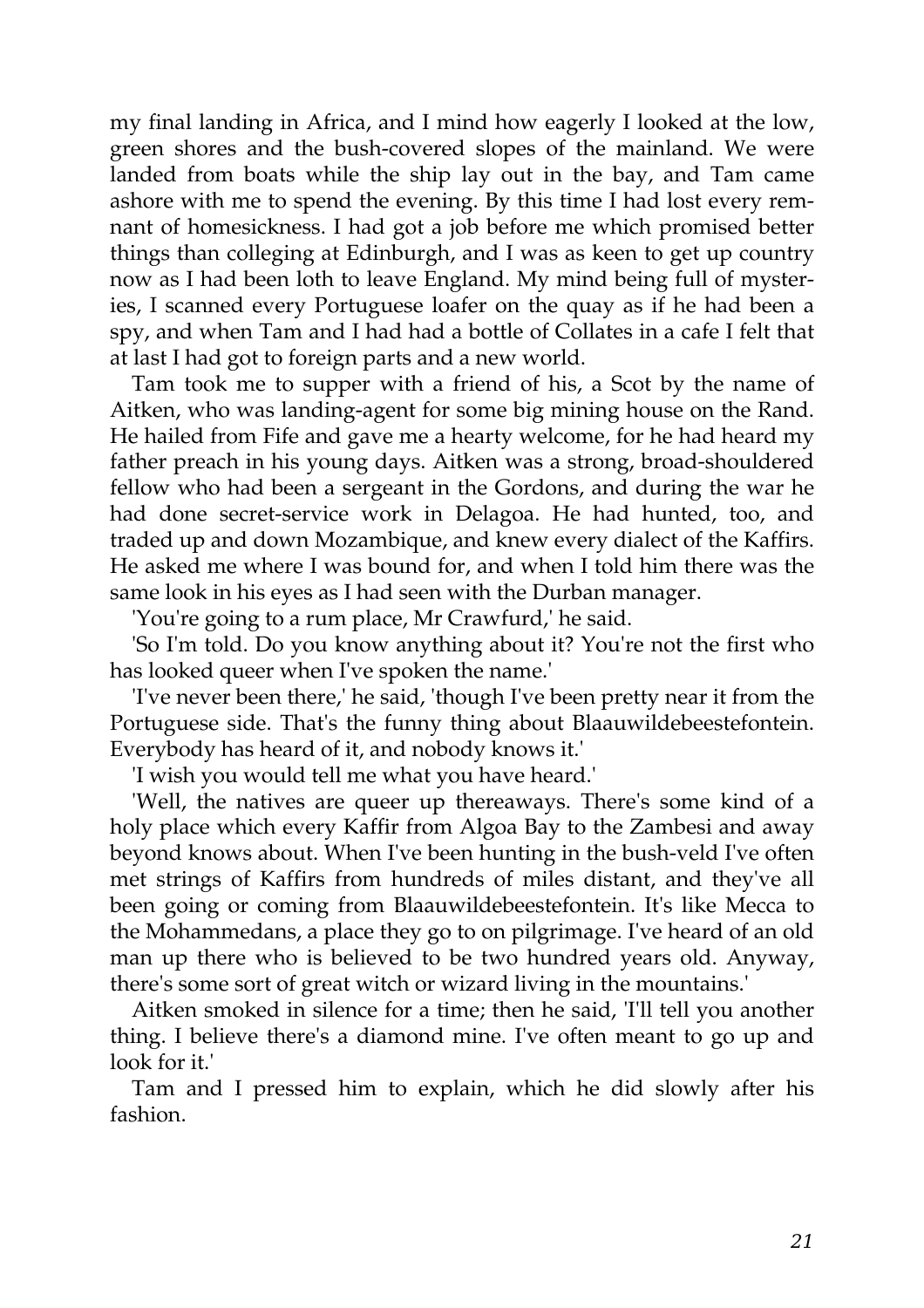my final landing in Africa, and I mind how eagerly I looked at the low, green shores and the bush-covered slopes of the mainland. We were landed from boats while the ship lay out in the bay, and Tam came ashore with me to spend the evening. By this time I had lost every remnant of homesickness. I had got a job before me which promised better things than colleging at Edinburgh, and I was as keen to get up country now as I had been loth to leave England. My mind being full of mysteries, I scanned every Portuguese loafer on the quay as if he had been a spy, and when Tam and I had had a bottle of Collates in a cafe I felt that at last I had got to foreign parts and a new world.

Tam took me to supper with a friend of his, a Scot by the name of Aitken, who was landing-agent for some big mining house on the Rand. He hailed from Fife and gave me a hearty welcome, for he had heard my father preach in his young days. Aitken was a strong, broad-shouldered fellow who had been a sergeant in the Gordons, and during the war he had done secret-service work in Delagoa. He had hunted, too, and traded up and down Mozambique, and knew every dialect of the Kaffirs. He asked me where I was bound for, and when I told him there was the same look in his eyes as I had seen with the Durban manager.

'You're going to a rum place, Mr Crawfurd,' he said.

'So I'm told. Do you know anything about it? You're not the first who has looked queer when I've spoken the name.'

'I've never been there,' he said, 'though I've been pretty near it from the Portuguese side. That's the funny thing about Blaauwildebeestefontein. Everybody has heard of it, and nobody knows it.'

'I wish you would tell me what you have heard.'

'Well, the natives are queer up thereaways. There's some kind of a holy place which every Kaffir from Algoa Bay to the Zambesi and away beyond knows about. When I've been hunting in the bush-veld I've often met strings of Kaffirs from hundreds of miles distant, and they've all been going or coming from Blaauwildebeestefontein. It's like Mecca to the Mohammedans, a place they go to on pilgrimage. I've heard of an old man up there who is believed to be two hundred years old. Anyway, there's some sort of great witch or wizard living in the mountains.'

Aitken smoked in silence for a time; then he said, 'I'll tell you another thing. I believe there's a diamond mine. I've often meant to go up and look for it.'

Tam and I pressed him to explain, which he did slowly after his fashion.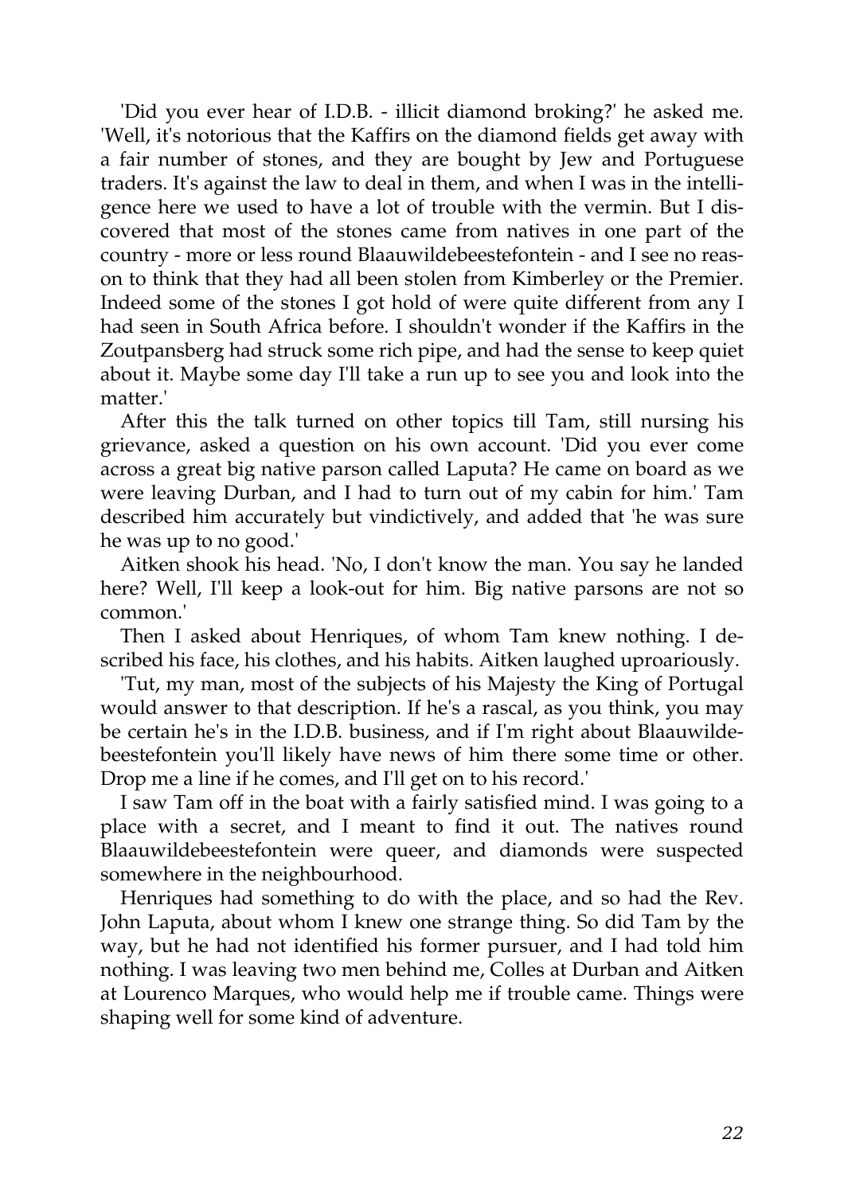'Did you ever hear of I.D.B. - illicit diamond broking?' he asked me. 'Well, it's notorious that the Kaffirs on the diamond fields get away with a fair number of stones, and they are bought by Jew and Portuguese traders. It's against the law to deal in them, and when I was in the intelligence here we used to have a lot of trouble with the vermin. But I discovered that most of the stones came from natives in one part of the country - more or less round Blaauwildebeestefontein - and I see no reason to think that they had all been stolen from Kimberley or the Premier. Indeed some of the stones I got hold of were quite different from any I had seen in South Africa before. I shouldn't wonder if the Kaffirs in the Zoutpansberg had struck some rich pipe, and had the sense to keep quiet about it. Maybe some day I'll take a run up to see you and look into the matter.'

After this the talk turned on other topics till Tam, still nursing his grievance, asked a question on his own account. 'Did you ever come across a great big native parson called Laputa? He came on board as we were leaving Durban, and I had to turn out of my cabin for him.' Tam described him accurately but vindictively, and added that 'he was sure he was up to no good.'

Aitken shook his head. 'No, I don't know the man. You say he landed here? Well, I'll keep a look-out for him. Big native parsons are not so common.'

Then I asked about Henriques, of whom Tam knew nothing. I described his face, his clothes, and his habits. Aitken laughed uproariously.

'Tut, my man, most of the subjects of his Majesty the King of Portugal would answer to that description. If he's a rascal, as you think, you may be certain he's in the I.D.B. business, and if I'm right about Blaauwildebeestefontein you'll likely have news of him there some time or other. Drop me a line if he comes, and I'll get on to his record.'

I saw Tam off in the boat with a fairly satisfied mind. I was going to a place with a secret, and I meant to find it out. The natives round Blaauwildebeestefontein were queer, and diamonds were suspected somewhere in the neighbourhood.

Henriques had something to do with the place, and so had the Rev. John Laputa, about whom I knew one strange thing. So did Tam by the way, but he had not identified his former pursuer, and I had told him nothing. I was leaving two men behind me, Colles at Durban and Aitken at Lourenco Marques, who would help me if trouble came. Things were shaping well for some kind of adventure.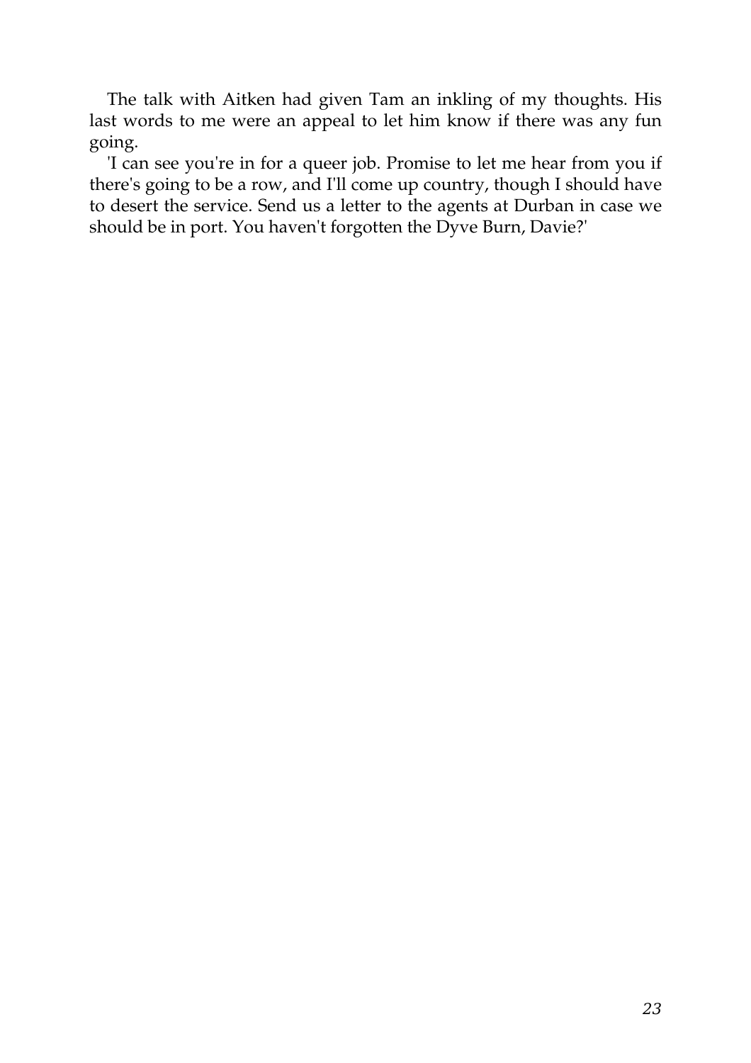The talk with Aitken had given Tam an inkling of my thoughts. His last words to me were an appeal to let him know if there was any fun going.

'I can see you're in for a queer job. Promise to let me hear from you if there's going to be a row, and I'll come up country, though I should have to desert the service. Send us a letter to the agents at Durban in case we should be in port. You haven't forgotten the Dyve Burn, Davie?'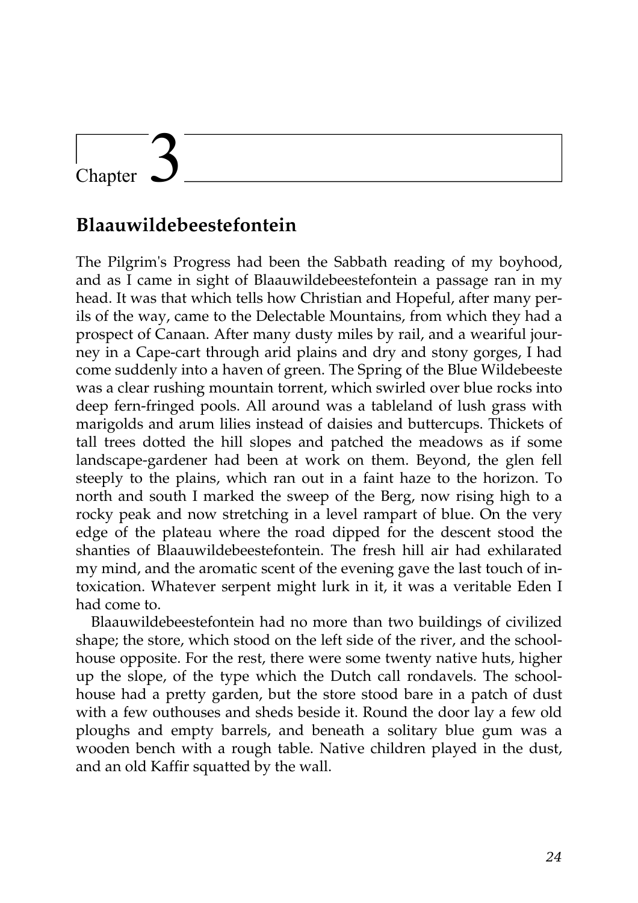# Chapter 3

## Blaauwildebeestefontein

The Pilgrim's Progress had been the Sabbath reading of my boyhood, and as I came in sight of Blaauwildebeestefontein a passage ran in my head. It was that which tells how Christian and Hopeful, after many perils of the way, came to the Delectable Mountains, from which they had a prospect of Canaan. After many dusty miles by rail, and a weariful journey in a Cape-cart through arid plains and dry and stony gorges, I had come suddenly into a haven of green. The Spring of the Blue Wildebeeste was a clear rushing mountain torrent, which swirled over blue rocks into deep fern-fringed pools. All around was a tableland of lush grass with marigolds and arum lilies instead of daisies and buttercups. Thickets of tall trees dotted the hill slopes and patched the meadows as if some landscape-gardener had been at work on them. Beyond, the glen fell steeply to the plains, which ran out in a faint haze to the horizon. To north and south I marked the sweep of the Berg, now rising high to a rocky peak and now stretching in a level rampart of blue. On the very edge of the plateau where the road dipped for the descent stood the shanties of Blaauwildebeestefontein. The fresh hill air had exhilarated my mind, and the aromatic scent of the evening gave the last touch of intoxication. Whatever serpent might lurk in it, it was a veritable Eden I had come to.

Blaauwildebeestefontein had no more than two buildings of civilized shape; the store, which stood on the left side of the river, and the schoolhouse opposite. For the rest, there were some twenty native huts, higher up the slope, of the type which the Dutch call rondavels. The schoolhouse had a pretty garden, but the store stood bare in a patch of dust with a few outhouses and sheds beside it. Round the door lay a few old ploughs and empty barrels, and beneath a solitary blue gum was a wooden bench with a rough table. Native children played in the dust, and an old Kaffir squatted by the wall.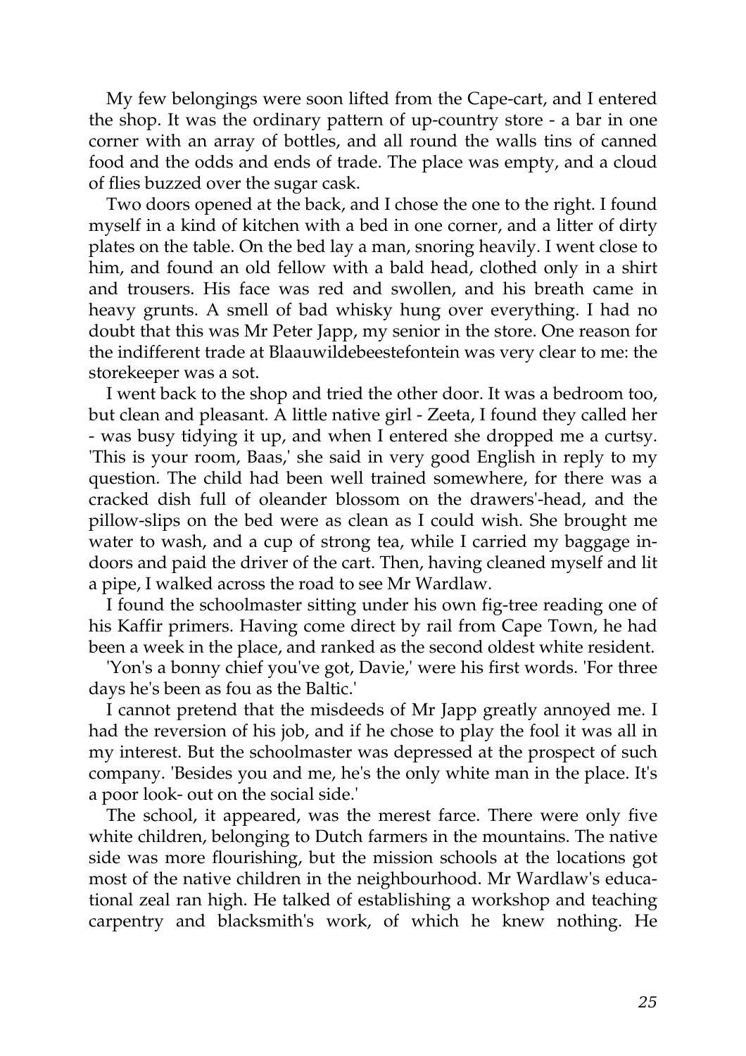My few belongings were soon lifted from the Cape-cart, and I entered the shop. It was the ordinary pattern of up-country store - a bar in one corner with an array of bottles, and all round the walls tins of canned food and the odds and ends of trade. The place was empty, and a cloud of flies buzzed over the sugar cask.

Two doors opened at the back, and I chose the one to the right. I found myself in a kind of kitchen with a bed in one corner, and a litter of dirty plates on the table. On the bed lay a man, snoring heavily. I went close to him, and found an old fellow with a bald head, clothed only in a shirt and trousers. His face was red and swollen, and his breath came in heavy grunts. A smell of bad whisky hung over everything. I had no doubt that this was Mr Peter Japp, my senior in the store. One reason for the indifferent trade at Blaauwildebeestefontein was very clear to me: the storekeeper was a sot.

I went back to the shop and tried the other door. It was a bedroom too, but clean and pleasant. A little native girl - Zeeta, I found they called her - was busy tidying it up, and when I entered she dropped me a curtsy. 'This is your room, Baas,' she said in very good English in reply to my question. The child had been well trained somewhere, for there was a cracked dish full of oleander blossom on the drawers'-head, and the pillow-slips on the bed were as clean as I could wish. She brought me water to wash, and a cup of strong tea, while I carried my baggage indoors and paid the driver of the cart. Then, having cleaned myself and lit a pipe, I walked across the road to see Mr Wardlaw.

I found the schoolmaster sitting under his own fig-tree reading one of his Kaffir primers. Having come direct by rail from Cape Town, he had been a week in the place, and ranked as the second oldest white resident.

'Yon's a bonny chief you've got, Davie,' were his first words. 'For three days he's been as fou as the Baltic.'

I cannot pretend that the misdeeds of Mr Japp greatly annoyed me. I had the reversion of his job, and if he chose to play the fool it was all in my interest. But the schoolmaster was depressed at the prospect of such company. 'Besides you and me, he's the only white man in the place. It's a poor look- out on the social side.'

The school, it appeared, was the merest farce. There were only five white children, belonging to Dutch farmers in the mountains. The native side was more flourishing, but the mission schools at the locations got most of the native children in the neighbourhood. Mr Wardlaw's educational zeal ran high. He talked of establishing a workshop and teaching carpentry and blacksmith's work, of which he knew nothing. He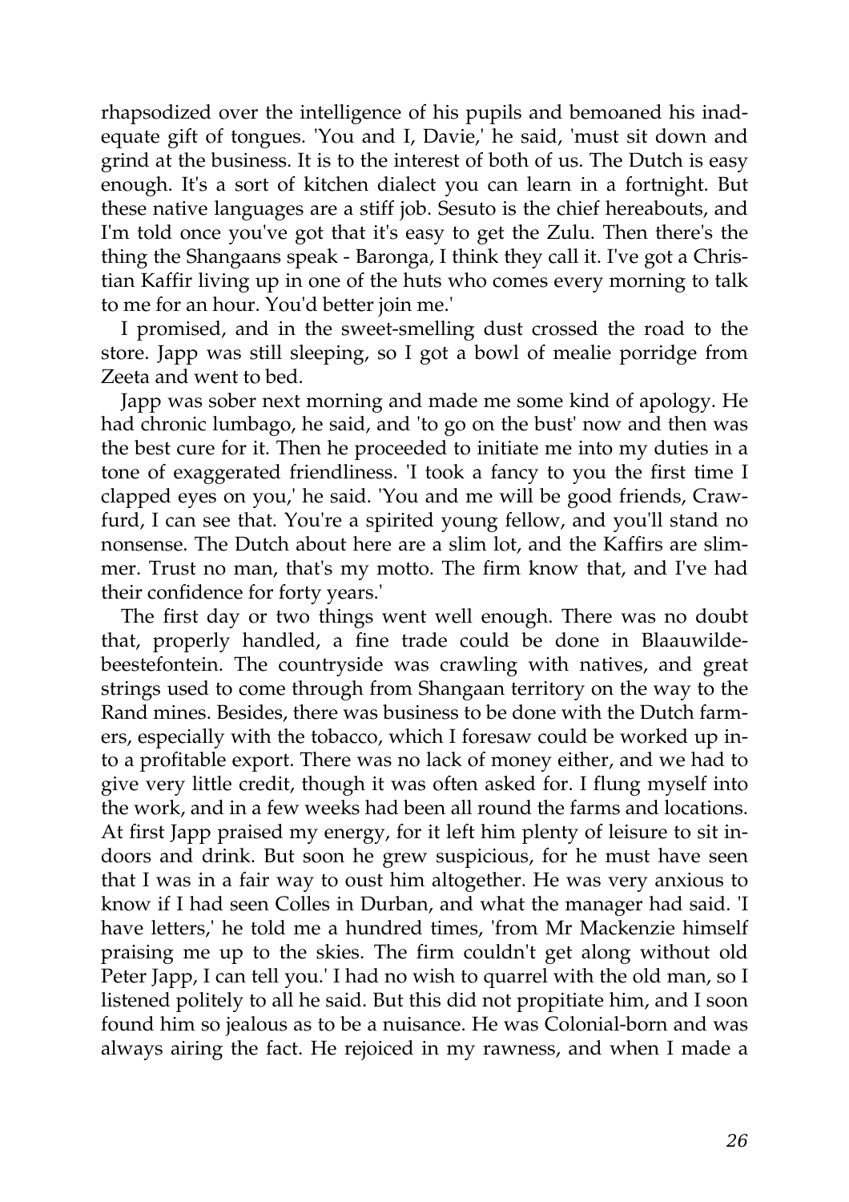rhapsodized over the intelligence of his pupils and bemoaned his inadequate gift of tongues. 'You and I, Davie,' he said, 'must sit down and grind at the business. It is to the interest of both of us. The Dutch is easy enough. It's a sort of kitchen dialect you can learn in a fortnight. But these native languages are a stiff job. Sesuto is the chief hereabouts, and I'm told once you've got that it's easy to get the Zulu. Then there's the thing the Shangaans speak - Baronga, I think they call it. I've got a Christian Kaffir living up in one of the huts who comes every morning to talk to me for an hour. You'd better join me.'

I promised, and in the sweet-smelling dust crossed the road to the store. Japp was still sleeping, so I got a bowl of mealie porridge from Zeeta and went to bed.

Japp was sober next morning and made me some kind of apology. He had chronic lumbago, he said, and 'to go on the bust' now and then was the best cure for it. Then he proceeded to initiate me into my duties in a tone of exaggerated friendliness. 'I took a fancy to you the first time I clapped eyes on you,' he said. 'You and me will be good friends, Crawfurd, I can see that. You're a spirited young fellow, and you'll stand no nonsense. The Dutch about here are a slim lot, and the Kaffirs are slimmer. Trust no man, that's my motto. The firm know that, and I've had their confidence for forty years.'

The first day or two things went well enough. There was no doubt that, properly handled, a fine trade could be done in Blaauwildebeestefontein. The countryside was crawling with natives, and great strings used to come through from Shangaan territory on the way to the Rand mines. Besides, there was business to be done with the Dutch farmers, especially with the tobacco, which I foresaw could be worked up into a profitable export. There was no lack of money either, and we had to give very little credit, though it was often asked for. I flung myself into the work, and in a few weeks had been all round the farms and locations. At first Japp praised my energy, for it left him plenty of leisure to sit indoors and drink. But soon he grew suspicious, for he must have seen that I was in a fair way to oust him altogether. He was very anxious to know if I had seen Colles in Durban, and what the manager had said. 'I have letters,' he told me a hundred times, 'from Mr Mackenzie himself praising me up to the skies. The firm couldn't get along without old Peter Japp, I can tell you.' I had no wish to quarrel with the old man, so I listened politely to all he said. But this did not propitiate him, and I soon found him so jealous as to be a nuisance. He was Colonial-born and was always airing the fact. He rejoiced in my rawness, and when I made a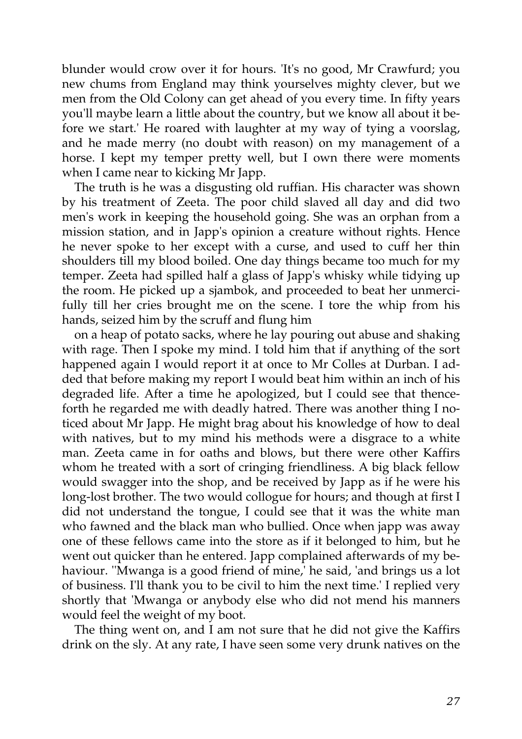blunder would crow over it for hours. 'It's no good, Mr Crawfurd; you new chums from England may think yourselves mighty clever, but we men from the Old Colony can get ahead of you every time. In fifty years you'll maybe learn a little about the country, but we know all about it before we start.' He roared with laughter at my way of tying a voorslag, and he made merry (no doubt with reason) on my management of a horse. I kept my temper pretty well, but I own there were moments when I came near to kicking Mr Japp.

The truth is he was a disgusting old ruffian. His character was shown by his treatment of Zeeta. The poor child slaved all day and did two men's work in keeping the household going. She was an orphan from a mission station, and in Japp's opinion a creature without rights. Hence he never spoke to her except with a curse, and used to cuff her thin shoulders till my blood boiled. One day things became too much for my temper. Zeeta had spilled half a glass of Japp's whisky while tidying up the room. He picked up a sjambok, and proceeded to beat her unmercifully till her cries brought me on the scene. I tore the whip from his hands, seized him by the scruff and flung him

on a heap of potato sacks, where he lay pouring out abuse and shaking with rage. Then I spoke my mind. I told him that if anything of the sort happened again I would report it at once to Mr Colles at Durban. I added that before making my report I would beat him within an inch of his degraded life. After a time he apologized, but I could see that thenceforth he regarded me with deadly hatred. There was another thing I noticed about Mr Japp. He might brag about his knowledge of how to deal with natives, but to my mind his methods were a disgrace to a white man. Zeeta came in for oaths and blows, but there were other Kaffirs whom he treated with a sort of cringing friendliness. A big black fellow would swagger into the shop, and be received by Japp as if he were his long-lost brother. The two would collogue for hours; and though at first I did not understand the tongue, I could see that it was the white man who fawned and the black man who bullied. Once when japp was away one of these fellows came into the store as if it belonged to him, but he went out quicker than he entered. Japp complained afterwards of my behaviour. ''Mwanga is a good friend of mine,' he said, 'and brings us a lot of business. I'll thank you to be civil to him the next time.' I replied very shortly that 'Mwanga or anybody else who did not mend his manners would feel the weight of my boot.

The thing went on, and I am not sure that he did not give the Kaffirs drink on the sly. At any rate, I have seen some very drunk natives on the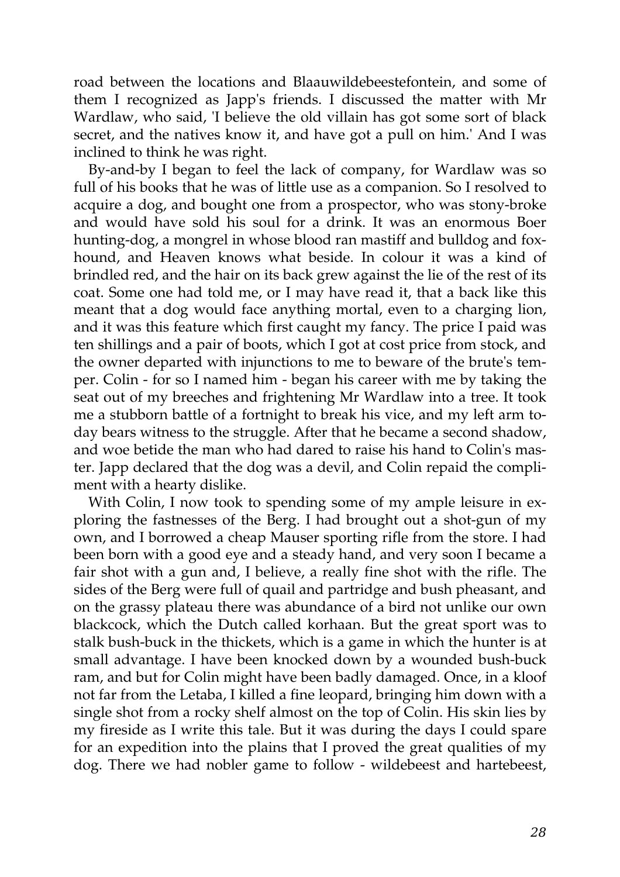road between the locations and Blaauwildebeestefontein, and some of them I recognized as Japp's friends. I discussed the matter with Mr Wardlaw, who said, 'I believe the old villain has got some sort of black secret, and the natives know it, and have got a pull on him.' And I was inclined to think he was right.

By-and-by I began to feel the lack of company, for Wardlaw was so full of his books that he was of little use as a companion. So I resolved to acquire a dog, and bought one from a prospector, who was stony-broke and would have sold his soul for a drink. It was an enormous Boer hunting-dog, a mongrel in whose blood ran mastiff and bulldog and fox-hound, and Heaven knows what beside. In colour it was a kind of brindled red, and the hair on its back grew against the lie of the rest of its coat. Some one had told me, or I may have read it, that a back like this meant that a dog would face anything mortal, even to a charging lion, and it was this feature which first caught my fancy. The price I paid was ten shillings and a pair of boots, which I got at cost price from stock, and the owner departed with injunctions to me to beware of the brute's temper. Colin - for so I named him - began his career with me by taking the seat out of my breeches and frightening Mr Wardlaw into a tree. It took me a stubborn battle of a fortnight to break his vice, and my left arm to-day bears witness to the struggle. After that he became a second shadow, and woe betide the man who had dared to raise his hand to Colin's master. Japp declared that the dog was a devil, and Colin repaid the compliment with a hearty dislike.

With Colin, I now took to spending some of my ample leisure in exploring the fastnesses of the Berg. I had brought out a shot-gun of my own, and I borrowed a cheap Mauser sporting rifle from the store. I had been born with a good eye and a steady hand, and very soon I became a fair shot with a gun and, I believe, a really fine shot with the rifle. The sides of the Berg were full of quail and partridge and bush pheasant, and on the grassy plateau there was abundance of a bird not unlike our own blackcock, which the Dutch called korhaan. But the great sport was to stalk bush-buck in the thickets, which is a game in which the hunter is at small advantage. I have been knocked down by a wounded bush-buck ram, and but for Colin might have been badly damaged. Once, in a kloof not far from the Letaba, I killed a fine leopard, bringing him down with a single shot from a rocky shelf almost on the top of Colin. His skin lies by my fireside as I write this tale. But it was during the days I could spare for an expedition into the plains that I proved the great qualities of my dog. There we had nobler game to follow - wildebeest and hartebeest,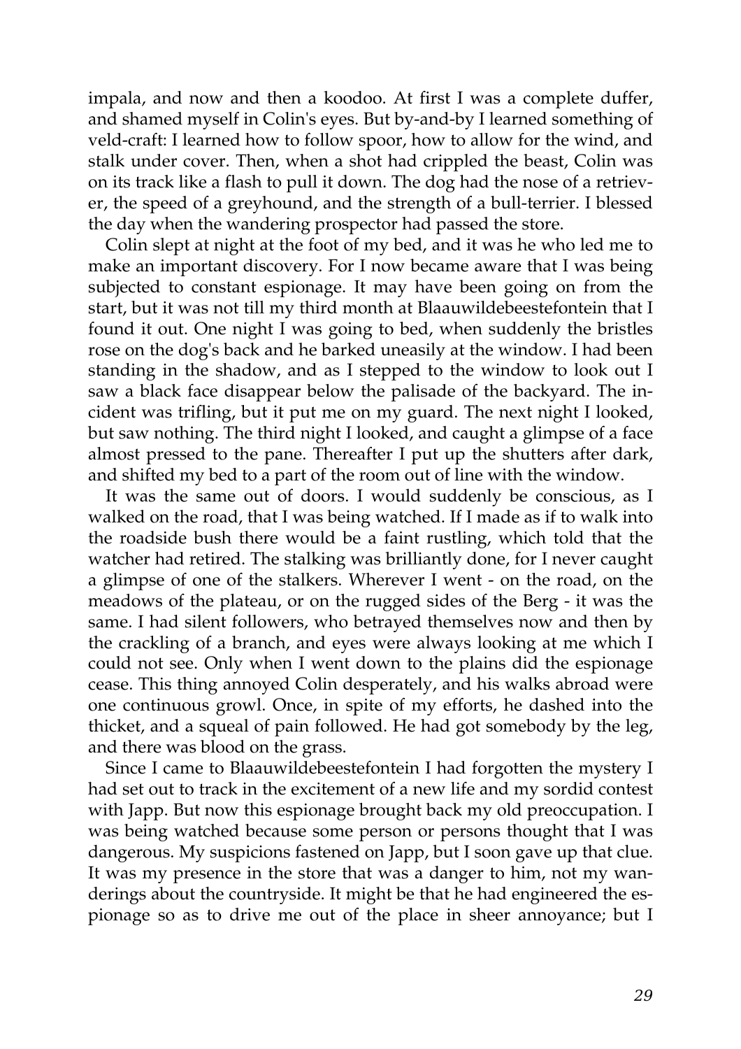impala, and now and then a koodoo. At first I was a complete duffer, and shamed myself in Colin's eyes. But by-and-by I learned something of veld-craft: I learned how to follow spoor, how to allow for the wind, and stalk under cover. Then, when a shot had crippled the beast, Colin was on its track like a flash to pull it down. The dog had the nose of a retriever, the speed of a greyhound, and the strength of a bull-terrier. I blessed the day when the wandering prospector had passed the store.

Colin slept at night at the foot of my bed, and it was he who led me to make an important discovery. For I now became aware that I was being subjected to constant espionage. It may have been going on from the start, but it was not till my third month at Blaauwildebeestefontein that I found it out. One night I was going to bed, when suddenly the bristles rose on the dog's back and he barked uneasily at the window. I had been standing in the shadow, and as I stepped to the window to look out I saw a black face disappear below the palisade of the backyard. The incident was trifling, but it put me on my guard. The next night I looked, but saw nothing. The third night I looked, and caught a glimpse of a face almost pressed to the pane. Thereafter I put up the shutters after dark, and shifted my bed to a part of the room out of line with the window.

It was the same out of doors. I would suddenly be conscious, as I walked on the road, that I was being watched. If I made as if to walk into the roadside bush there would be a faint rustling, which told that the watcher had retired. The stalking was brilliantly done, for I never caught a glimpse of one of the stalkers. Wherever I went - on the road, on the meadows of the plateau, or on the rugged sides of the Berg - it was the same. I had silent followers, who betrayed themselves now and then by the crackling of a branch, and eyes were always looking at me which I could not see. Only when I went down to the plains did the espionage cease. This thing annoyed Colin desperately, and his walks abroad were one continuous growl. Once, in spite of my efforts, he dashed into the thicket, and a squeal of pain followed. He had got somebody by the leg, and there was blood on the grass.

Since I came to Blaauwildebeestefontein I had forgotten the mystery I had set out to track in the excitement of a new life and my sordid contest with Japp. But now this espionage brought back my old preoccupation. I was being watched because some person or persons thought that I was dangerous. My suspicions fastened on Japp, but I soon gave up that clue. It was my presence in the store that was a danger to him, not my wanderings about the countryside. It might be that he had engineered the espionage so as to drive me out of the place in sheer annoyance; but I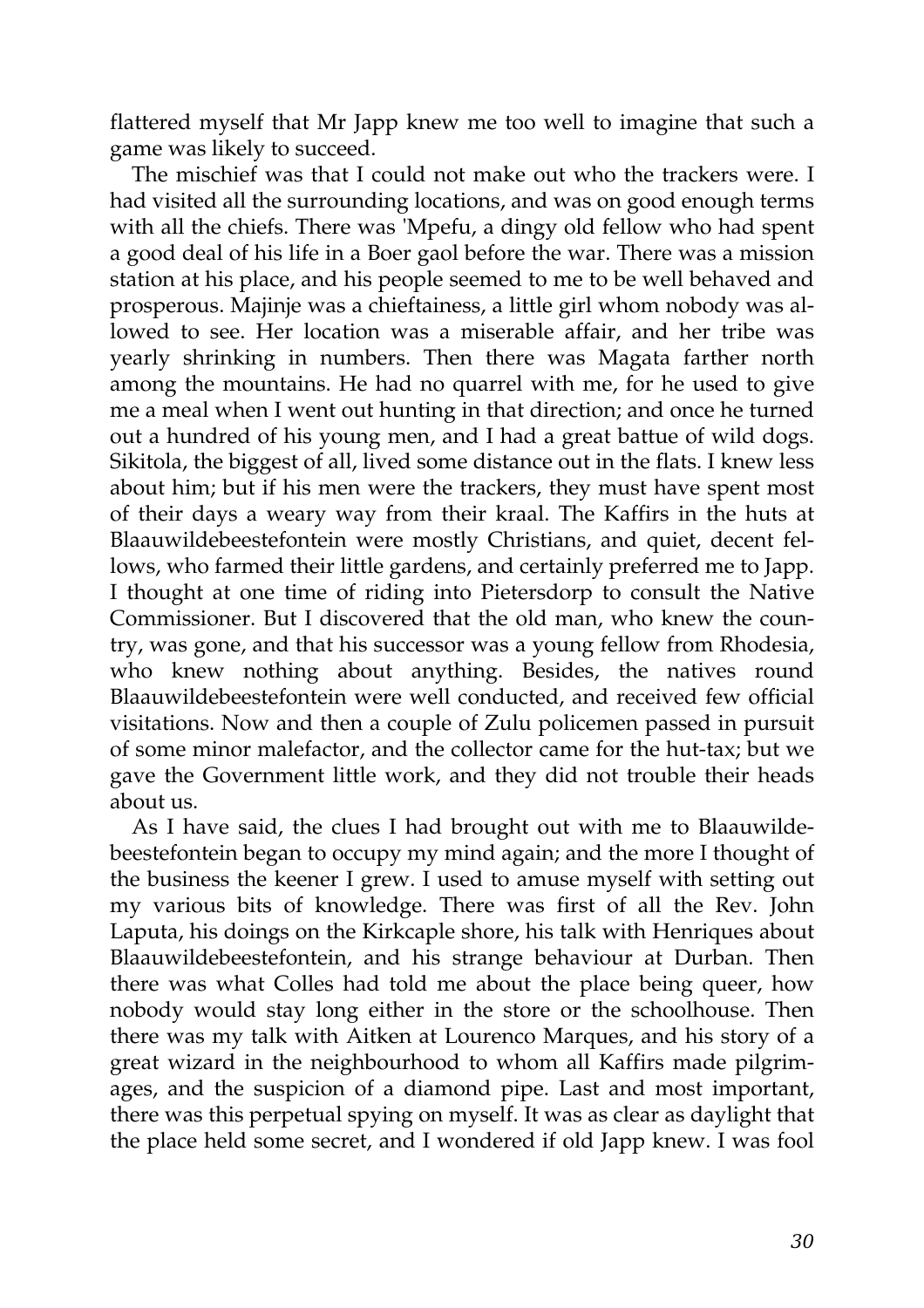flattered myself that Mr Japp knew me too well to imagine that such a game was likely to succeed.

The mischief was that I could not make out who the trackers were. I had visited all the surrounding locations, and was on good enough terms with all the chiefs. There was 'Mpefu, a dingy old fellow who had spent a good deal of his life in a Boer gaol before the war. There was a mission station at his place, and his people seemed to me to be well behaved and prosperous. Majinje was a chieftainess, a little girl whom nobody was allowed to see. Her location was a miserable affair, and her tribe was yearly shrinking in numbers. Then there was Magata farther north among the mountains. He had no quarrel with me, for he used to give me a meal when I went out hunting in that direction; and once he turned out a hundred of his young men, and I had a great battue of wild dogs. Sikitola, the biggest of all, lived some distance out in the flats. I knew less about him; but if his men were the trackers, they must have spent most of their days a weary way from their kraal. The Kaffirs in the huts at Blaauwildebeestefontein were mostly Christians, and quiet, decent fellows, who farmed their little gardens, and certainly preferred me to Japp. I thought at one time of riding into Pietersdorp to consult the Native Commissioner. But I discovered that the old man, who knew the country, was gone, and that his successor was a young fellow from Rhodesia, who knew nothing about anything. Besides, the natives round Blaauwildebeestefontein were well conducted, and received few official visitations. Now and then a couple of Zulu policemen passed in pursuit of some minor malefactor, and the collector came for the hut-tax; but we gave the Government little work, and they did not trouble their heads about us.

As I have said, the clues I had brought out with me to Blaauwildebeestefontein began to occupy my mind again; and the more I thought of the business the keener I grew. I used to amuse myself with setting out my various bits of knowledge. There was first of all the Rev. John Laputa, his doings on the Kirkcaple shore, his talk with Henriques about Blaauwildebeestefontein, and his strange behaviour at Durban. Then there was what Colles had told me about the place being queer, how nobody would stay long either in the store or the schoolhouse. Then there was my talk with Aitken at Lourenco Marques, and his story of a great wizard in the neighbourhood to whom all Kaffirs made pilgrimages, and the suspicion of a diamond pipe. Last and most important, there was this perpetual spying on myself. It was as clear as daylight that the place held some secret, and I wondered if old Japp knew. I was fool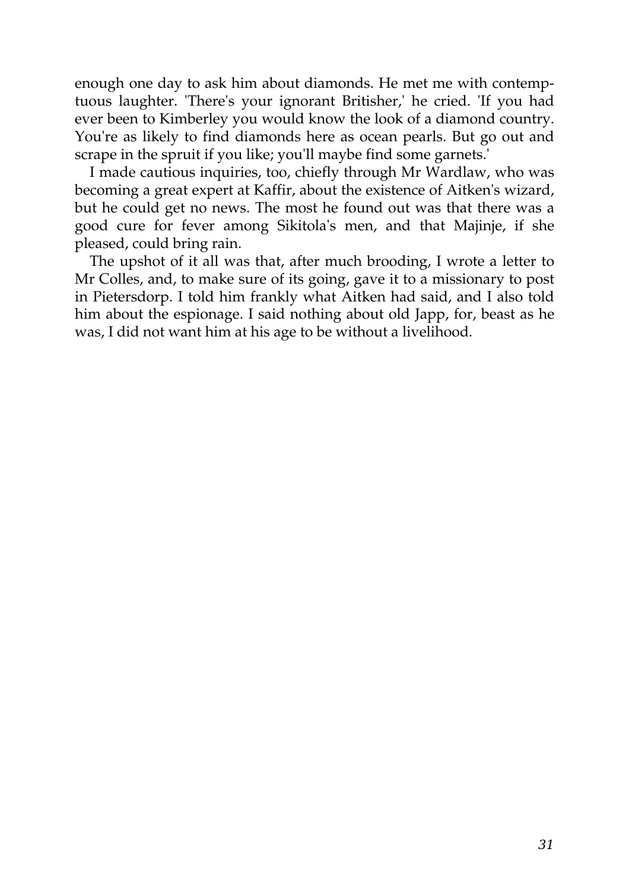enough one day to ask him about diamonds. He met me with contemptuous laughter. 'There's your ignorant Britisher,' he cried. 'If you had ever been to Kimberley you would know the look of a diamond country. You're as likely to find diamonds here as ocean pearls. But go out and scrape in the spruit if you like; you'll maybe find some garnets.'

I made cautious inquiries, too, chiefly through Mr Wardlaw, who was becoming a great expert at Kaffir, about the existence of Aitken's wizard, but he could get no news. The most he found out was that there was a good cure for fever among Sikitola's men, and that Majinje, if she pleased, could bring rain.

The upshot of it all was that, after much brooding, I wrote a letter to Mr Colles, and, to make sure of its going, gave it to a missionary to post in Pietersdorp. I told him frankly what Aitken had said, and I also told him about the espionage. I said nothing about old Japp, for, beast as he was, I did not want him at his age to be without a livelihood.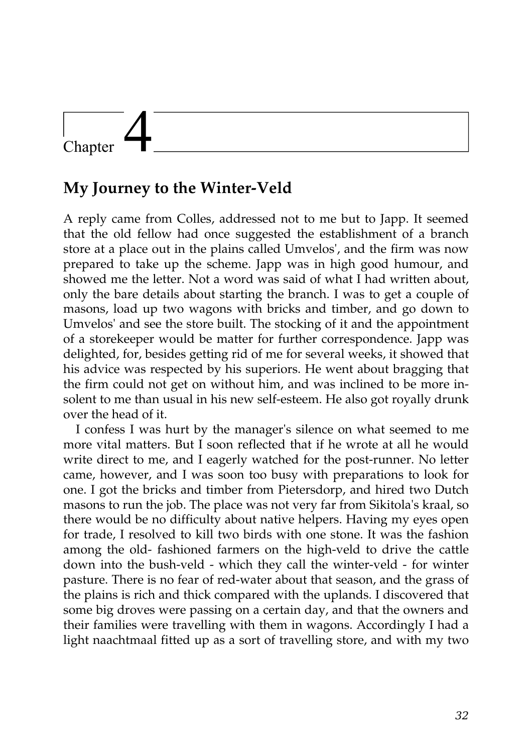# Chapter 4

## My Journey to the Winter-Veld

A reply came from Colles, addressed not to me but to Japp. It seemed that the old fellow had once suggested the establishment of a branch store at a place out in the plains called Umvelos', and the firm was now prepared to take up the scheme. Japp was in high good humour, and showed me the letter. Not a word was said of what I had written about, only the bare details about starting the branch. I was to get a couple of masons, load up two wagons with bricks and timber, and go down to Umvelos' and see the store built. The stocking of it and the appointment of a storekeeper would be matter for further correspondence. Japp was delighted, for, besides getting rid of me for several weeks, it showed that his advice was respected by his superiors. He went about bragging that the firm could not get on without him, and was inclined to be more insolent to me than usual in his new self-esteem. He also got royally drunk over the head of it.

I confess I was hurt by the manager's silence on what seemed to me more vital matters. But I soon reflected that if he wrote at all he would write direct to me, and I eagerly watched for the post-runner. No letter came, however, and I was soon too busy with preparations to look for one. I got the bricks and timber from Pietersdorp, and hired two Dutch masons to run the job. The place was not very far from Sikitola's kraal, so there would be no difficulty about native helpers. Having my eyes open for trade, I resolved to kill two birds with one stone. It was the fashion among the old- fashioned farmers on the high-veld to drive the cattle down into the bush-veld - which they call the winter-veld - for winter pasture. There is no fear of red-water about that season, and the grass of the plains is rich and thick compared with the uplands. I discovered that some big droves were passing on a certain day, and that the owners and their families were travelling with them in wagons. Accordingly I had a light naachtmaal fitted up as a sort of travelling store, and with my two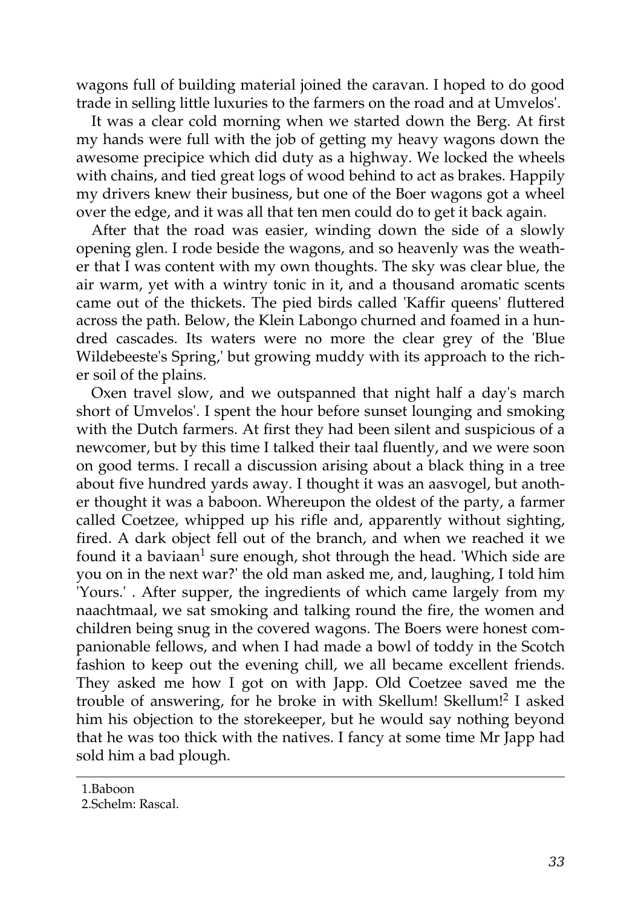wagons full of building material joined the caravan. I hoped to do good trade in selling little luxuries to the farmers on the road and at Umvelos'.

It was a clear cold morning when we started down the Berg. At first my hands were full with the job of getting my heavy wagons down the awesome precipice which did duty as a highway. We locked the wheels with chains, and tied great logs of wood behind to act as brakes. Happily my drivers knew their business, but one of the Boer wagons got a wheel over the edge, and it was all that ten men could do to get it back again.

After that the road was easier, winding down the side of a slowly opening glen. I rode beside the wagons, and so heavenly was the weather that I was content with my own thoughts. The sky was clear blue, the air warm, yet with a wintry tonic in it, and a thousand aromatic scents came out of the thickets. The pied birds called 'Kaffir queens' fluttered across the path. Below, the Klein Labongo churned and foamed in a hundred cascades. Its waters were no more the clear grey of the 'Blue Wildebeeste's Spring,' but growing muddy with its approach to the richer soil of the plains.

Oxen travel slow, and we outspanned that night half a day's march short of Umvelos'. I spent the hour before sunset lounging and smoking with the Dutch farmers. At first they had been silent and suspicious of a newcomer, but by this time I talked their taal fluently, and we were soon on good terms. I recall a discussion arising about a black thing in a tree about five hundred yards away. I thought it was an aasvogel, but another thought it was a baboon. Whereupon the oldest of the party, a farmer called Coetzee, whipped up his rifle and, apparently without sighting, fired. A dark object fell out of the branch, and when we reached it we found it a baviaan[1] sure enough, shot through the head. 'Which side are you on in the next war?' the old man asked me, and, laughing, I told him 'Yours.' . After supper, the ingredients of which came largely from my naachtmaal, we sat smoking and talking round the fire, the women and children being snug in the covered wagons. The Boers were honest companionable fellows, and when I had made a bowl of toddy in the Scotch fashion to keep out the evening chill, we all became excellent friends. They asked me how I got on with Japp. Old Coetzee saved me the trouble of answering, for he broke in with Skellum! Skellum![2] I asked him his objection to the storekeeper, but he would say nothing beyond that he was too thick with the natives. I fancy at some time Mr Japp had sold him a bad plough.

---

1.Baboon

2.Schelm: Rascal.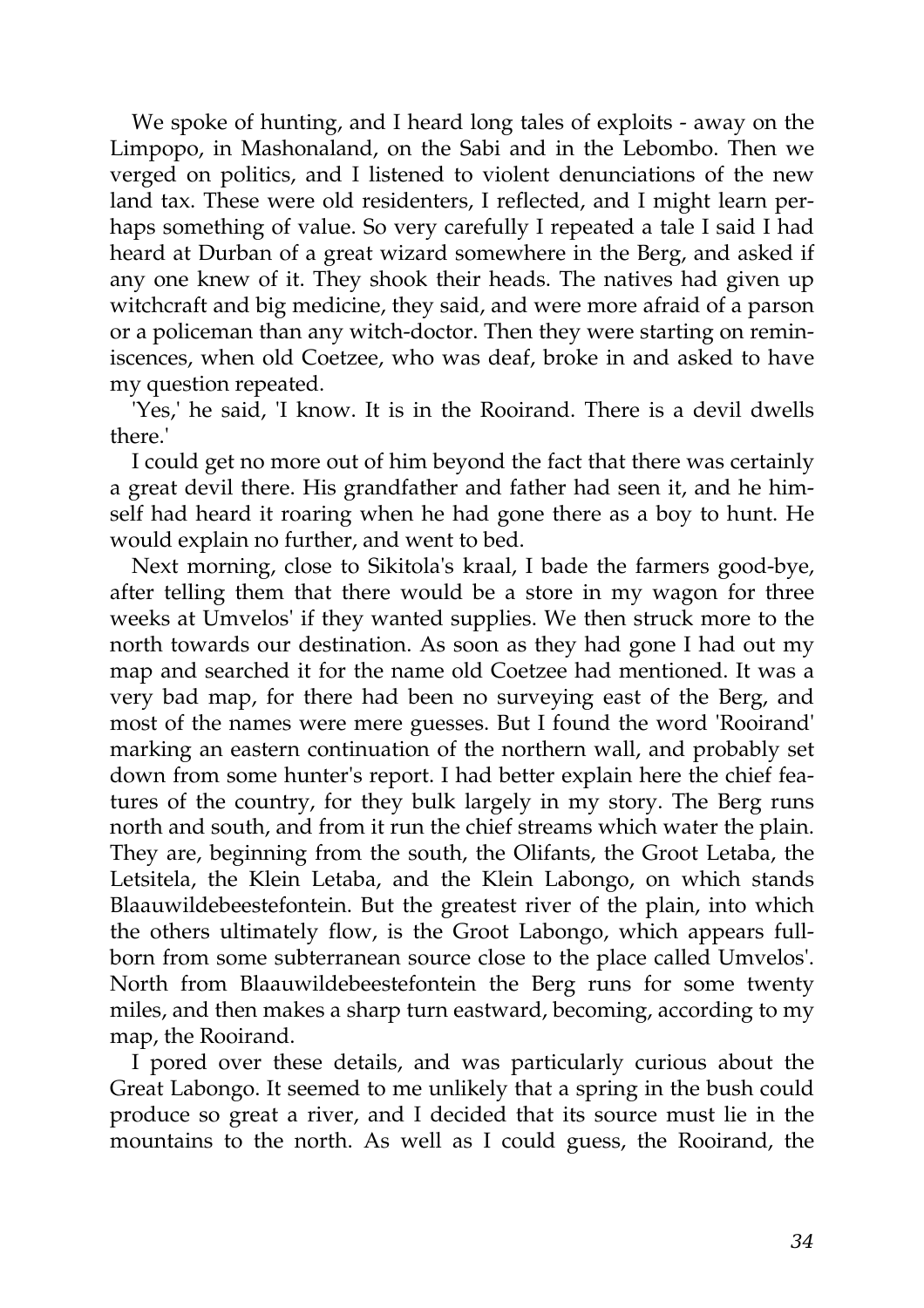We spoke of hunting, and I heard long tales of exploits - away on the Limpopo, in Mashonaland, on the Sabi and in the Lebombo. Then we verged on politics, and I listened to violent denunciations of the new land tax. These were old residenters, I reflected, and I might learn perhaps something of value. So very carefully I repeated a tale I said I had heard at Durban of a great wizard somewhere in the Berg, and asked if any one knew of it. They shook their heads. The natives had given up witchcraft and big medicine, they said, and were more afraid of a parson or a policeman than any witch-doctor. Then they were starting on reminiscences, when old Coetzee, who was deaf, broke in and asked to have my question repeated.

'Yes,' he said, 'I know. It is in the Rooirand. There is a devil dwells there.'

I could get no more out of him beyond the fact that there was certainly a great devil there. His grandfather and father had seen it, and he himself had heard it roaring when he had gone there as a boy to hunt. He would explain no further, and went to bed.

Next morning, close to Sikitola's kraal, I bade the farmers good-bye, after telling them that there would be a store in my wagon for three weeks at Umvelos' if they wanted supplies. We then struck more to the north towards our destination. As soon as they had gone I had out my map and searched it for the name old Coetzee had mentioned. It was a very bad map, for there had been no surveying east of the Berg, and most of the names were mere guesses. But I found the word 'Rooirand' marking an eastern continuation of the northern wall, and probably set down from some hunter's report. I had better explain here the chief features of the country, for they bulk largely in my story. The Berg runs north and south, and from it run the chief streams which water the plain. They are, beginning from the south, the Olifants, the Groot Letaba, the Letsitela, the Klein Letaba, and the Klein Labongo, on which stands Blaauwildebeestefontein. But the greatest river of the plain, into which the others ultimately flow, is the Groot Labongo, which appears full-born from some subterranean source close to the place called Umvelos'. North from Blaauwildebeestefontein the Berg runs for some twenty miles, and then makes a sharp turn eastward, becoming, according to my map, the Rooirand.

I pored over these details, and was particularly curious about the Great Labongo. It seemed to me unlikely that a spring in the bush could produce so great a river, and I decided that its source must lie in the mountains to the north. As well as I could guess, the Rooirand, the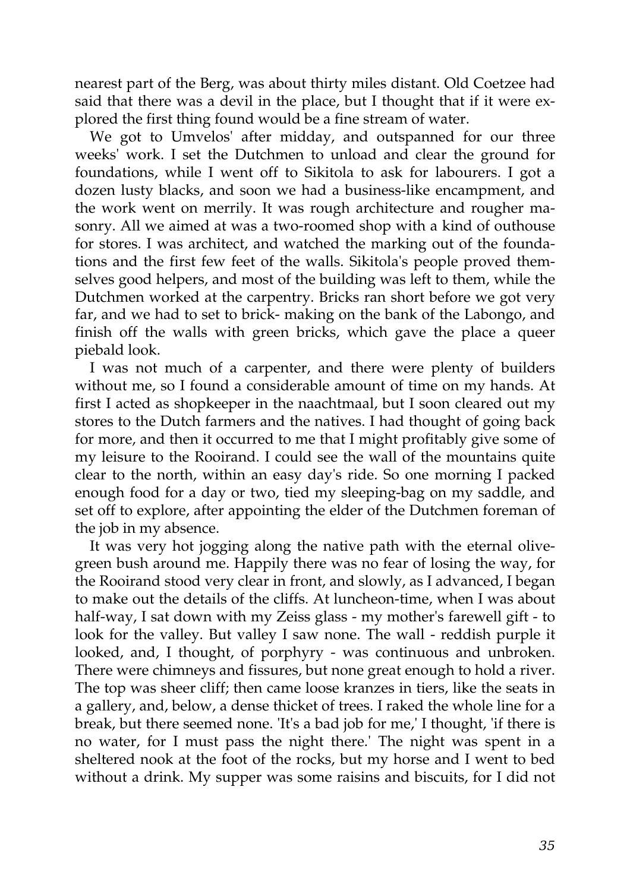nearest part of the Berg, was about thirty miles distant. Old Coetzee had said that there was a devil in the place, but I thought that if it were explored the first thing found would be a fine stream of water.

We got to Umvelos' after midday, and outspanned for our three weeks' work. I set the Dutchmen to unload and clear the ground for foundations, while I went off to Sikitola to ask for labourers. I got a dozen lusty blacks, and soon we had a business-like encampment, and the work went on merrily. It was rough architecture and rougher masonry. All we aimed at was a two-roomed shop with a kind of outhouse for stores. I was architect, and watched the marking out of the foundations and the first few feet of the walls. Sikitola's people proved themselves good helpers, and most of the building was left to them, while the Dutchmen worked at the carpentry. Bricks ran short before we got very far, and we had to set to brick- making on the bank of the Labongo, and finish off the walls with green bricks, which gave the place a queer piebald look.

I was not much of a carpenter, and there were plenty of builders without me, so I found a considerable amount of time on my hands. At first I acted as shopkeeper in the naachtmaal, but I soon cleared out my stores to the Dutch farmers and the natives. I had thought of going back for more, and then it occurred to me that I might profitably give some of my leisure to the Rooirand. I could see the wall of the mountains quite clear to the north, within an easy day's ride. So one morning I packed enough food for a day or two, tied my sleeping-bag on my saddle, and set off to explore, after appointing the elder of the Dutchmen foreman of the job in my absence.

It was very hot jogging along the native path with the eternal olive-green bush around me. Happily there was no fear of losing the way, for the Rooirand stood very clear in front, and slowly, as I advanced, I began to make out the details of the cliffs. At luncheon-time, when I was about half-way, I sat down with my Zeiss glass - my mother's farewell gift - to look for the valley. But valley I saw none. The wall - reddish purple it looked, and, I thought, of porphyry - was continuous and unbroken. There were chimneys and fissures, but none great enough to hold a river. The top was sheer cliff; then came loose kranzes in tiers, like the seats in a gallery, and, below, a dense thicket of trees. I raked the whole line for a break, but there seemed none. 'It's a bad job for me,' I thought, 'if there is no water, for I must pass the night there.' The night was spent in a sheltered nook at the foot of the rocks, but my horse and I went to bed without a drink. My supper was some raisins and biscuits, for I did not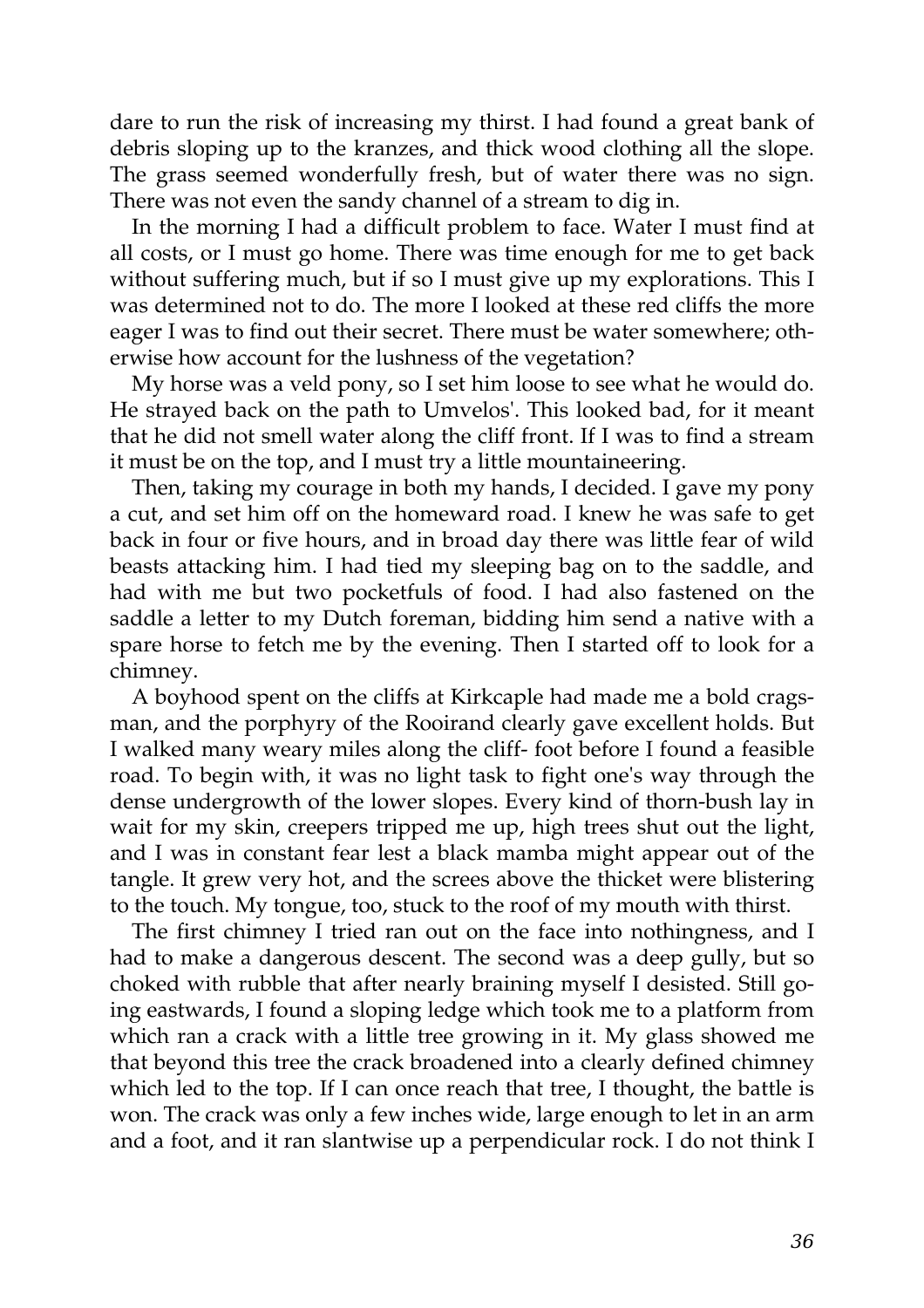dare to run the risk of increasing my thirst. I had found a great bank of debris sloping up to the kranzes, and thick wood clothing all the slope. The grass seemed wonderfully fresh, but of water there was no sign. There was not even the sandy channel of a stream to dig in.

In the morning I had a difficult problem to face. Water I must find at all costs, or I must go home. There was time enough for me to get back without suffering much, but if so I must give up my explorations. This I was determined not to do. The more I looked at these red cliffs the more eager I was to find out their secret. There must be water somewhere; otherwise how account for the lushness of the vegetation?

My horse was a veld pony, so I set him loose to see what he would do. He strayed back on the path to Umvelos'. This looked bad, for it meant that he did not smell water along the cliff front. If I was to find a stream it must be on the top, and I must try a little mountaineering.

Then, taking my courage in both my hands, I decided. I gave my pony a cut, and set him off on the homeward road. I knew he was safe to get back in four or five hours, and in broad day there was little fear of wild beasts attacking him. I had tied my sleeping bag on to the saddle, and had with me but two pocketfuls of food. I had also fastened on the saddle a letter to my Dutch foreman, bidding him send a native with a spare horse to fetch me by the evening. Then I started off to look for a chimney.

A boyhood spent on the cliffs at Kirkcaple had made me a bold cragsman, and the porphyry of the Rooirand clearly gave excellent holds. But I walked many weary miles along the cliff- foot before I found a feasible road. To begin with, it was no light task to fight one's way through the dense undergrowth of the lower slopes. Every kind of thorn-bush lay in wait for my skin, creepers tripped me up, high trees shut out the light, and I was in constant fear lest a black mamba might appear out of the tangle. It grew very hot, and the screes above the thicket were blistering to the touch. My tongue, too, stuck to the roof of my mouth with thirst.

The first chimney I tried ran out on the face into nothingness, and I had to make a dangerous descent. The second was a deep gully, but so choked with rubble that after nearly braining myself I desisted. Still going eastwards, I found a sloping ledge which took me to a platform from which ran a crack with a little tree growing in it. My glass showed me that beyond this tree the crack broadened into a clearly defined chimney which led to the top. If I can once reach that tree, I thought, the battle is won. The crack was only a few inches wide, large enough to let in an arm and a foot, and it ran slantwise up a perpendicular rock. I do not think I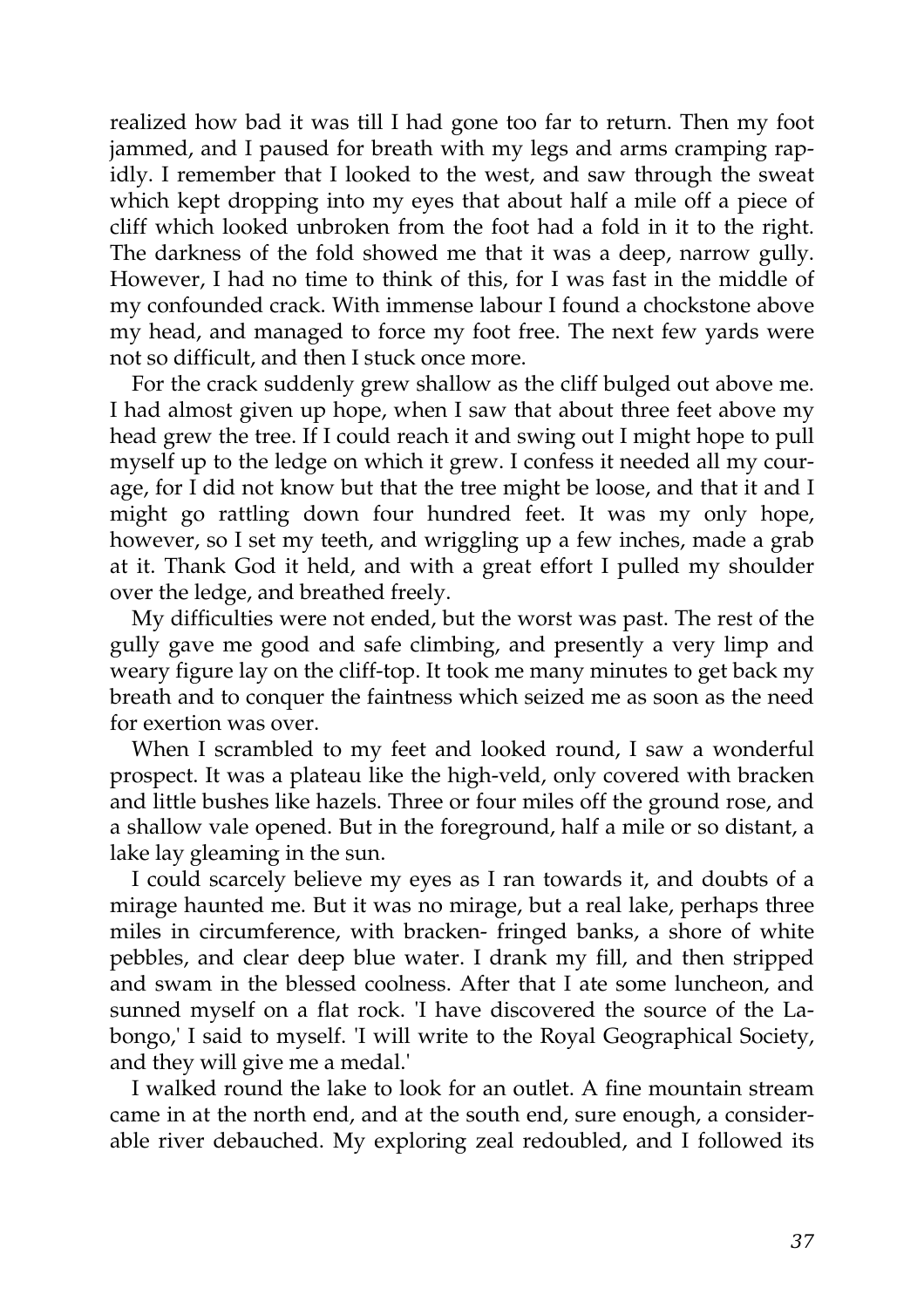realized how bad it was till I had gone too far to return. Then my foot jammed, and I paused for breath with my legs and arms cramping rapidly. I remember that I looked to the west, and saw through the sweat which kept dropping into my eyes that about half a mile off a piece of cliff which looked unbroken from the foot had a fold in it to the right. The darkness of the fold showed me that it was a deep, narrow gully. However, I had no time to think of this, for I was fast in the middle of my confounded crack. With immense labour I found a chockstone above my head, and managed to force my foot free. The next few yards were not so difficult, and then I stuck once more.

For the crack suddenly grew shallow as the cliff bulged out above me. I had almost given up hope, when I saw that about three feet above my head grew the tree. If I could reach it and swing out I might hope to pull myself up to the ledge on which it grew. I confess it needed all my courage, for I did not know but that the tree might be loose, and that it and I might go rattling down four hundred feet. It was my only hope, however, so I set my teeth, and wriggling up a few inches, made a grab at it. Thank God it held, and with a great effort I pulled my shoulder over the ledge, and breathed freely.

My difficulties were not ended, but the worst was past. The rest of the gully gave me good and safe climbing, and presently a very limp and weary figure lay on the cliff-top. It took me many minutes to get back my breath and to conquer the faintness which seized me as soon as the need for exertion was over.

When I scrambled to my feet and looked round, I saw a wonderful prospect. It was a plateau like the high-veld, only covered with bracken and little bushes like hazels. Three or four miles off the ground rose, and a shallow vale opened. But in the foreground, half a mile or so distant, a lake lay gleaming in the sun.

I could scarcely believe my eyes as I ran towards it, and doubts of a mirage haunted me. But it was no mirage, but a real lake, perhaps three miles in circumference, with bracken- fringed banks, a shore of white pebbles, and clear deep blue water. I drank my fill, and then stripped and swam in the blessed coolness. After that I ate some luncheon, and sunned myself on a flat rock. 'I have discovered the source of the Labongo,' I said to myself. 'I will write to the Royal Geographical Society, and they will give me a medal.'

I walked round the lake to look for an outlet. A fine mountain stream came in at the north end, and at the south end, sure enough, a considerable river debauched. My exploring zeal redoubled, and I followed its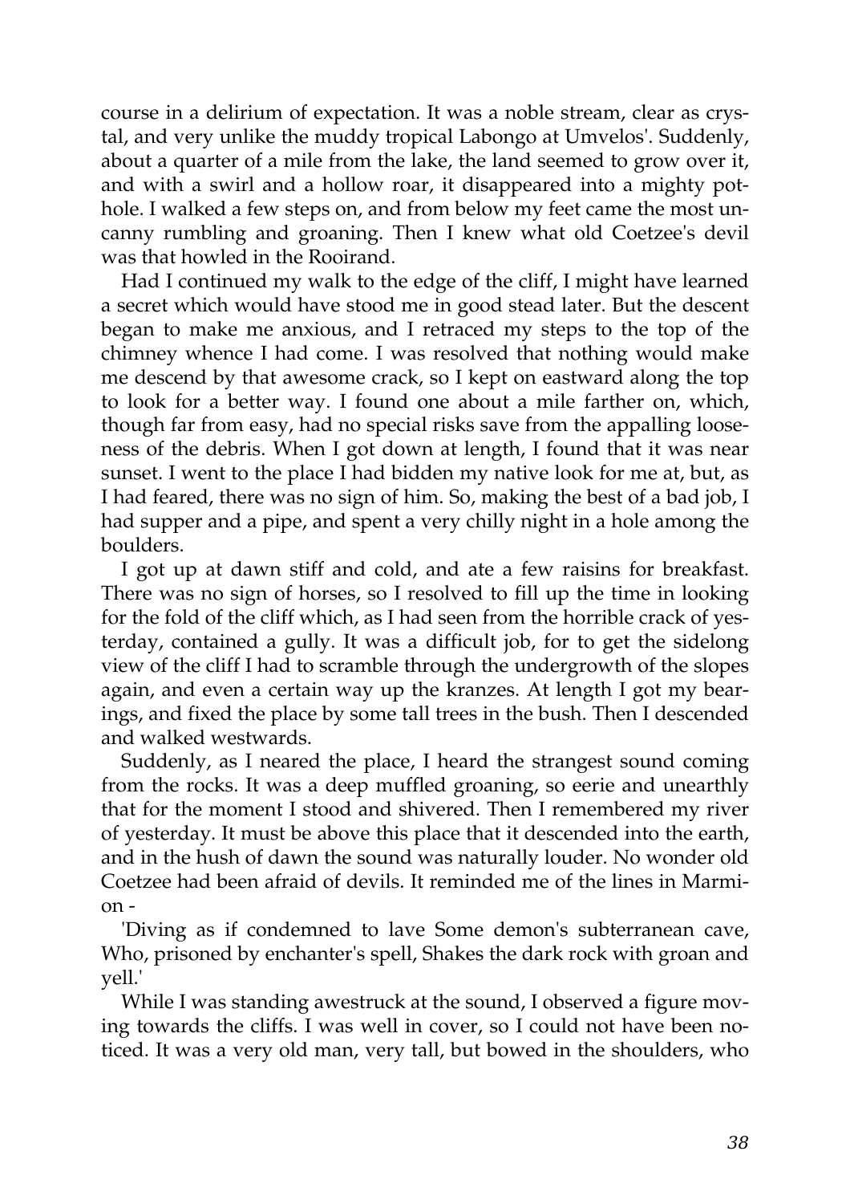course in a delirium of expectation. It was a noble stream, clear as crystal, and very unlike the muddy tropical Labongo at Umvelos'. Suddenly, about a quarter of a mile from the lake, the land seemed to grow over it, and with a swirl and a hollow roar, it disappeared into a mighty pothole. I walked a few steps on, and from below my feet came the most uncanny rumbling and groaning. Then I knew what old Coetzee's devil was that howled in the Rooirand.

Had I continued my walk to the edge of the cliff, I might have learned a secret which would have stood me in good stead later. But the descent began to make me anxious, and I retraced my steps to the top of the chimney whence I had come. I was resolved that nothing would make me descend by that awesome crack, so I kept on eastward along the top to look for a better way. I found one about a mile farther on, which, though far from easy, had no special risks save from the appalling looseness of the debris. When I got down at length, I found that it was near sunset. I went to the place I had bidden my native look for me at, but, as I had feared, there was no sign of him. So, making the best of a bad job, I had supper and a pipe, and spent a very chilly night in a hole among the boulders.

I got up at dawn stiff and cold, and ate a few raisins for breakfast. There was no sign of horses, so I resolved to fill up the time in looking for the fold of the cliff which, as I had seen from the horrible crack of yesterday, contained a gully. It was a difficult job, for to get the sidelong view of the cliff I had to scramble through the undergrowth of the slopes again, and even a certain way up the kranzes. At length I got my bearings, and fixed the place by some tall trees in the bush. Then I descended and walked westwards.

Suddenly, as I neared the place, I heard the strangest sound coming from the rocks. It was a deep muffled groaning, so eerie and unearthly that for the moment I stood and shivered. Then I remembered my river of yesterday. It must be above this place that it descended into the earth, and in the hush of dawn the sound was naturally louder. No wonder old Coetzee had been afraid of devils. It reminded me of the lines in Marmion -

'Diving as if condemned to lave Some demon's subterranean cave, Who, prisoned by enchanter's spell, Shakes the dark rock with groan and yell.'

While I was standing awestruck at the sound, I observed a figure moving towards the cliffs. I was well in cover, so I could not have been noticed. It was a very old man, very tall, but bowed in the shoulders, who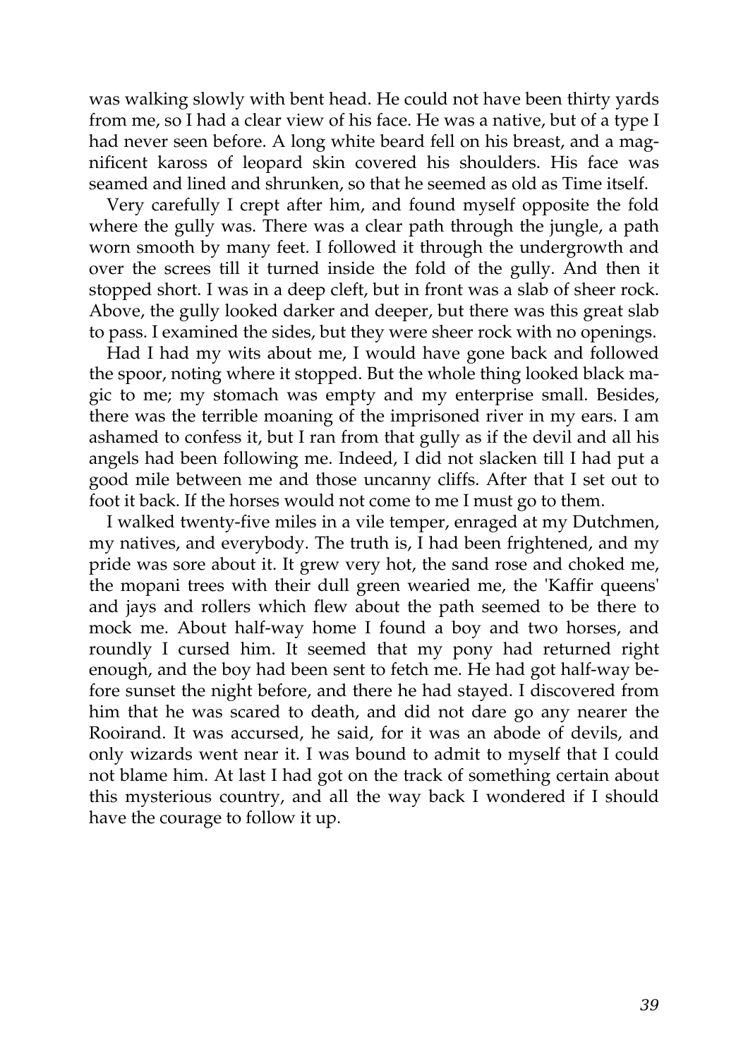was walking slowly with bent head. He could not have been thirty yards from me, so I had a clear view of his face. He was a native, but of a type I had never seen before. A long white beard fell on his breast, and a magnificent kaross of leopard skin covered his shoulders. His face was seamed and lined and shrunken, so that he seemed as old as Time itself.

Very carefully I crept after him, and found myself opposite the fold where the gully was. There was a clear path through the jungle, a path worn smooth by many feet. I followed it through the undergrowth and over the screes till it turned inside the fold of the gully. And then it stopped short. I was in a deep cleft, but in front was a slab of sheer rock. Above, the gully looked darker and deeper, but there was this great slab to pass. I examined the sides, but they were sheer rock with no openings.

Had I had my wits about me, I would have gone back and followed the spoor, noting where it stopped. But the whole thing looked black magic to me; my stomach was empty and my enterprise small. Besides, there was the terrible moaning of the imprisoned river in my ears. I am ashamed to confess it, but I ran from that gully as if the devil and all his angels had been following me. Indeed, I did not slacken till I had put a good mile between me and those uncanny cliffs. After that I set out to foot it back. If the horses would not come to me I must go to them.

I walked twenty-five miles in a vile temper, enraged at my Dutchmen, my natives, and everybody. The truth is, I had been frightened, and my pride was sore about it. It grew very hot, the sand rose and choked me, the mopani trees with their dull green wearied me, the 'Kaffir queens' and jays and rollers which flew about the path seemed to be there to mock me. About half-way home I found a boy and two horses, and roundly I cursed him. It seemed that my pony had returned right enough, and the boy had been sent to fetch me. He had got half-way before sunset the night before, and there he had stayed. I discovered from him that he was scared to death, and did not dare go any nearer the Rooirand. It was accursed, he said, for it was an abode of devils, and only wizards went near it. I was bound to admit to myself that I could not blame him. At last I had got on the track of something certain about this mysterious country, and all the way back I wondered if I should have the courage to follow it up.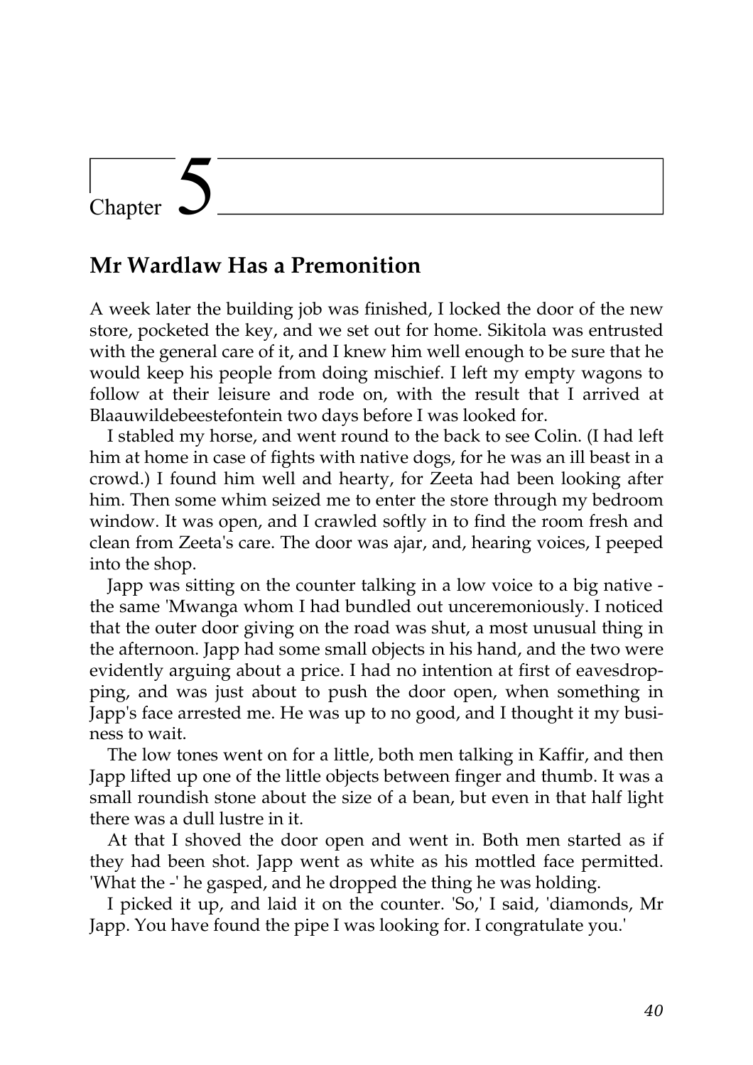# Chapter 5

## Mr Wardlaw Has a Premonition

A week later the building job was finished, I locked the door of the new store, pocketed the key, and we set out for home. Sikitola was entrusted with the general care of it, and I knew him well enough to be sure that he would keep his people from doing mischief. I left my empty wagons to follow at their leisure and rode on, with the result that I arrived at Blaauwildebeestefontein two days before I was looked for.

I stabled my horse, and went round to the back to see Colin. (I had left him at home in case of fights with native dogs, for he was an ill beast in a crowd.) I found him well and hearty, for Zeeta had been looking after him. Then some whim seized me to enter the store through my bedroom window. It was open, and I crawled softly in to find the room fresh and clean from Zeeta's care. The door was ajar, and, hearing voices, I peeped into the shop.

Japp was sitting on the counter talking in a low voice to a big native - the same 'Mwanga whom I had bundled out unceremoniously. I noticed that the outer door giving on the road was shut, a most unusual thing in the afternoon. Japp had some small objects in his hand, and the two were evidently arguing about a price. I had no intention at first of eavesdropping, and was just about to push the door open, when something in Japp's face arrested me. He was up to no good, and I thought it my business to wait.

The low tones went on for a little, both men talking in Kaffir, and then Japp lifted up one of the little objects between finger and thumb. It was a small roundish stone about the size of a bean, but even in that half light there was a dull lustre in it.

At that I shoved the door open and went in. Both men started as if they had been shot. Japp went as white as his mottled face permitted. 'What the -' he gasped, and he dropped the thing he was holding.

I picked it up, and laid it on the counter. 'So,' I said, 'diamonds, Mr Japp. You have found the pipe I was looking for. I congratulate you.'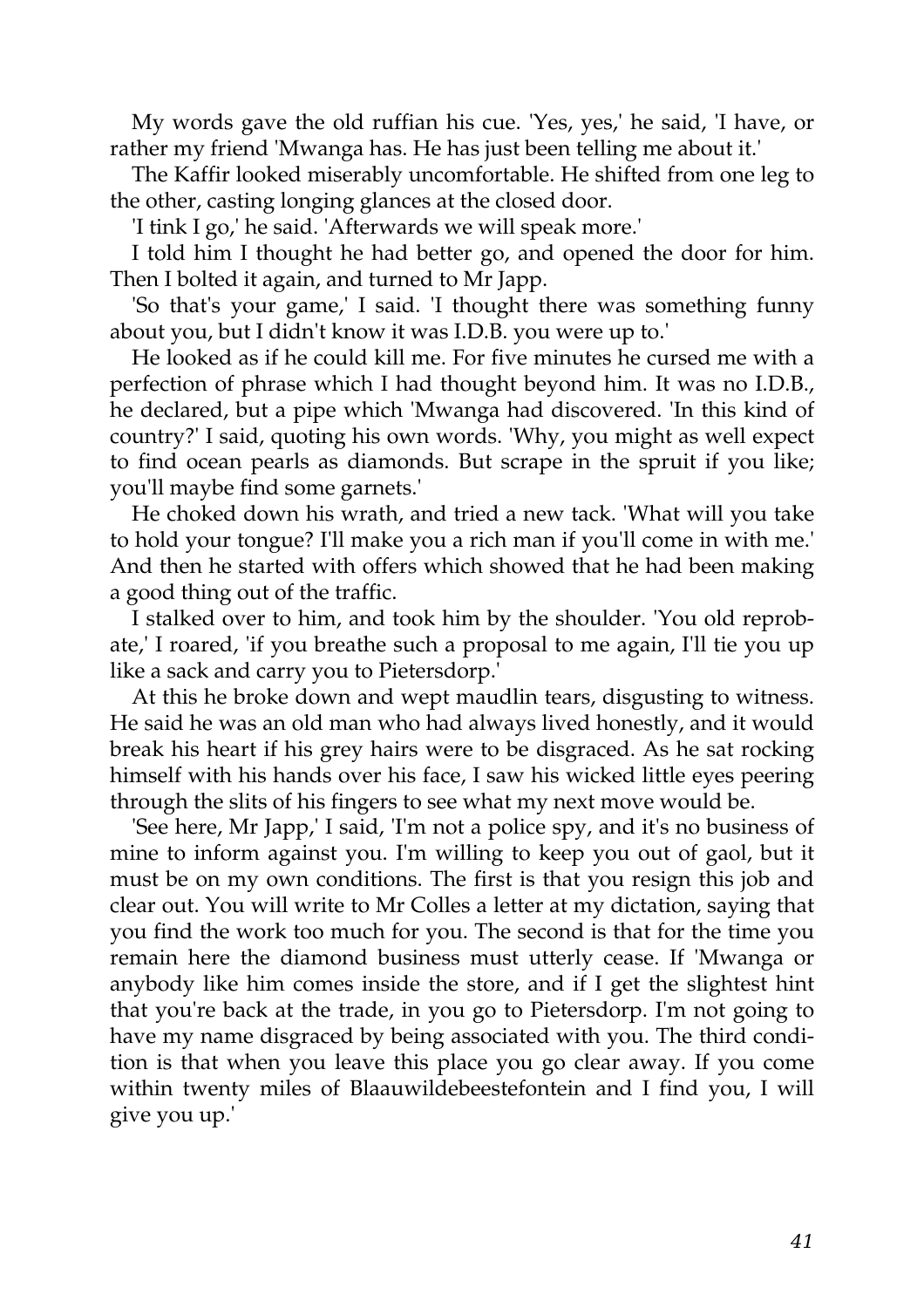My words gave the old ruffian his cue. 'Yes, yes,' he said, 'I have, or rather my friend 'Mwanga has. He has just been telling me about it.'

The Kaffir looked miserably uncomfortable. He shifted from one leg to the other, casting longing glances at the closed door.

'I tink I go,' he said. 'Afterwards we will speak more.'

I told him I thought he had better go, and opened the door for him. Then I bolted it again, and turned to Mr Japp.

'So that's your game,' I said. 'I thought there was something funny about you, but I didn't know it was I.D.B. you were up to.'

He looked as if he could kill me. For five minutes he cursed me with a perfection of phrase which I had thought beyond him. It was no I.D.B., he declared, but a pipe which 'Mwanga had discovered. 'In this kind of country?' I said, quoting his own words. 'Why, you might as well expect to find ocean pearls as diamonds. But scrape in the spruit if you like; you'll maybe find some garnets.'

He choked down his wrath, and tried a new tack. 'What will you take to hold your tongue? I'll make you a rich man if you'll come in with me.' And then he started with offers which showed that he had been making a good thing out of the traffic.

I stalked over to him, and took him by the shoulder. 'You old reprobate,' I roared, 'if you breathe such a proposal to me again, I'll tie you up like a sack and carry you to Pietersdorp.'

At this he broke down and wept maudlin tears, disgusting to witness. He said he was an old man who had always lived honestly, and it would break his heart if his grey hairs were to be disgraced. As he sat rocking himself with his hands over his face, I saw his wicked little eyes peering through the slits of his fingers to see what my next move would be.

'See here, Mr Japp,' I said, 'I'm not a police spy, and it's no business of mine to inform against you. I'm willing to keep you out of gaol, but it must be on my own conditions. The first is that you resign this job and clear out. You will write to Mr Colles a letter at my dictation, saying that you find the work too much for you. The second is that for the time you remain here the diamond business must utterly cease. If 'Mwanga or anybody like him comes inside the store, and if I get the slightest hint that you're back at the trade, in you go to Pietersdorp. I'm not going to have my name disgraced by being associated with you. The third condition is that when you leave this place you go clear away. If you come within twenty miles of Blaauwildebeestefontein and I find you, I will give you up.'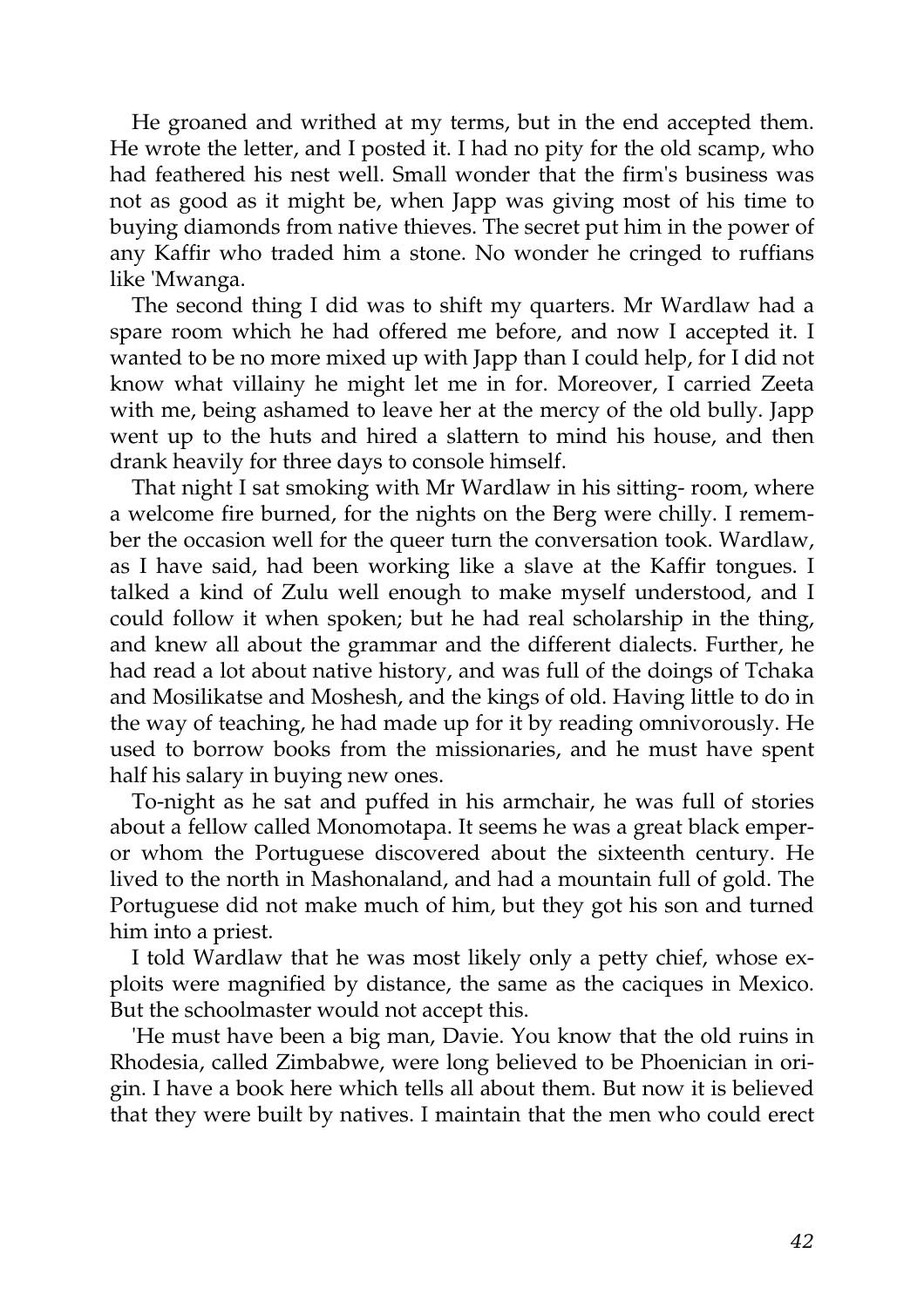He groaned and writhed at my terms, but in the end accepted them. He wrote the letter, and I posted it. I had no pity for the old scamp, who had feathered his nest well. Small wonder that the firm's business was not as good as it might be, when Japp was giving most of his time to buying diamonds from native thieves. The secret put him in the power of any Kaffir who traded him a stone. No wonder he cringed to ruffians like 'Mwanga.

The second thing I did was to shift my quarters. Mr Wardlaw had a spare room which he had offered me before, and now I accepted it. I wanted to be no more mixed up with Japp than I could help, for I did not know what villainy he might let me in for. Moreover, I carried Zeeta with me, being ashamed to leave her at the mercy of the old bully. Japp went up to the huts and hired a slattern to mind his house, and then drank heavily for three days to console himself.

That night I sat smoking with Mr Wardlaw in his sitting- room, where a welcome fire burned, for the nights on the Berg were chilly. I remember the occasion well for the queer turn the conversation took. Wardlaw, as I have said, had been working like a slave at the Kaffir tongues. I talked a kind of Zulu well enough to make myself understood, and I could follow it when spoken; but he had real scholarship in the thing, and knew all about the grammar and the different dialects. Further, he had read a lot about native history, and was full of the doings of Tchaka and Mosilikatse and Moshesh, and the kings of old. Having little to do in the way of teaching, he had made up for it by reading omnivorously. He used to borrow books from the missionaries, and he must have spent half his salary in buying new ones.

To-night as he sat and puffed in his armchair, he was full of stories about a fellow called Monomotapa. It seems he was a great black emperor whom the Portuguese discovered about the sixteenth century. He lived to the north in Mashonaland, and had a mountain full of gold. The Portuguese did not make much of him, but they got his son and turned him into a priest.

I told Wardlaw that he was most likely only a petty chief, whose exploits were magnified by distance, the same as the caciques in Mexico. But the schoolmaster would not accept this.

'He must have been a big man, Davie. You know that the old ruins in Rhodesia, called Zimbabwe, were long believed to be Phoenician in origin. I have a book here which tells all about them. But now it is believed that they were built by natives. I maintain that the men who could erect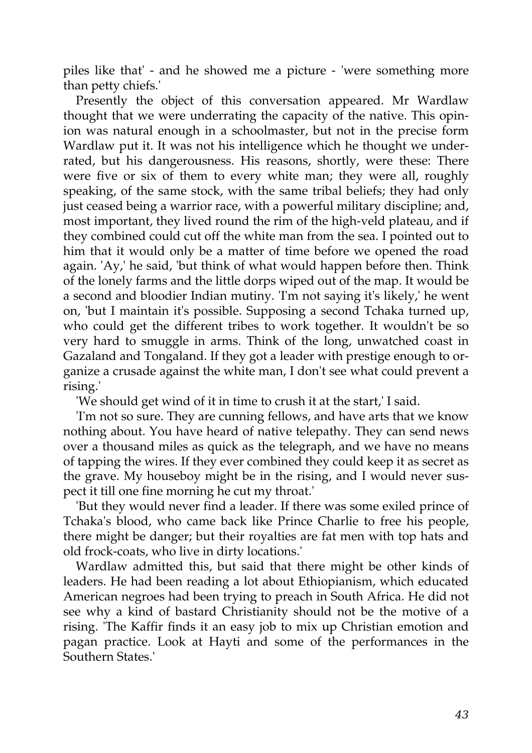piles like that' - and he showed me a picture - 'were something more than petty chiefs.'

Presently the object of this conversation appeared. Mr Wardlaw thought that we were underrating the capacity of the native. This opinion was natural enough in a schoolmaster, but not in the precise form Wardlaw put it. It was not his intelligence which he thought we underrated, but his dangerousness. His reasons, shortly, were these: There were five or six of them to every white man; they were all, roughly speaking, of the same stock, with the same tribal beliefs; they had only just ceased being a warrior race, with a powerful military discipline; and, most important, they lived round the rim of the high-veld plateau, and if they combined could cut off the white man from the sea. I pointed out to him that it would only be a matter of time before we opened the road again. 'Ay,' he said, 'but think of what would happen before then. Think of the lonely farms and the little dorps wiped out of the map. It would be a second and bloodier Indian mutiny. 'I'm not saying it's likely,' he went on, 'but I maintain it's possible. Supposing a second Tchaka turned up, who could get the different tribes to work together. It wouldn't be so very hard to smuggle in arms. Think of the long, unwatched coast in Gazaland and Tongaland. If they got a leader with prestige enough to organize a crusade against the white man, I don't see what could prevent a rising.'

'We should get wind of it in time to crush it at the start,' I said.

'I'm not so sure. They are cunning fellows, and have arts that we know nothing about. You have heard of native telepathy. They can send news over a thousand miles as quick as the telegraph, and we have no means of tapping the wires. If they ever combined they could keep it as secret as the grave. My houseboy might be in the rising, and I would never suspect it till one fine morning he cut my throat.'

'But they would never find a leader. If there was some exiled prince of Tchaka's blood, who came back like Prince Charlie to free his people, there might be danger; but their royalties are fat men with top hats and old frock-coats, who live in dirty locations.'

Wardlaw admitted this, but said that there might be other kinds of leaders. He had been reading a lot about Ethiopianism, which educated American negroes had been trying to preach in South Africa. He did not see why a kind of bastard Christianity should not be the motive of a rising. 'The Kaffir finds it an easy job to mix up Christian emotion and pagan practice. Look at Hayti and some of the performances in the Southern States.'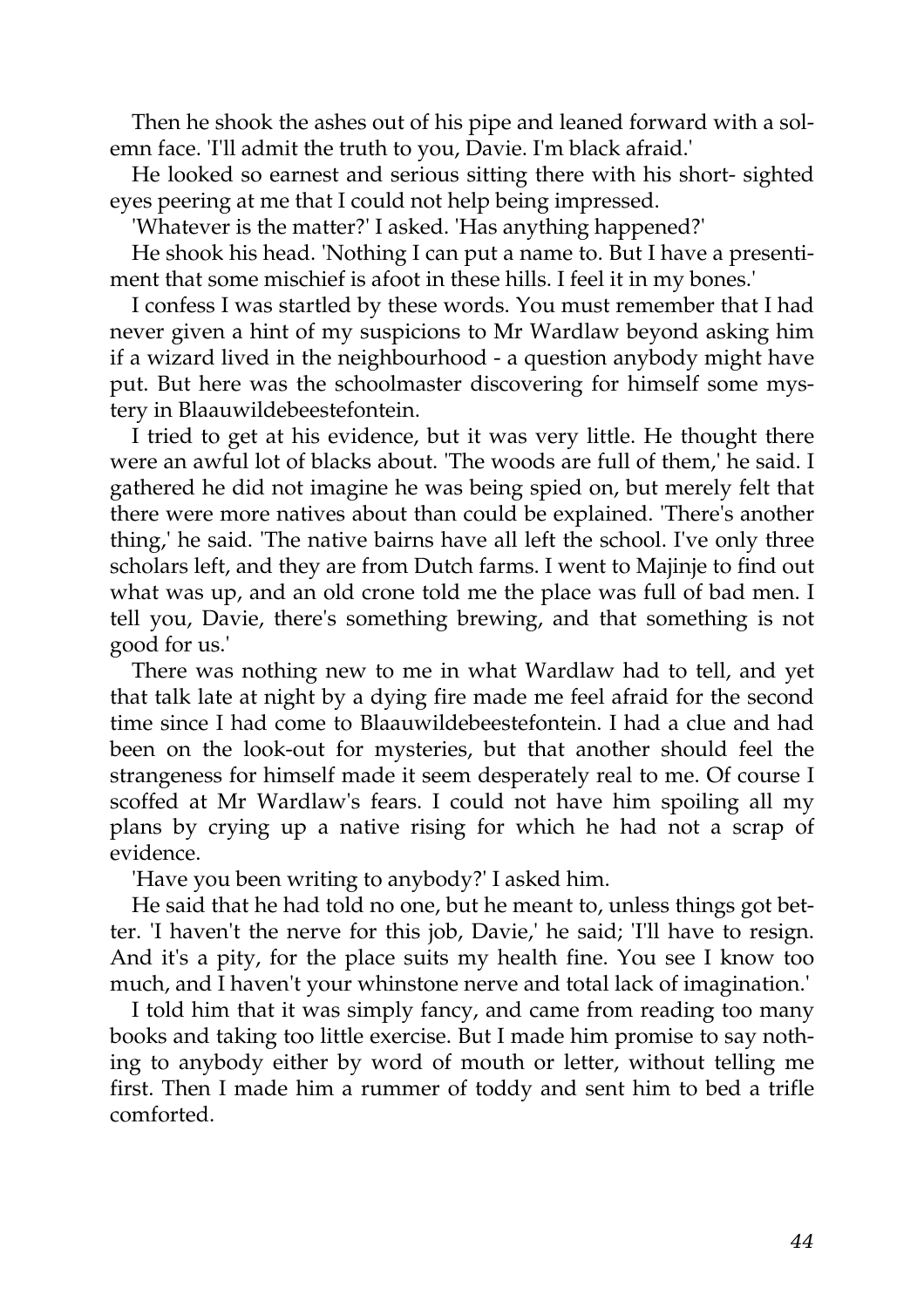Then he shook the ashes out of his pipe and leaned forward with a solemn face. 'I'll admit the truth to you, Davie. I'm black afraid.'

He looked so earnest and serious sitting there with his short- sighted eyes peering at me that I could not help being impressed.

'Whatever is the matter?' I asked. 'Has anything happened?'

He shook his head. 'Nothing I can put a name to. But I have a presentiment that some mischief is afoot in these hills. I feel it in my bones.'

I confess I was startled by these words. You must remember that I had never given a hint of my suspicions to Mr Wardlaw beyond asking him if a wizard lived in the neighbourhood - a question anybody might have put. But here was the schoolmaster discovering for himself some mystery in Blaauwildebeestefontein.

I tried to get at his evidence, but it was very little. He thought there were an awful lot of blacks about. 'The woods are full of them,' he said. I gathered he did not imagine he was being spied on, but merely felt that there were more natives about than could be explained. 'There's another thing,' he said. 'The native bairns have all left the school. I've only three scholars left, and they are from Dutch farms. I went to Majinje to find out what was up, and an old crone told me the place was full of bad men. I tell you, Davie, there's something brewing, and that something is not good for us.'

There was nothing new to me in what Wardlaw had to tell, and yet that talk late at night by a dying fire made me feel afraid for the second time since I had come to Blaauwildebeestefontein. I had a clue and had been on the look-out for mysteries, but that another should feel the strangeness for himself made it seem desperately real to me. Of course I scoffed at Mr Wardlaw's fears. I could not have him spoiling all my plans by crying up a native rising for which he had not a scrap of evidence.

'Have you been writing to anybody?' I asked him.

He said that he had told no one, but he meant to, unless things got better. 'I haven't the nerve for this job, Davie,' he said; 'I'll have to resign. And it's a pity, for the place suits my health fine. You see I know too much, and I haven't your whinstone nerve and total lack of imagination.'

I told him that it was simply fancy, and came from reading too many books and taking too little exercise. But I made him promise to say nothing to anybody either by word of mouth or letter, without telling me first. Then I made him a rummer of toddy and sent him to bed a trifle comforted.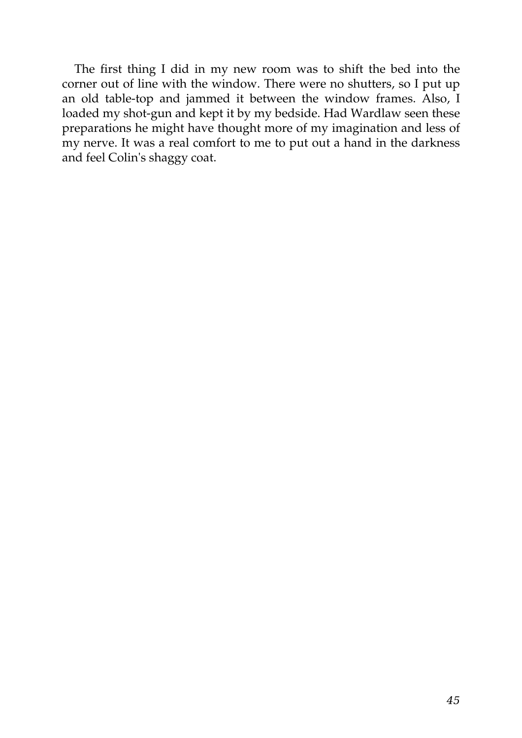The first thing I did in my new room was to shift the bed into the corner out of line with the window. There were no shutters, so I put up an old table-top and jammed it between the window frames. Also, I loaded my shot-gun and kept it by my bedside. Had Wardlaw seen these preparations he might have thought more of my imagination and less of my nerve. It was a real comfort to me to put out a hand in the darkness and feel Colin's shaggy coat.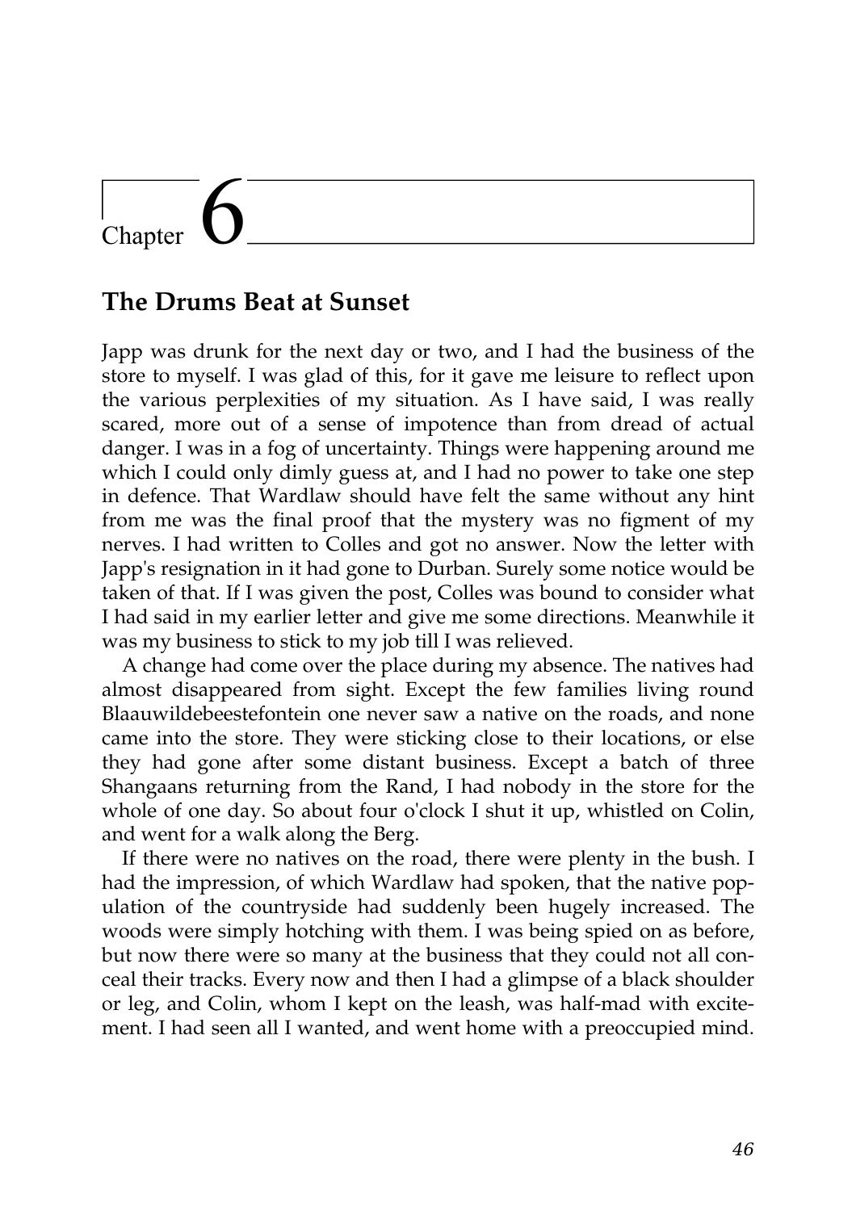# Chapter 6

## The Drums Beat at Sunset

Japp was drunk for the next day or two, and I had the business of the store to myself. I was glad of this, for it gave me leisure to reflect upon the various perplexities of my situation. As I have said, I was really scared, more out of a sense of impotence than from dread of actual danger. I was in a fog of uncertainty. Things were happening around me which I could only dimly guess at, and I had no power to take one step in defence. That Wardlaw should have felt the same without any hint from me was the final proof that the mystery was no figment of my nerves. I had written to Colles and got no answer. Now the letter with Japp's resignation in it had gone to Durban. Surely some notice would be taken of that. If I was given the post, Colles was bound to consider what I had said in my earlier letter and give me some directions. Meanwhile it was my business to stick to my job till I was relieved.

A change had come over the place during my absence. The natives had almost disappeared from sight. Except the few families living round Blaauwildebeestefontein one never saw a native on the roads, and none came into the store. They were sticking close to their locations, or else they had gone after some distant business. Except a batch of three Shangaans returning from the Rand, I had nobody in the store for the whole of one day. So about four o'clock I shut it up, whistled on Colin, and went for a walk along the Berg.

If there were no natives on the road, there were plenty in the bush. I had the impression, of which Wardlaw had spoken, that the native population of the countryside had suddenly been hugely increased. The woods were simply hotching with them. I was being spied on as before, but now there were so many at the business that they could not all conceal their tracks. Every now and then I had a glimpse of a black shoulder or leg, and Colin, whom I kept on the leash, was half-mad with excitement. I had seen all I wanted, and went home with a preoccupied mind.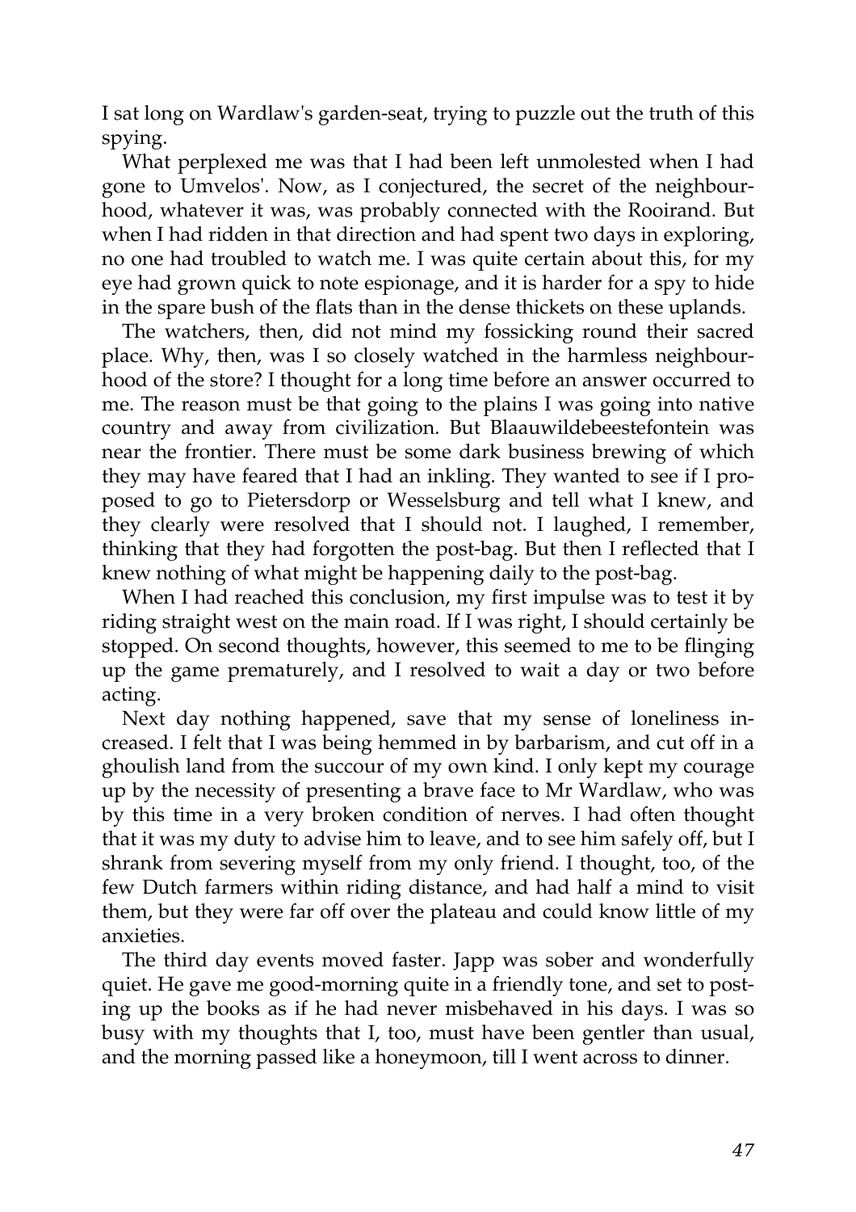I sat long on Wardlaw's garden-seat, trying to puzzle out the truth of this spying.

What perplexed me was that I had been left unmolested when I had gone to Umvelos'. Now, as I conjectured, the secret of the neighbourhood, whatever it was, was probably connected with the Rooirand. But when I had ridden in that direction and had spent two days in exploring, no one had troubled to watch me. I was quite certain about this, for my eye had grown quick to note espionage, and it is harder for a spy to hide in the spare bush of the flats than in the dense thickets on these uplands.

The watchers, then, did not mind my fossicking round their sacred place. Why, then, was I so closely watched in the harmless neighbourhood of the store? I thought for a long time before an answer occurred to me. The reason must be that going to the plains I was going into native country and away from civilization. But Blaauwildebeestefontein was near the frontier. There must be some dark business brewing of which they may have feared that I had an inkling. They wanted to see if I proposed to go to Pietersdorp or Wesselsburg and tell what I knew, and they clearly were resolved that I should not. I laughed, I remember, thinking that they had forgotten the post-bag. But then I reflected that I knew nothing of what might be happening daily to the post-bag.

When I had reached this conclusion, my first impulse was to test it by riding straight west on the main road. If I was right, I should certainly be stopped. On second thoughts, however, this seemed to me to be flinging up the game prematurely, and I resolved to wait a day or two before acting.

Next day nothing happened, save that my sense of loneliness increased. I felt that I was being hemmed in by barbarism, and cut off in a ghoulish land from the succour of my own kind. I only kept my courage up by the necessity of presenting a brave face to Mr Wardlaw, who was by this time in a very broken condition of nerves. I had often thought that it was my duty to advise him to leave, and to see him safely off, but I shrank from severing myself from my only friend. I thought, too, of the few Dutch farmers within riding distance, and had half a mind to visit them, but they were far off over the plateau and could know little of my anxieties.

The third day events moved faster. Japp was sober and wonderfully quiet. He gave me good-morning quite in a friendly tone, and set to posting up the books as if he had never misbehaved in his days. I was so busy with my thoughts that I, too, must have been gentler than usual, and the morning passed like a honeymoon, till I went across to dinner.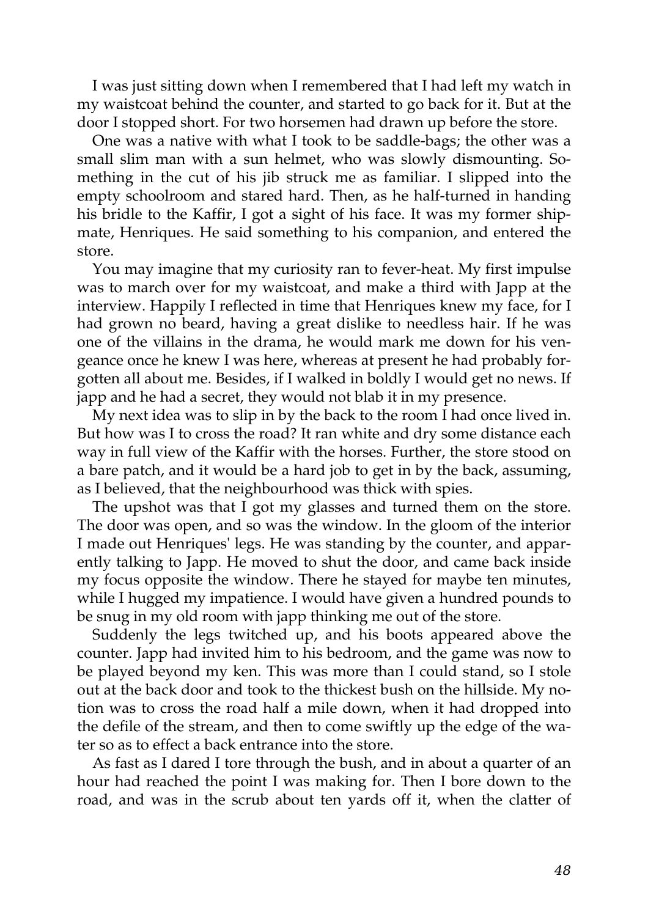I was just sitting down when I remembered that I had left my watch in my waistcoat behind the counter, and started to go back for it. But at the door I stopped short. For two horsemen had drawn up before the store.

One was a native with what I took to be saddle-bags; the other was a small slim man with a sun helmet, who was slowly dismounting. Something in the cut of his jib struck me as familiar. I slipped into the empty schoolroom and stared hard. Then, as he half-turned in handing his bridle to the Kaffir, I got a sight of his face. It was my former shipmate, Henriques. He said something to his companion, and entered the store.

You may imagine that my curiosity ran to fever-heat. My first impulse was to march over for my waistcoat, and make a third with Japp at the interview. Happily I reflected in time that Henriques knew my face, for I had grown no beard, having a great dislike to needless hair. If he was one of the villains in the drama, he would mark me down for his vengeance once he knew I was here, whereas at present he had probably forgotten all about me. Besides, if I walked in boldly I would get no news. If japp and he had a secret, they would not blab it in my presence.

My next idea was to slip in by the back to the room I had once lived in. But how was I to cross the road? It ran white and dry some distance each way in full view of the Kaffir with the horses. Further, the store stood on a bare patch, and it would be a hard job to get in by the back, assuming, as I believed, that the neighbourhood was thick with spies.

The upshot was that I got my glasses and turned them on the store. The door was open, and so was the window. In the gloom of the interior I made out Henriques' legs. He was standing by the counter, and apparently talking to Japp. He moved to shut the door, and came back inside my focus opposite the window. There he stayed for maybe ten minutes, while I hugged my impatience. I would have given a hundred pounds to be snug in my old room with japp thinking me out of the store.

Suddenly the legs twitched up, and his boots appeared above the counter. Japp had invited him to his bedroom, and the game was now to be played beyond my ken. This was more than I could stand, so I stole out at the back door and took to the thickest bush on the hillside. My notion was to cross the road half a mile down, when it had dropped into the defile of the stream, and then to come swiftly up the edge of the water so as to effect a back entrance into the store.

As fast as I dared I tore through the bush, and in about a quarter of an hour had reached the point I was making for. Then I bore down to the road, and was in the scrub about ten yards off it, when the clatter of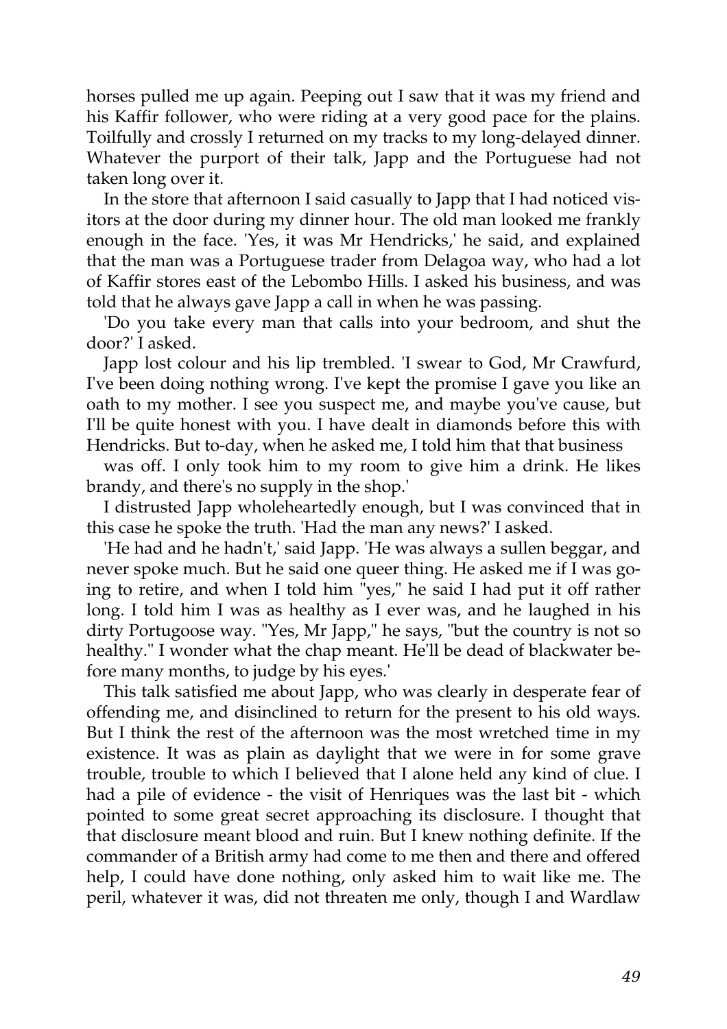horses pulled me up again. Peeping out I saw that it was my friend and his Kaffir follower, who were riding at a very good pace for the plains. Toilfully and crossly I returned on my tracks to my long-delayed dinner. Whatever the purport of their talk, Japp and the Portuguese had not taken long over it.

In the store that afternoon I said casually to Japp that I had noticed visitors at the door during my dinner hour. The old man looked me frankly enough in the face. 'Yes, it was Mr Hendricks,' he said, and explained that the man was a Portuguese trader from Delagoa way, who had a lot of Kaffir stores east of the Lebombo Hills. I asked his business, and was told that he always gave Japp a call in when he was passing.

'Do you take every man that calls into your bedroom, and shut the door?' I asked.

Japp lost colour and his lip trembled. 'I swear to God, Mr Crawfurd, I've been doing nothing wrong. I've kept the promise I gave you like an oath to my mother. I see you suspect me, and maybe you've cause, but I'll be quite honest with you. I have dealt in diamonds before this with Hendricks. But to-day, when he asked me, I told him that that business was off. I only took him to my room to give him a drink. He likes brandy, and there's no supply in the shop.'

I distrusted Japp wholeheartedly enough, but I was convinced that in this case he spoke the truth. 'Had the man any news?' I asked.

'He had and he hadn't,' said Japp. 'He was always a sullen beggar, and never spoke much. But he said one queer thing. He asked me if I was going to retire, and when I told him "yes," he said I had put it off rather long. I told him I was as healthy as I ever was, and he laughed in his dirty Portugoose way. "Yes, Mr Japp," he says, "but the country is not so healthy." I wonder what the chap meant. He'll be dead of blackwater before many months, to judge by his eyes.'

This talk satisfied me about Japp, who was clearly in desperate fear of offending me, and disinclined to return for the present to his old ways. But I think the rest of the afternoon was the most wretched time in my existence. It was as plain as daylight that we were in for some grave trouble, trouble to which I believed that I alone held any kind of clue. I had a pile of evidence - the visit of Henriques was the last bit - which pointed to some great secret approaching its disclosure. I thought that that disclosure meant blood and ruin. But I knew nothing definite. If the commander of a British army had come to me then and there and offered help, I could have done nothing, only asked him to wait like me. The peril, whatever it was, did not threaten me only, though I and Wardlaw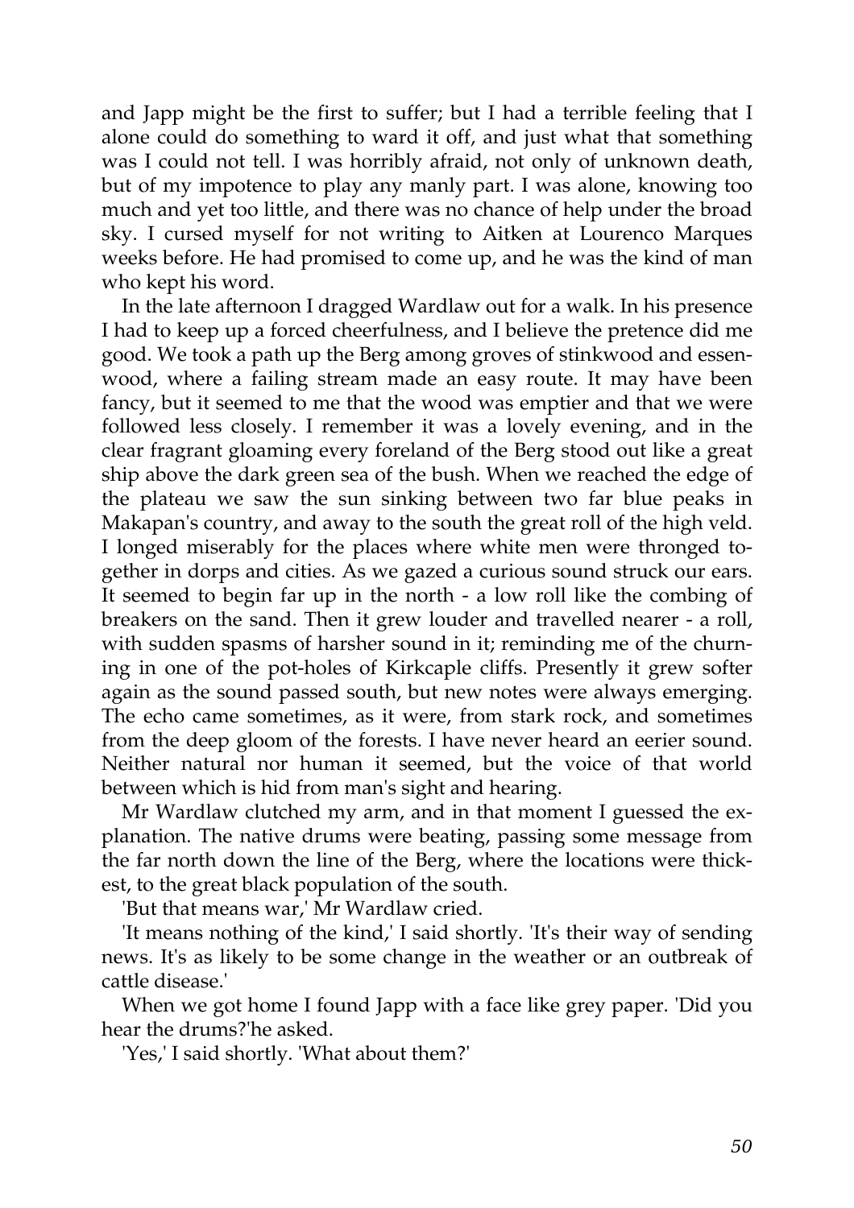and Japp might be the first to suffer; but I had a terrible feeling that I alone could do something to ward it off, and just what that something was I could not tell. I was horribly afraid, not only of unknown death, but of my impotence to play any manly part. I was alone, knowing too much and yet too little, and there was no chance of help under the broad sky. I cursed myself for not writing to Aitken at Lourenco Marques weeks before. He had promised to come up, and he was the kind of man who kept his word.

In the late afternoon I dragged Wardlaw out for a walk. In his presence I had to keep up a forced cheerfulness, and I believe the pretence did me good. We took a path up the Berg among groves of stinkwood and essenwood, where a failing stream made an easy route. It may have been fancy, but it seemed to me that the wood was emptier and that we were followed less closely. I remember it was a lovely evening, and in the clear fragrant gloaming every foreland of the Berg stood out like a great ship above the dark green sea of the bush. When we reached the edge of the plateau we saw the sun sinking between two far blue peaks in Makapan's country, and away to the south the great roll of the high veld. I longed miserably for the places where white men were thronged together in dorps and cities. As we gazed a curious sound struck our ears. It seemed to begin far up in the north - a low roll like the combing of breakers on the sand. Then it grew louder and travelled nearer - a roll, with sudden spasms of harsher sound in it; reminding me of the churning in one of the pot-holes of Kirkcaple cliffs. Presently it grew softer again as the sound passed south, but new notes were always emerging. The echo came sometimes, as it were, from stark rock, and sometimes from the deep gloom of the forests. I have never heard an eerier sound. Neither natural nor human it seemed, but the voice of that world between which is hid from man's sight and hearing.

Mr Wardlaw clutched my arm, and in that moment I guessed the explanation. The native drums were beating, passing some message from the far north down the line of the Berg, where the locations were thickest, to the great black population of the south.

'But that means war,' Mr Wardlaw cried.

'It means nothing of the kind,' I said shortly. 'It's their way of sending news. It's as likely to be some change in the weather or an outbreak of cattle disease.'

When we got home I found Japp with a face like grey paper. 'Did you hear the drums?'he asked.

'Yes,' I said shortly. 'What about them?'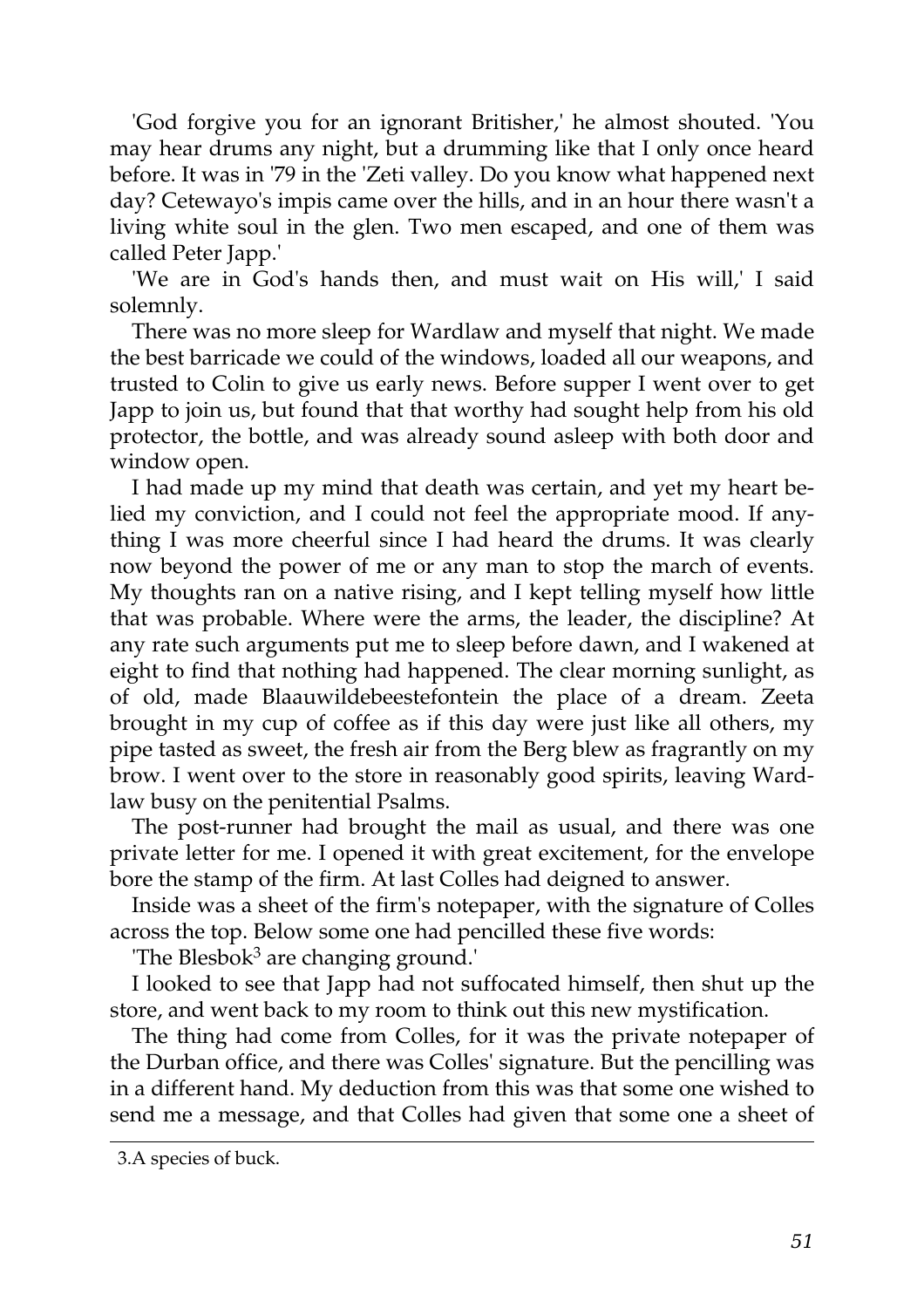'God forgive you for an ignorant Britisher,' he almost shouted. 'You may hear drums any night, but a drumming like that I only once heard before. It was in '79 in the 'Zeti valley. Do you know what happened next day? Cetewayo's impis came over the hills, and in an hour there wasn't a living white soul in the glen. Two men escaped, and one of them was called Peter Japp.'

'We are in God's hands then, and must wait on His will,' I said solemnly.

There was no more sleep for Wardlaw and myself that night. We made the best barricade we could of the windows, loaded all our weapons, and trusted to Colin to give us early news. Before supper I went over to get Japp to join us, but found that that worthy had sought help from his old protector, the bottle, and was already sound asleep with both door and window open.

I had made up my mind that death was certain, and yet my heart belied my conviction, and I could not feel the appropriate mood. If anything I was more cheerful since I had heard the drums. It was clearly now beyond the power of me or any man to stop the march of events. My thoughts ran on a native rising, and I kept telling myself how little that was probable. Where were the arms, the leader, the discipline? At any rate such arguments put me to sleep before dawn, and I wakened at eight to find that nothing had happened. The clear morning sunlight, as of old, made Blaauwildebeestefontein the place of a dream. Zeeta brought in my cup of coffee as if this day were just like all others, my pipe tasted as sweet, the fresh air from the Berg blew as fragrantly on my brow. I went over to the store in reasonably good spirits, leaving Wardlaw busy on the penitential Psalms.

The post-runner had brought the mail as usual, and there was one private letter for me. I opened it with great excitement, for the envelope bore the stamp of the firm. At last Colles had deigned to answer.

Inside was a sheet of the firm's notepaper, with the signature of Colles across the top. Below some one had pencilled these five words:

'The Blesbok[3] are changing ground.'

I looked to see that Japp had not suffocated himself, then shut up the store, and went back to my room to think out this new mystification.

The thing had come from Colles, for it was the private notepaper of the Durban office, and there was Colles' signature. But the pencilling was in a different hand. My deduction from this was that some one wished to send me a message, and that Colles had given that some one a sheet of

---

3.A species of buck.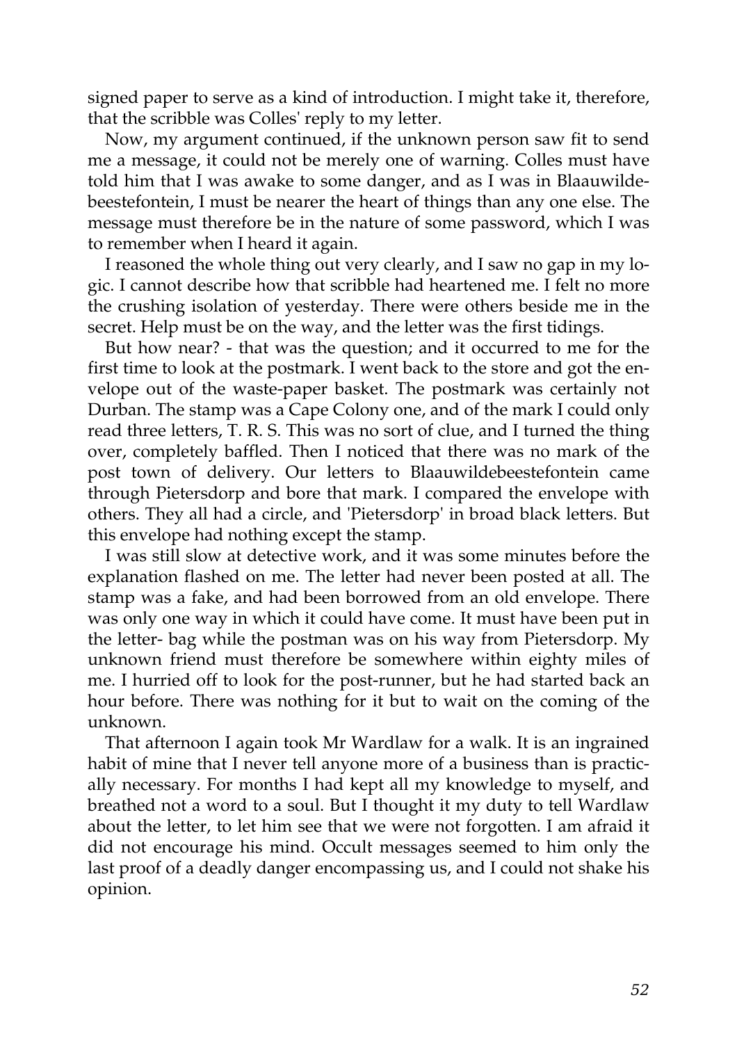signed paper to serve as a kind of introduction. I might take it, therefore, that the scribble was Colles' reply to my letter.

Now, my argument continued, if the unknown person saw fit to send me a message, it could not be merely one of warning. Colles must have told him that I was awake to some danger, and as I was in Blaauwildebeestefontein, I must be nearer the heart of things than any one else. The message must therefore be in the nature of some password, which I was to remember when I heard it again.

I reasoned the whole thing out very clearly, and I saw no gap in my logic. I cannot describe how that scribble had heartened me. I felt no more the crushing isolation of yesterday. There were others beside me in the secret. Help must be on the way, and the letter was the first tidings.

But how near? - that was the question; and it occurred to me for the first time to look at the postmark. I went back to the store and got the envelope out of the waste-paper basket. The postmark was certainly not Durban. The stamp was a Cape Colony one, and of the mark I could only read three letters, T. R. S. This was no sort of clue, and I turned the thing over, completely baffled. Then I noticed that there was no mark of the post town of delivery. Our letters to Blaauwildebeestefontein came through Pietersdorp and bore that mark. I compared the envelope with others. They all had a circle, and 'Pietersdorp' in broad black letters. But this envelope had nothing except the stamp.

I was still slow at detective work, and it was some minutes before the explanation flashed on me. The letter had never been posted at all. The stamp was a fake, and had been borrowed from an old envelope. There was only one way in which it could have come. It must have been put in the letter- bag while the postman was on his way from Pietersdorp. My unknown friend must therefore be somewhere within eighty miles of me. I hurried off to look for the post-runner, but he had started back an hour before. There was nothing for it but to wait on the coming of the unknown.

That afternoon I again took Mr Wardlaw for a walk. It is an ingrained habit of mine that I never tell anyone more of a business than is practically necessary. For months I had kept all my knowledge to myself, and breathed not a word to a soul. But I thought it my duty to tell Wardlaw about the letter, to let him see that we were not forgotten. I am afraid it did not encourage his mind. Occult messages seemed to him only the last proof of a deadly danger encompassing us, and I could not shake his opinion.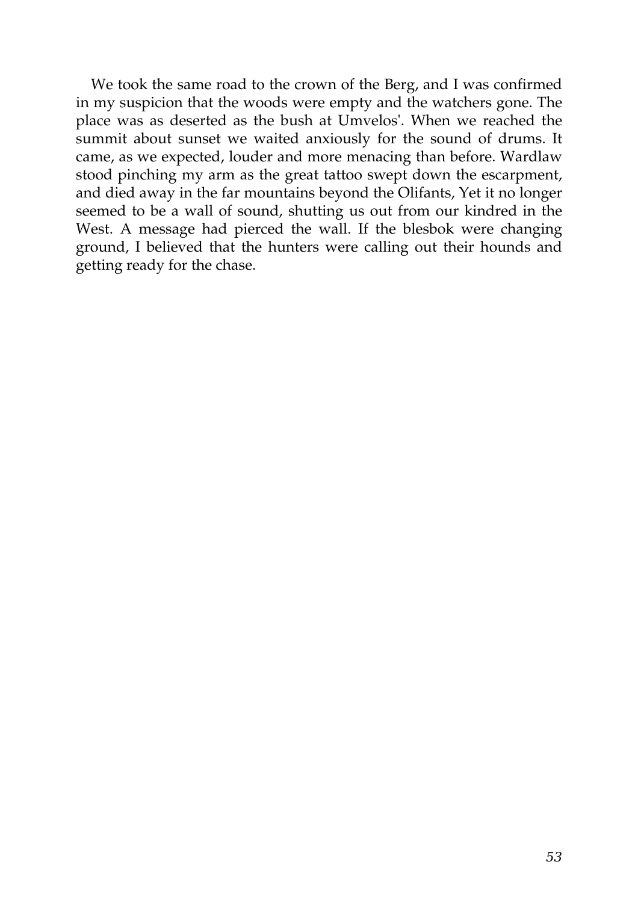We took the same road to the crown of the Berg, and I was confirmed in my suspicion that the woods were empty and the watchers gone. The place was as deserted as the bush at Umvelos'. When we reached the summit about sunset we waited anxiously for the sound of drums. It came, as we expected, louder and more menacing than before. Wardlaw stood pinching my arm as the great tattoo swept down the escarpment, and died away in the far mountains beyond the Olifants, Yet it no longer seemed to be a wall of sound, shutting us out from our kindred in the West. A message had pierced the wall. If the blesbok were changing ground, I believed that the hunters were calling out their hounds and getting ready for the chase.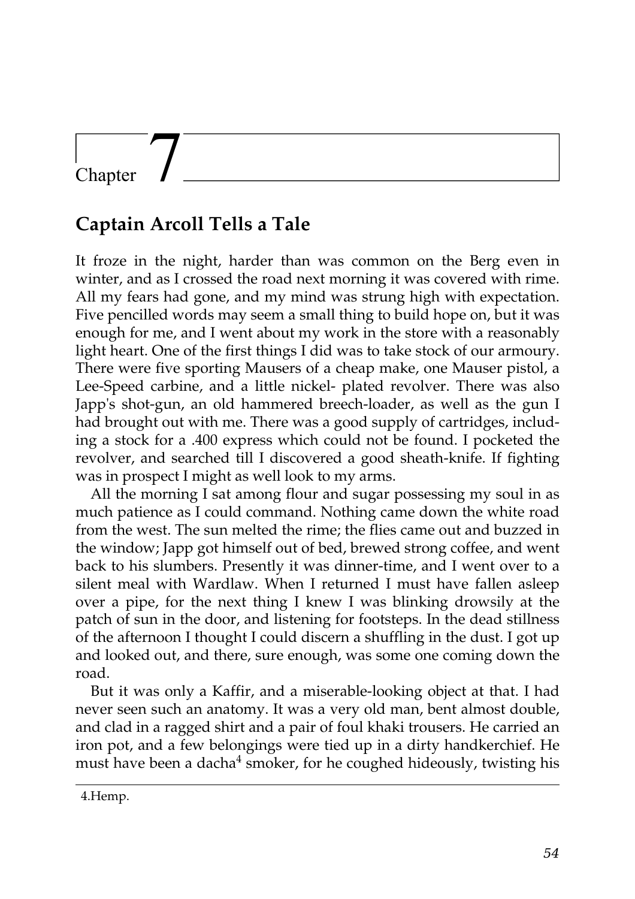# Chapter 7

## Captain Arcoll Tells a Tale

It froze in the night, harder than was common on the Berg even in winter, and as I crossed the road next morning it was covered with rime. All my fears had gone, and my mind was strung high with expectation. Five pencilled words may seem a small thing to build hope on, but it was enough for me, and I went about my work in the store with a reasonably light heart. One of the first things I did was to take stock of our armoury. There were five sporting Mausers of a cheap make, one Mauser pistol, a Lee-Speed carbine, and a little nickel- plated revolver. There was also Japp's shot-gun, an old hammered breech-loader, as well as the gun I had brought out with me. There was a good supply of cartridges, including a stock for a .400 express which could not be found. I pocketed the revolver, and searched till I discovered a good sheath-knife. If fighting was in prospect I might as well look to my arms.

All the morning I sat among flour and sugar possessing my soul in as much patience as I could command. Nothing came down the white road from the west. The sun melted the rime; the flies came out and buzzed in the window; Japp got himself out of bed, brewed strong coffee, and went back to his slumbers. Presently it was dinner-time, and I went over to a silent meal with Wardlaw. When I returned I must have fallen asleep over a pipe, for the next thing I knew I was blinking drowsily at the patch of sun in the door, and listening for footsteps. In the dead stillness of the afternoon I thought I could discern a shuffling in the dust. I got up and looked out, and there, sure enough, was some one coming down the road.

But it was only a Kaffir, and a miserable-looking object at that. I had never seen such an anatomy. It was a very old man, bent almost double, and clad in a ragged shirt and a pair of foul khaki trousers. He carried an iron pot, and a few belongings were tied up in a dirty handkerchief. He must have been a dacha[4] smoker, for he coughed hideously, twisting his

4. Hemp.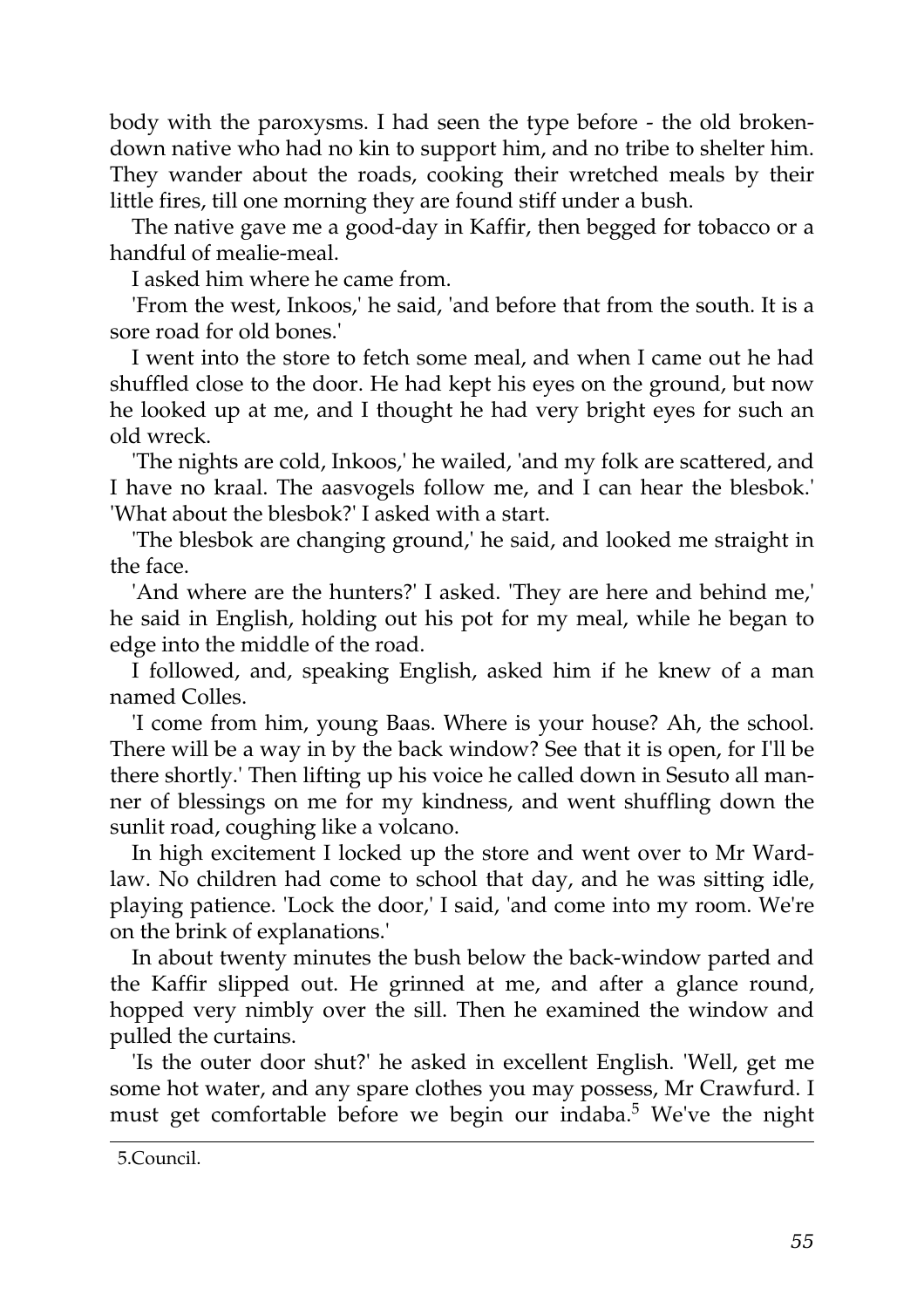body with the paroxysms. I had seen the type before - the old broken-down native who had no kin to support him, and no tribe to shelter him. They wander about the roads, cooking their wretched meals by their little fires, till one morning they are found stiff under a bush.

The native gave me a good-day in Kaffir, then begged for tobacco or a handful of mealie-meal.

I asked him where he came from.

'From the west, Inkoos,' he said, 'and before that from the south. It is a sore road for old bones.'

I went into the store to fetch some meal, and when I came out he had shuffled close to the door. He had kept his eyes on the ground, but now he looked up at me, and I thought he had very bright eyes for such an old wreck.

'The nights are cold, Inkoos,' he wailed, 'and my folk are scattered, and I have no kraal. The aasvogels follow me, and I can hear the blesbok.' 'What about the blesbok?' I asked with a start.

'The blesbok are changing ground,' he said, and looked me straight in the face.

'And where are the hunters?' I asked. 'They are here and behind me,' he said in English, holding out his pot for my meal, while he began to edge into the middle of the road.

I followed, and, speaking English, asked him if he knew of a man named Colles.

'I come from him, young Baas. Where is your house? Ah, the school. There will be a way in by the back window? See that it is open, for I'll be there shortly.' Then lifting up his voice he called down in Sesuto all manner of blessings on me for my kindness, and went shuffling down the sunlit road, coughing like a volcano.

In high excitement I locked up the store and went over to Mr Wardlaw. No children had come to school that day, and he was sitting idle, playing patience. 'Lock the door,' I said, 'and come into my room. We're on the brink of explanations.'

In about twenty minutes the bush below the back-window parted and the Kaffir slipped out. He grinned at me, and after a glance round, hopped very nimbly over the sill. Then he examined the window and pulled the curtains.

'Is the outer door shut?' he asked in excellent English. 'Well, get me some hot water, and any spare clothes you may possess, Mr Crawfurd. I must get comfortable before we begin our indaba.[5] We've the night

5.Council.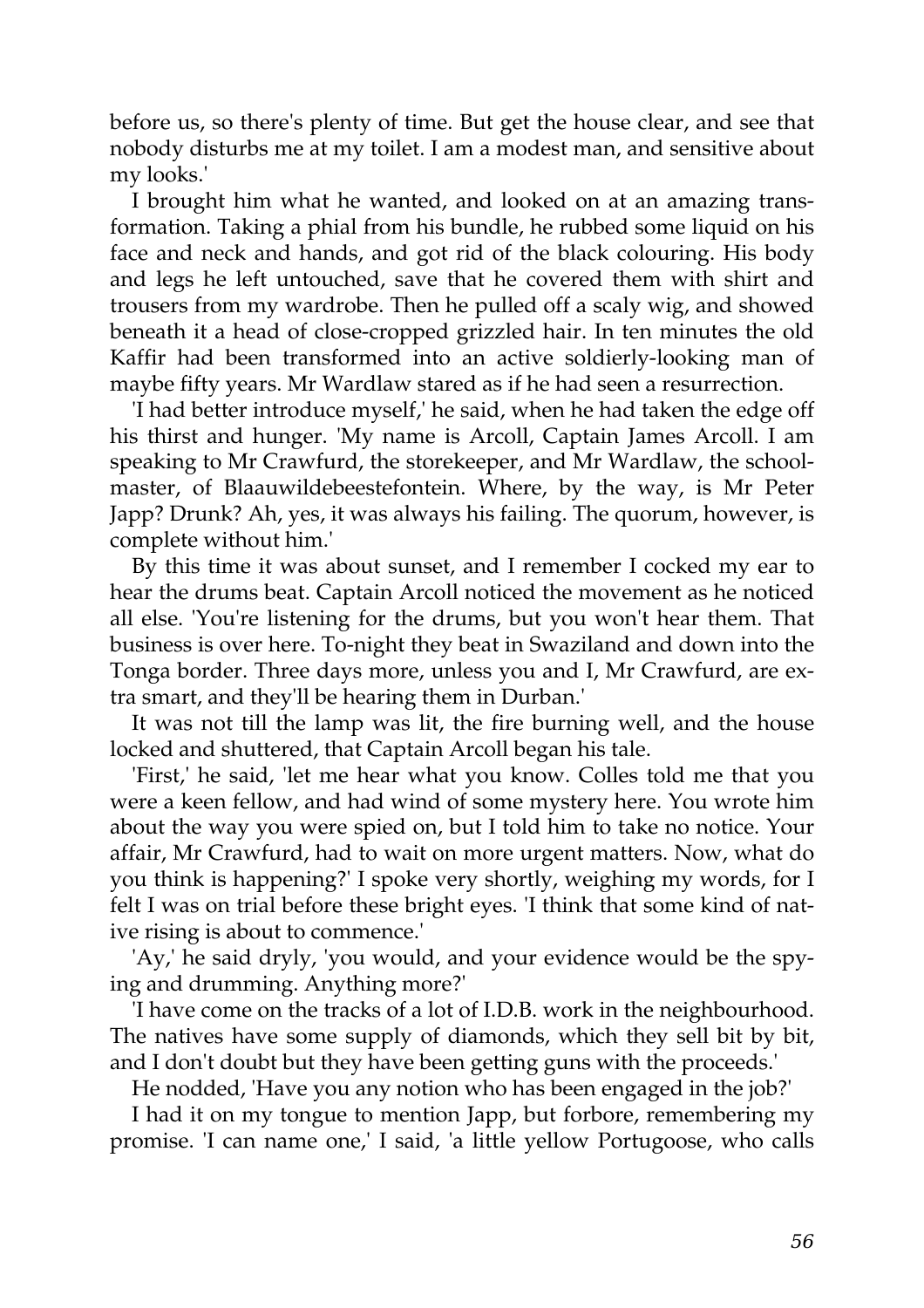before us, so there's plenty of time. But get the house clear, and see that nobody disturbs me at my toilet. I am a modest man, and sensitive about my looks.'

I brought him what he wanted, and looked on at an amazing transformation. Taking a phial from his bundle, he rubbed some liquid on his face and neck and hands, and got rid of the black colouring. His body and legs he left untouched, save that he covered them with shirt and trousers from my wardrobe. Then he pulled off a scaly wig, and showed beneath it a head of close-cropped grizzled hair. In ten minutes the old Kaffir had been transformed into an active soldierly-looking man of maybe fifty years. Mr Wardlaw stared as if he had seen a resurrection.

'I had better introduce myself,' he said, when he had taken the edge off his thirst and hunger. 'My name is Arcoll, Captain James Arcoll. I am speaking to Mr Crawfurd, the storekeeper, and Mr Wardlaw, the schoolmaster, of Blaauwildebeestefontein. Where, by the way, is Mr Peter Japp? Drunk? Ah, yes, it was always his failing. The quorum, however, is complete without him.'

By this time it was about sunset, and I remember I cocked my ear to hear the drums beat. Captain Arcoll noticed the movement as he noticed all else. 'You're listening for the drums, but you won't hear them. That business is over here. To-night they beat in Swaziland and down into the Tonga border. Three days more, unless you and I, Mr Crawfurd, are extra smart, and they'll be hearing them in Durban.'

It was not till the lamp was lit, the fire burning well, and the house locked and shuttered, that Captain Arcoll began his tale.

'First,' he said, 'let me hear what you know. Colles told me that you were a keen fellow, and had wind of some mystery here. You wrote him about the way you were spied on, but I told him to take no notice. Your affair, Mr Crawfurd, had to wait on more urgent matters. Now, what do you think is happening?' I spoke very shortly, weighing my words, for I felt I was on trial before these bright eyes. 'I think that some kind of native rising is about to commence.'

'Ay,' he said dryly, 'you would, and your evidence would be the spying and drumming. Anything more?'

'I have come on the tracks of a lot of I.D.B. work in the neighbourhood. The natives have some supply of diamonds, which they sell bit by bit, and I don't doubt but they have been getting guns with the proceeds.'

He nodded, 'Have you any notion who has been engaged in the job?'

I had it on my tongue to mention Japp, but forbore, remembering my promise. 'I can name one,' I said, 'a little yellow Portugoose, who calls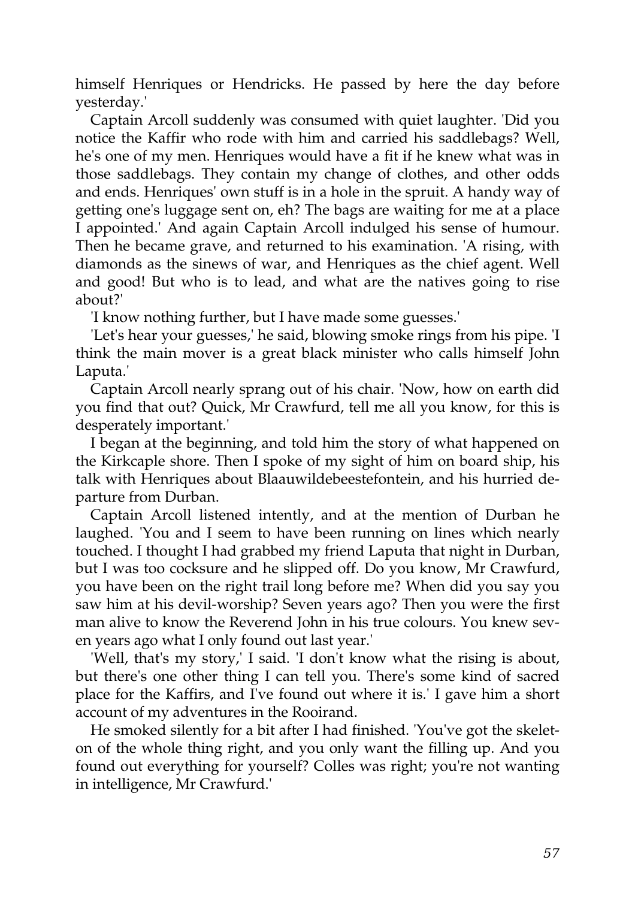himself Henriques or Hendricks. He passed by here the day before yesterday.'

Captain Arcoll suddenly was consumed with quiet laughter. 'Did you notice the Kaffir who rode with him and carried his saddlebags? Well, he's one of my men. Henriques would have a fit if he knew what was in those saddlebags. They contain my change of clothes, and other odds and ends. Henriques' own stuff is in a hole in the spruit. A handy way of getting one's luggage sent on, eh? The bags are waiting for me at a place I appointed.' And again Captain Arcoll indulged his sense of humour. Then he became grave, and returned to his examination. 'A rising, with diamonds as the sinews of war, and Henriques as the chief agent. Well and good! But who is to lead, and what are the natives going to rise about?'

'I know nothing further, but I have made some guesses.'

'Let's hear your guesses,' he said, blowing smoke rings from his pipe. 'I think the main mover is a great black minister who calls himself John Laputa.'

Captain Arcoll nearly sprang out of his chair. 'Now, how on earth did you find that out? Quick, Mr Crawfurd, tell me all you know, for this is desperately important.'

I began at the beginning, and told him the story of what happened on the Kirkcaple shore. Then I spoke of my sight of him on board ship, his talk with Henriques about Blaauwildebeestefontein, and his hurried departure from Durban.

Captain Arcoll listened intently, and at the mention of Durban he laughed. 'You and I seem to have been running on lines which nearly touched. I thought I had grabbed my friend Laputa that night in Durban, but I was too cocksure and he slipped off. Do you know, Mr Crawfurd, you have been on the right trail long before me? When did you say you saw him at his devil-worship? Seven years ago? Then you were the first man alive to know the Reverend John in his true colours. You knew seven years ago what I only found out last year.'

'Well, that's my story,' I said. 'I don't know what the rising is about, but there's one other thing I can tell you. There's some kind of sacred place for the Kaffirs, and I've found out where it is.' I gave him a short account of my adventures in the Rooirand.

He smoked silently for a bit after I had finished. 'You've got the skeleton of the whole thing right, and you only want the filling up. And you found out everything for yourself? Colles was right; you're not wanting in intelligence, Mr Crawfurd.'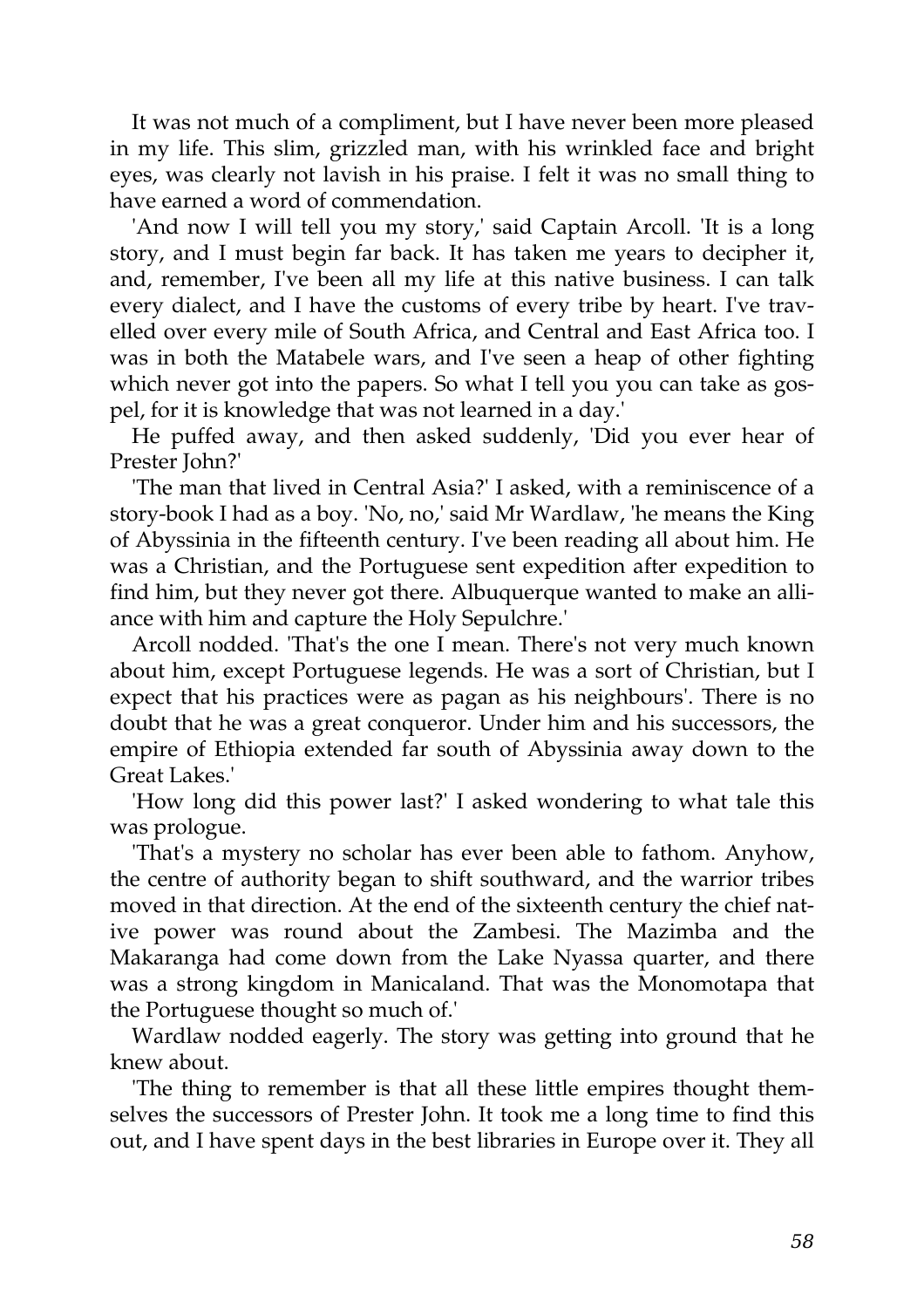It was not much of a compliment, but I have never been more pleased in my life. This slim, grizzled man, with his wrinkled face and bright eyes, was clearly not lavish in his praise. I felt it was no small thing to have earned a word of commendation.

'And now I will tell you my story,' said Captain Arcoll. 'It is a long story, and I must begin far back. It has taken me years to decipher it, and, remember, I've been all my life at this native business. I can talk every dialect, and I have the customs of every tribe by heart. I've travelled over every mile of South Africa, and Central and East Africa too. I was in both the Matabele wars, and I've seen a heap of other fighting which never got into the papers. So what I tell you you can take as gospel, for it is knowledge that was not learned in a day.'

He puffed away, and then asked suddenly, 'Did you ever hear of Prester John?'

'The man that lived in Central Asia?' I asked, with a reminiscence of a story-book I had as a boy. 'No, no,' said Mr Wardlaw, 'he means the King of Abyssinia in the fifteenth century. I've been reading all about him. He was a Christian, and the Portuguese sent expedition after expedition to find him, but they never got there. Albuquerque wanted to make an alliance with him and capture the Holy Sepulchre.'

Arcoll nodded. 'That's the one I mean. There's not very much known about him, except Portuguese legends. He was a sort of Christian, but I expect that his practices were as pagan as his neighbours'. There is no doubt that he was a great conqueror. Under him and his successors, the empire of Ethiopia extended far south of Abyssinia away down to the Great Lakes.'

'How long did this power last?' I asked wondering to what tale this was prologue.

'That's a mystery no scholar has ever been able to fathom. Anyhow, the centre of authority began to shift southward, and the warrior tribes moved in that direction. At the end of the sixteenth century the chief native power was round about the Zambesi. The Mazimba and the Makaranga had come down from the Lake Nyassa quarter, and there was a strong kingdom in Manicaland. That was the Monomotapa that the Portuguese thought so much of.'

Wardlaw nodded eagerly. The story was getting into ground that he knew about.

'The thing to remember is that all these little empires thought themselves the successors of Prester John. It took me a long time to find this out, and I have spent days in the best libraries in Europe over it. They all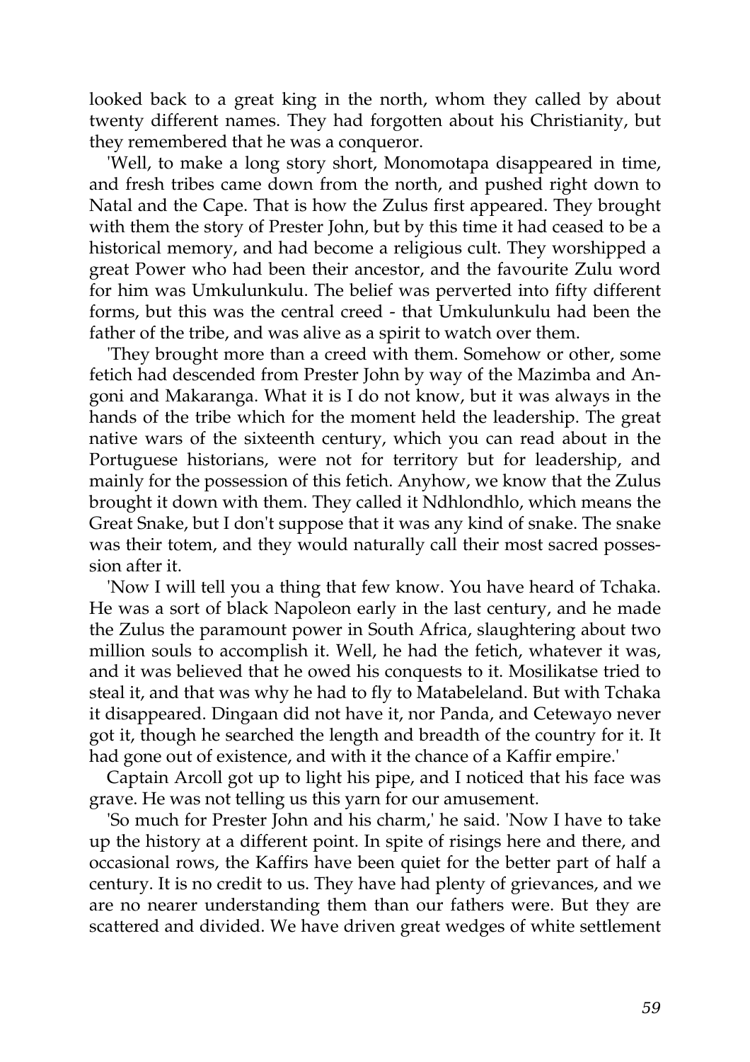looked back to a great king in the north, whom they called by about twenty different names. They had forgotten about his Christianity, but they remembered that he was a conqueror.

'Well, to make a long story short, Monomotapa disappeared in time, and fresh tribes came down from the north, and pushed right down to Natal and the Cape. That is how the Zulus first appeared. They brought with them the story of Prester John, but by this time it had ceased to be a historical memory, and had become a religious cult. They worshipped a great Power who had been their ancestor, and the favourite Zulu word for him was Umkulunkulu. The belief was perverted into fifty different forms, but this was the central creed - that Umkulunkulu had been the father of the tribe, and was alive as a spirit to watch over them.

'They brought more than a creed with them. Somehow or other, some fetich had descended from Prester John by way of the Mazimba and Angoni and Makaranga. What it is I do not know, but it was always in the hands of the tribe which for the moment held the leadership. The great native wars of the sixteenth century, which you can read about in the Portuguese historians, were not for territory but for leadership, and mainly for the possession of this fetich. Anyhow, we know that the Zulus brought it down with them. They called it Ndhlondhlo, which means the Great Snake, but I don't suppose that it was any kind of snake. The snake was their totem, and they would naturally call their most sacred possession after it.

'Now I will tell you a thing that few know. You have heard of Tchaka. He was a sort of black Napoleon early in the last century, and he made the Zulus the paramount power in South Africa, slaughtering about two million souls to accomplish it. Well, he had the fetich, whatever it was, and it was believed that he owed his conquests to it. Mosilikatse tried to steal it, and that was why he had to fly to Matabeleland. But with Tchaka it disappeared. Dingaan did not have it, nor Panda, and Cetewayo never got it, though he searched the length and breadth of the country for it. It had gone out of existence, and with it the chance of a Kaffir empire.'

Captain Arcoll got up to light his pipe, and I noticed that his face was grave. He was not telling us this yarn for our amusement.

'So much for Prester John and his charm,' he said. 'Now I have to take up the history at a different point. In spite of risings here and there, and occasional rows, the Kaffirs have been quiet for the better part of half a century. It is no credit to us. They have had plenty of grievances, and we are no nearer understanding them than our fathers were. But they are scattered and divided. We have driven great wedges of white settlement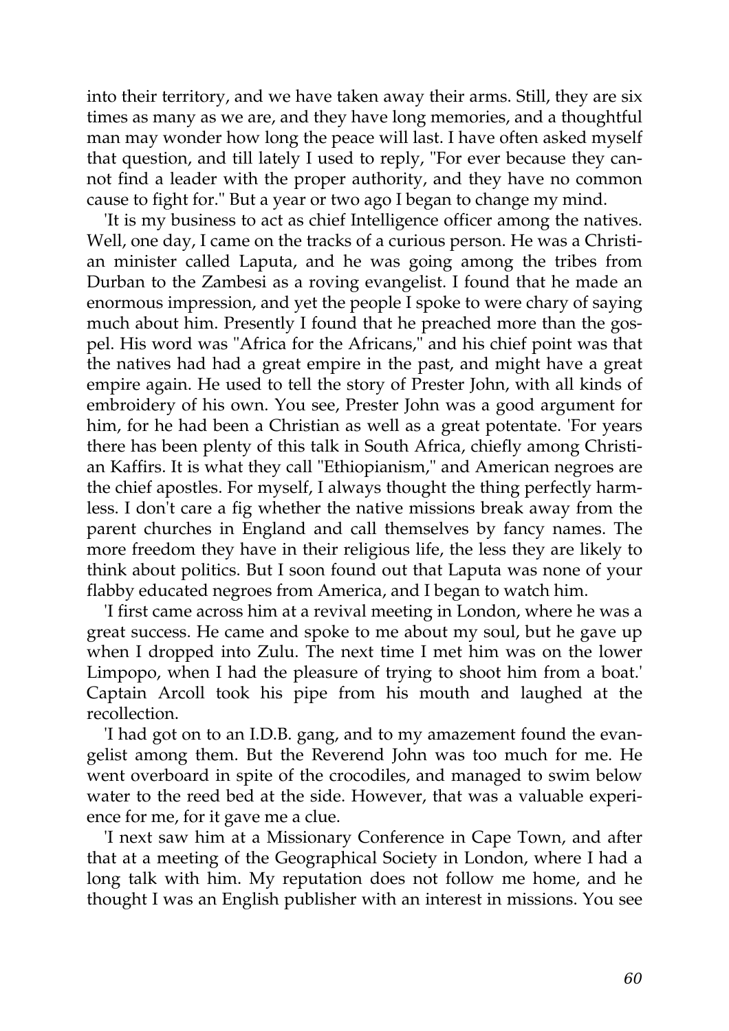into their territory, and we have taken away their arms. Still, they are six times as many as we are, and they have long memories, and a thoughtful man may wonder how long the peace will last. I have often asked myself that question, and till lately I used to reply, "For ever because they cannot find a leader with the proper authority, and they have no common cause to fight for." But a year or two ago I began to change my mind.

'It is my business to act as chief Intelligence officer among the natives. Well, one day, I came on the tracks of a curious person. He was a Christian minister called Laputa, and he was going among the tribes from Durban to the Zambesi as a roving evangelist. I found that he made an enormous impression, and yet the people I spoke to were chary of saying much about him. Presently I found that he preached more than the gospel. His word was "Africa for the Africans," and his chief point was that the natives had had a great empire in the past, and might have a great empire again. He used to tell the story of Prester John, with all kinds of embroidery of his own. You see, Prester John was a good argument for him, for he had been a Christian as well as a great potentate. 'For years there has been plenty of this talk in South Africa, chiefly among Christian Kaffirs. It is what they call "Ethiopianism," and American negroes are the chief apostles. For myself, I always thought the thing perfectly harmless. I don't care a fig whether the native missions break away from the parent churches in England and call themselves by fancy names. The more freedom they have in their religious life, the less they are likely to think about politics. But I soon found out that Laputa was none of your flabby educated negroes from America, and I began to watch him.

'I first came across him at a revival meeting in London, where he was a great success. He came and spoke to me about my soul, but he gave up when I dropped into Zulu. The next time I met him was on the lower Limpopo, when I had the pleasure of trying to shoot him from a boat.' Captain Arcoll took his pipe from his mouth and laughed at the recollection.

'I had got on to an I.D.B. gang, and to my amazement found the evangelist among them. But the Reverend John was too much for me. He went overboard in spite of the crocodiles, and managed to swim below water to the reed bed at the side. However, that was a valuable experience for me, for it gave me a clue.

'I next saw him at a Missionary Conference in Cape Town, and after that at a meeting of the Geographical Society in London, where I had a long talk with him. My reputation does not follow me home, and he thought I was an English publisher with an interest in missions. You see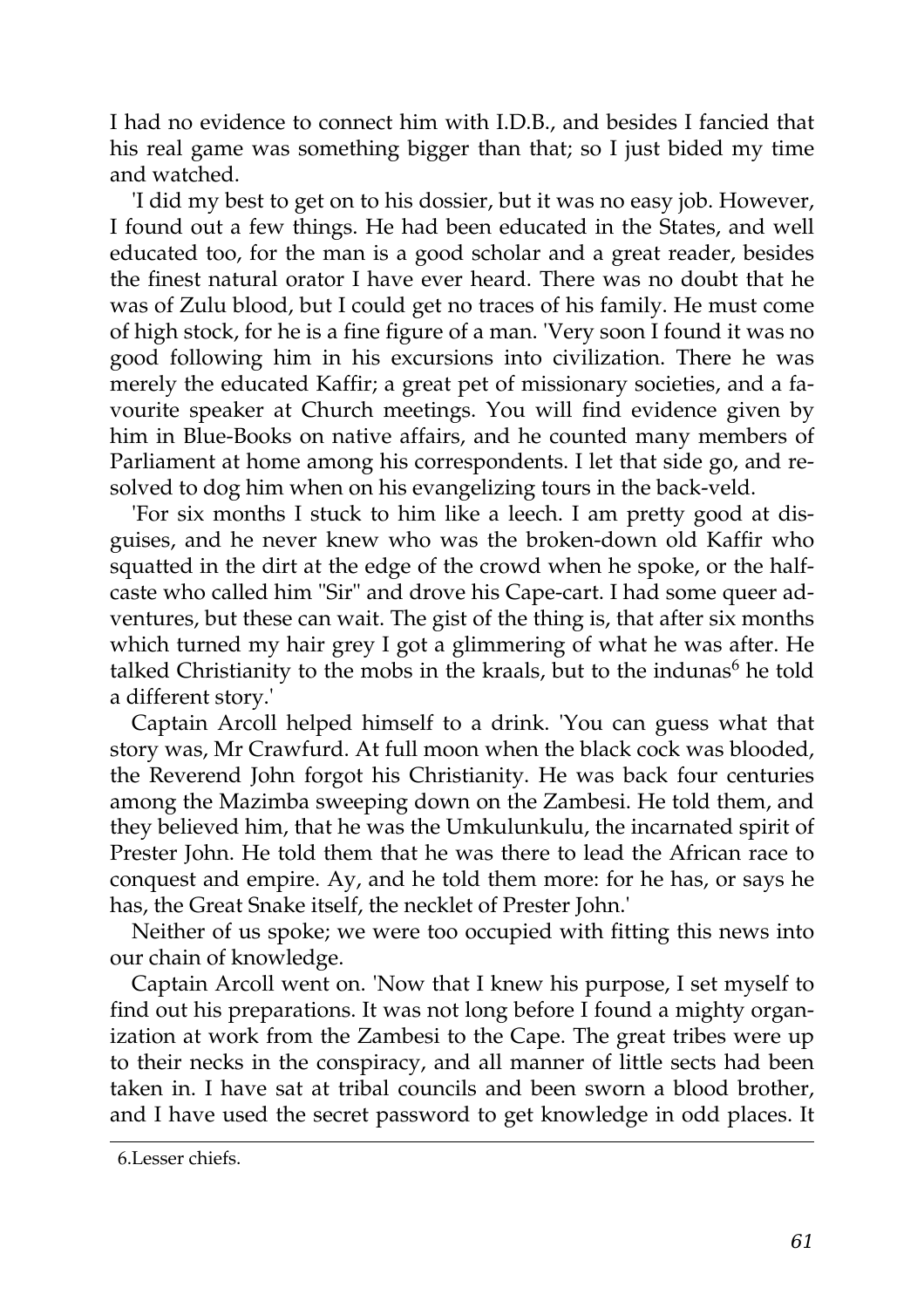I had no evidence to connect him with I.D.B., and besides I fancied that his real game was something bigger than that; so I just bided my time and watched.

'I did my best to get on to his dossier, but it was no easy job. However, I found out a few things. He had been educated in the States, and well educated too, for the man is a good scholar and a great reader, besides the finest natural orator I have ever heard. There was no doubt that he was of Zulu blood, but I could get no traces of his family. He must come of high stock, for he is a fine figure of a man. 'Very soon I found it was no good following him in his excursions into civilization. There he was merely the educated Kaffir; a great pet of missionary societies, and a favourite speaker at Church meetings. You will find evidence given by him in Blue-Books on native affairs, and he counted many members of Parliament at home among his correspondents. I let that side go, and resolved to dog him when on his evangelizing tours in the back-veld.

'For six months I stuck to him like a leech. I am pretty good at disguises, and he never knew who was the broken-down old Kaffir who squatted in the dirt at the edge of the crowd when he spoke, or the half-caste who called him "Sir" and drove his Cape-cart. I had some queer adventures, but these can wait. The gist of the thing is, that after six months which turned my hair grey I got a glimmering of what he was after. He talked Christianity to the mobs in the kraals, but to the indunas[6] he told a different story.'

Captain Arcoll helped himself to a drink. 'You can guess what that story was, Mr Crawfurd. At full moon when the black cock was blooded, the Reverend John forgot his Christianity. He was back four centuries among the Mazimba sweeping down on the Zambesi. He told them, and they believed him, that he was the Umkulunkulu, the incarnated spirit of Prester John. He told them that he was there to lead the African race to conquest and empire. Ay, and he told them more: for he has, or says he has, the Great Snake itself, the necklet of Prester John.'

Neither of us spoke; we were too occupied with fitting this news into our chain of knowledge.

Captain Arcoll went on. 'Now that I knew his purpose, I set myself to find out his preparations. It was not long before I found a mighty organization at work from the Zambesi to the Cape. The great tribes were up to their necks in the conspiracy, and all manner of little sects had been taken in. I have sat at tribal councils and been sworn a blood brother, and I have used the secret password to get knowledge in odd places. It

6.Lesser chiefs.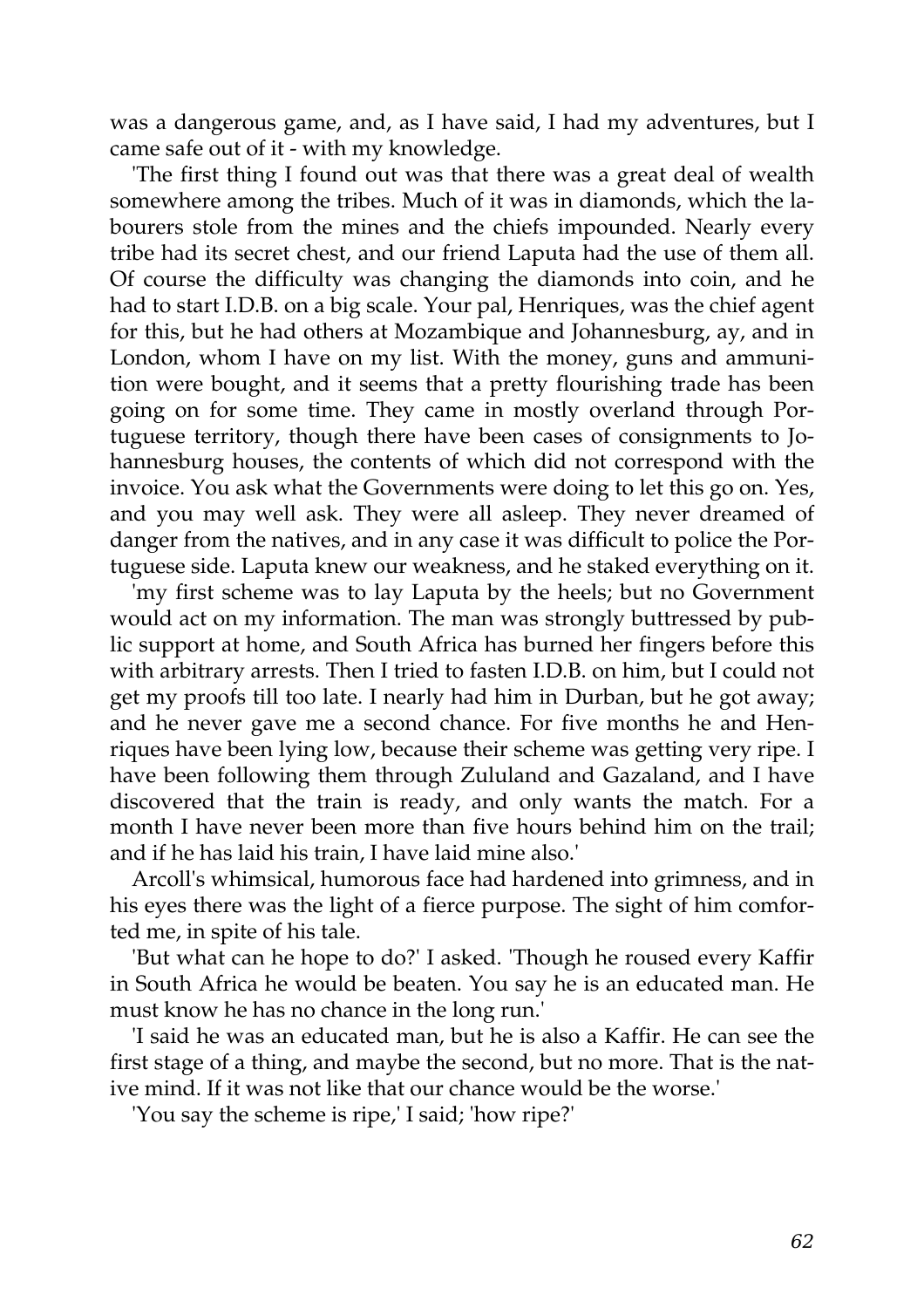was a dangerous game, and, as I have said, I had my adventures, but I came safe out of it - with my knowledge.

'The first thing I found out was that there was a great deal of wealth somewhere among the tribes. Much of it was in diamonds, which the labourers stole from the mines and the chiefs impounded. Nearly every tribe had its secret chest, and our friend Laputa had the use of them all. Of course the difficulty was changing the diamonds into coin, and he had to start I.D.B. on a big scale. Your pal, Henriques, was the chief agent for this, but he had others at Mozambique and Johannesburg, ay, and in London, whom I have on my list. With the money, guns and ammunition were bought, and it seems that a pretty flourishing trade has been going on for some time. They came in mostly overland through Portuguese territory, though there have been cases of consignments to Johannesburg houses, the contents of which did not correspond with the invoice. You ask what the Governments were doing to let this go on. Yes, and you may well ask. They were all asleep. They never dreamed of danger from the natives, and in any case it was difficult to police the Portuguese side. Laputa knew our weakness, and he staked everything on it.

'my first scheme was to lay Laputa by the heels; but no Government would act on my information. The man was strongly buttressed by public support at home, and South Africa has burned her fingers before this with arbitrary arrests. Then I tried to fasten I.D.B. on him, but I could not get my proofs till too late. I nearly had him in Durban, but he got away; and he never gave me a second chance. For five months he and Henriques have been lying low, because their scheme was getting very ripe. I have been following them through Zululand and Gazaland, and I have discovered that the train is ready, and only wants the match. For a month I have never been more than five hours behind him on the trail; and if he has laid his train, I have laid mine also.'

Arcoll's whimsical, humorous face had hardened into grimness, and in his eyes there was the light of a fierce purpose. The sight of him comforted me, in spite of his tale.

'But what can he hope to do?' I asked. 'Though he roused every Kaffir in South Africa he would be beaten. You say he is an educated man. He must know he has no chance in the long run.'

'I said he was an educated man, but he is also a Kaffir. He can see the first stage of a thing, and maybe the second, but no more. That is the native mind. If it was not like that our chance would be the worse.'

'You say the scheme is ripe,' I said; 'how ripe?'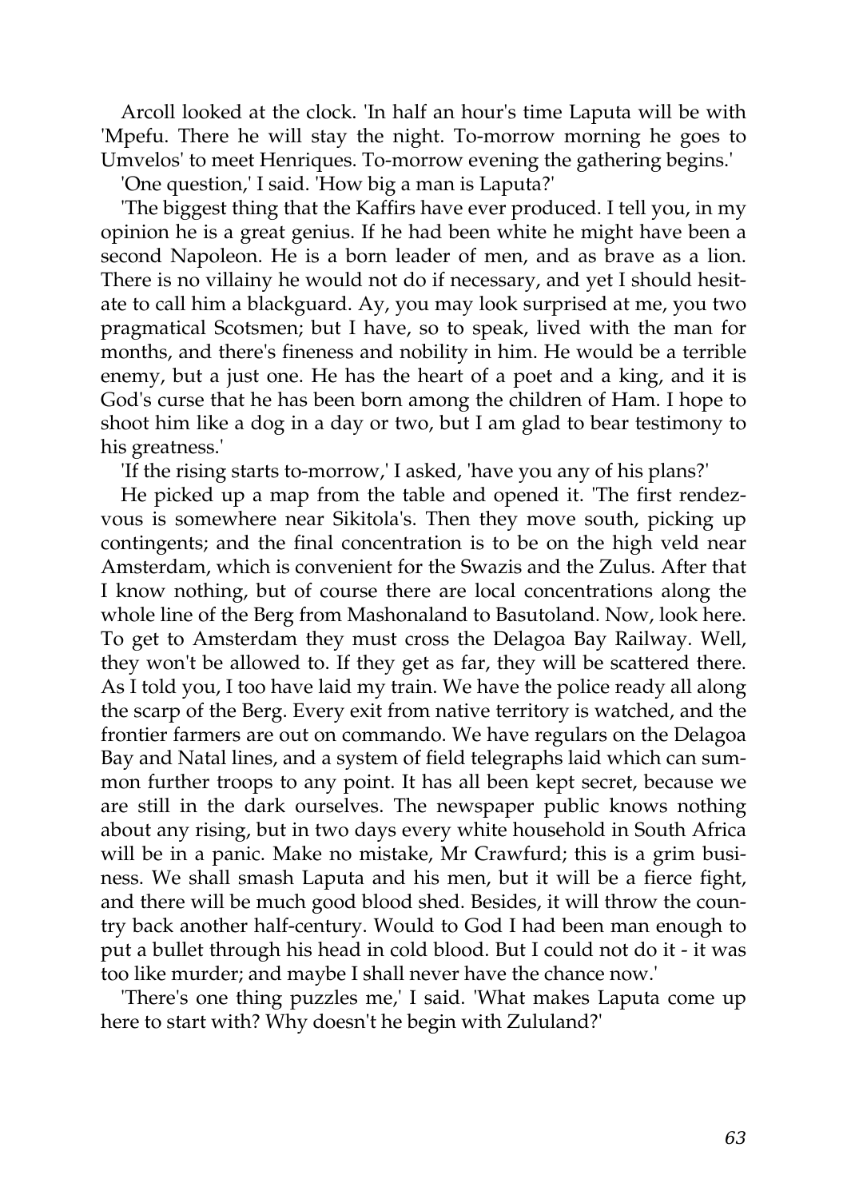Arcoll looked at the clock. 'In half an hour's time Laputa will be with 'Mpefu. There he will stay the night. To-morrow morning he goes to Umvelos' to meet Henriques. To-morrow evening the gathering begins.'

'One question,' I said. 'How big a man is Laputa?'

'The biggest thing that the Kaffirs have ever produced. I tell you, in my opinion he is a great genius. If he had been white he might have been a second Napoleon. He is a born leader of men, and as brave as a lion. There is no villainy he would not do if necessary, and yet I should hesitate to call him a blackguard. Ay, you may look surprised at me, you two pragmatical Scotsmen; but I have, so to speak, lived with the man for months, and there's fineness and nobility in him. He would be a terrible enemy, but a just one. He has the heart of a poet and a king, and it is God's curse that he has been born among the children of Ham. I hope to shoot him like a dog in a day or two, but I am glad to bear testimony to his greatness.'

'If the rising starts to-morrow,' I asked, 'have you any of his plans?'

He picked up a map from the table and opened it. 'The first rendezvous is somewhere near Sikitola's. Then they move south, picking up contingents; and the final concentration is to be on the high veld near Amsterdam, which is convenient for the Swazis and the Zulus. After that I know nothing, but of course there are local concentrations along the whole line of the Berg from Mashonaland to Basutoland. Now, look here. To get to Amsterdam they must cross the Delagoa Bay Railway. Well, they won't be allowed to. If they get as far, they will be scattered there. As I told you, I too have laid my train. We have the police ready all along the scarp of the Berg. Every exit from native territory is watched, and the frontier farmers are out on commando. We have regulars on the Delagoa Bay and Natal lines, and a system of field telegraphs laid which can summon further troops to any point. It has all been kept secret, because we are still in the dark ourselves. The newspaper public knows nothing about any rising, but in two days every white household in South Africa will be in a panic. Make no mistake, Mr Crawfurd; this is a grim business. We shall smash Laputa and his men, but it will be a fierce fight, and there will be much good blood shed. Besides, it will throw the country back another half-century. Would to God I had been man enough to put a bullet through his head in cold blood. But I could not do it - it was too like murder; and maybe I shall never have the chance now.'

'There's one thing puzzles me,' I said. 'What makes Laputa come up here to start with? Why doesn't he begin with Zululand?'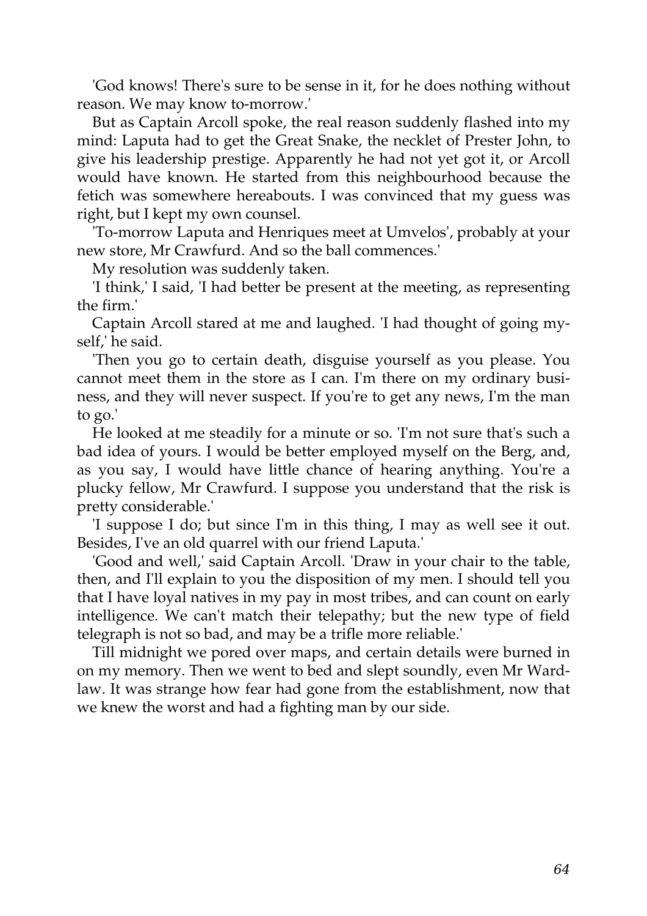'God knows! There's sure to be sense in it, for he does nothing without reason. We may know to-morrow.'

But as Captain Arcoll spoke, the real reason suddenly flashed into my mind: Laputa had to get the Great Snake, the necklet of Prester John, to give his leadership prestige. Apparently he had not yet got it, or Arcoll would have known. He started from this neighbourhood because the fetich was somewhere hereabouts. I was convinced that my guess was right, but I kept my own counsel.

'To-morrow Laputa and Henriques meet at Umvelos', probably at your new store, Mr Crawfurd. And so the ball commences.'

My resolution was suddenly taken.

'I think,' I said, 'I had better be present at the meeting, as representing the firm.'

Captain Arcoll stared at me and laughed. 'I had thought of going myself,' he said.

'Then you go to certain death, disguise yourself as you please. You cannot meet them in the store as I can. I'm there on my ordinary business, and they will never suspect. If you're to get any news, I'm the man to go.'

He looked at me steadily for a minute or so. 'I'm not sure that's such a bad idea of yours. I would be better employed myself on the Berg, and, as you say, I would have little chance of hearing anything. You're a plucky fellow, Mr Crawfurd. I suppose you understand that the risk is pretty considerable.'

'I suppose I do; but since I'm in this thing, I may as well see it out. Besides, I've an old quarrel with our friend Laputa.'

'Good and well,' said Captain Arcoll. 'Draw in your chair to the table, then, and I'll explain to you the disposition of my men. I should tell you that I have loyal natives in my pay in most tribes, and can count on early intelligence. We can't match their telepathy; but the new type of field telegraph is not so bad, and may be a trifle more reliable.'

Till midnight we pored over maps, and certain details were burned in on my memory. Then we went to bed and slept soundly, even Mr Wardlaw. It was strange how fear had gone from the establishment, now that we knew the worst and had a fighting man by our side.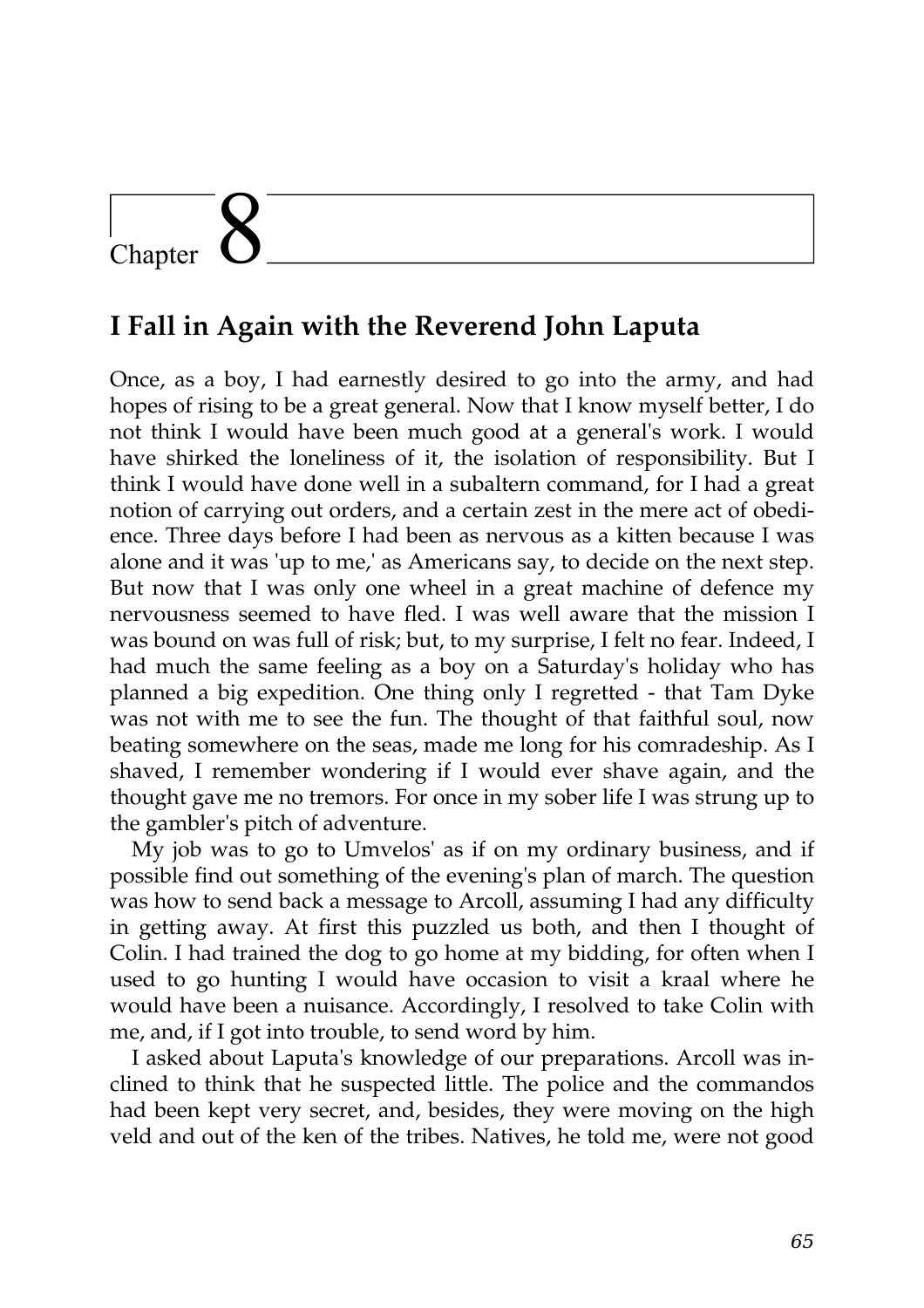# Chapter 8

## I Fall in Again with the Reverend John Laputa

Once, as a boy, I had earnestly desired to go into the army, and had hopes of rising to be a great general. Now that I know myself better, I do not think I would have been much good at a general's work. I would have shirked the loneliness of it, the isolation of responsibility. But I think I would have done well in a subaltern command, for I had a great notion of carrying out orders, and a certain zest in the mere act of obedience. Three days before I had been as nervous as a kitten because I was alone and it was 'up to me,' as Americans say, to decide on the next step. But now that I was only one wheel in a great machine of defence my nervousness seemed to have fled. I was well aware that the mission I was bound on was full of risk; but, to my surprise, I felt no fear. Indeed, I had much the same feeling as a boy on a Saturday's holiday who has planned a big expedition. One thing only I regretted - that Tam Dyke was not with me to see the fun. The thought of that faithful soul, now beating somewhere on the seas, made me long for his comradeship. As I shaved, I remember wondering if I would ever shave again, and the thought gave me no tremors. For once in my sober life I was strung up to the gambler's pitch of adventure.

My job was to go to Umvelos' as if on my ordinary business, and if possible find out something of the evening's plan of march. The question was how to send back a message to Arcoll, assuming I had any difficulty in getting away. At first this puzzled us both, and then I thought of Colin. I had trained the dog to go home at my bidding, for often when I used to go hunting I would have occasion to visit a kraal where he would have been a nuisance. Accordingly, I resolved to take Colin with me, and, if I got into trouble, to send word by him.

I asked about Laputa's knowledge of our preparations. Arcoll was inclined to think that he suspected little. The police and the commandos had been kept very secret, and, besides, they were moving on the high veld and out of the ken of the tribes. Natives, he told me, were not good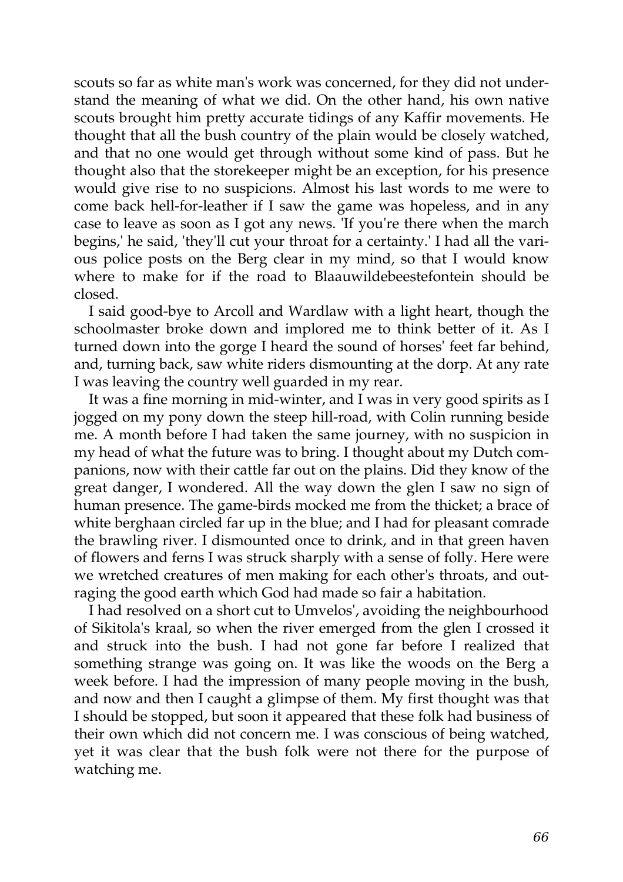scouts so far as white man's work was concerned, for they did not understand the meaning of what we did. On the other hand, his own native scouts brought him pretty accurate tidings of any Kaffir movements. He thought that all the bush country of the plain would be closely watched, and that no one would get through without some kind of pass. But he thought also that the storekeeper might be an exception, for his presence would give rise to no suspicions. Almost his last words to me were to come back hell-for-leather if I saw the game was hopeless, and in any case to leave as soon as I got any news. 'If you're there when the march begins,' he said, 'they'll cut your throat for a certainty.' I had all the various police posts on the Berg clear in my mind, so that I would know where to make for if the road to Blaauwildebeestefontein should be closed.

I said good-bye to Arcoll and Wardlaw with a light heart, though the schoolmaster broke down and implored me to think better of it. As I turned down into the gorge I heard the sound of horses' feet far behind, and, turning back, saw white riders dismounting at the dorp. At any rate I was leaving the country well guarded in my rear.

It was a fine morning in mid-winter, and I was in very good spirits as I jogged on my pony down the steep hill-road, with Colin running beside me. A month before I had taken the same journey, with no suspicion in my head of what the future was to bring. I thought about my Dutch companions, now with their cattle far out on the plains. Did they know of the great danger, I wondered. All the way down the glen I saw no sign of human presence. The game-birds mocked me from the thicket; a brace of white berghaan circled far up in the blue; and I had for pleasant comrade the brawling river. I dismounted once to drink, and in that green haven of flowers and ferns I was struck sharply with a sense of folly. Here were we wretched creatures of men making for each other's throats, and outraging the good earth which God had made so fair a habitation.

I had resolved on a short cut to Umvelos', avoiding the neighbourhood of Sikitola's kraal, so when the river emerged from the glen I crossed it and struck into the bush. I had not gone far before I realized that something strange was going on. It was like the woods on the Berg a week before. I had the impression of many people moving in the bush, and now and then I caught a glimpse of them. My first thought was that I should be stopped, but soon it appeared that these folk had business of their own which did not concern me. I was conscious of being watched, yet it was clear that the bush folk were not there for the purpose of watching me.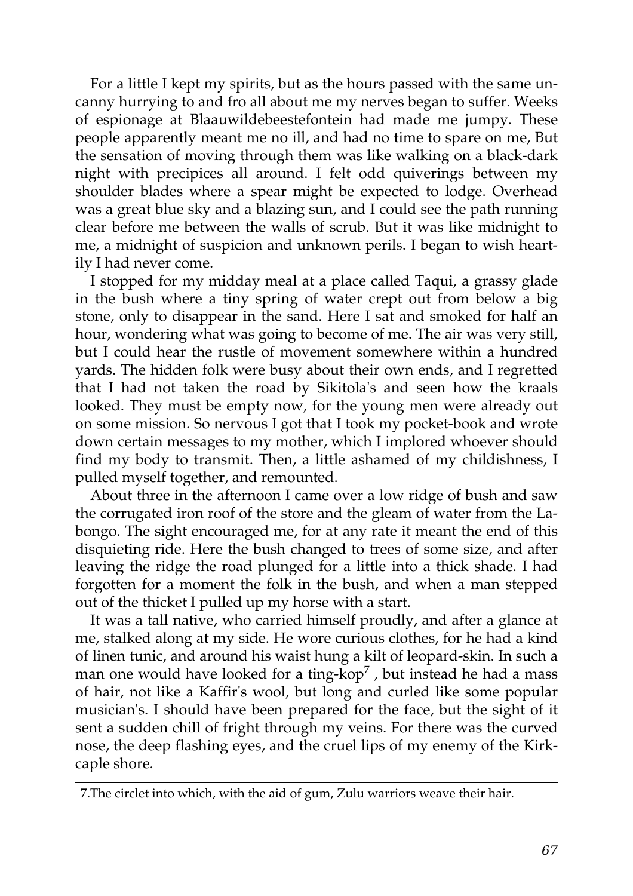For a little I kept my spirits, but as the hours passed with the same uncanny hurrying to and fro all about me my nerves began to suffer. Weeks of espionage at Blaauwildebeestefontein had made me jumpy. These people apparently meant me no ill, and had no time to spare on me, But the sensation of moving through them was like walking on a black-dark night with precipices all around. I felt odd quiverings between my shoulder blades where a spear might be expected to lodge. Overhead was a great blue sky and a blazing sun, and I could see the path running clear before me between the walls of scrub. But it was like midnight to me, a midnight of suspicion and unknown perils. I began to wish heartily I had never come.

I stopped for my midday meal at a place called Taqui, a grassy glade in the bush where a tiny spring of water crept out from below a big stone, only to disappear in the sand. Here I sat and smoked for half an hour, wondering what was going to become of me. The air was very still, but I could hear the rustle of movement somewhere within a hundred yards. The hidden folk were busy about their own ends, and I regretted that I had not taken the road by Sikitola's and seen how the kraals looked. They must be empty now, for the young men were already out on some mission. So nervous I got that I took my pocket-book and wrote down certain messages to my mother, which I implored whoever should find my body to transmit. Then, a little ashamed of my childishness, I pulled myself together, and remounted.

About three in the afternoon I came over a low ridge of bush and saw the corrugated iron roof of the store and the gleam of water from the Labongo. The sight encouraged me, for at any rate it meant the end of this disquieting ride. Here the bush changed to trees of some size, and after leaving the ridge the road plunged for a little into a thick shade. I had forgotten for a moment the folk in the bush, and when a man stepped out of the thicket I pulled up my horse with a start.

It was a tall native, who carried himself proudly, and after a glance at me, stalked along at my side. He wore curious clothes, for he had a kind of linen tunic, and around his waist hung a kilt of leopard-skin. In such a man one would have looked for a ting-kop[7] , but instead he had a mass of hair, not like a Kaffir's wool, but long and curled like some popular musician's. I should have been prepared for the face, but the sight of it sent a sudden chill of fright through my veins. For there was the curved nose, the deep flashing eyes, and the cruel lips of my enemy of the Kirkcaple shore.

---

7.The circlet into which, with the aid of gum, Zulu warriors weave their hair.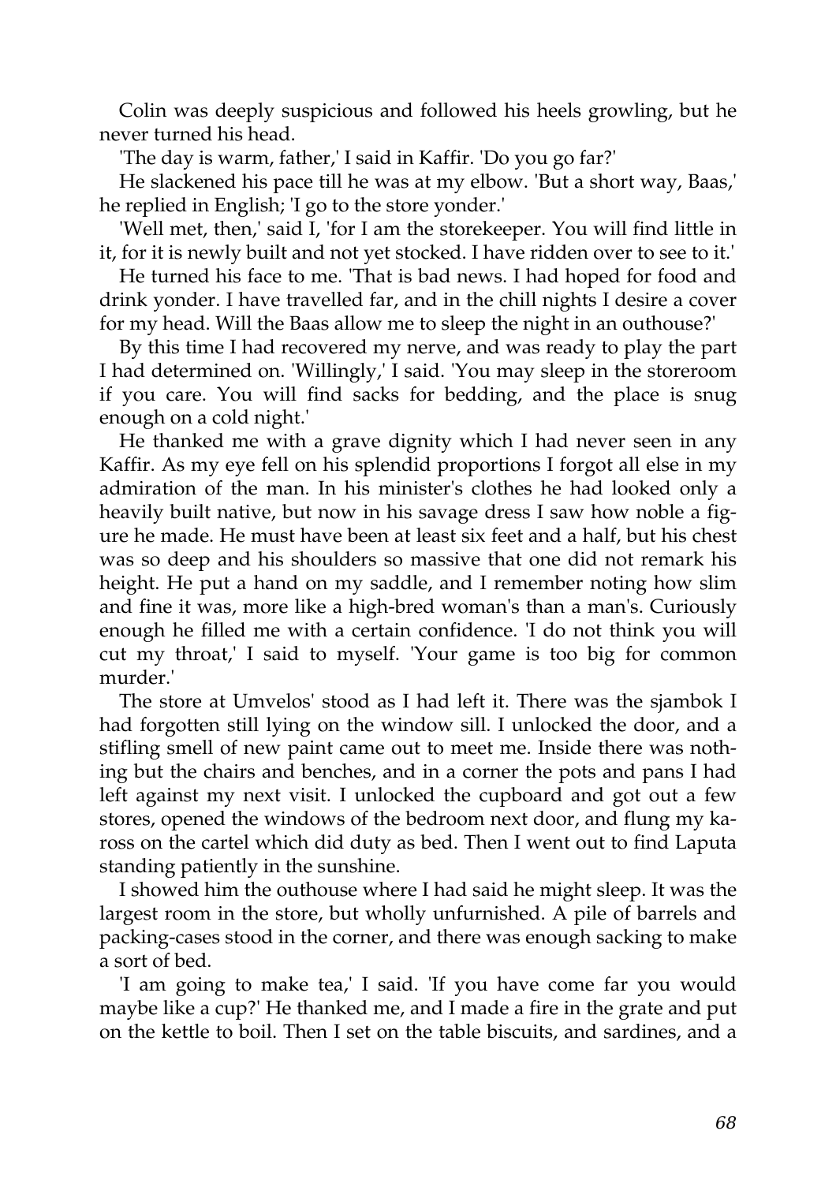Colin was deeply suspicious and followed his heels growling, but he never turned his head.

'The day is warm, father,' I said in Kaffir. 'Do you go far?'

He slackened his pace till he was at my elbow. 'But a short way, Baas,' he replied in English; 'I go to the store yonder.'

'Well met, then,' said I, 'for I am the storekeeper. You will find little in it, for it is newly built and not yet stocked. I have ridden over to see to it.'

He turned his face to me. 'That is bad news. I had hoped for food and drink yonder. I have travelled far, and in the chill nights I desire a cover for my head. Will the Baas allow me to sleep the night in an outhouse?'

By this time I had recovered my nerve, and was ready to play the part I had determined on. 'Willingly,' I said. 'You may sleep in the storeroom if you care. You will find sacks for bedding, and the place is snug enough on a cold night.'

He thanked me with a grave dignity which I had never seen in any Kaffir. As my eye fell on his splendid proportions I forgot all else in my admiration of the man. In his minister's clothes he had looked only a heavily built native, but now in his savage dress I saw how noble a figure he made. He must have been at least six feet and a half, but his chest was so deep and his shoulders so massive that one did not remark his height. He put a hand on my saddle, and I remember noting how slim and fine it was, more like a high-bred woman's than a man's. Curiously enough he filled me with a certain confidence. 'I do not think you will cut my throat,' I said to myself. 'Your game is too big for common murder.'

The store at Umvelos' stood as I had left it. There was the sjambok I had forgotten still lying on the window sill. I unlocked the door, and a stifling smell of new paint came out to meet me. Inside there was nothing but the chairs and benches, and in a corner the pots and pans I had left against my next visit. I unlocked the cupboard and got out a few stores, opened the windows of the bedroom next door, and flung my kaross on the cartel which did duty as bed. Then I went out to find Laputa standing patiently in the sunshine.

I showed him the outhouse where I had said he might sleep. It was the largest room in the store, but wholly unfurnished. A pile of barrels and packing-cases stood in the corner, and there was enough sacking to make a sort of bed.

'I am going to make tea,' I said. 'If you have come far you would maybe like a cup?' He thanked me, and I made a fire in the grate and put on the kettle to boil. Then I set on the table biscuits, and sardines, and a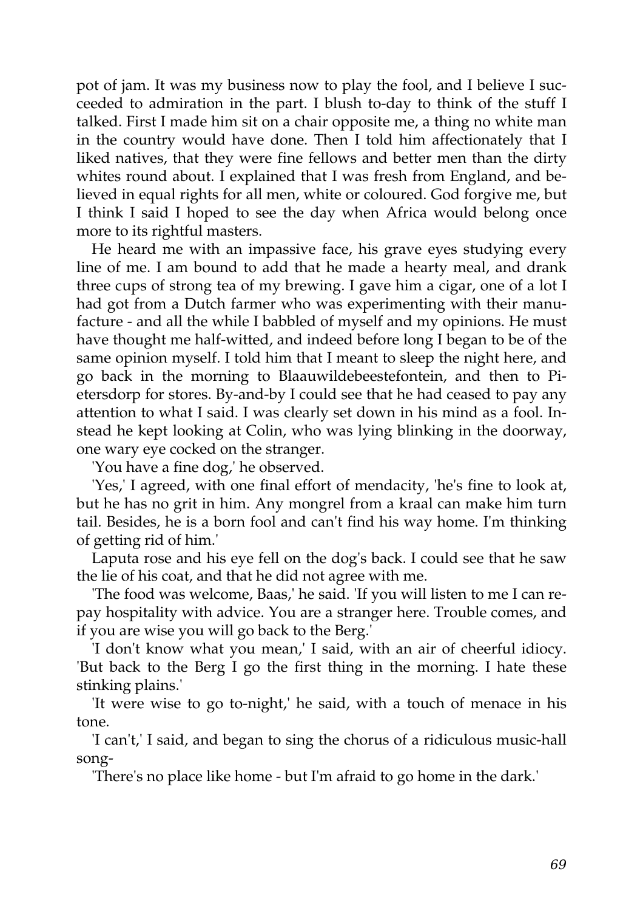pot of jam. It was my business now to play the fool, and I believe I succeeded to admiration in the part. I blush to-day to think of the stuff I talked. First I made him sit on a chair opposite me, a thing no white man in the country would have done. Then I told him affectionately that I liked natives, that they were fine fellows and better men than the dirty whites round about. I explained that I was fresh from England, and believed in equal rights for all men, white or coloured. God forgive me, but I think I said I hoped to see the day when Africa would belong once more to its rightful masters.

He heard me with an impassive face, his grave eyes studying every line of me. I am bound to add that he made a hearty meal, and drank three cups of strong tea of my brewing. I gave him a cigar, one of a lot I had got from a Dutch farmer who was experimenting with their manufacture - and all the while I babbled of myself and my opinions. He must have thought me half-witted, and indeed before long I began to be of the same opinion myself. I told him that I meant to sleep the night here, and go back in the morning to Blaauwildebeestefontein, and then to Pietersdorp for stores. By-and-by I could see that he had ceased to pay any attention to what I said. I was clearly set down in his mind as a fool. Instead he kept looking at Colin, who was lying blinking in the doorway, one wary eye cocked on the stranger.

'You have a fine dog,' he observed.

'Yes,' I agreed, with one final effort of mendacity, 'he's fine to look at, but he has no grit in him. Any mongrel from a kraal can make him turn tail. Besides, he is a born fool and can't find his way home. I'm thinking of getting rid of him.'

Laputa rose and his eye fell on the dog's back. I could see that he saw the lie of his coat, and that he did not agree with me.

'The food was welcome, Baas,' he said. 'If you will listen to me I can repay hospitality with advice. You are a stranger here. Trouble comes, and if you are wise you will go back to the Berg.'

'I don't know what you mean,' I said, with an air of cheerful idiocy. 'But back to the Berg I go the first thing in the morning. I hate these stinking plains.'

'It were wise to go to-night,' he said, with a touch of menace in his tone.

'I can't,' I said, and began to sing the chorus of a ridiculous music-hall song-

'There's no place like home - but I'm afraid to go home in the dark.'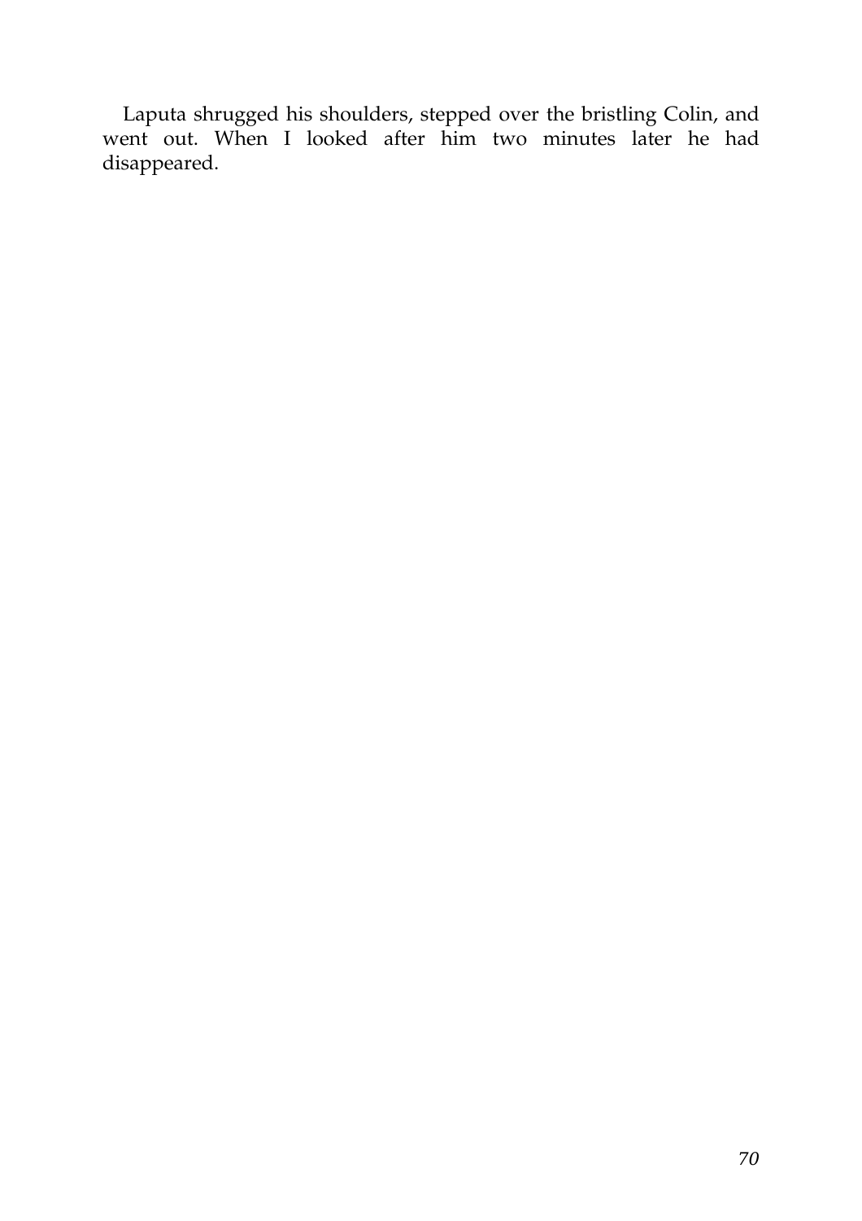Laputa shrugged his shoulders, stepped over the bristling Colin, and went out. When I looked after him two minutes later he had disappeared.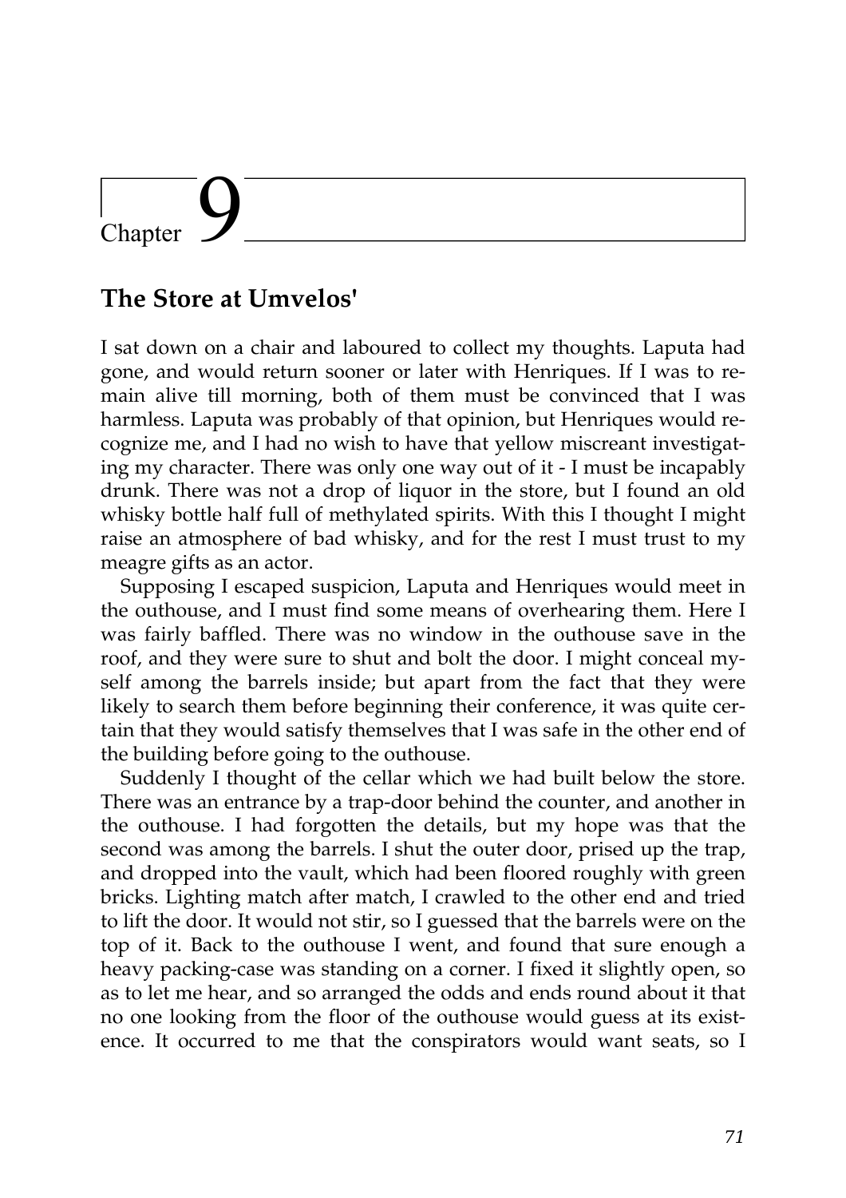# Chapter 9

## The Store at Umvelos'

I sat down on a chair and laboured to collect my thoughts. Laputa had gone, and would return sooner or later with Henriques. If I was to remain alive till morning, both of them must be convinced that I was harmless. Laputa was probably of that opinion, but Henriques would recognize me, and I had no wish to have that yellow miscreant investigating my character. There was only one way out of it - I must be incapably drunk. There was not a drop of liquor in the store, but I found an old whisky bottle half full of methylated spirits. With this I thought I might raise an atmosphere of bad whisky, and for the rest I must trust to my meagre gifts as an actor.

Supposing I escaped suspicion, Laputa and Henriques would meet in the outhouse, and I must find some means of overhearing them. Here I was fairly baffled. There was no window in the outhouse save in the roof, and they were sure to shut and bolt the door. I might conceal myself among the barrels inside; but apart from the fact that they were likely to search them before beginning their conference, it was quite certain that they would satisfy themselves that I was safe in the other end of the building before going to the outhouse.

Suddenly I thought of the cellar which we had built below the store. There was an entrance by a trap-door behind the counter, and another in the outhouse. I had forgotten the details, but my hope was that the second was among the barrels. I shut the outer door, prised up the trap, and dropped into the vault, which had been floored roughly with green bricks. Lighting match after match, I crawled to the other end and tried to lift the door. It would not stir, so I guessed that the barrels were on the top of it. Back to the outhouse I went, and found that sure enough a heavy packing-case was standing on a corner. I fixed it slightly open, so as to let me hear, and so arranged the odds and ends round about it that no one looking from the floor of the outhouse would guess at its existence. It occurred to me that the conspirators would want seats, so I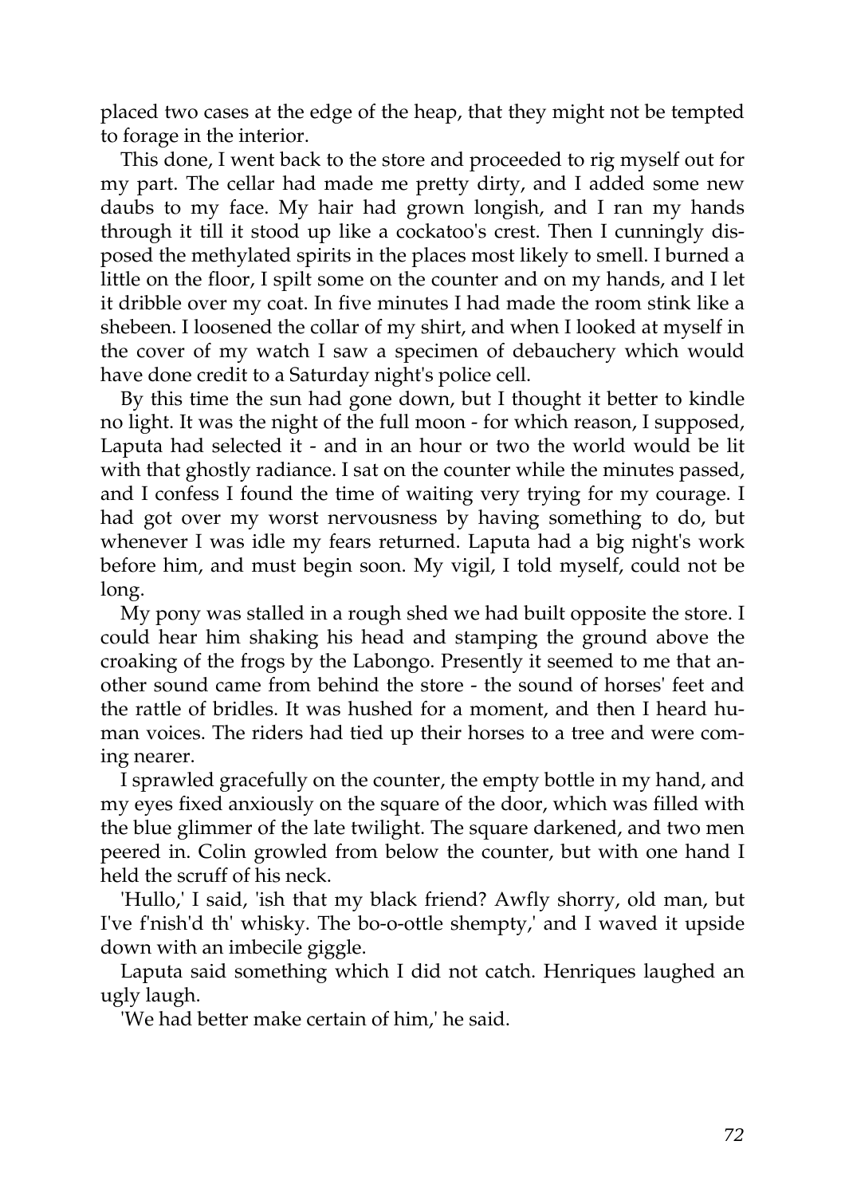placed two cases at the edge of the heap, that they might not be tempted to forage in the interior.

This done, I went back to the store and proceeded to rig myself out for my part. The cellar had made me pretty dirty, and I added some new daubs to my face. My hair had grown longish, and I ran my hands through it till it stood up like a cockatoo's crest. Then I cunningly disposed the methylated spirits in the places most likely to smell. I burned a little on the floor, I spilt some on the counter and on my hands, and I let it dribble over my coat. In five minutes I had made the room stink like a shebeen. I loosened the collar of my shirt, and when I looked at myself in the cover of my watch I saw a specimen of debauchery which would have done credit to a Saturday night's police cell.

By this time the sun had gone down, but I thought it better to kindle no light. It was the night of the full moon - for which reason, I supposed, Laputa had selected it - and in an hour or two the world would be lit with that ghostly radiance. I sat on the counter while the minutes passed, and I confess I found the time of waiting very trying for my courage. I had got over my worst nervousness by having something to do, but whenever I was idle my fears returned. Laputa had a big night's work before him, and must begin soon. My vigil, I told myself, could not be long.

My pony was stalled in a rough shed we had built opposite the store. I could hear him shaking his head and stamping the ground above the croaking of the frogs by the Labongo. Presently it seemed to me that another sound came from behind the store - the sound of horses' feet and the rattle of bridles. It was hushed for a moment, and then I heard human voices. The riders had tied up their horses to a tree and were coming nearer.

I sprawled gracefully on the counter, the empty bottle in my hand, and my eyes fixed anxiously on the square of the door, which was filled with the blue glimmer of the late twilight. The square darkened, and two men peered in. Colin growled from below the counter, but with one hand I held the scruff of his neck.

'Hullo,' I said, 'ish that my black friend? Awfly shorry, old man, but I've f'nish'd th' whisky. The bo-o-ottle shempty,' and I waved it upside down with an imbecile giggle.

Laputa said something which I did not catch. Henriques laughed an ugly laugh.

'We had better make certain of him,' he said.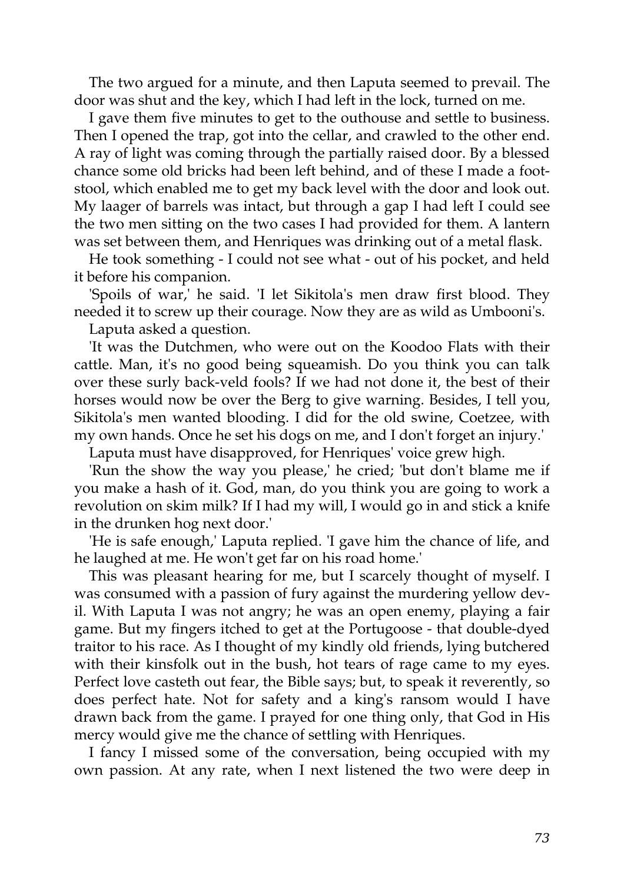The two argued for a minute, and then Laputa seemed to prevail. The door was shut and the key, which I had left in the lock, turned on me.

I gave them five minutes to get to the outhouse and settle to business. Then I opened the trap, got into the cellar, and crawled to the other end. A ray of light was coming through the partially raised door. By a blessed chance some old bricks had been left behind, and of these I made a foot-stool, which enabled me to get my back level with the door and look out. My laager of barrels was intact, but through a gap I had left I could see the two men sitting on the two cases I had provided for them. A lantern was set between them, and Henriques was drinking out of a metal flask.

He took something - I could not see what - out of his pocket, and held it before his companion.

'Spoils of war,' he said. 'I let Sikitola's men draw first blood. They needed it to screw up their courage. Now they are as wild as Umbooni's.

Laputa asked a question.

'It was the Dutchmen, who were out on the Koodoo Flats with their cattle. Man, it's no good being squeamish. Do you think you can talk over these surly back-veld fools? If we had not done it, the best of their horses would now be over the Berg to give warning. Besides, I tell you, Sikitola's men wanted blooding. I did for the old swine, Coetzee, with my own hands. Once he set his dogs on me, and I don't forget an injury.'

Laputa must have disapproved, for Henriques' voice grew high.

'Run the show the way you please,' he cried; 'but don't blame me if you make a hash of it. God, man, do you think you are going to work a revolution on skim milk? If I had my will, I would go in and stick a knife in the drunken hog next door.'

'He is safe enough,' Laputa replied. 'I gave him the chance of life, and he laughed at me. He won't get far on his road home.'

This was pleasant hearing for me, but I scarcely thought of myself. I was consumed with a passion of fury against the murdering yellow devil. With Laputa I was not angry; he was an open enemy, playing a fair game. But my fingers itched to get at the Portugoose - that double-dyed traitor to his race. As I thought of my kindly old friends, lying butchered with their kinsfolk out in the bush, hot tears of rage came to my eyes. Perfect love casteth out fear, the Bible says; but, to speak it reverently, so does perfect hate. Not for safety and a king's ransom would I have drawn back from the game. I prayed for one thing only, that God in His mercy would give me the chance of settling with Henriques.

I fancy I missed some of the conversation, being occupied with my own passion. At any rate, when I next listened the two were deep in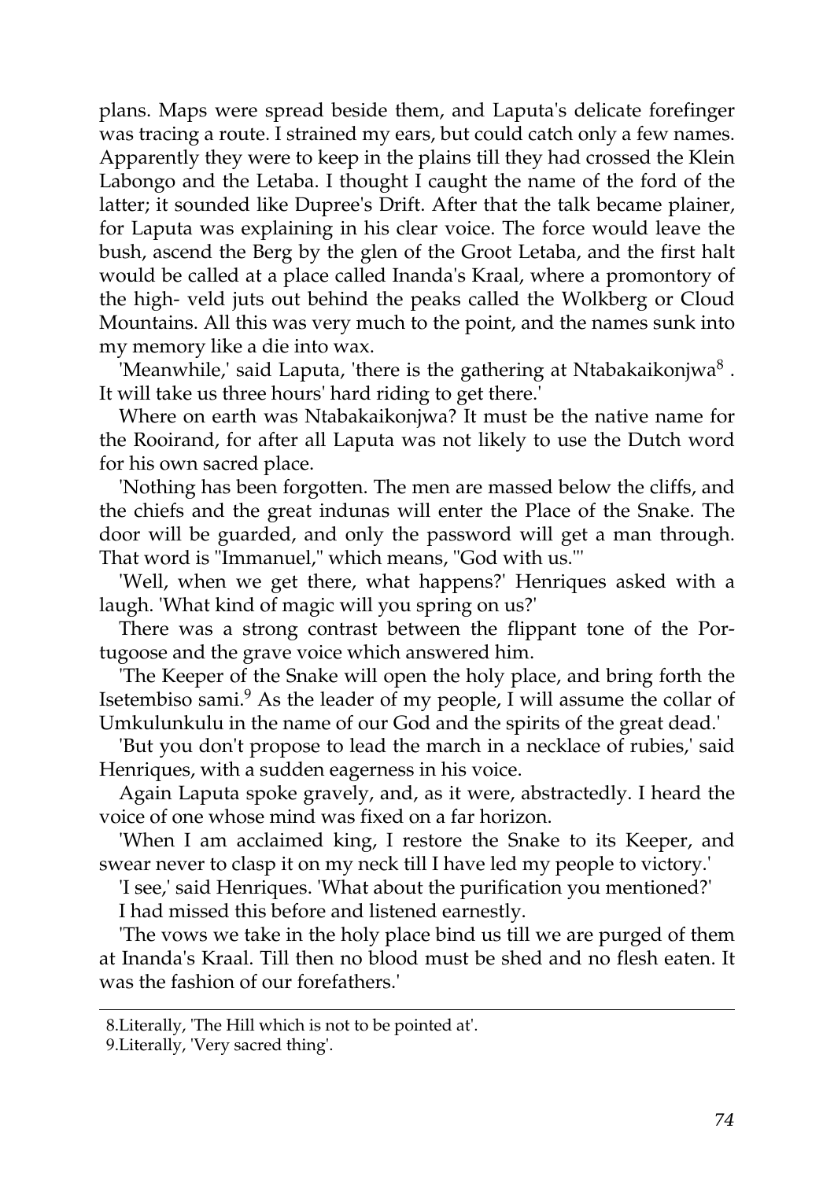plans. Maps were spread beside them, and Laputa's delicate forefinger was tracing a route. I strained my ears, but could catch only a few names. Apparently they were to keep in the plains till they had crossed the Klein Labongo and the Letaba. I thought I caught the name of the ford of the latter; it sounded like Dupree's Drift. After that the talk became plainer, for Laputa was explaining in his clear voice. The force would leave the bush, ascend the Berg by the glen of the Groot Letaba, and the first halt would be called at a place called Inanda's Kraal, where a promontory of the high- veld juts out behind the peaks called the Wolkberg or Cloud Mountains. All this was very much to the point, and the names sunk into my memory like a die into wax.

'Meanwhile,' said Laputa, 'there is the gathering at Ntabakaikonjwa[8] . It will take us three hours' hard riding to get there.'

Where on earth was Ntabakaikonjwa? It must be the native name for the Rooirand, for after all Laputa was not likely to use the Dutch word for his own sacred place.

'Nothing has been forgotten. The men are massed below the cliffs, and the chiefs and the great indunas will enter the Place of the Snake. The door will be guarded, and only the password will get a man through. That word is "Immanuel," which means, "God with us."'

'Well, when we get there, what happens?' Henriques asked with a laugh. 'What kind of magic will you spring on us?'

There was a strong contrast between the flippant tone of the Portugoose and the grave voice which answered him.

'The Keeper of the Snake will open the holy place, and bring forth the Isetembiso sami.[9] As the leader of my people, I will assume the collar of Umkulunkulu in the name of our God and the spirits of the great dead.'

'But you don't propose to lead the march in a necklace of rubies,' said Henriques, with a sudden eagerness in his voice.

Again Laputa spoke gravely, and, as it were, abstractedly. I heard the voice of one whose mind was fixed on a far horizon.

'When I am acclaimed king, I restore the Snake to its Keeper, and swear never to clasp it on my neck till I have led my people to victory.'

'I see,' said Henriques. 'What about the purification you mentioned?'

I had missed this before and listened earnestly.

'The vows we take in the holy place bind us till we are purged of them at Inanda's Kraal. Till then no blood must be shed and no flesh eaten. It was the fashion of our forefathers.'

---

8.Literally, 'The Hill which is not to be pointed at'.

9.Literally, 'Very sacred thing'.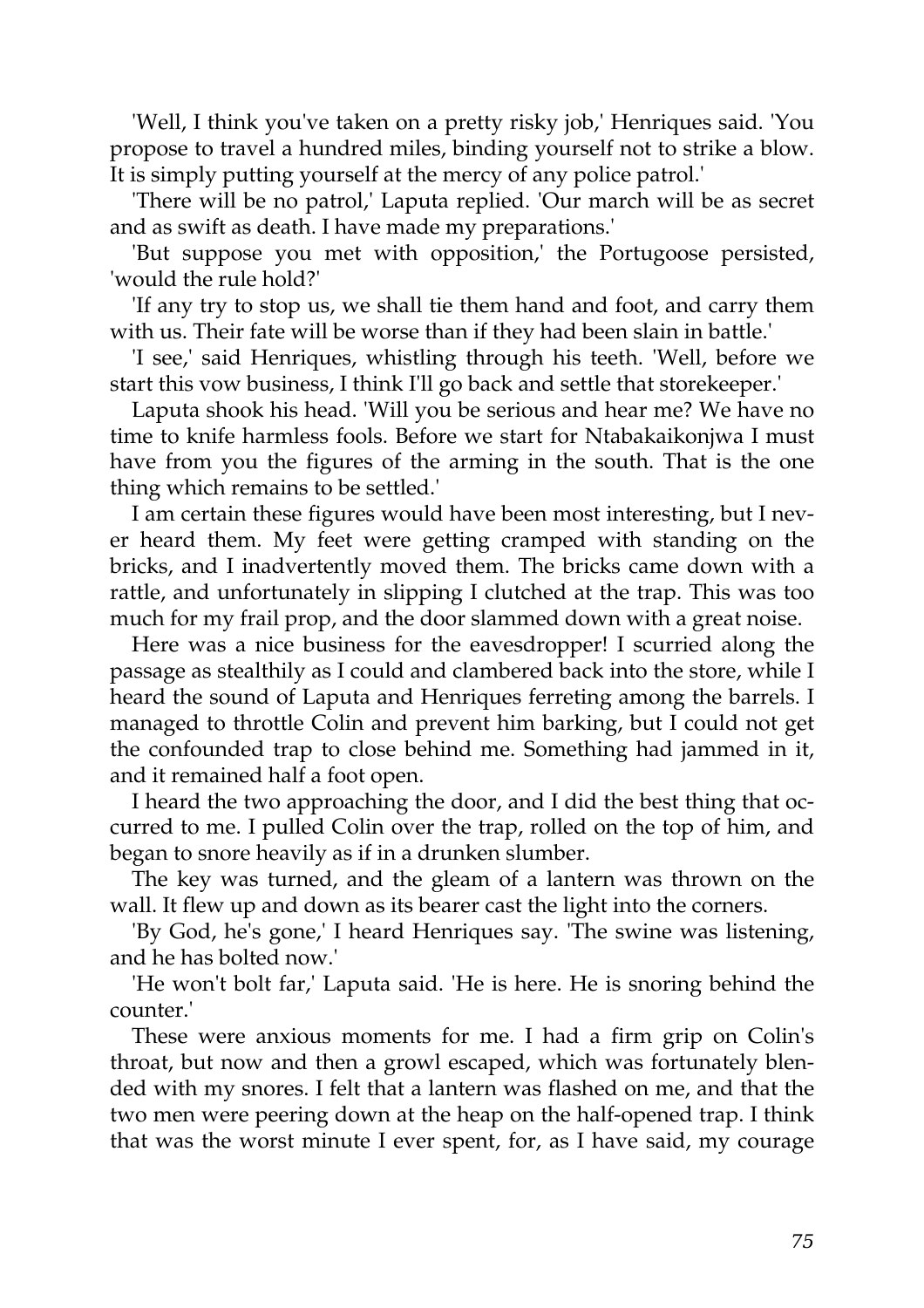'Well, I think you've taken on a pretty risky job,' Henriques said. 'You propose to travel a hundred miles, binding yourself not to strike a blow. It is simply putting yourself at the mercy of any police patrol.'

'There will be no patrol,' Laputa replied. 'Our march will be as secret and as swift as death. I have made my preparations.'

'But suppose you met with opposition,' the Portugoose persisted, 'would the rule hold?'

'If any try to stop us, we shall tie them hand and foot, and carry them with us. Their fate will be worse than if they had been slain in battle.'

'I see,' said Henriques, whistling through his teeth. 'Well, before we start this vow business, I think I'll go back and settle that storekeeper.'

Laputa shook his head. 'Will you be serious and hear me? We have no time to knife harmless fools. Before we start for Ntabakaikonjwa I must have from you the figures of the arming in the south. That is the one thing which remains to be settled.'

I am certain these figures would have been most interesting, but I never heard them. My feet were getting cramped with standing on the bricks, and I inadvertently moved them. The bricks came down with a rattle, and unfortunately in slipping I clutched at the trap. This was too much for my frail prop, and the door slammed down with a great noise.

Here was a nice business for the eavesdropper! I scurried along the passage as stealthily as I could and clambered back into the store, while I heard the sound of Laputa and Henriques ferreting among the barrels. I managed to throttle Colin and prevent him barking, but I could not get the confounded trap to close behind me. Something had jammed in it, and it remained half a foot open.

I heard the two approaching the door, and I did the best thing that occurred to me. I pulled Colin over the trap, rolled on the top of him, and began to snore heavily as if in a drunken slumber.

The key was turned, and the gleam of a lantern was thrown on the wall. It flew up and down as its bearer cast the light into the corners.

'By God, he's gone,' I heard Henriques say. 'The swine was listening, and he has bolted now.'

'He won't bolt far,' Laputa said. 'He is here. He is snoring behind the counter.'

These were anxious moments for me. I had a firm grip on Colin's throat, but now and then a growl escaped, which was fortunately blended with my snores. I felt that a lantern was flashed on me, and that the two men were peering down at the heap on the half-opened trap. I think that was the worst minute I ever spent, for, as I have said, my courage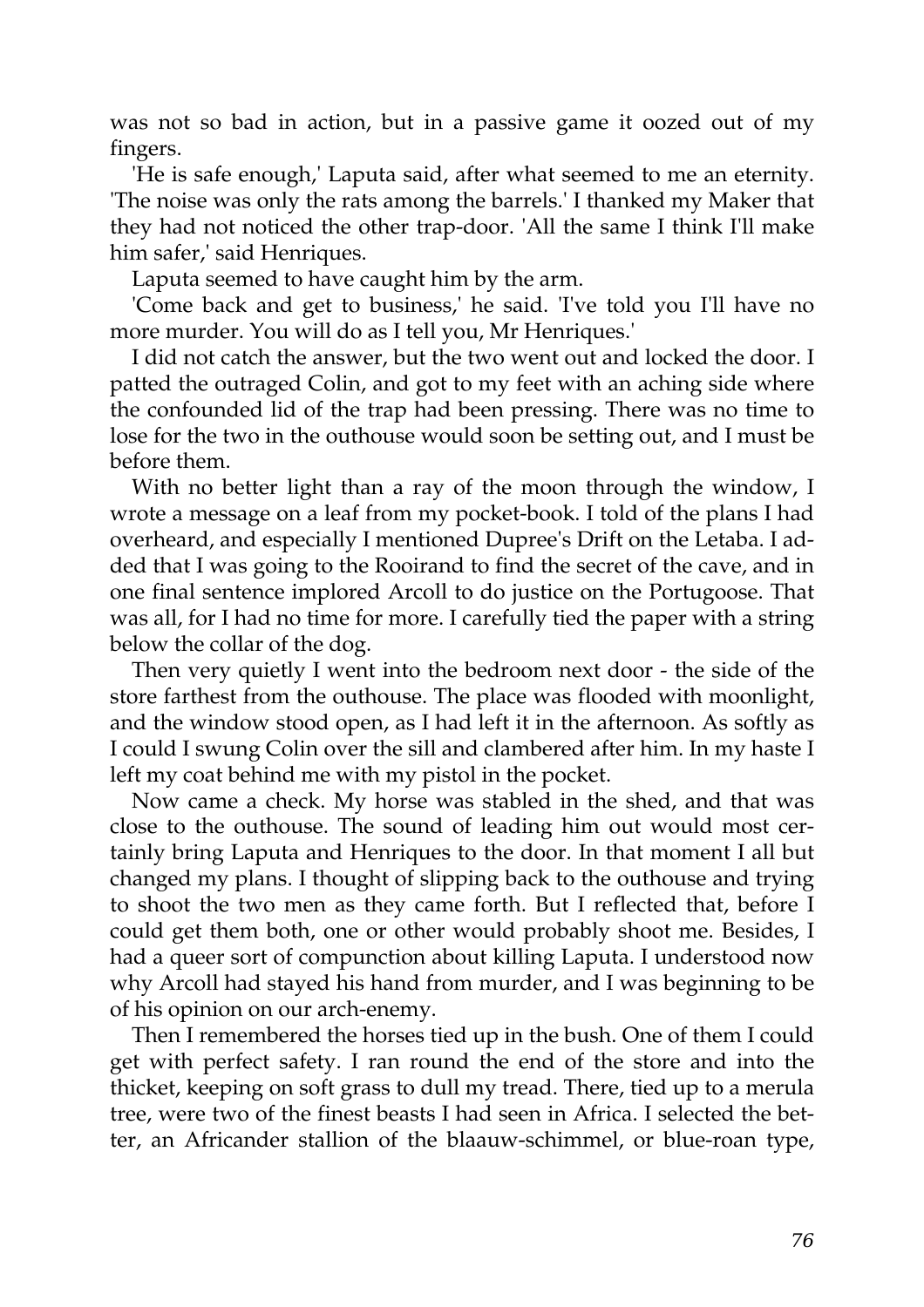was not so bad in action, but in a passive game it oozed out of my fingers.

'He is safe enough,' Laputa said, after what seemed to me an eternity. 'The noise was only the rats among the barrels.' I thanked my Maker that they had not noticed the other trap-door. 'All the same I think I'll make him safer,' said Henriques.

Laputa seemed to have caught him by the arm.

'Come back and get to business,' he said. 'I've told you I'll have no more murder. You will do as I tell you, Mr Henriques.'

I did not catch the answer, but the two went out and locked the door. I patted the outraged Colin, and got to my feet with an aching side where the confounded lid of the trap had been pressing. There was no time to lose for the two in the outhouse would soon be setting out, and I must be before them.

With no better light than a ray of the moon through the window, I wrote a message on a leaf from my pocket-book. I told of the plans I had overheard, and especially I mentioned Dupree's Drift on the Letaba. I added that I was going to the Rooirand to find the secret of the cave, and in one final sentence implored Arcoll to do justice on the Portugoose. That was all, for I had no time for more. I carefully tied the paper with a string below the collar of the dog.

Then very quietly I went into the bedroom next door - the side of the store farthest from the outhouse. The place was flooded with moonlight, and the window stood open, as I had left it in the afternoon. As softly as I could I swung Colin over the sill and clambered after him. In my haste I left my coat behind me with my pistol in the pocket.

Now came a check. My horse was stabled in the shed, and that was close to the outhouse. The sound of leading him out would most certainly bring Laputa and Henriques to the door. In that moment I all but changed my plans. I thought of slipping back to the outhouse and trying to shoot the two men as they came forth. But I reflected that, before I could get them both, one or other would probably shoot me. Besides, I had a queer sort of compunction about killing Laputa. I understood now why Arcoll had stayed his hand from murder, and I was beginning to be of his opinion on our arch-enemy.

Then I remembered the horses tied up in the bush. One of them I could get with perfect safety. I ran round the end of the store and into the thicket, keeping on soft grass to dull my tread. There, tied up to a merula tree, were two of the finest beasts I had seen in Africa. I selected the better, an Africander stallion of the blaauw-schimmel, or blue-roan type,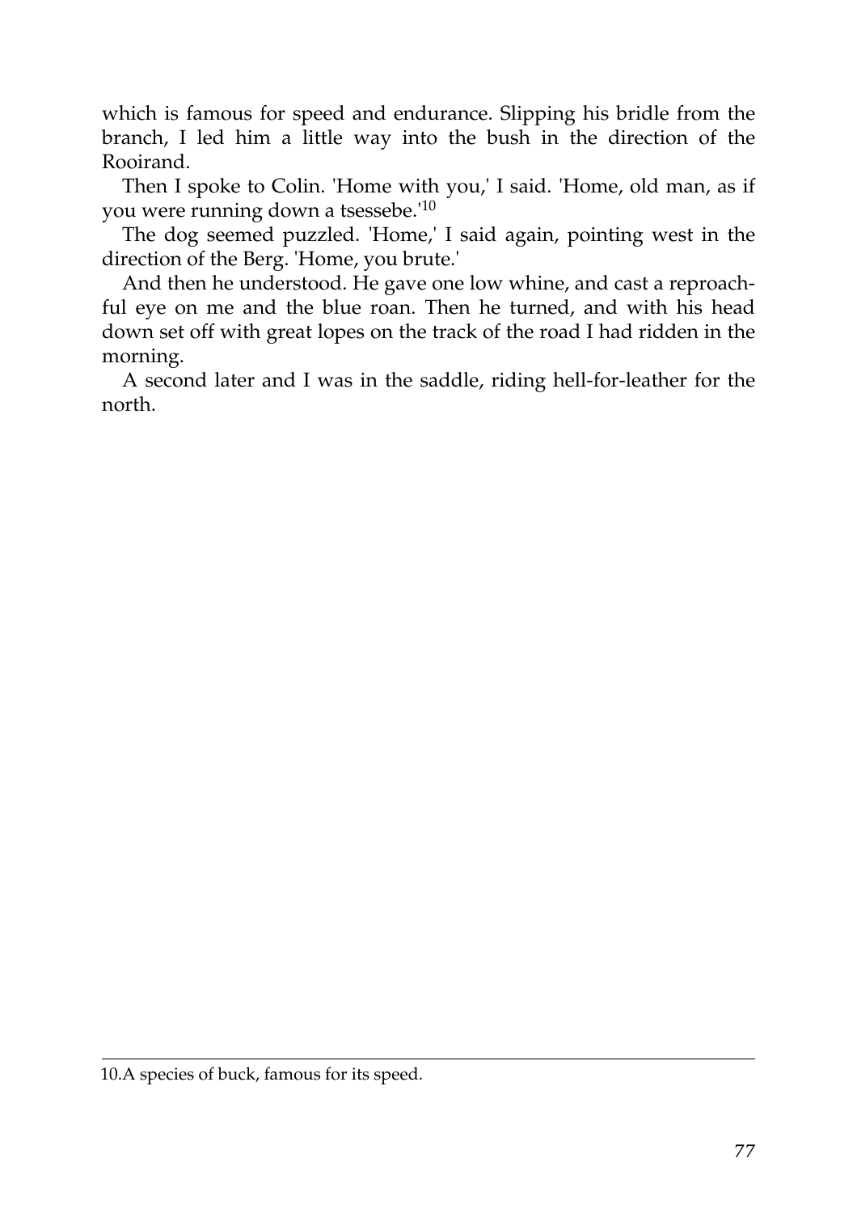which is famous for speed and endurance. Slipping his bridle from the branch, I led him a little way into the bush in the direction of the Rooirand.

Then I spoke to Colin. 'Home with you,' I said. 'Home, old man, as if you were running down a tsessebe.'[10]

The dog seemed puzzled. 'Home,' I said again, pointing west in the direction of the Berg. 'Home, you brute.'

And then he understood. He gave one low whine, and cast a reproachful eye on me and the blue roan. Then he turned, and with his head down set off with great lopes on the track of the road I had ridden in the morning.

A second later and I was in the saddle, riding hell-for-leather for the north.

---

10.A species of buck, famous for its speed.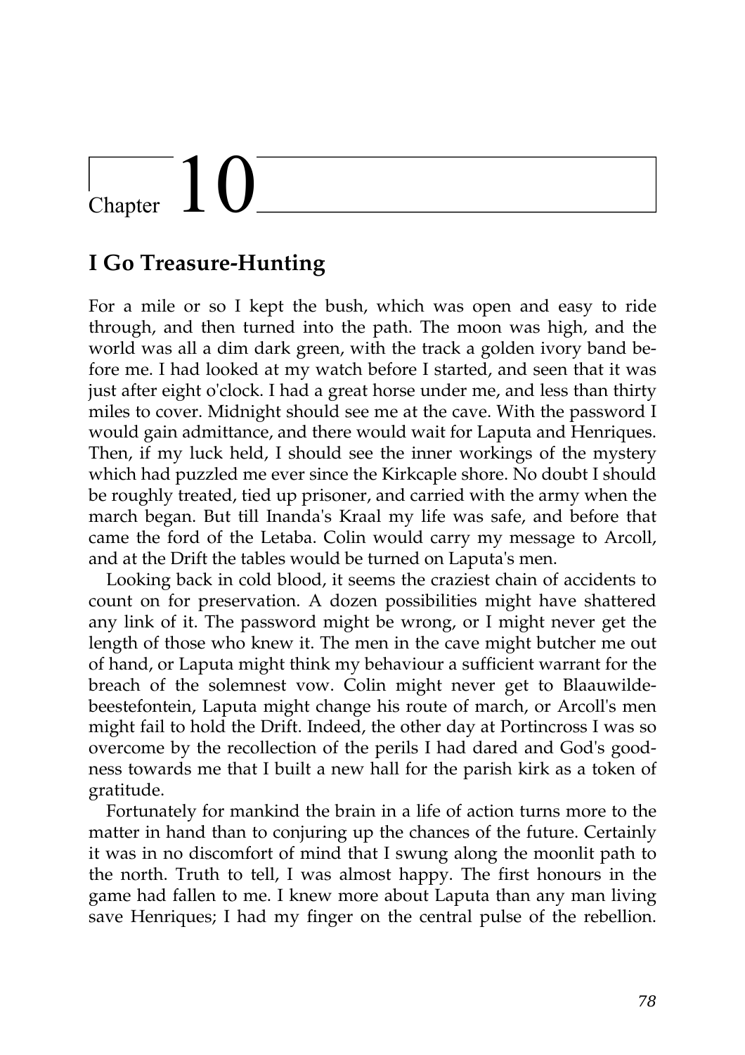# Chapter 10

## I Go Treasure-Hunting

For a mile or so I kept the bush, which was open and easy to ride through, and then turned into the path. The moon was high, and the world was all a dim dark green, with the track a golden ivory band before me. I had looked at my watch before I started, and seen that it was just after eight o'clock. I had a great horse under me, and less than thirty miles to cover. Midnight should see me at the cave. With the password I would gain admittance, and there would wait for Laputa and Henriques. Then, if my luck held, I should see the inner workings of the mystery which had puzzled me ever since the Kirkcaple shore. No doubt I should be roughly treated, tied up prisoner, and carried with the army when the march began. But till Inanda's Kraal my life was safe, and before that came the ford of the Letaba. Colin would carry my message to Arcoll, and at the Drift the tables would be turned on Laputa's men.

Looking back in cold blood, it seems the craziest chain of accidents to count on for preservation. A dozen possibilities might have shattered any link of it. The password might be wrong, or I might never get the length of those who knew it. The men in the cave might butcher me out of hand, or Laputa might think my behaviour a sufficient warrant for the breach of the solemnest vow. Colin might never get to Blaauwildebeestefontein, Laputa might change his route of march, or Arcoll's men might fail to hold the Drift. Indeed, the other day at Portincross I was so overcome by the recollection of the perils I had dared and God's goodness towards me that I built a new hall for the parish kirk as a token of gratitude.

Fortunately for mankind the brain in a life of action turns more to the matter in hand than to conjuring up the chances of the future. Certainly it was in no discomfort of mind that I swung along the moonlit path to the north. Truth to tell, I was almost happy. The first honours in the game had fallen to me. I knew more about Laputa than any man living save Henriques; I had my finger on the central pulse of the rebellion.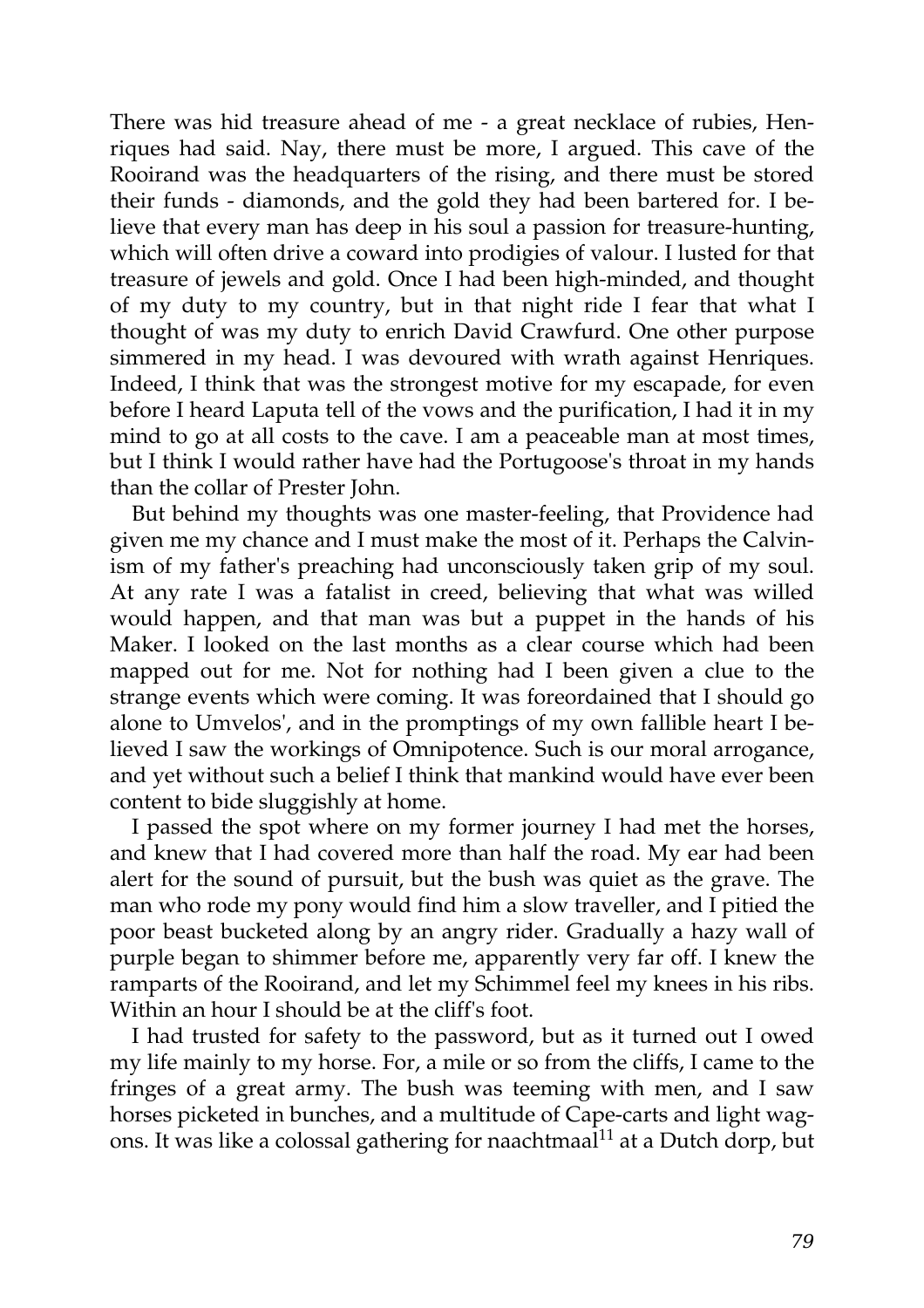There was hid treasure ahead of me - a great necklace of rubies, Henriques had said. Nay, there must be more, I argued. This cave of the Rooirand was the headquarters of the rising, and there must be stored their funds - diamonds, and the gold they had been bartered for. I believe that every man has deep in his soul a passion for treasure-hunting, which will often drive a coward into prodigies of valour. I lusted for that treasure of jewels and gold. Once I had been high-minded, and thought of my duty to my country, but in that night ride I fear that what I thought of was my duty to enrich David Crawfurd. One other purpose simmered in my head. I was devoured with wrath against Henriques. Indeed, I think that was the strongest motive for my escapade, for even before I heard Laputa tell of the vows and the purification, I had it in my mind to go at all costs to the cave. I am a peaceable man at most times, but I think I would rather have had the Portugoose's throat in my hands than the collar of Prester John.

But behind my thoughts was one master-feeling, that Providence had given me my chance and I must make the most of it. Perhaps the Calvinism of my father's preaching had unconsciously taken grip of my soul. At any rate I was a fatalist in creed, believing that what was willed would happen, and that man was but a puppet in the hands of his Maker. I looked on the last months as a clear course which had been mapped out for me. Not for nothing had I been given a clue to the strange events which were coming. It was foreordained that I should go alone to Umvelos', and in the promptings of my own fallible heart I believed I saw the workings of Omnipotence. Such is our moral arrogance, and yet without such a belief I think that mankind would have ever been content to bide sluggishly at home.

I passed the spot where on my former journey I had met the horses, and knew that I had covered more than half the road. My ear had been alert for the sound of pursuit, but the bush was quiet as the grave. The man who rode my pony would find him a slow traveller, and I pitied the poor beast bucketed along by an angry rider. Gradually a hazy wall of purple began to shimmer before me, apparently very far off. I knew the ramparts of the Rooirand, and let my Schimmel feel my knees in his ribs. Within an hour I should be at the cliff's foot.

I had trusted for safety to the password, but as it turned out I owed my life mainly to my horse. For, a mile or so from the cliffs, I came to the fringes of a great army. The bush was teeming with men, and I saw horses picketed in bunches, and a multitude of Cape-carts and light wagons. It was like a colossal gathering for naachtmaal[11] at a Dutch dorp, but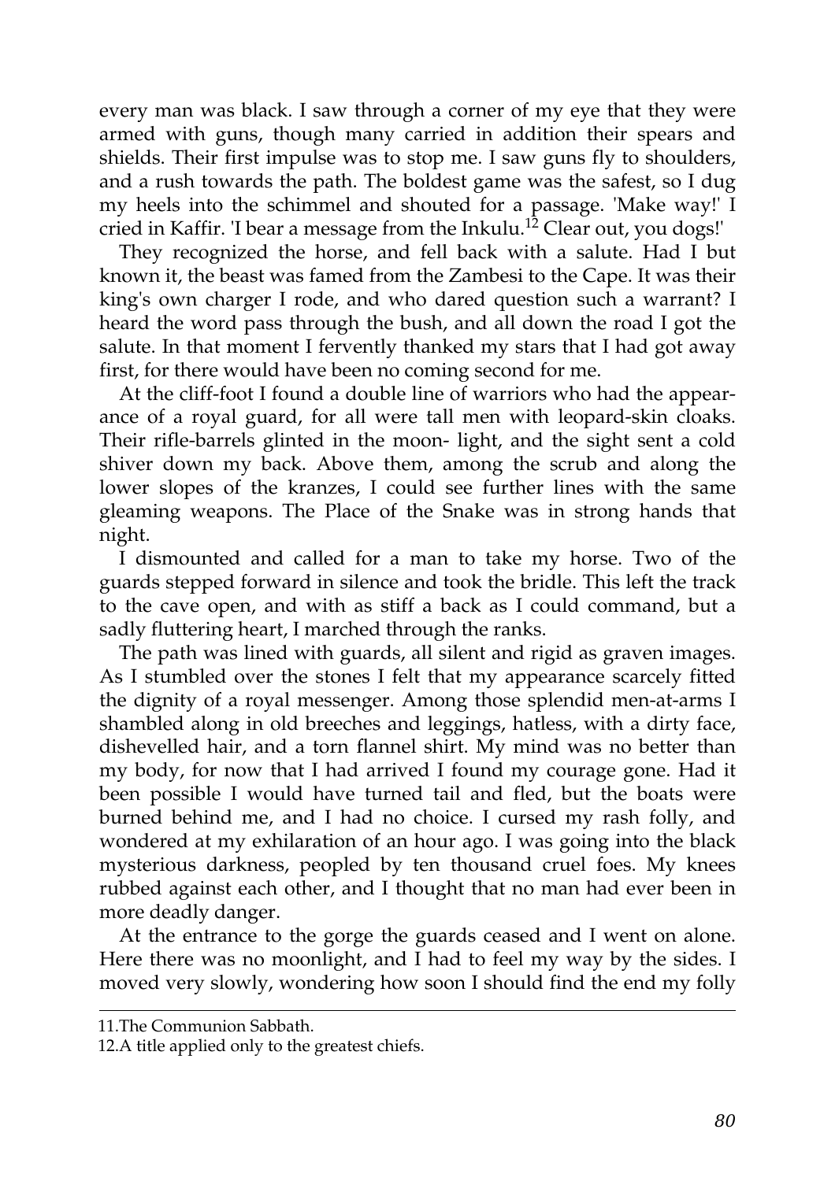every man was black. I saw through a corner of my eye that they were armed with guns, though many carried in addition their spears and shields. Their first impulse was to stop me. I saw guns fly to shoulders, and a rush towards the path. The boldest game was the safest, so I dug my heels into the schimmel and shouted for a passage. 'Make way!' I cried in Kaffir. 'I bear a message from the Inkulu.[12] Clear out, you dogs!'

They recognized the horse, and fell back with a salute. Had I but known it, the beast was famed from the Zambesi to the Cape. It was their king's own charger I rode, and who dared question such a warrant? I heard the word pass through the bush, and all down the road I got the salute. In that moment I fervently thanked my stars that I had got away first, for there would have been no coming second for me.

At the cliff-foot I found a double line of warriors who had the appearance of a royal guard, for all were tall men with leopard-skin cloaks. Their rifle-barrels glinted in the moon- light, and the sight sent a cold shiver down my back. Above them, among the scrub and along the lower slopes of the kranzes, I could see further lines with the same gleaming weapons. The Place of the Snake was in strong hands that night.

I dismounted and called for a man to take my horse. Two of the guards stepped forward in silence and took the bridle. This left the track to the cave open, and with as stiff a back as I could command, but a sadly fluttering heart, I marched through the ranks.

The path was lined with guards, all silent and rigid as graven images. As I stumbled over the stones I felt that my appearance scarcely fitted the dignity of a royal messenger. Among those splendid men-at-arms I shambled along in old breeches and leggings, hatless, with a dirty face, dishevelled hair, and a torn flannel shirt. My mind was no better than my body, for now that I had arrived I found my courage gone. Had it been possible I would have turned tail and fled, but the boats were burned behind me, and I had no choice. I cursed my rash folly, and wondered at my exhilaration of an hour ago. I was going into the black mysterious darkness, peopled by ten thousand cruel foes. My knees rubbed against each other, and I thought that no man had ever been in more deadly danger.

At the entrance to the gorge the guards ceased and I went on alone. Here there was no moonlight, and I had to feel my way by the sides. I moved very slowly, wondering how soon I should find the end my folly

---

11.The Communion Sabbath.

12.A title applied only to the greatest chiefs.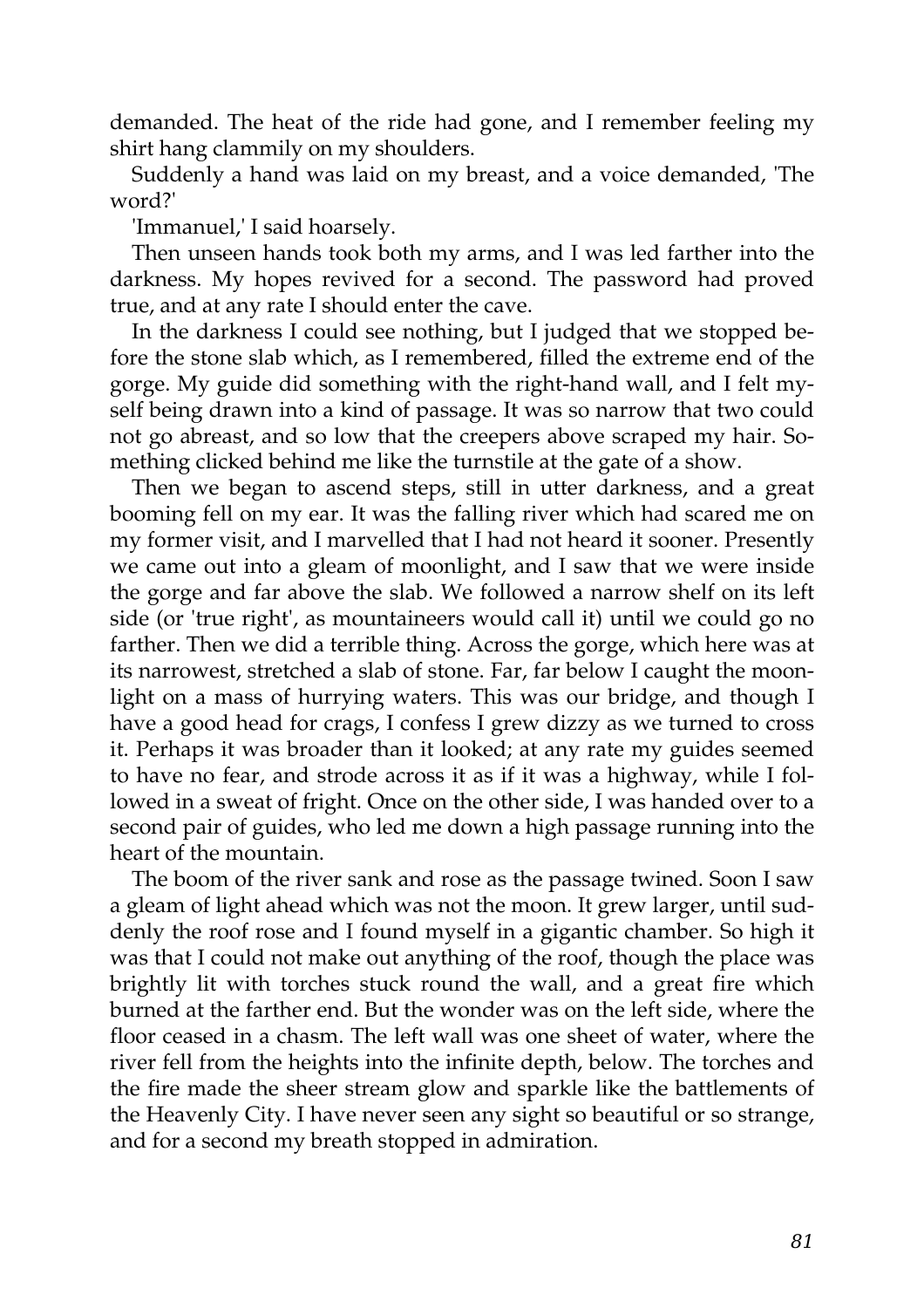demanded. The heat of the ride had gone, and I remember feeling my shirt hang clammily on my shoulders.

Suddenly a hand was laid on my breast, and a voice demanded, 'The word?'

'Immanuel,' I said hoarsely.

Then unseen hands took both my arms, and I was led farther into the darkness. My hopes revived for a second. The password had proved true, and at any rate I should enter the cave.

In the darkness I could see nothing, but I judged that we stopped before the stone slab which, as I remembered, filled the extreme end of the gorge. My guide did something with the right-hand wall, and I felt myself being drawn into a kind of passage. It was so narrow that two could not go abreast, and so low that the creepers above scraped my hair. Something clicked behind me like the turnstile at the gate of a show.

Then we began to ascend steps, still in utter darkness, and a great booming fell on my ear. It was the falling river which had scared me on my former visit, and I marvelled that I had not heard it sooner. Presently we came out into a gleam of moonlight, and I saw that we were inside the gorge and far above the slab. We followed a narrow shelf on its left side (or 'true right', as mountaineers would call it) until we could go no farther. Then we did a terrible thing. Across the gorge, which here was at its narrowest, stretched a slab of stone. Far, far below I caught the moonlight on a mass of hurrying waters. This was our bridge, and though I have a good head for crags, I confess I grew dizzy as we turned to cross it. Perhaps it was broader than it looked; at any rate my guides seemed to have no fear, and strode across it as if it was a highway, while I followed in a sweat of fright. Once on the other side, I was handed over to a second pair of guides, who led me down a high passage running into the heart of the mountain.

The boom of the river sank and rose as the passage twined. Soon I saw a gleam of light ahead which was not the moon. It grew larger, until suddenly the roof rose and I found myself in a gigantic chamber. So high it was that I could not make out anything of the roof, though the place was brightly lit with torches stuck round the wall, and a great fire which burned at the farther end. But the wonder was on the left side, where the floor ceased in a chasm. The left wall was one sheet of water, where the river fell from the heights into the infinite depth, below. The torches and the fire made the sheer stream glow and sparkle like the battlements of the Heavenly City. I have never seen any sight so beautiful or so strange, and for a second my breath stopped in admiration.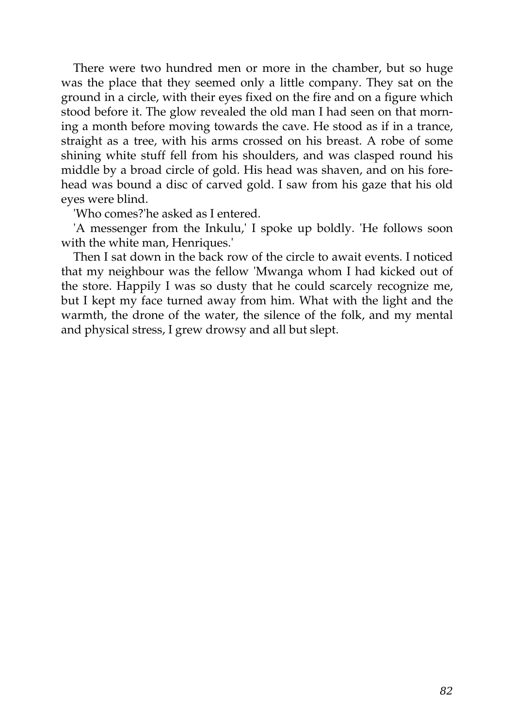There were two hundred men or more in the chamber, but so huge was the place that they seemed only a little company. They sat on the ground in a circle, with their eyes fixed on the fire and on a figure which stood before it. The glow revealed the old man I had seen on that morning a month before moving towards the cave. He stood as if in a trance, straight as a tree, with his arms crossed on his breast. A robe of some shining white stuff fell from his shoulders, and was clasped round his middle by a broad circle of gold. His head was shaven, and on his forehead was bound a disc of carved gold. I saw from his gaze that his old eyes were blind.

'Who comes?'he asked as I entered.

'A messenger from the Inkulu,' I spoke up boldly. 'He follows soon with the white man, Henriques.'

Then I sat down in the back row of the circle to await events. I noticed that my neighbour was the fellow 'Mwanga whom I had kicked out of the store. Happily I was so dusty that he could scarcely recognize me, but I kept my face turned away from him. What with the light and the warmth, the drone of the water, the silence of the folk, and my mental and physical stress, I grew drowsy and all but slept.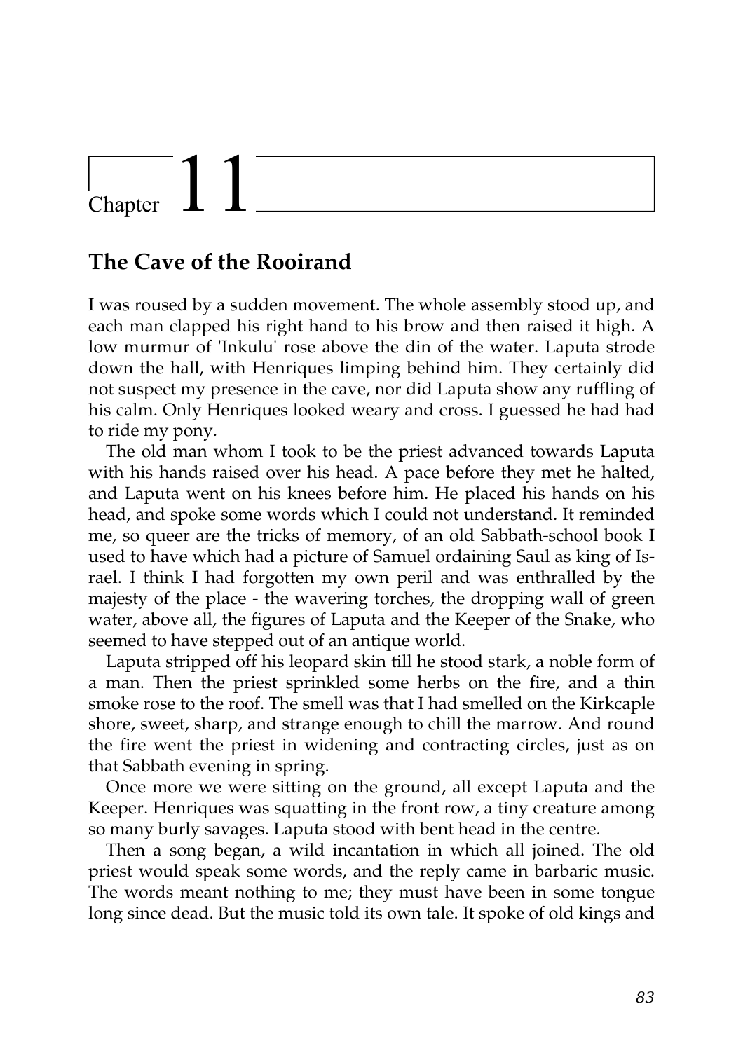# Chapter 11

## The Cave of the Rooirand

I was roused by a sudden movement. The whole assembly stood up, and each man clapped his right hand to his brow and then raised it high. A low murmur of 'Inkulu' rose above the din of the water. Laputa strode down the hall, with Henriques limping behind him. They certainly did not suspect my presence in the cave, nor did Laputa show any ruffling of his calm. Only Henriques looked weary and cross. I guessed he had had to ride my pony.

The old man whom I took to be the priest advanced towards Laputa with his hands raised over his head. A pace before they met he halted, and Laputa went on his knees before him. He placed his hands on his head, and spoke some words which I could not understand. It reminded me, so queer are the tricks of memory, of an old Sabbath-school book I used to have which had a picture of Samuel ordaining Saul as king of Israel. I think I had forgotten my own peril and was enthralled by the majesty of the place - the wavering torches, the dropping wall of green water, above all, the figures of Laputa and the Keeper of the Snake, who seemed to have stepped out of an antique world.

Laputa stripped off his leopard skin till he stood stark, a noble form of a man. Then the priest sprinkled some herbs on the fire, and a thin smoke rose to the roof. The smell was that I had smelled on the Kirkcaple shore, sweet, sharp, and strange enough to chill the marrow. And round the fire went the priest in widening and contracting circles, just as on that Sabbath evening in spring.

Once more we were sitting on the ground, all except Laputa and the Keeper. Henriques was squatting in the front row, a tiny creature among so many burly savages. Laputa stood with bent head in the centre.

Then a song began, a wild incantation in which all joined. The old priest would speak some words, and the reply came in barbaric music. The words meant nothing to me; they must have been in some tongue long since dead. But the music told its own tale. It spoke of old kings and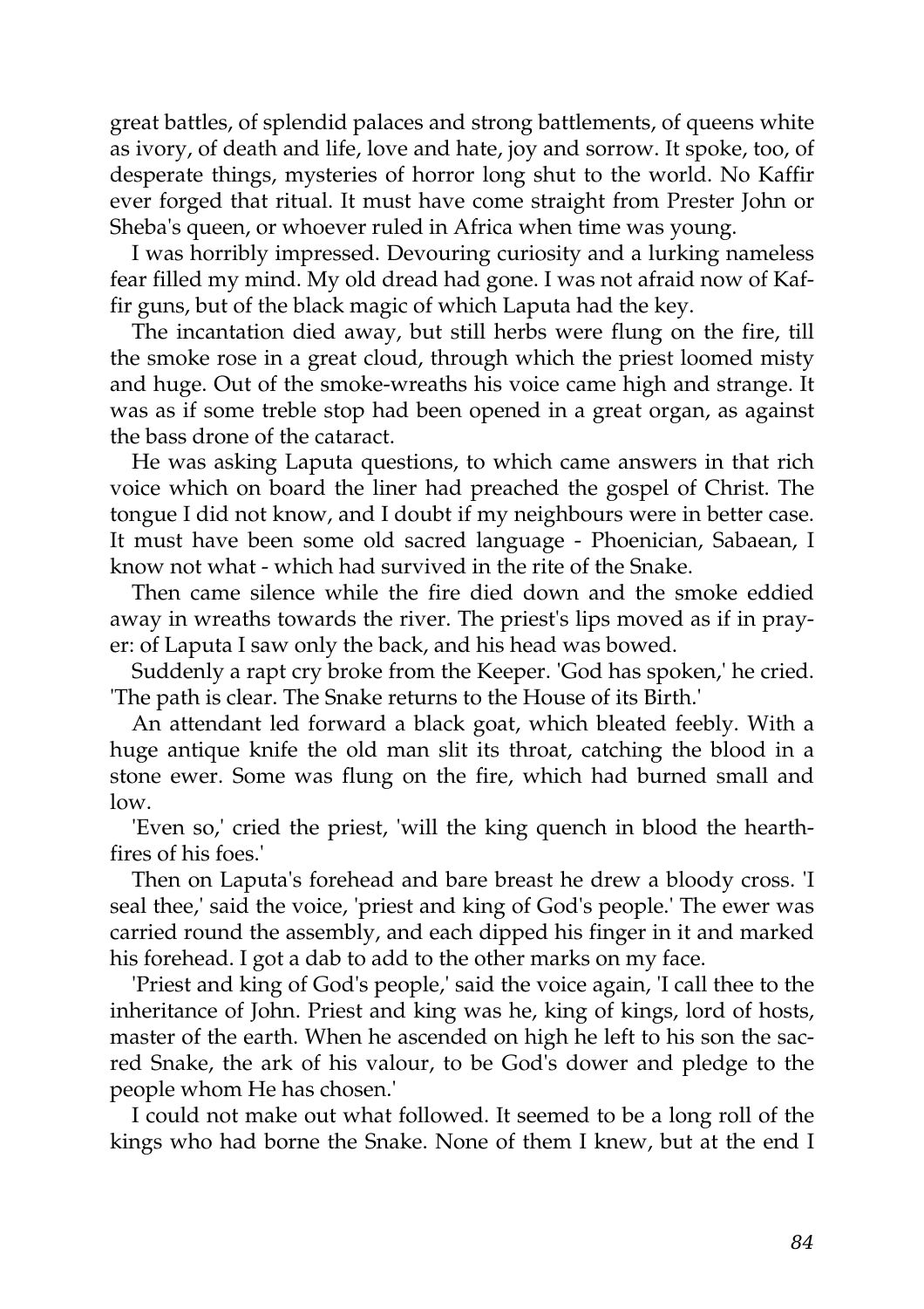great battles, of splendid palaces and strong battlements, of queens white as ivory, of death and life, love and hate, joy and sorrow. It spoke, too, of desperate things, mysteries of horror long shut to the world. No Kaffir ever forged that ritual. It must have come straight from Prester John or Sheba's queen, or whoever ruled in Africa when time was young.

I was horribly impressed. Devouring curiosity and a lurking nameless fear filled my mind. My old dread had gone. I was not afraid now of Kaffir guns, but of the black magic of which Laputa had the key.

The incantation died away, but still herbs were flung on the fire, till the smoke rose in a great cloud, through which the priest loomed misty and huge. Out of the smoke-wreaths his voice came high and strange. It was as if some treble stop had been opened in a great organ, as against the bass drone of the cataract.

He was asking Laputa questions, to which came answers in that rich voice which on board the liner had preached the gospel of Christ. The tongue I did not know, and I doubt if my neighbours were in better case. It must have been some old sacred language - Phoenician, Sabaean, I know not what - which had survived in the rite of the Snake.

Then came silence while the fire died down and the smoke eddied away in wreaths towards the river. The priest's lips moved as if in prayer: of Laputa I saw only the back, and his head was bowed.

Suddenly a rapt cry broke from the Keeper. 'God has spoken,' he cried. 'The path is clear. The Snake returns to the House of its Birth.'

An attendant led forward a black goat, which bleated feebly. With a huge antique knife the old man slit its throat, catching the blood in a stone ewer. Some was flung on the fire, which had burned small and low.

'Even so,' cried the priest, 'will the king quench in blood the hearth-fires of his foes.'

Then on Laputa's forehead and bare breast he drew a bloody cross. 'I seal thee,' said the voice, 'priest and king of God's people.' The ewer was carried round the assembly, and each dipped his finger in it and marked his forehead. I got a dab to add to the other marks on my face.

'Priest and king of God's people,' said the voice again, 'I call thee to the inheritance of John. Priest and king was he, king of kings, lord of hosts, master of the earth. When he ascended on high he left to his son the sacred Snake, the ark of his valour, to be God's dower and pledge to the people whom He has chosen.'

I could not make out what followed. It seemed to be a long roll of the kings who had borne the Snake. None of them I knew, but at the end I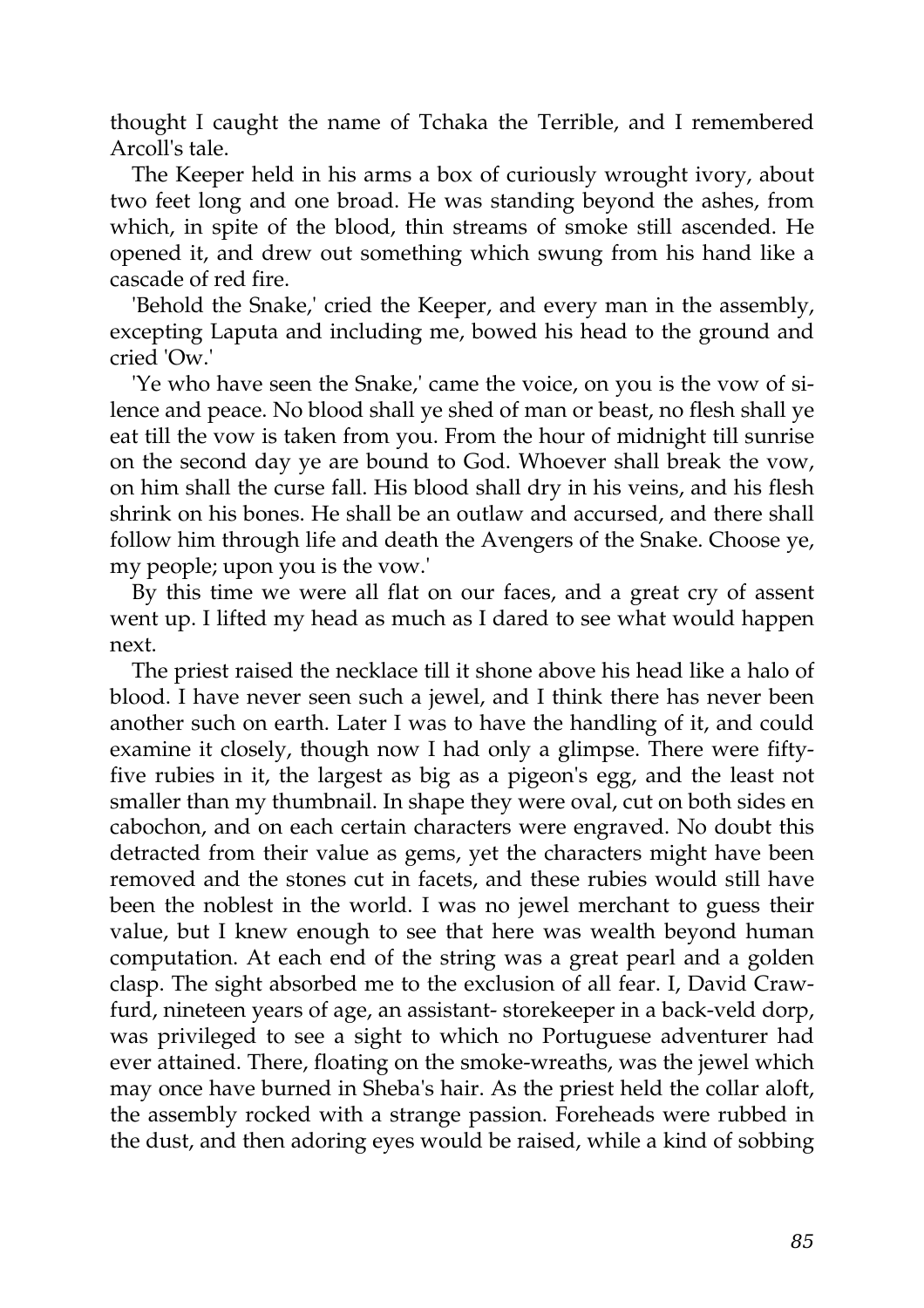thought I caught the name of Tchaka the Terrible, and I remembered Arcoll's tale.

The Keeper held in his arms a box of curiously wrought ivory, about two feet long and one broad. He was standing beyond the ashes, from which, in spite of the blood, thin streams of smoke still ascended. He opened it, and drew out something which swung from his hand like a cascade of red fire.

'Behold the Snake,' cried the Keeper, and every man in the assembly, excepting Laputa and including me, bowed his head to the ground and cried 'Ow.'

'Ye who have seen the Snake,' came the voice, on you is the vow of silence and peace. No blood shall ye shed of man or beast, no flesh shall ye eat till the vow is taken from you. From the hour of midnight till sunrise on the second day ye are bound to God. Whoever shall break the vow, on him shall the curse fall. His blood shall dry in his veins, and his flesh shrink on his bones. He shall be an outlaw and accursed, and there shall follow him through life and death the Avengers of the Snake. Choose ye, my people; upon you is the vow.'

By this time we were all flat on our faces, and a great cry of assent went up. I lifted my head as much as I dared to see what would happen next.

The priest raised the necklace till it shone above his head like a halo of blood. I have never seen such a jewel, and I think there has never been another such on earth. Later I was to have the handling of it, and could examine it closely, though now I had only a glimpse. There were fifty-five rubies in it, the largest as big as a pigeon's egg, and the least not smaller than my thumbnail. In shape they were oval, cut on both sides en cabochon, and on each certain characters were engraved. No doubt this detracted from their value as gems, yet the characters might have been removed and the stones cut in facets, and these rubies would still have been the noblest in the world. I was no jewel merchant to guess their value, but I knew enough to see that here was wealth beyond human computation. At each end of the string was a great pearl and a golden clasp. The sight absorbed me to the exclusion of all fear. I, David Crawfurd, nineteen years of age, an assistant- storekeeper in a back-veld dorp, was privileged to see a sight to which no Portuguese adventurer had ever attained. There, floating on the smoke-wreaths, was the jewel which may once have burned in Sheba's hair. As the priest held the collar aloft, the assembly rocked with a strange passion. Foreheads were rubbed in the dust, and then adoring eyes would be raised, while a kind of sobbing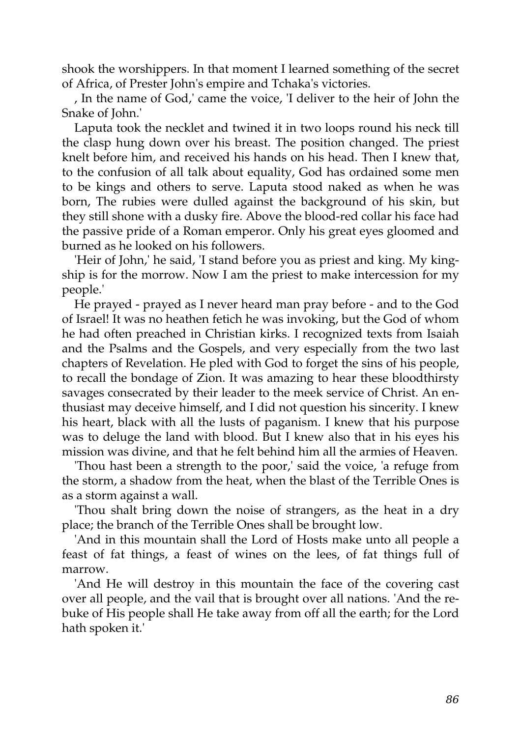shook the worshippers. In that moment I learned something of the secret of Africa, of Prester John's empire and Tchaka's victories.

, In the name of God,' came the voice, 'I deliver to the heir of John the Snake of John.'

Laputa took the necklet and twined it in two loops round his neck till the clasp hung down over his breast. The position changed. The priest knelt before him, and received his hands on his head. Then I knew that, to the confusion of all talk about equality, God has ordained some men to be kings and others to serve. Laputa stood naked as when he was born, The rubies were dulled against the background of his skin, but they still shone with a dusky fire. Above the blood-red collar his face had the passive pride of a Roman emperor. Only his great eyes gloomed and burned as he looked on his followers.

'Heir of John,' he said, 'I stand before you as priest and king. My kingship is for the morrow. Now I am the priest to make intercession for my people.'

He prayed - prayed as I never heard man pray before - and to the God of Israel! It was no heathen fetich he was invoking, but the God of whom he had often preached in Christian kirks. I recognized texts from Isaiah and the Psalms and the Gospels, and very especially from the two last chapters of Revelation. He pled with God to forget the sins of his people, to recall the bondage of Zion. It was amazing to hear these bloodthirsty savages consecrated by their leader to the meek service of Christ. An enthusiast may deceive himself, and I did not question his sincerity. I knew his heart, black with all the lusts of paganism. I knew that his purpose was to deluge the land with blood. But I knew also that in his eyes his mission was divine, and that he felt behind him all the armies of Heaven.

'Thou hast been a strength to the poor,' said the voice, 'a refuge from the storm, a shadow from the heat, when the blast of the Terrible Ones is as a storm against a wall.

'Thou shalt bring down the noise of strangers, as the heat in a dry place; the branch of the Terrible Ones shall be brought low.

'And in this mountain shall the Lord of Hosts make unto all people a feast of fat things, a feast of wines on the lees, of fat things full of marrow.

'And He will destroy in this mountain the face of the covering cast over all people, and the vail that is brought over all nations. 'And the rebuke of His people shall He take away from off all the earth; for the Lord hath spoken it.'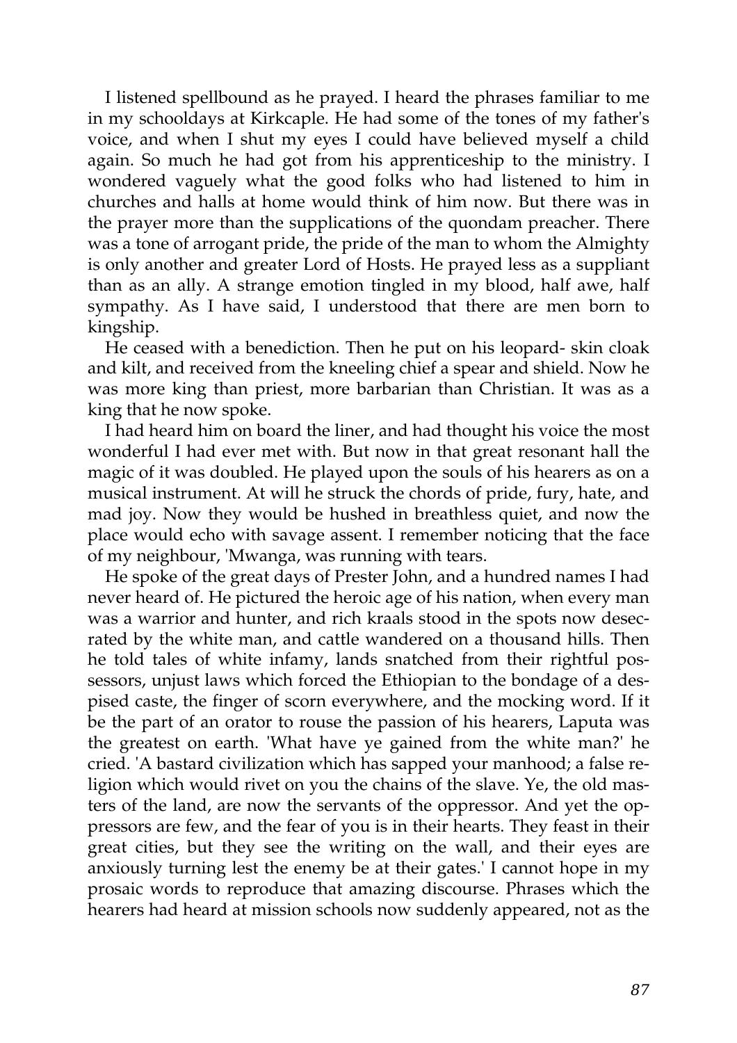I listened spellbound as he prayed. I heard the phrases familiar to me in my schooldays at Kirkcaple. He had some of the tones of my father's voice, and when I shut my eyes I could have believed myself a child again. So much he had got from his apprenticeship to the ministry. I wondered vaguely what the good folks who had listened to him in churches and halls at home would think of him now. But there was in the prayer more than the supplications of the quondam preacher. There was a tone of arrogant pride, the pride of the man to whom the Almighty is only another and greater Lord of Hosts. He prayed less as a suppliant than as an ally. A strange emotion tingled in my blood, half awe, half sympathy. As I have said, I understood that there are men born to kingship.

He ceased with a benediction. Then he put on his leopard- skin cloak and kilt, and received from the kneeling chief a spear and shield. Now he was more king than priest, more barbarian than Christian. It was as a king that he now spoke.

I had heard him on board the liner, and had thought his voice the most wonderful I had ever met with. But now in that great resonant hall the magic of it was doubled. He played upon the souls of his hearers as on a musical instrument. At will he struck the chords of pride, fury, hate, and mad joy. Now they would be hushed in breathless quiet, and now the place would echo with savage assent. I remember noticing that the face of my neighbour, 'Mwanga, was running with tears.

He spoke of the great days of Prester John, and a hundred names I had never heard of. He pictured the heroic age of his nation, when every man was a warrior and hunter, and rich kraals stood in the spots now desecrated by the white man, and cattle wandered on a thousand hills. Then he told tales of white infamy, lands snatched from their rightful possessors, unjust laws which forced the Ethiopian to the bondage of a despised caste, the finger of scorn everywhere, and the mocking word. If it be the part of an orator to rouse the passion of his hearers, Laputa was the greatest on earth. 'What have ye gained from the white man?' he cried. 'A bastard civilization which has sapped your manhood; a false religion which would rivet on you the chains of the slave. Ye, the old masters of the land, are now the servants of the oppressor. And yet the oppressors are few, and the fear of you is in their hearts. They feast in their great cities, but they see the writing on the wall, and their eyes are anxiously turning lest the enemy be at their gates.' I cannot hope in my prosaic words to reproduce that amazing discourse. Phrases which the hearers had heard at mission schools now suddenly appeared, not as the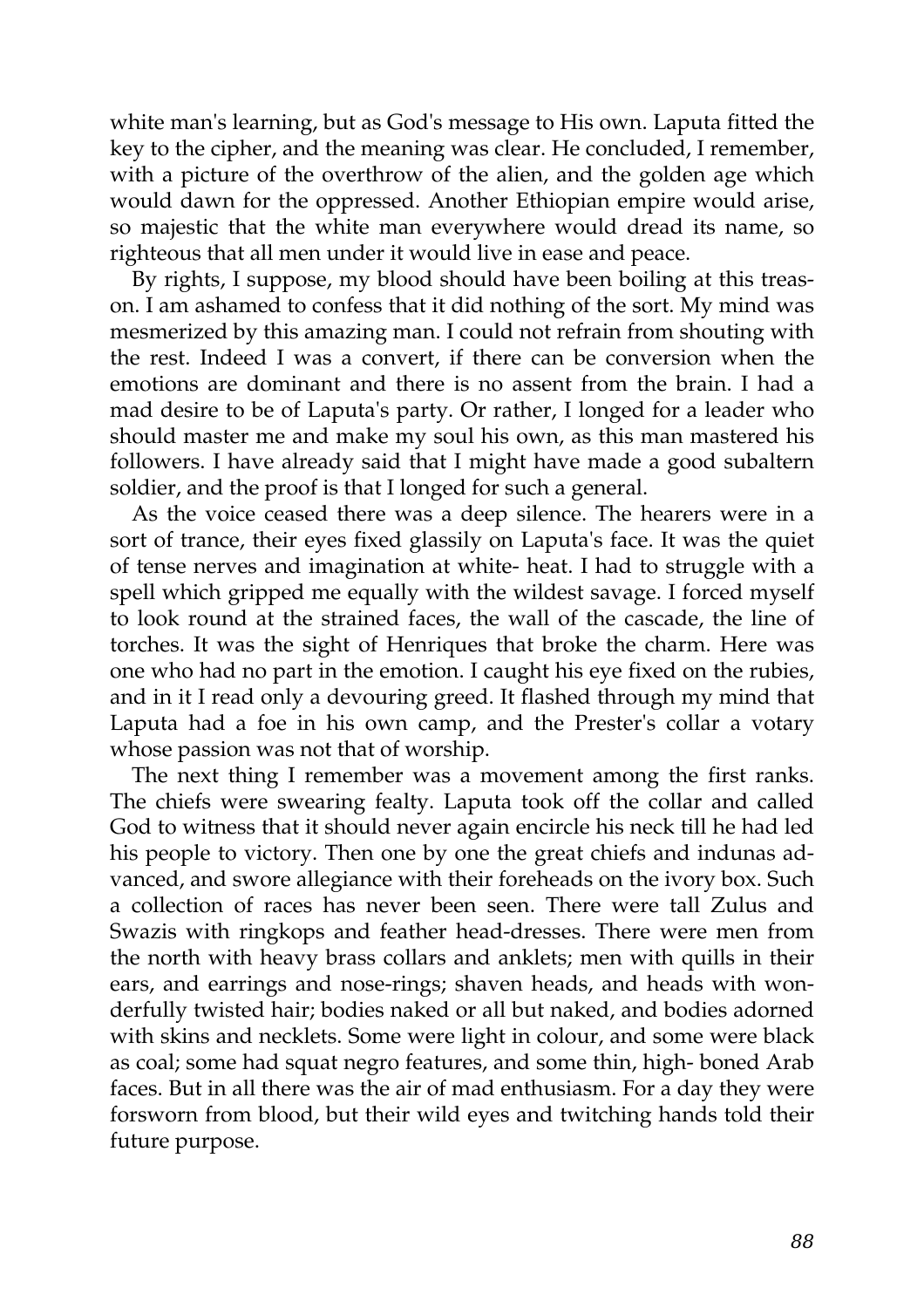white man's learning, but as God's message to His own. Laputa fitted the key to the cipher, and the meaning was clear. He concluded, I remember, with a picture of the overthrow of the alien, and the golden age which would dawn for the oppressed. Another Ethiopian empire would arise, so majestic that the white man everywhere would dread its name, so righteous that all men under it would live in ease and peace.

By rights, I suppose, my blood should have been boiling at this treason. I am ashamed to confess that it did nothing of the sort. My mind was mesmerized by this amazing man. I could not refrain from shouting with the rest. Indeed I was a convert, if there can be conversion when the emotions are dominant and there is no assent from the brain. I had a mad desire to be of Laputa's party. Or rather, I longed for a leader who should master me and make my soul his own, as this man mastered his followers. I have already said that I might have made a good subaltern soldier, and the proof is that I longed for such a general.

As the voice ceased there was a deep silence. The hearers were in a sort of trance, their eyes fixed glassily on Laputa's face. It was the quiet of tense nerves and imagination at white- heat. I had to struggle with a spell which gripped me equally with the wildest savage. I forced myself to look round at the strained faces, the wall of the cascade, the line of torches. It was the sight of Henriques that broke the charm. Here was one who had no part in the emotion. I caught his eye fixed on the rubies, and in it I read only a devouring greed. It flashed through my mind that Laputa had a foe in his own camp, and the Prester's collar a votary whose passion was not that of worship.

The next thing I remember was a movement among the first ranks. The chiefs were swearing fealty. Laputa took off the collar and called God to witness that it should never again encircle his neck till he had led his people to victory. Then one by one the great chiefs and indunas advanced, and swore allegiance with their foreheads on the ivory box. Such a collection of races has never been seen. There were tall Zulus and Swazis with ringkops and feather head-dresses. There were men from the north with heavy brass collars and anklets; men with quills in their ears, and earrings and nose-rings; shaven heads, and heads with wonderfully twisted hair; bodies naked or all but naked, and bodies adorned with skins and necklets. Some were light in colour, and some were black as coal; some had squat negro features, and some thin, high- boned Arab faces. But in all there was the air of mad enthusiasm. For a day they were forsworn from blood, but their wild eyes and twitching hands told their future purpose.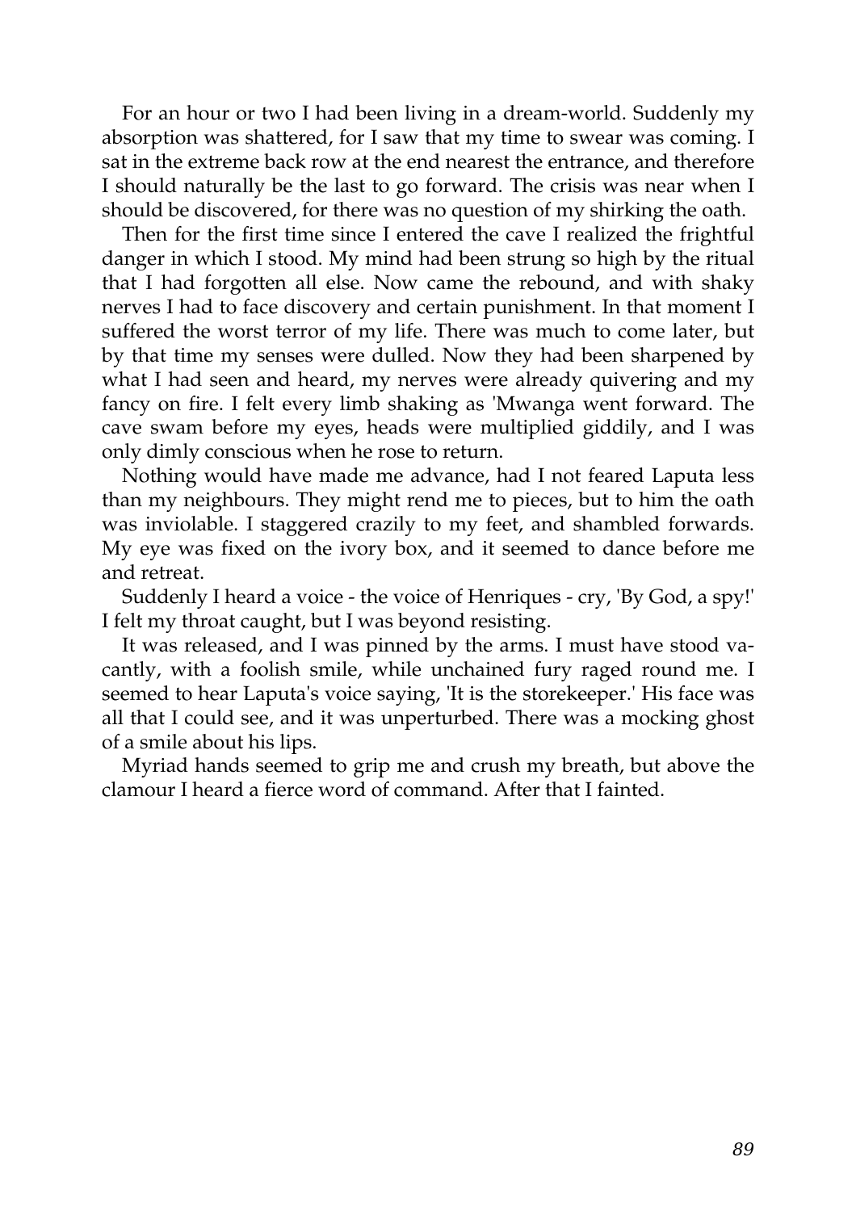For an hour or two I had been living in a dream-world. Suddenly my absorption was shattered, for I saw that my time to swear was coming. I sat in the extreme back row at the end nearest the entrance, and therefore I should naturally be the last to go forward. The crisis was near when I should be discovered, for there was no question of my shirking the oath.

Then for the first time since I entered the cave I realized the frightful danger in which I stood. My mind had been strung so high by the ritual that I had forgotten all else. Now came the rebound, and with shaky nerves I had to face discovery and certain punishment. In that moment I suffered the worst terror of my life. There was much to come later, but by that time my senses were dulled. Now they had been sharpened by what I had seen and heard, my nerves were already quivering and my fancy on fire. I felt every limb shaking as 'Mwanga went forward. The cave swam before my eyes, heads were multiplied giddily, and I was only dimly conscious when he rose to return.

Nothing would have made me advance, had I not feared Laputa less than my neighbours. They might rend me to pieces, but to him the oath was inviolable. I staggered crazily to my feet, and shambled forwards. My eye was fixed on the ivory box, and it seemed to dance before me and retreat.

Suddenly I heard a voice - the voice of Henriques - cry, 'By God, a spy!' I felt my throat caught, but I was beyond resisting.

It was released, and I was pinned by the arms. I must have stood vacantly, with a foolish smile, while unchained fury raged round me. I seemed to hear Laputa's voice saying, 'It is the storekeeper.' His face was all that I could see, and it was unperturbed. There was a mocking ghost of a smile about his lips.

Myriad hands seemed to grip me and crush my breath, but above the clamour I heard a fierce word of command. After that I fainted.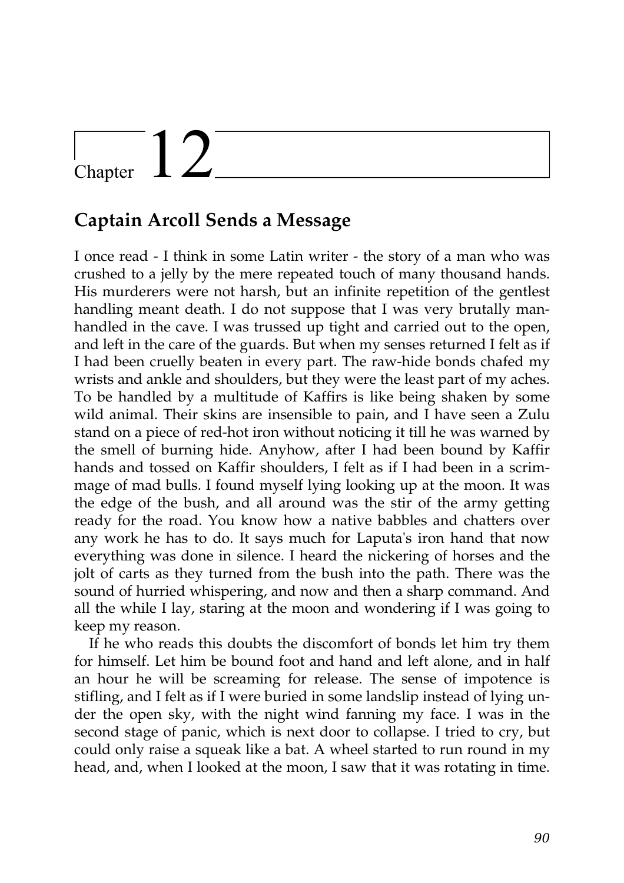# Chapter 12

## Captain Arcoll Sends a Message

I once read - I think in some Latin writer - the story of a man who was crushed to a jelly by the mere repeated touch of many thousand hands. His murderers were not harsh, but an infinite repetition of the gentlest handling meant death. I do not suppose that I was very brutally manhandled in the cave. I was trussed up tight and carried out to the open, and left in the care of the guards. But when my senses returned I felt as if I had been cruelly beaten in every part. The raw-hide bonds chafed my wrists and ankle and shoulders, but they were the least part of my aches. To be handled by a multitude of Kaffirs is like being shaken by some wild animal. Their skins are insensible to pain, and I have seen a Zulu stand on a piece of red-hot iron without noticing it till he was warned by the smell of burning hide. Anyhow, after I had been bound by Kaffir hands and tossed on Kaffir shoulders, I felt as if I had been in a scrimmage of mad bulls. I found myself lying looking up at the moon. It was the edge of the bush, and all around was the stir of the army getting ready for the road. You know how a native babbles and chatters over any work he has to do. It says much for Laputa's iron hand that now everything was done in silence. I heard the nickering of horses and the jolt of carts as they turned from the bush into the path. There was the sound of hurried whispering, and now and then a sharp command. And all the while I lay, staring at the moon and wondering if I was going to keep my reason.

If he who reads this doubts the discomfort of bonds let him try them for himself. Let him be bound foot and hand and left alone, and in half an hour he will be screaming for release. The sense of impotence is stifling, and I felt as if I were buried in some landslip instead of lying under the open sky, with the night wind fanning my face. I was in the second stage of panic, which is next door to collapse. I tried to cry, but could only raise a squeak like a bat. A wheel started to run round in my head, and, when I looked at the moon, I saw that it was rotating in time.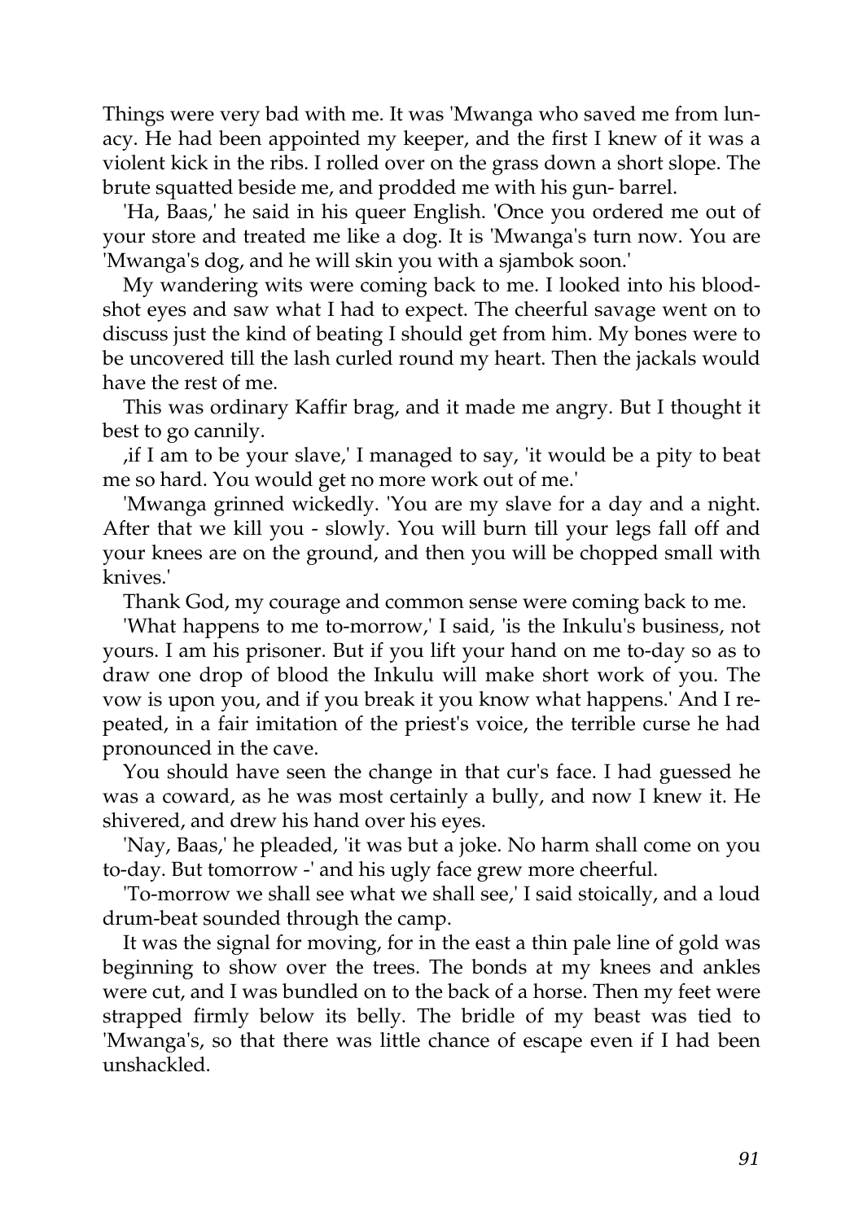Things were very bad with me. It was 'Mwanga who saved me from lunacy. He had been appointed my keeper, and the first I knew of it was a violent kick in the ribs. I rolled over on the grass down a short slope. The brute squatted beside me, and prodded me with his gun- barrel.

'Ha, Baas,' he said in his queer English. 'Once you ordered me out of your store and treated me like a dog. It is 'Mwanga's turn now. You are 'Mwanga's dog, and he will skin you with a sjambok soon.'

My wandering wits were coming back to me. I looked into his bloodshot eyes and saw what I had to expect. The cheerful savage went on to discuss just the kind of beating I should get from him. My bones were to be uncovered till the lash curled round my heart. Then the jackals would have the rest of me.

This was ordinary Kaffir brag, and it made me angry. But I thought it best to go cannily.

,if I am to be your slave,' I managed to say, 'it would be a pity to beat me so hard. You would get no more work out of me.'

'Mwanga grinned wickedly. 'You are my slave for a day and a night. After that we kill you - slowly. You will burn till your legs fall off and your knees are on the ground, and then you will be chopped small with knives.'

Thank God, my courage and common sense were coming back to me.

'What happens to me to-morrow,' I said, 'is the Inkulu's business, not yours. I am his prisoner. But if you lift your hand on me to-day so as to draw one drop of blood the Inkulu will make short work of you. The vow is upon you, and if you break it you know what happens.' And I repeated, in a fair imitation of the priest's voice, the terrible curse he had pronounced in the cave.

You should have seen the change in that cur's face. I had guessed he was a coward, as he was most certainly a bully, and now I knew it. He shivered, and drew his hand over his eyes.

'Nay, Baas,' he pleaded, 'it was but a joke. No harm shall come on you to-day. But tomorrow -' and his ugly face grew more cheerful.

'To-morrow we shall see what we shall see,' I said stoically, and a loud drum-beat sounded through the camp.

It was the signal for moving, for in the east a thin pale line of gold was beginning to show over the trees. The bonds at my knees and ankles were cut, and I was bundled on to the back of a horse. Then my feet were strapped firmly below its belly. The bridle of my beast was tied to 'Mwanga's, so that there was little chance of escape even if I had been unshackled.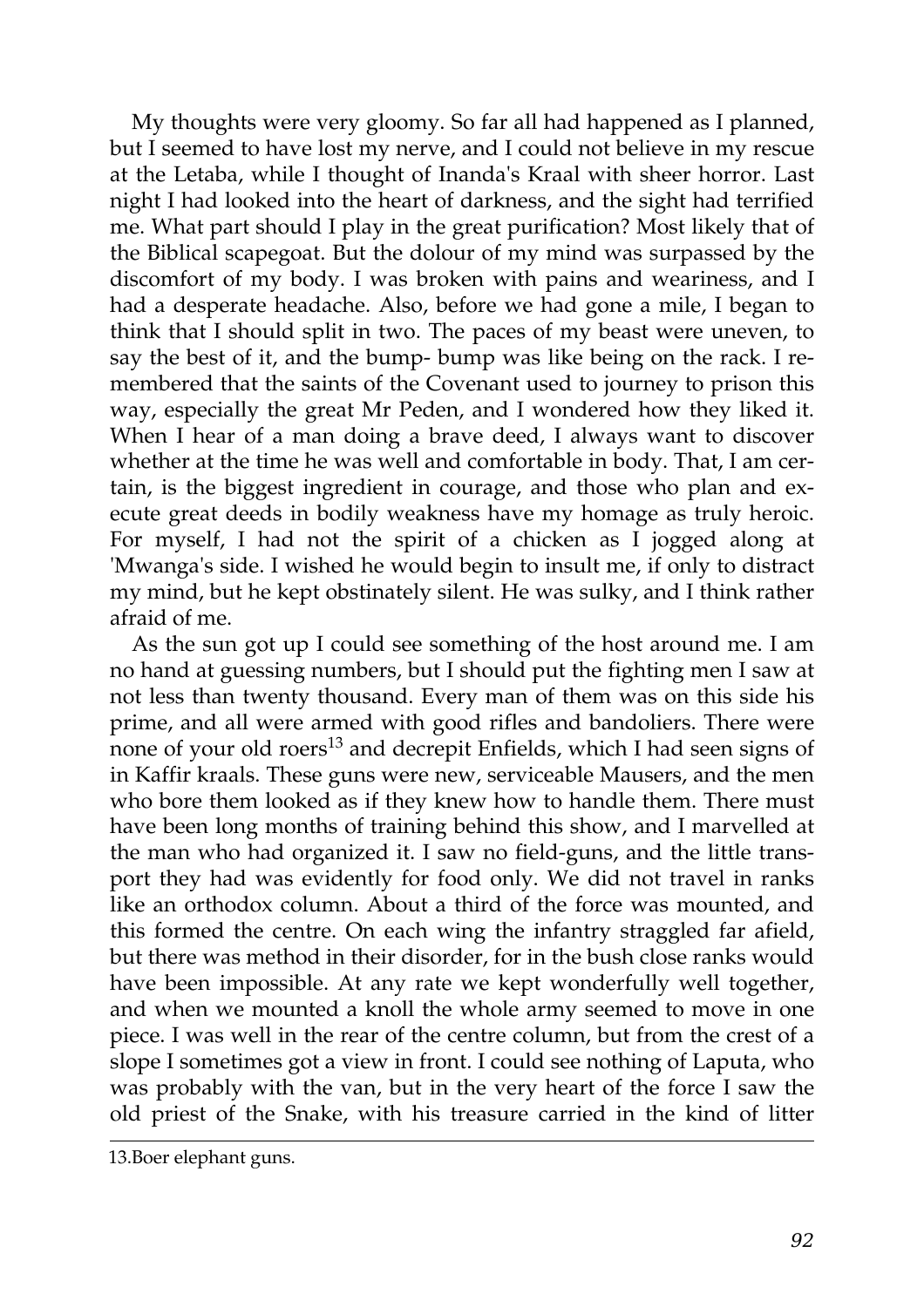My thoughts were very gloomy. So far all had happened as I planned, but I seemed to have lost my nerve, and I could not believe in my rescue at the Letaba, while I thought of Inanda's Kraal with sheer horror. Last night I had looked into the heart of darkness, and the sight had terrified me. What part should I play in the great purification? Most likely that of the Biblical scapegoat. But the dolour of my mind was surpassed by the discomfort of my body. I was broken with pains and weariness, and I had a desperate headache. Also, before we had gone a mile, I began to think that I should split in two. The paces of my beast were uneven, to say the best of it, and the bump- bump was like being on the rack. I remembered that the saints of the Covenant used to journey to prison this way, especially the great Mr Peden, and I wondered how they liked it. When I hear of a man doing a brave deed, I always want to discover whether at the time he was well and comfortable in body. That, I am certain, is the biggest ingredient in courage, and those who plan and execute great deeds in bodily weakness have my homage as truly heroic. For myself, I had not the spirit of a chicken as I jogged along at 'Mwanga's side. I wished he would begin to insult me, if only to distract my mind, but he kept obstinately silent. He was sulky, and I think rather afraid of me.

As the sun got up I could see something of the host around me. I am no hand at guessing numbers, but I should put the fighting men I saw at not less than twenty thousand. Every man of them was on this side his prime, and all were armed with good rifles and bandoliers. There were none of your old roers[13] and decrepit Enfields, which I had seen signs of in Kaffir kraals. These guns were new, serviceable Mausers, and the men who bore them looked as if they knew how to handle them. There must have been long months of training behind this show, and I marvelled at the man who had organized it. I saw no field-guns, and the little transport they had was evidently for food only. We did not travel in ranks like an orthodox column. About a third of the force was mounted, and this formed the centre. On each wing the infantry straggled far afield, but there was method in their disorder, for in the bush close ranks would have been impossible. At any rate we kept wonderfully well together, and when we mounted a knoll the whole army seemed to move in one piece. I was well in the rear of the centre column, but from the crest of a slope I sometimes got a view in front. I could see nothing of Laputa, who was probably with the van, but in the very heart of the force I saw the old priest of the Snake, with his treasure carried in the kind of litter

---

13.Boer elephant guns.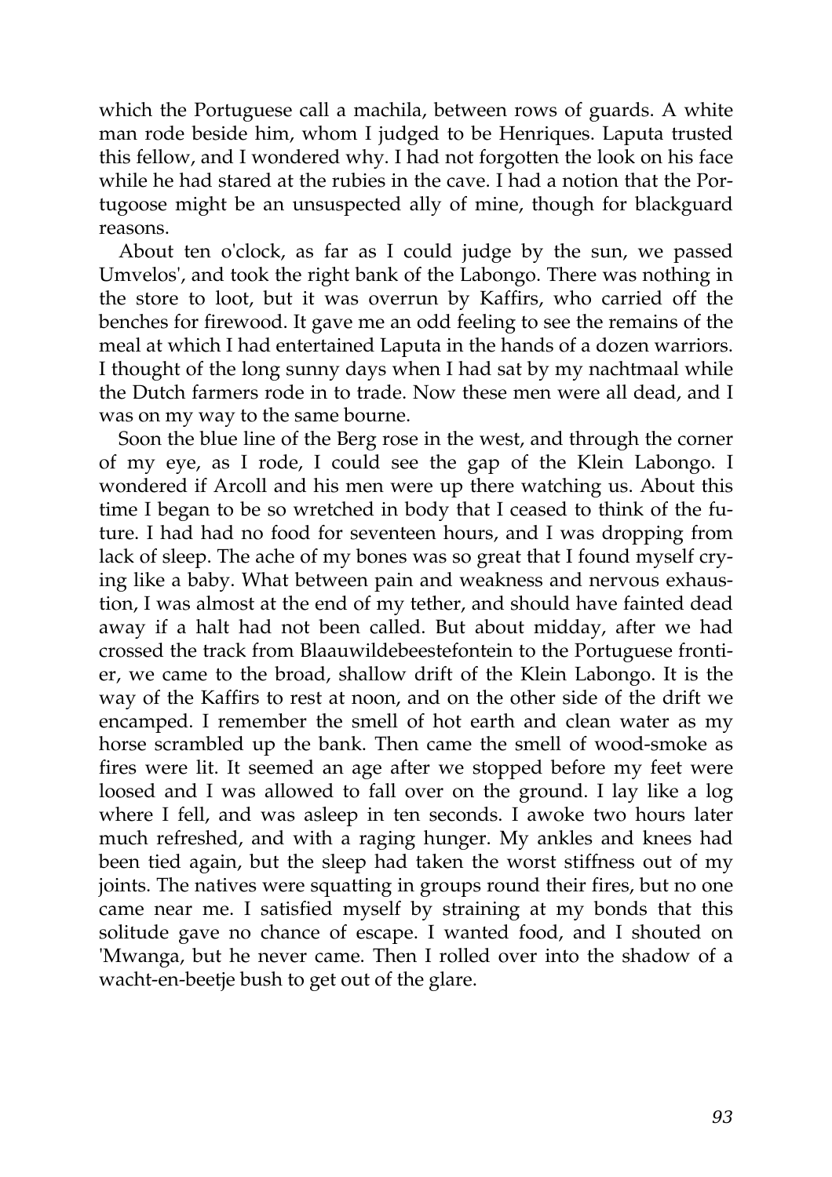which the Portuguese call a machila, between rows of guards. A white man rode beside him, whom I judged to be Henriques. Laputa trusted this fellow, and I wondered why. I had not forgotten the look on his face while he had stared at the rubies in the cave. I had a notion that the Portugoose might be an unsuspected ally of mine, though for blackguard reasons.

About ten o'clock, as far as I could judge by the sun, we passed Umvelos', and took the right bank of the Labongo. There was nothing in the store to loot, but it was overrun by Kaffirs, who carried off the benches for firewood. It gave me an odd feeling to see the remains of the meal at which I had entertained Laputa in the hands of a dozen warriors. I thought of the long sunny days when I had sat by my nachtmaal while the Dutch farmers rode in to trade. Now these men were all dead, and I was on my way to the same bourne.

Soon the blue line of the Berg rose in the west, and through the corner of my eye, as I rode, I could see the gap of the Klein Labongo. I wondered if Arcoll and his men were up there watching us. About this time I began to be so wretched in body that I ceased to think of the future. I had had no food for seventeen hours, and I was dropping from lack of sleep. The ache of my bones was so great that I found myself crying like a baby. What between pain and weakness and nervous exhaustion, I was almost at the end of my tether, and should have fainted dead away if a halt had not been called. But about midday, after we had crossed the track from Blaauwildebeestefontein to the Portuguese frontier, we came to the broad, shallow drift of the Klein Labongo. It is the way of the Kaffirs to rest at noon, and on the other side of the drift we encamped. I remember the smell of hot earth and clean water as my horse scrambled up the bank. Then came the smell of wood-smoke as fires were lit. It seemed an age after we stopped before my feet were loosed and I was allowed to fall over on the ground. I lay like a log where I fell, and was asleep in ten seconds. I awoke two hours later much refreshed, and with a raging hunger. My ankles and knees had been tied again, but the sleep had taken the worst stiffness out of my joints. The natives were squatting in groups round their fires, but no one came near me. I satisfied myself by straining at my bonds that this solitude gave no chance of escape. I wanted food, and I shouted on 'Mwanga, but he never came. Then I rolled over into the shadow of a wacht-en-beetje bush to get out of the glare.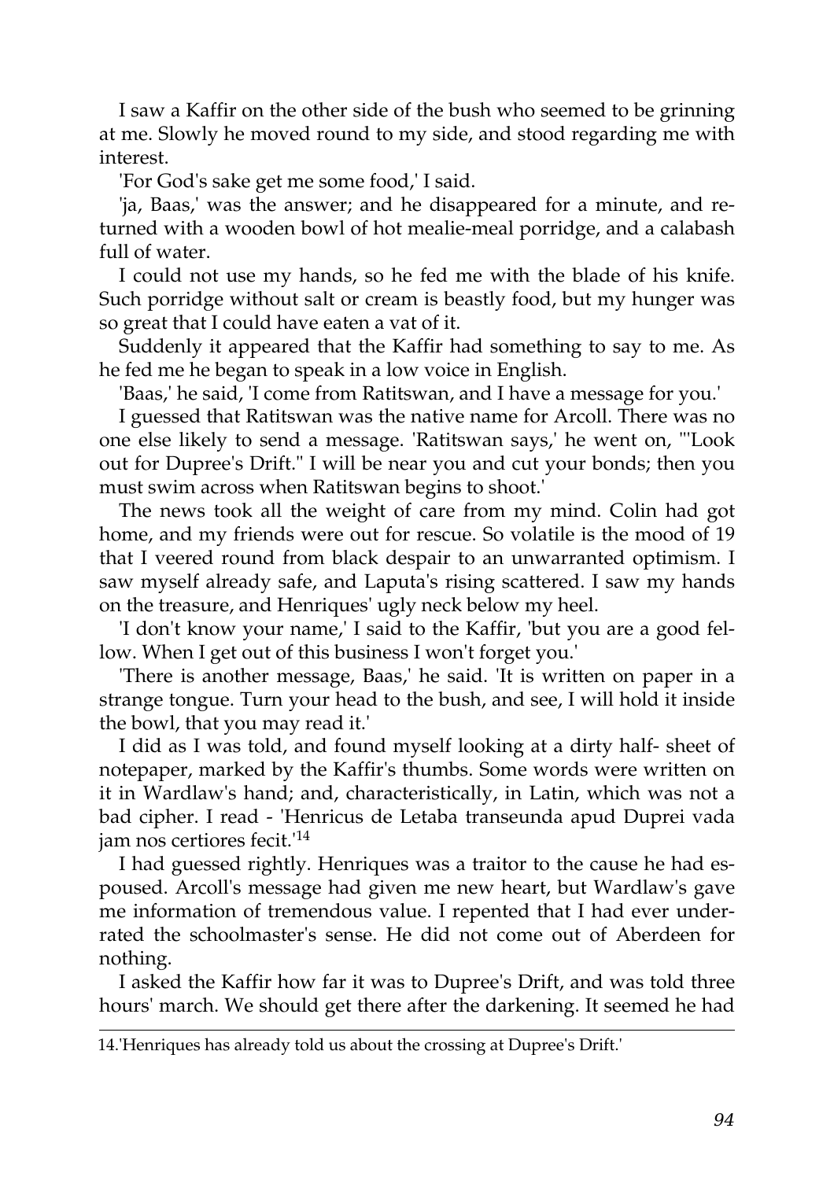I saw a Kaffir on the other side of the bush who seemed to be grinning at me. Slowly he moved round to my side, and stood regarding me with interest.

'For God's sake get me some food,' I said.

'ja, Baas,' was the answer; and he disappeared for a minute, and returned with a wooden bowl of hot mealie-meal porridge, and a calabash full of water.

I could not use my hands, so he fed me with the blade of his knife. Such porridge without salt or cream is beastly food, but my hunger was so great that I could have eaten a vat of it.

Suddenly it appeared that the Kaffir had something to say to me. As he fed me he began to speak in a low voice in English.

'Baas,' he said, 'I come from Ratitswan, and I have a message for you.'

I guessed that Ratitswan was the native name for Arcoll. There was no one else likely to send a message. 'Ratitswan says,' he went on, '"Look out for Dupree's Drift." I will be near you and cut your bonds; then you must swim across when Ratitswan begins to shoot.'

The news took all the weight of care from my mind. Colin had got home, and my friends were out for rescue. So volatile is the mood of 19 that I veered round from black despair to an unwarranted optimism. I saw myself already safe, and Laputa's rising scattered. I saw my hands on the treasure, and Henriques' ugly neck below my heel.

'I don't know your name,' I said to the Kaffir, 'but you are a good fellow. When I get out of this business I won't forget you.'

'There is another message, Baas,' he said. 'It is written on paper in a strange tongue. Turn your head to the bush, and see, I will hold it inside the bowl, that you may read it.'

I did as I was told, and found myself looking at a dirty half- sheet of notepaper, marked by the Kaffir's thumbs. Some words were written on it in Wardlaw's hand; and, characteristically, in Latin, which was not a bad cipher. I read - 'Henricus de Letaba transeunda apud Duprei vada jam nos certiores fecit.'[14]

I had guessed rightly. Henriques was a traitor to the cause he had espoused. Arcoll's message had given me new heart, but Wardlaw's gave me information of tremendous value. I repented that I had ever underrated the schoolmaster's sense. He did not come out of Aberdeen for nothing.

I asked the Kaffir how far it was to Dupree's Drift, and was told three hours' march. We should get there after the darkening. It seemed he had

---

14.'Henriques has already told us about the crossing at Dupree's Drift.'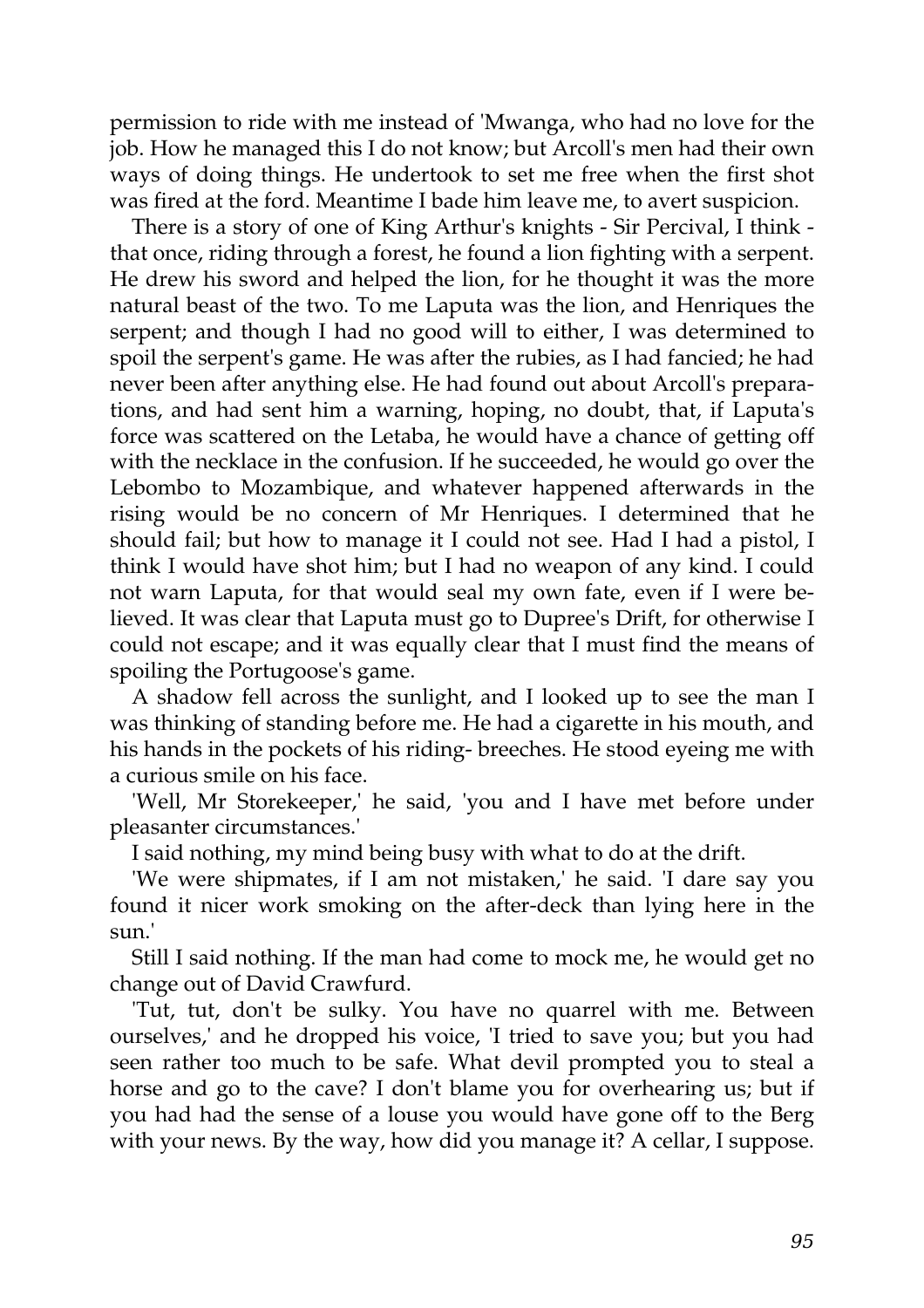permission to ride with me instead of 'Mwanga, who had no love for the job. How he managed this I do not know; but Arcoll's men had their own ways of doing things. He undertook to set me free when the first shot was fired at the ford. Meantime I bade him leave me, to avert suspicion.

There is a story of one of King Arthur's knights - Sir Percival, I think - that once, riding through a forest, he found a lion fighting with a serpent. He drew his sword and helped the lion, for he thought it was the more natural beast of the two. To me Laputa was the lion, and Henriques the serpent; and though I had no good will to either, I was determined to spoil the serpent's game. He was after the rubies, as I had fancied; he had never been after anything else. He had found out about Arcoll's preparations, and had sent him a warning, hoping, no doubt, that, if Laputa's force was scattered on the Letaba, he would have a chance of getting off with the necklace in the confusion. If he succeeded, he would go over the Lebombo to Mozambique, and whatever happened afterwards in the rising would be no concern of Mr Henriques. I determined that he should fail; but how to manage it I could not see. Had I had a pistol, I think I would have shot him; but I had no weapon of any kind. I could not warn Laputa, for that would seal my own fate, even if I were believed. It was clear that Laputa must go to Dupree's Drift, for otherwise I could not escape; and it was equally clear that I must find the means of spoiling the Portugoose's game.

A shadow fell across the sunlight, and I looked up to see the man I was thinking of standing before me. He had a cigarette in his mouth, and his hands in the pockets of his riding- breeches. He stood eyeing me with a curious smile on his face.

'Well, Mr Storekeeper,' he said, 'you and I have met before under pleasanter circumstances.'

I said nothing, my mind being busy with what to do at the drift.

'We were shipmates, if I am not mistaken,' he said. 'I dare say you found it nicer work smoking on the after-deck than lying here in the sun.'

Still I said nothing. If the man had come to mock me, he would get no change out of David Crawfurd.

'Tut, tut, don't be sulky. You have no quarrel with me. Between ourselves,' and he dropped his voice, 'I tried to save you; but you had seen rather too much to be safe. What devil prompted you to steal a horse and go to the cave? I don't blame you for overhearing us; but if you had had the sense of a louse you would have gone off to the Berg with your news. By the way, how did you manage it? A cellar, I suppose.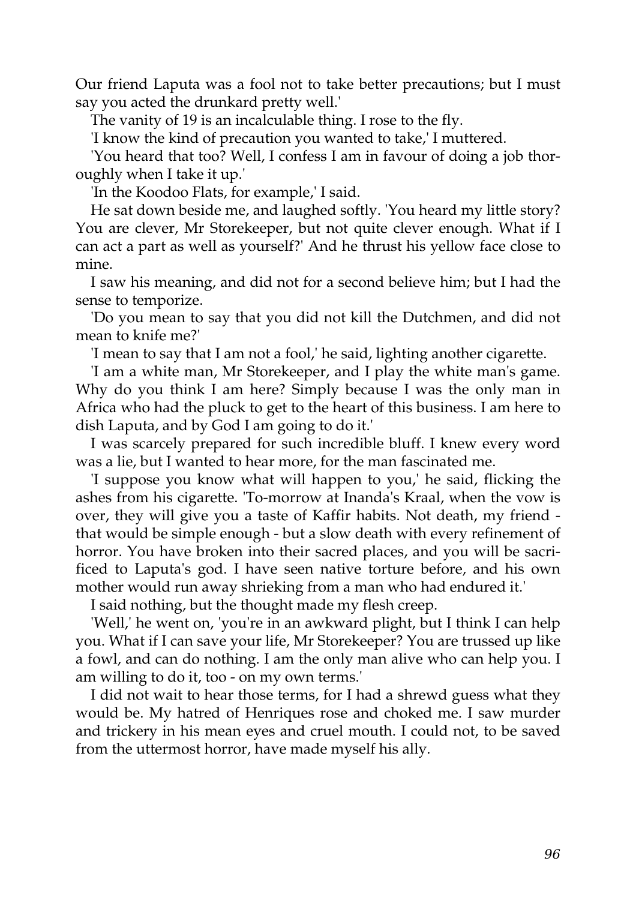Our friend Laputa was a fool not to take better precautions; but I must say you acted the drunkard pretty well.'

The vanity of 19 is an incalculable thing. I rose to the fly.

'I know the kind of precaution you wanted to take,' I muttered.

'You heard that too? Well, I confess I am in favour of doing a job thoroughly when I take it up.'

'In the Koodoo Flats, for example,' I said.

He sat down beside me, and laughed softly. 'You heard my little story? You are clever, Mr Storekeeper, but not quite clever enough. What if I can act a part as well as yourself?' And he thrust his yellow face close to mine.

I saw his meaning, and did not for a second believe him; but I had the sense to temporize.

'Do you mean to say that you did not kill the Dutchmen, and did not mean to knife me?'

'I mean to say that I am not a fool,' he said, lighting another cigarette.

'I am a white man, Mr Storekeeper, and I play the white man's game. Why do you think I am here? Simply because I was the only man in Africa who had the pluck to get to the heart of this business. I am here to dish Laputa, and by God I am going to do it.'

I was scarcely prepared for such incredible bluff. I knew every word was a lie, but I wanted to hear more, for the man fascinated me.

'I suppose you know what will happen to you,' he said, flicking the ashes from his cigarette. 'To-morrow at Inanda's Kraal, when the vow is over, they will give you a taste of Kaffir habits. Not death, my friend - that would be simple enough - but a slow death with every refinement of horror. You have broken into their sacred places, and you will be sacrificed to Laputa's god. I have seen native torture before, and his own mother would run away shrieking from a man who had endured it.'

I said nothing, but the thought made my flesh creep.

'Well,' he went on, 'you're in an awkward plight, but I think I can help you. What if I can save your life, Mr Storekeeper? You are trussed up like a fowl, and can do nothing. I am the only man alive who can help you. I am willing to do it, too - on my own terms.'

I did not wait to hear those terms, for I had a shrewd guess what they would be. My hatred of Henriques rose and choked me. I saw murder and trickery in his mean eyes and cruel mouth. I could not, to be saved from the uttermost horror, have made myself his ally.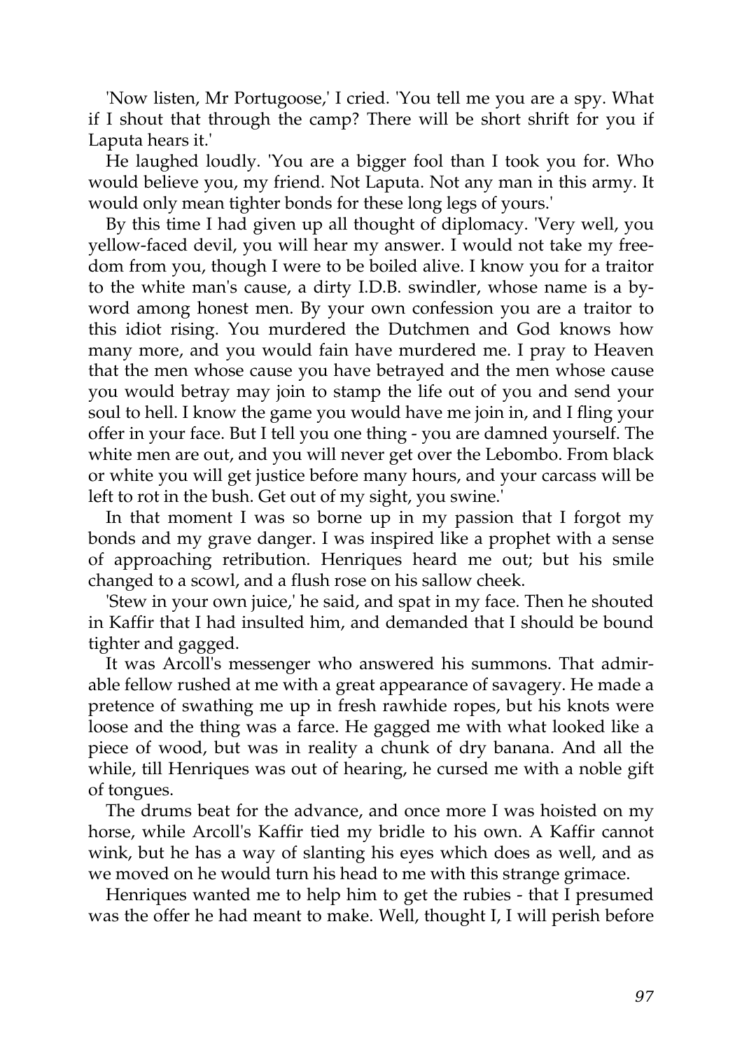'Now listen, Mr Portugoose,' I cried. 'You tell me you are a spy. What if I shout that through the camp? There will be short shrift for you if Laputa hears it.'

He laughed loudly. 'You are a bigger fool than I took you for. Who would believe you, my friend. Not Laputa. Not any man in this army. It would only mean tighter bonds for these long legs of yours.'

By this time I had given up all thought of diplomacy. 'Very well, you yellow-faced devil, you will hear my answer. I would not take my freedom from you, though I were to be boiled alive. I know you for a traitor to the white man's cause, a dirty I.D.B. swindler, whose name is a byword among honest men. By your own confession you are a traitor to this idiot rising. You murdered the Dutchmen and God knows how many more, and you would fain have murdered me. I pray to Heaven that the men whose cause you have betrayed and the men whose cause you would betray may join to stamp the life out of you and send your soul to hell. I know the game you would have me join in, and I fling your offer in your face. But I tell you one thing - you are damned yourself. The white men are out, and you will never get over the Lebombo. From black or white you will get justice before many hours, and your carcass will be left to rot in the bush. Get out of my sight, you swine.'

In that moment I was so borne up in my passion that I forgot my bonds and my grave danger. I was inspired like a prophet with a sense of approaching retribution. Henriques heard me out; but his smile changed to a scowl, and a flush rose on his sallow cheek.

'Stew in your own juice,' he said, and spat in my face. Then he shouted in Kaffir that I had insulted him, and demanded that I should be bound tighter and gagged.

It was Arcoll's messenger who answered his summons. That admirable fellow rushed at me with a great appearance of savagery. He made a pretence of swathing me up in fresh rawhide ropes, but his knots were loose and the thing was a farce. He gagged me with what looked like a piece of wood, but was in reality a chunk of dry banana. And all the while, till Henriques was out of hearing, he cursed me with a noble gift of tongues.

The drums beat for the advance, and once more I was hoisted on my horse, while Arcoll's Kaffir tied my bridle to his own. A Kaffir cannot wink, but he has a way of slanting his eyes which does as well, and as we moved on he would turn his head to me with this strange grimace.

Henriques wanted me to help him to get the rubies - that I presumed was the offer he had meant to make. Well, thought I, I will perish before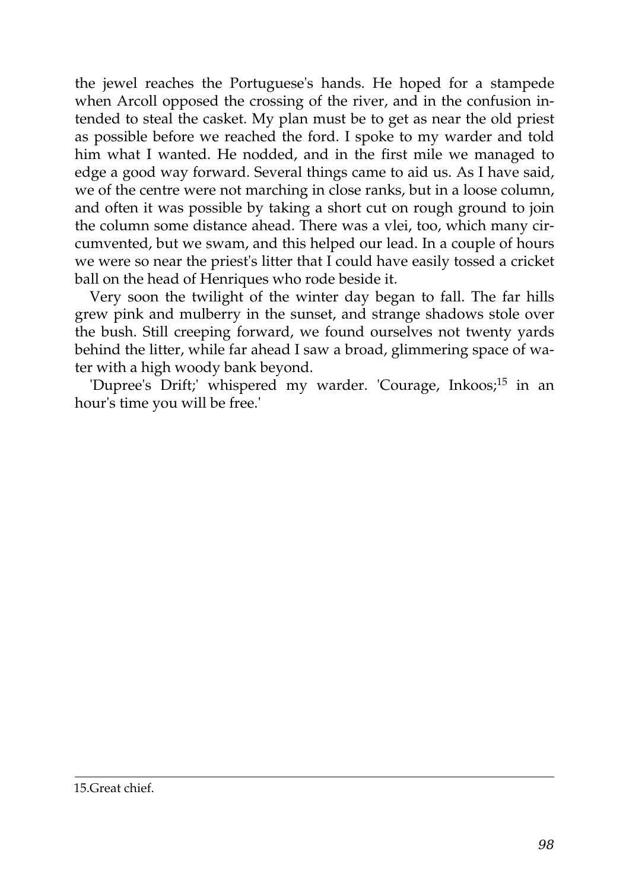the jewel reaches the Portuguese's hands. He hoped for a stampede when Arcoll opposed the crossing of the river, and in the confusion intended to steal the casket. My plan must be to get as near the old priest as possible before we reached the ford. I spoke to my warder and told him what I wanted. He nodded, and in the first mile we managed to edge a good way forward. Several things came to aid us. As I have said, we of the centre were not marching in close ranks, but in a loose column, and often it was possible by taking a short cut on rough ground to join the column some distance ahead. There was a vlei, too, which many circumvented, but we swam, and this helped our lead. In a couple of hours we were so near the priest's litter that I could have easily tossed a cricket ball on the head of Henriques who rode beside it.

Very soon the twilight of the winter day began to fall. The far hills grew pink and mulberry in the sunset, and strange shadows stole over the bush. Still creeping forward, we found ourselves not twenty yards behind the litter, while far ahead I saw a broad, glimmering space of water with a high woody bank beyond.

'Dupree's Drift;' whispered my warder. 'Courage, Inkoos;[15] in an hour's time you will be free.'

---

15.Great chief.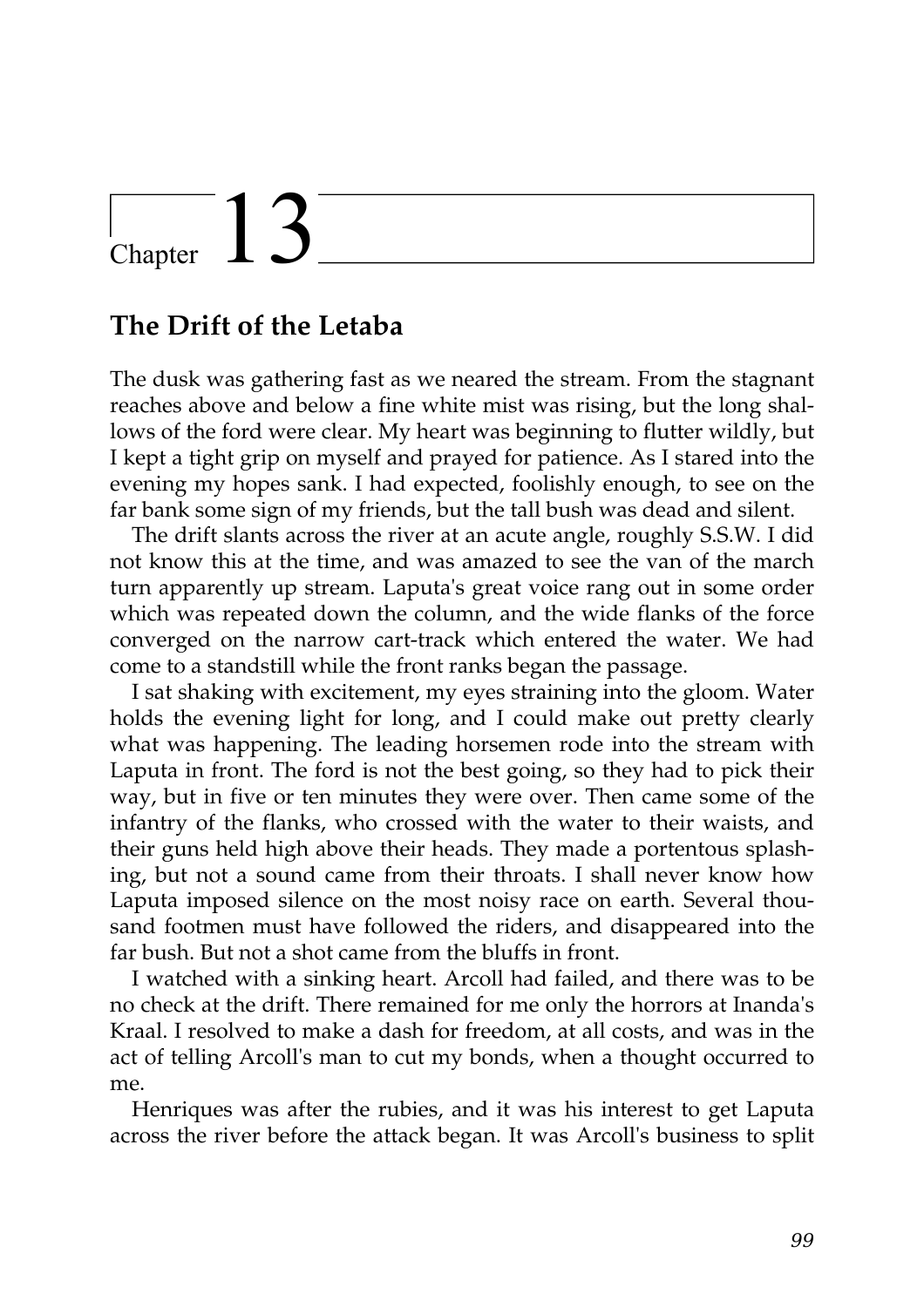# Chapter 13

## The Drift of the Letaba

The dusk was gathering fast as we neared the stream. From the stagnant reaches above and below a fine white mist was rising, but the long shallows of the ford were clear. My heart was beginning to flutter wildly, but I kept a tight grip on myself and prayed for patience. As I stared into the evening my hopes sank. I had expected, foolishly enough, to see on the far bank some sign of my friends, but the tall bush was dead and silent.

The drift slants across the river at an acute angle, roughly S.S.W. I did not know this at the time, and was amazed to see the van of the march turn apparently up stream. Laputa's great voice rang out in some order which was repeated down the column, and the wide flanks of the force converged on the narrow cart-track which entered the water. We had come to a standstill while the front ranks began the passage.

I sat shaking with excitement, my eyes straining into the gloom. Water holds the evening light for long, and I could make out pretty clearly what was happening. The leading horsemen rode into the stream with Laputa in front. The ford is not the best going, so they had to pick their way, but in five or ten minutes they were over. Then came some of the infantry of the flanks, who crossed with the water to their waists, and their guns held high above their heads. They made a portentous splashing, but not a sound came from their throats. I shall never know how Laputa imposed silence on the most noisy race on earth. Several thousand footmen must have followed the riders, and disappeared into the far bush. But not a shot came from the bluffs in front.

I watched with a sinking heart. Arcoll had failed, and there was to be no check at the drift. There remained for me only the horrors at Inanda's Kraal. I resolved to make a dash for freedom, at all costs, and was in the act of telling Arcoll's man to cut my bonds, when a thought occurred to me.

Henriques was after the rubies, and it was his interest to get Laputa across the river before the attack began. It was Arcoll's business to split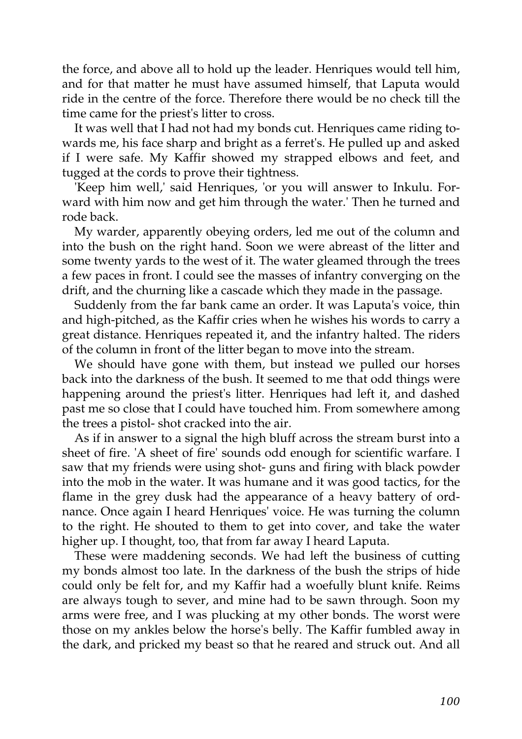the force, and above all to hold up the leader. Henriques would tell him, and for that matter he must have assumed himself, that Laputa would ride in the centre of the force. Therefore there would be no check till the time came for the priest's litter to cross.

It was well that I had not had my bonds cut. Henriques came riding towards me, his face sharp and bright as a ferret's. He pulled up and asked if I were safe. My Kaffir showed my strapped elbows and feet, and tugged at the cords to prove their tightness.

'Keep him well,' said Henriques, 'or you will answer to Inkulu. Forward with him now and get him through the water.' Then he turned and rode back.

My warder, apparently obeying orders, led me out of the column and into the bush on the right hand. Soon we were abreast of the litter and some twenty yards to the west of it. The water gleamed through the trees a few paces in front. I could see the masses of infantry converging on the drift, and the churning like a cascade which they made in the passage.

Suddenly from the far bank came an order. It was Laputa's voice, thin and high-pitched, as the Kaffir cries when he wishes his words to carry a great distance. Henriques repeated it, and the infantry halted. The riders of the column in front of the litter began to move into the stream.

We should have gone with them, but instead we pulled our horses back into the darkness of the bush. It seemed to me that odd things were happening around the priest's litter. Henriques had left it, and dashed past me so close that I could have touched him. From somewhere among the trees a pistol- shot cracked into the air.

As if in answer to a signal the high bluff across the stream burst into a sheet of fire. 'A sheet of fire' sounds odd enough for scientific warfare. I saw that my friends were using shot- guns and firing with black powder into the mob in the water. It was humane and it was good tactics, for the flame in the grey dusk had the appearance of a heavy battery of ordnance. Once again I heard Henriques' voice. He was turning the column to the right. He shouted to them to get into cover, and take the water higher up. I thought, too, that from far away I heard Laputa.

These were maddening seconds. We had left the business of cutting my bonds almost too late. In the darkness of the bush the strips of hide could only be felt for, and my Kaffir had a woefully blunt knife. Reims are always tough to sever, and mine had to be sawn through. Soon my arms were free, and I was plucking at my other bonds. The worst were those on my ankles below the horse's belly. The Kaffir fumbled away in the dark, and pricked my beast so that he reared and struck out. And all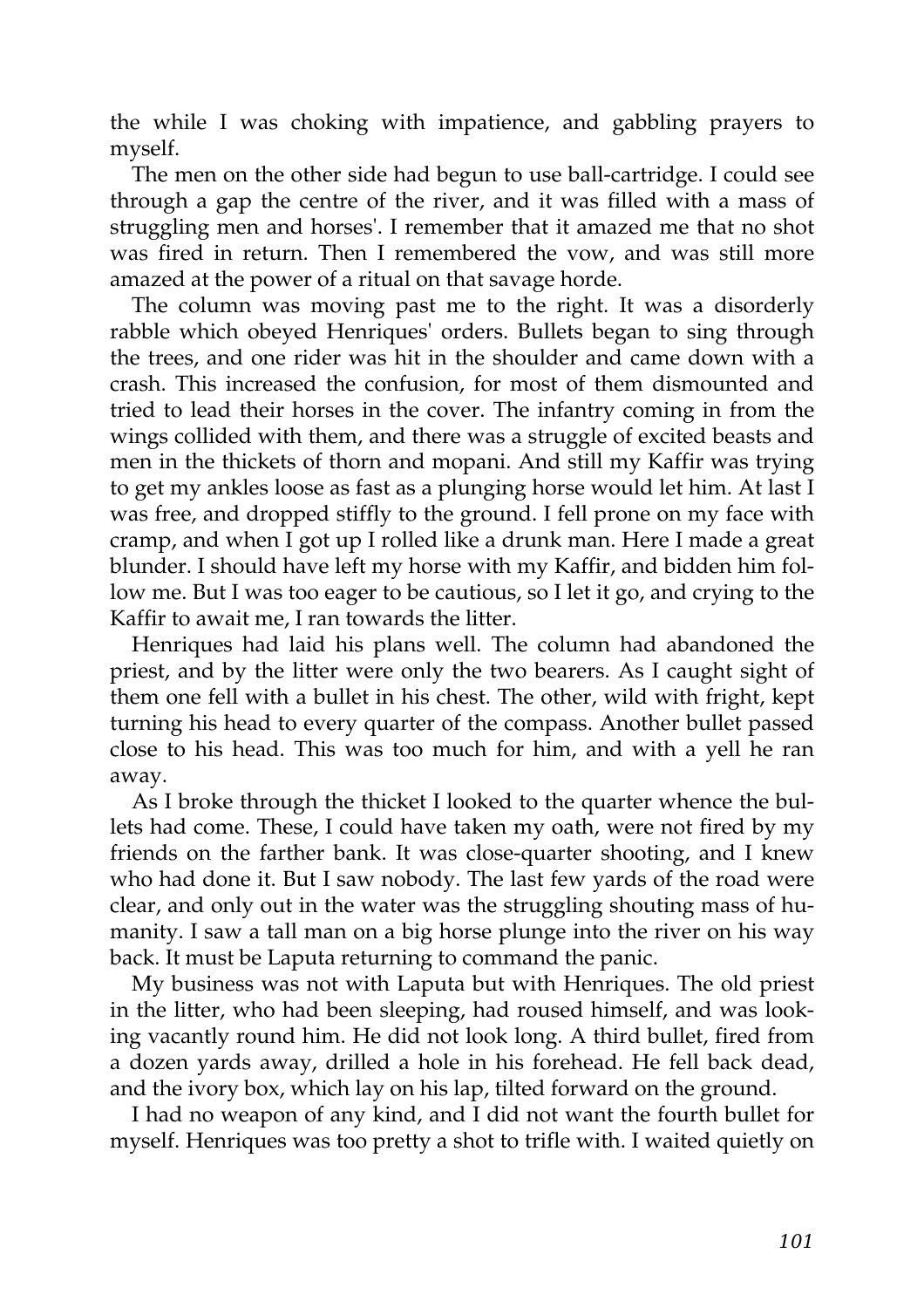the while I was choking with impatience, and gabbling prayers to myself.

The men on the other side had begun to use ball-cartridge. I could see through a gap the centre of the river, and it was filled with a mass of struggling men and horses'. I remember that it amazed me that no shot was fired in return. Then I remembered the vow, and was still more amazed at the power of a ritual on that savage horde.

The column was moving past me to the right. It was a disorderly rabble which obeyed Henriques' orders. Bullets began to sing through the trees, and one rider was hit in the shoulder and came down with a crash. This increased the confusion, for most of them dismounted and tried to lead their horses in the cover. The infantry coming in from the wings collided with them, and there was a struggle of excited beasts and men in the thickets of thorn and mopani. And still my Kaffir was trying to get my ankles loose as fast as a plunging horse would let him. At last I was free, and dropped stiffly to the ground. I fell prone on my face with cramp, and when I got up I rolled like a drunk man. Here I made a great blunder. I should have left my horse with my Kaffir, and bidden him follow me. But I was too eager to be cautious, so I let it go, and crying to the Kaffir to await me, I ran towards the litter.

Henriques had laid his plans well. The column had abandoned the priest, and by the litter were only the two bearers. As I caught sight of them one fell with a bullet in his chest. The other, wild with fright, kept turning his head to every quarter of the compass. Another bullet passed close to his head. This was too much for him, and with a yell he ran away.

As I broke through the thicket I looked to the quarter whence the bullets had come. These, I could have taken my oath, were not fired by my friends on the farther bank. It was close-quarter shooting, and I knew who had done it. But I saw nobody. The last few yards of the road were clear, and only out in the water was the struggling shouting mass of humanity. I saw a tall man on a big horse plunge into the river on his way back. It must be Laputa returning to command the panic.

My business was not with Laputa but with Henriques. The old priest in the litter, who had been sleeping, had roused himself, and was looking vacantly round him. He did not look long. A third bullet, fired from a dozen yards away, drilled a hole in his forehead. He fell back dead, and the ivory box, which lay on his lap, tilted forward on the ground.

I had no weapon of any kind, and I did not want the fourth bullet for myself. Henriques was too pretty a shot to trifle with. I waited quietly on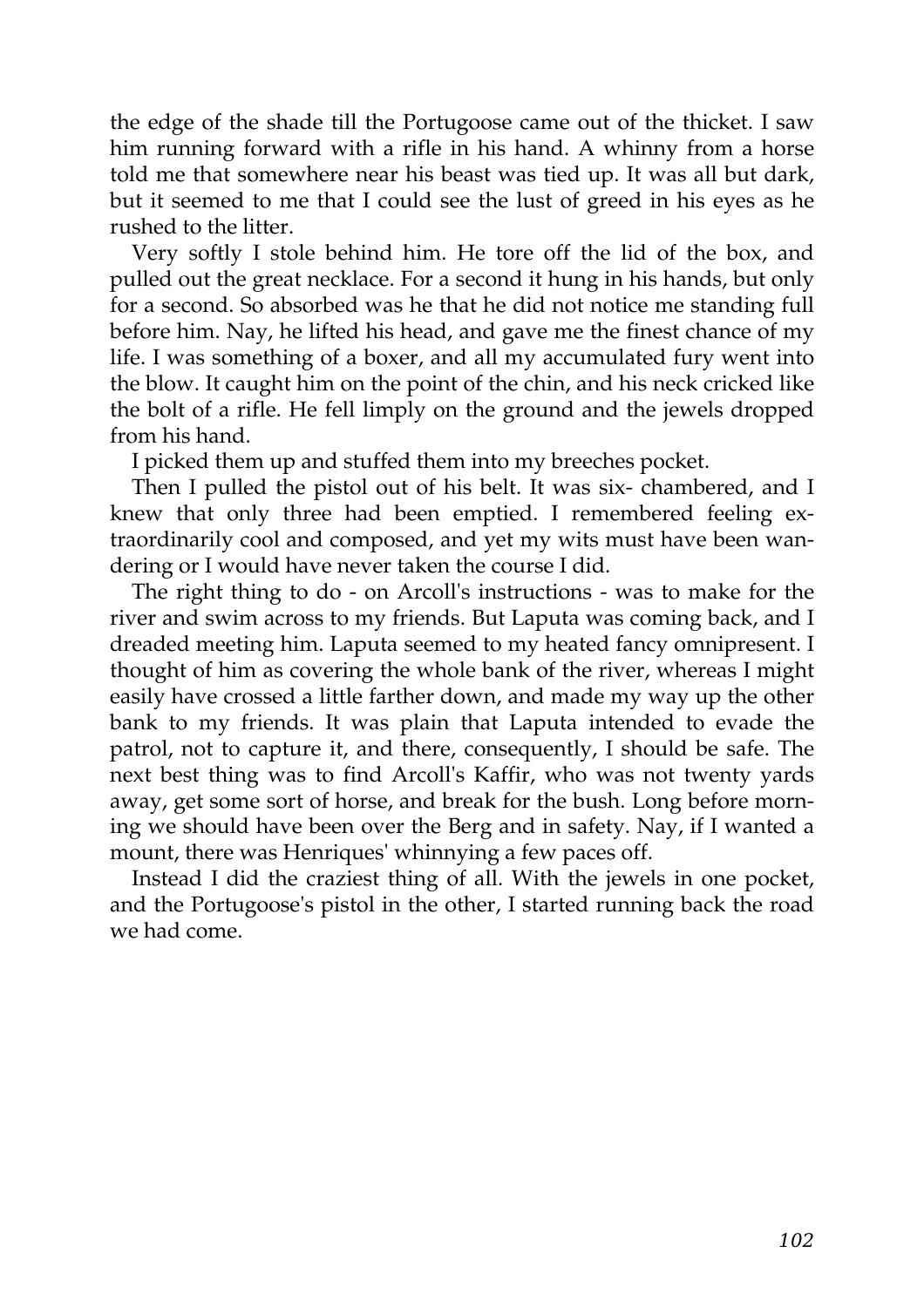the edge of the shade till the Portugoose came out of the thicket. I saw him running forward with a rifle in his hand. A whinny from a horse told me that somewhere near his beast was tied up. It was all but dark, but it seemed to me that I could see the lust of greed in his eyes as he rushed to the litter.

Very softly I stole behind him. He tore off the lid of the box, and pulled out the great necklace. For a second it hung in his hands, but only for a second. So absorbed was he that he did not notice me standing full before him. Nay, he lifted his head, and gave me the finest chance of my life. I was something of a boxer, and all my accumulated fury went into the blow. It caught him on the point of the chin, and his neck cricked like the bolt of a rifle. He fell limply on the ground and the jewels dropped from his hand.

I picked them up and stuffed them into my breeches pocket.

Then I pulled the pistol out of his belt. It was six- chambered, and I knew that only three had been emptied. I remembered feeling extraordinarily cool and composed, and yet my wits must have been wandering or I would have never taken the course I did.

The right thing to do - on Arcoll's instructions - was to make for the river and swim across to my friends. But Laputa was coming back, and I dreaded meeting him. Laputa seemed to my heated fancy omnipresent. I thought of him as covering the whole bank of the river, whereas I might easily have crossed a little farther down, and made my way up the other bank to my friends. It was plain that Laputa intended to evade the patrol, not to capture it, and there, consequently, I should be safe. The next best thing was to find Arcoll's Kaffir, who was not twenty yards away, get some sort of horse, and break for the bush. Long before morning we should have been over the Berg and in safety. Nay, if I wanted a mount, there was Henriques' whinnying a few paces off.

Instead I did the craziest thing of all. With the jewels in one pocket, and the Portugoose's pistol in the other, I started running back the road we had come.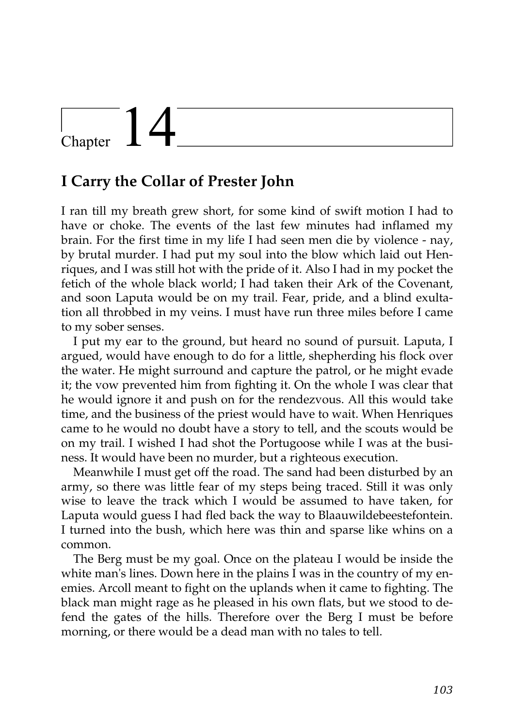# Chapter 14

## I Carry the Collar of Prester John

I ran till my breath grew short, for some kind of swift motion I had to have or choke. The events of the last few minutes had inflamed my brain. For the first time in my life I had seen men die by violence - nay, by brutal murder. I had put my soul into the blow which laid out Henriques, and I was still hot with the pride of it. Also I had in my pocket the fetich of the whole black world; I had taken their Ark of the Covenant, and soon Laputa would be on my trail. Fear, pride, and a blind exultation all throbbed in my veins. I must have run three miles before I came to my sober senses.

I put my ear to the ground, but heard no sound of pursuit. Laputa, I argued, would have enough to do for a little, shepherding his flock over the water. He might surround and capture the patrol, or he might evade it; the vow prevented him from fighting it. On the whole I was clear that he would ignore it and push on for the rendezvous. All this would take time, and the business of the priest would have to wait. When Henriques came to he would no doubt have a story to tell, and the scouts would be on my trail. I wished I had shot the Portugoose while I was at the business. It would have been no murder, but a righteous execution.

Meanwhile I must get off the road. The sand had been disturbed by an army, so there was little fear of my steps being traced. Still it was only wise to leave the track which I would be assumed to have taken, for Laputa would guess I had fled back the way to Blaauwildebeestefontein. I turned into the bush, which here was thin and sparse like whins on a common.

The Berg must be my goal. Once on the plateau I would be inside the white man's lines. Down here in the plains I was in the country of my enemies. Arcoll meant to fight on the uplands when it came to fighting. The black man might rage as he pleased in his own flats, but we stood to defend the gates of the hills. Therefore over the Berg I must be before morning, or there would be a dead man with no tales to tell.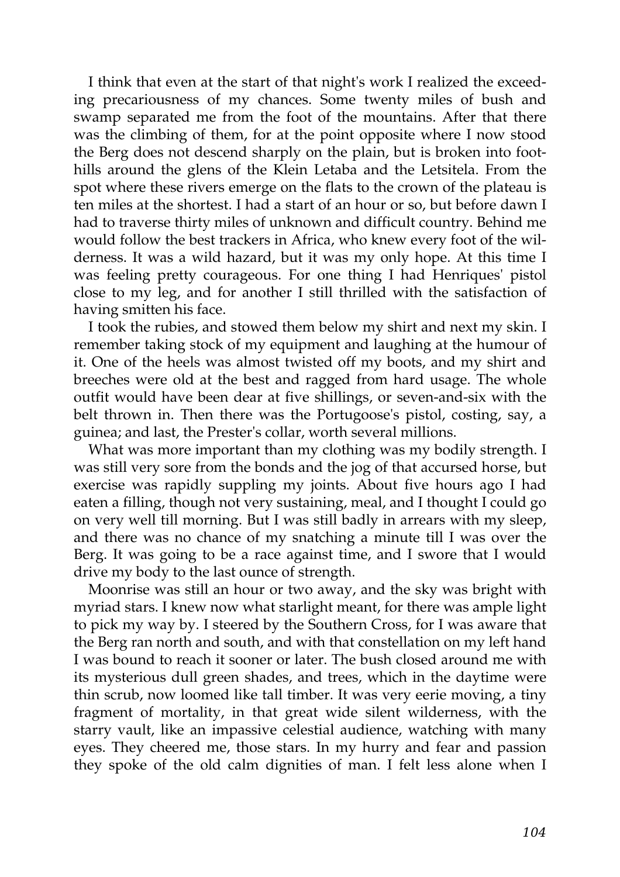I think that even at the start of that night's work I realized the exceeding precariousness of my chances. Some twenty miles of bush and swamp separated me from the foot of the mountains. After that there was the climbing of them, for at the point opposite where I now stood the Berg does not descend sharply on the plain, but is broken into foothills around the glens of the Klein Letaba and the Letsitela. From the spot where these rivers emerge on the flats to the crown of the plateau is ten miles at the shortest. I had a start of an hour or so, but before dawn I had to traverse thirty miles of unknown and difficult country. Behind me would follow the best trackers in Africa, who knew every foot of the wilderness. It was a wild hazard, but it was my only hope. At this time I was feeling pretty courageous. For one thing I had Henriques' pistol close to my leg, and for another I still thrilled with the satisfaction of having smitten his face.

I took the rubies, and stowed them below my shirt and next my skin. I remember taking stock of my equipment and laughing at the humour of it. One of the heels was almost twisted off my boots, and my shirt and breeches were old at the best and ragged from hard usage. The whole outfit would have been dear at five shillings, or seven-and-six with the belt thrown in. Then there was the Portugoose's pistol, costing, say, a guinea; and last, the Prester's collar, worth several millions.

What was more important than my clothing was my bodily strength. I was still very sore from the bonds and the jog of that accursed horse, but exercise was rapidly suppling my joints. About five hours ago I had eaten a filling, though not very sustaining, meal, and I thought I could go on very well till morning. But I was still badly in arrears with my sleep, and there was no chance of my snatching a minute till I was over the Berg. It was going to be a race against time, and I swore that I would drive my body to the last ounce of strength.

Moonrise was still an hour or two away, and the sky was bright with myriad stars. I knew now what starlight meant, for there was ample light to pick my way by. I steered by the Southern Cross, for I was aware that the Berg ran north and south, and with that constellation on my left hand I was bound to reach it sooner or later. The bush closed around me with its mysterious dull green shades, and trees, which in the daytime were thin scrub, now loomed like tall timber. It was very eerie moving, a tiny fragment of mortality, in that great wide silent wilderness, with the starry vault, like an impassive celestial audience, watching with many eyes. They cheered me, those stars. In my hurry and fear and passion they spoke of the old calm dignities of man. I felt less alone when I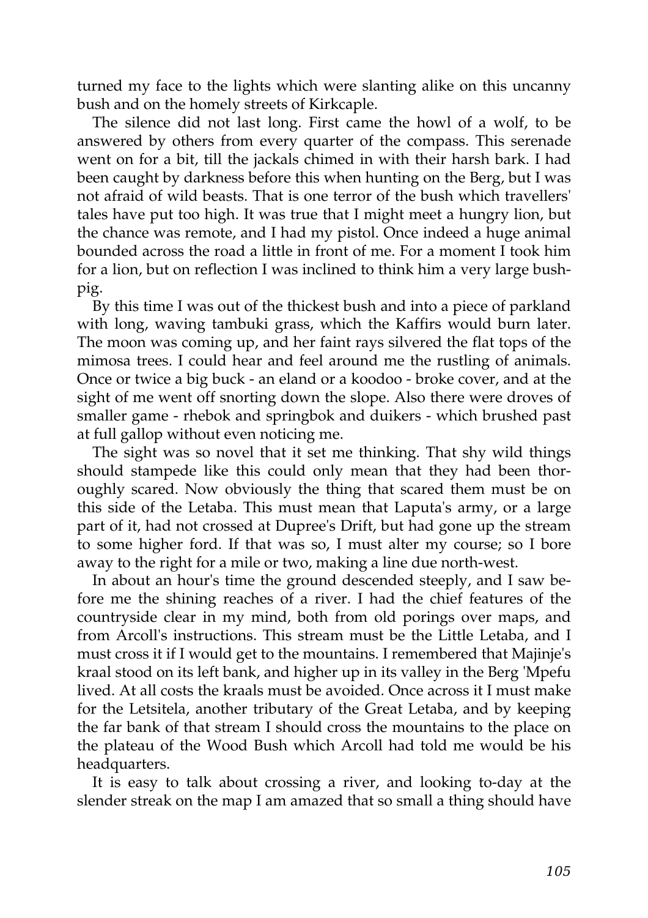turned my face to the lights which were slanting alike on this uncanny bush and on the homely streets of Kirkcaple.

The silence did not last long. First came the howl of a wolf, to be answered by others from every quarter of the compass. This serenade went on for a bit, till the jackals chimed in with their harsh bark. I had been caught by darkness before this when hunting on the Berg, but I was not afraid of wild beasts. That is one terror of the bush which travellers' tales have put too high. It was true that I might meet a hungry lion, but the chance was remote, and I had my pistol. Once indeed a huge animal bounded across the road a little in front of me. For a moment I took him for a lion, but on reflection I was inclined to think him a very large bush-pig.

By this time I was out of the thickest bush and into a piece of parkland with long, waving tambuki grass, which the Kaffirs would burn later. The moon was coming up, and her faint rays silvered the flat tops of the mimosa trees. I could hear and feel around me the rustling of animals. Once or twice a big buck - an eland or a koodoo - broke cover, and at the sight of me went off snorting down the slope. Also there were droves of smaller game - rhebok and springbok and duikers - which brushed past at full gallop without even noticing me.

The sight was so novel that it set me thinking. That shy wild things should stampede like this could only mean that they had been thoroughly scared. Now obviously the thing that scared them must be on this side of the Letaba. This must mean that Laputa's army, or a large part of it, had not crossed at Dupree's Drift, but had gone up the stream to some higher ford. If that was so, I must alter my course; so I bore away to the right for a mile or two, making a line due north-west.

In about an hour's time the ground descended steeply, and I saw before me the shining reaches of a river. I had the chief features of the countryside clear in my mind, both from old porings over maps, and from Arcoll's instructions. This stream must be the Little Letaba, and I must cross it if I would get to the mountains. I remembered that Majinje's kraal stood on its left bank, and higher up in its valley in the Berg 'Mpefu lived. At all costs the kraals must be avoided. Once across it I must make for the Letsitela, another tributary of the Great Letaba, and by keeping the far bank of that stream I should cross the mountains to the place on the plateau of the Wood Bush which Arcoll had told me would be his headquarters.

It is easy to talk about crossing a river, and looking to-day at the slender streak on the map I am amazed that so small a thing should have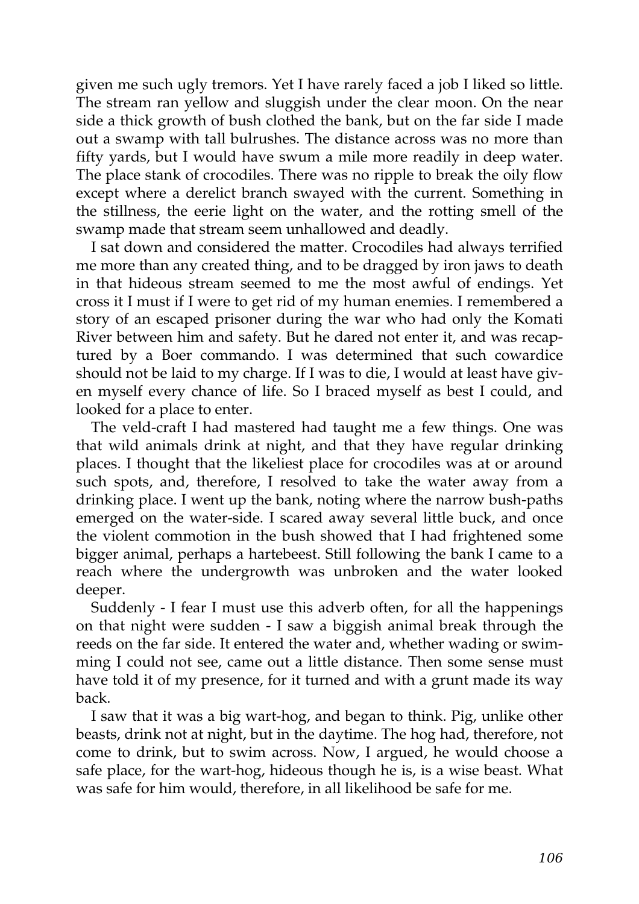given me such ugly tremors. Yet I have rarely faced a job I liked so little. The stream ran yellow and sluggish under the clear moon. On the near side a thick growth of bush clothed the bank, but on the far side I made out a swamp with tall bulrushes. The distance across was no more than fifty yards, but I would have swum a mile more readily in deep water. The place stank of crocodiles. There was no ripple to break the oily flow except where a derelict branch swayed with the current. Something in the stillness, the eerie light on the water, and the rotting smell of the swamp made that stream seem unhallowed and deadly.

I sat down and considered the matter. Crocodiles had always terrified me more than any created thing, and to be dragged by iron jaws to death in that hideous stream seemed to me the most awful of endings. Yet cross it I must if I were to get rid of my human enemies. I remembered a story of an escaped prisoner during the war who had only the Komati River between him and safety. But he dared not enter it, and was recaptured by a Boer commando. I was determined that such cowardice should not be laid to my charge. If I was to die, I would at least have given myself every chance of life. So I braced myself as best I could, and looked for a place to enter.

The veld-craft I had mastered had taught me a few things. One was that wild animals drink at night, and that they have regular drinking places. I thought that the likeliest place for crocodiles was at or around such spots, and, therefore, I resolved to take the water away from a drinking place. I went up the bank, noting where the narrow bush-paths emerged on the water-side. I scared away several little buck, and once the violent commotion in the bush showed that I had frightened some bigger animal, perhaps a hartebeest. Still following the bank I came to a reach where the undergrowth was unbroken and the water looked deeper.

Suddenly - I fear I must use this adverb often, for all the happenings on that night were sudden - I saw a biggish animal break through the reeds on the far side. It entered the water and, whether wading or swimming I could not see, came out a little distance. Then some sense must have told it of my presence, for it turned and with a grunt made its way back.

I saw that it was a big wart-hog, and began to think. Pig, unlike other beasts, drink not at night, but in the daytime. The hog had, therefore, not come to drink, but to swim across. Now, I argued, he would choose a safe place, for the wart-hog, hideous though he is, is a wise beast. What was safe for him would, therefore, in all likelihood be safe for me.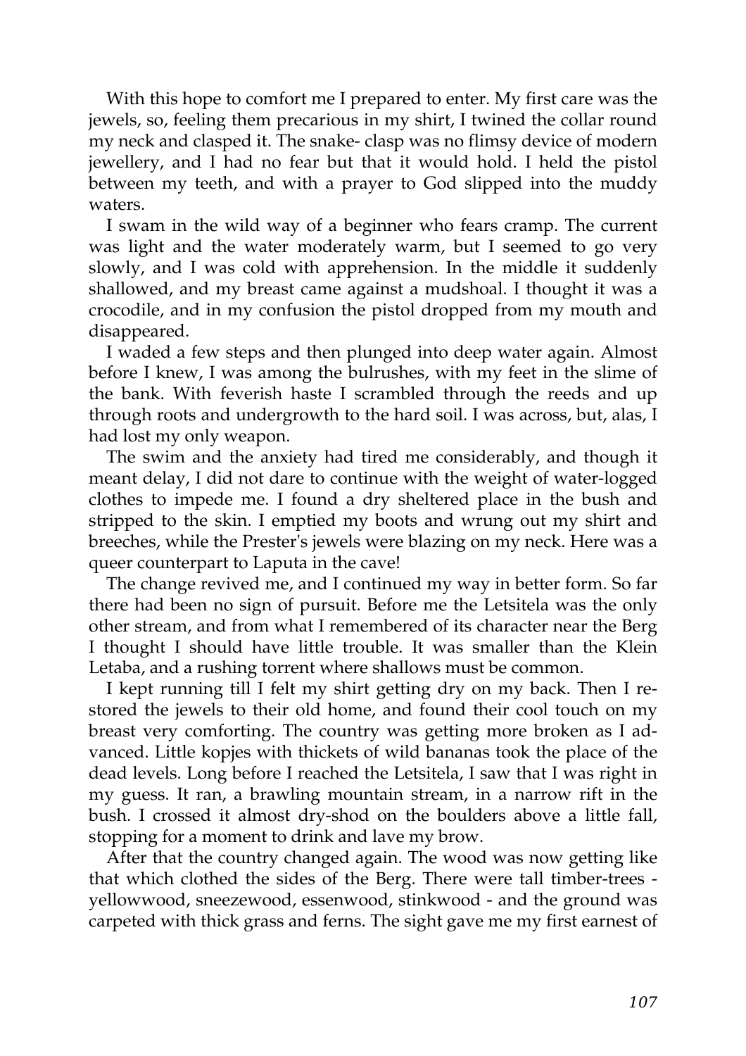With this hope to comfort me I prepared to enter. My first care was the jewels, so, feeling them precarious in my shirt, I twined the collar round my neck and clasped it. The snake- clasp was no flimsy device of modern jewellery, and I had no fear but that it would hold. I held the pistol between my teeth, and with a prayer to God slipped into the muddy waters.

I swam in the wild way of a beginner who fears cramp. The current was light and the water moderately warm, but I seemed to go very slowly, and I was cold with apprehension. In the middle it suddenly shallowed, and my breast came against a mudshoal. I thought it was a crocodile, and in my confusion the pistol dropped from my mouth and disappeared.

I waded a few steps and then plunged into deep water again. Almost before I knew, I was among the bulrushes, with my feet in the slime of the bank. With feverish haste I scrambled through the reeds and up through roots and undergrowth to the hard soil. I was across, but, alas, I had lost my only weapon.

The swim and the anxiety had tired me considerably, and though it meant delay, I did not dare to continue with the weight of water-logged clothes to impede me. I found a dry sheltered place in the bush and stripped to the skin. I emptied my boots and wrung out my shirt and breeches, while the Prester's jewels were blazing on my neck. Here was a queer counterpart to Laputa in the cave!

The change revived me, and I continued my way in better form. So far there had been no sign of pursuit. Before me the Letsitela was the only other stream, and from what I remembered of its character near the Berg I thought I should have little trouble. It was smaller than the Klein Letaba, and a rushing torrent where shallows must be common.

I kept running till I felt my shirt getting dry on my back. Then I restored the jewels to their old home, and found their cool touch on my breast very comforting. The country was getting more broken as I advanced. Little kopjes with thickets of wild bananas took the place of the dead levels. Long before I reached the Letsitela, I saw that I was right in my guess. It ran, a brawling mountain stream, in a narrow rift in the bush. I crossed it almost dry-shod on the boulders above a little fall, stopping for a moment to drink and lave my brow.

After that the country changed again. The wood was now getting like that which clothed the sides of the Berg. There were tall timber-trees - yellowwood, sneezewood, essenwood, stinkwood - and the ground was carpeted with thick grass and ferns. The sight gave me my first earnest of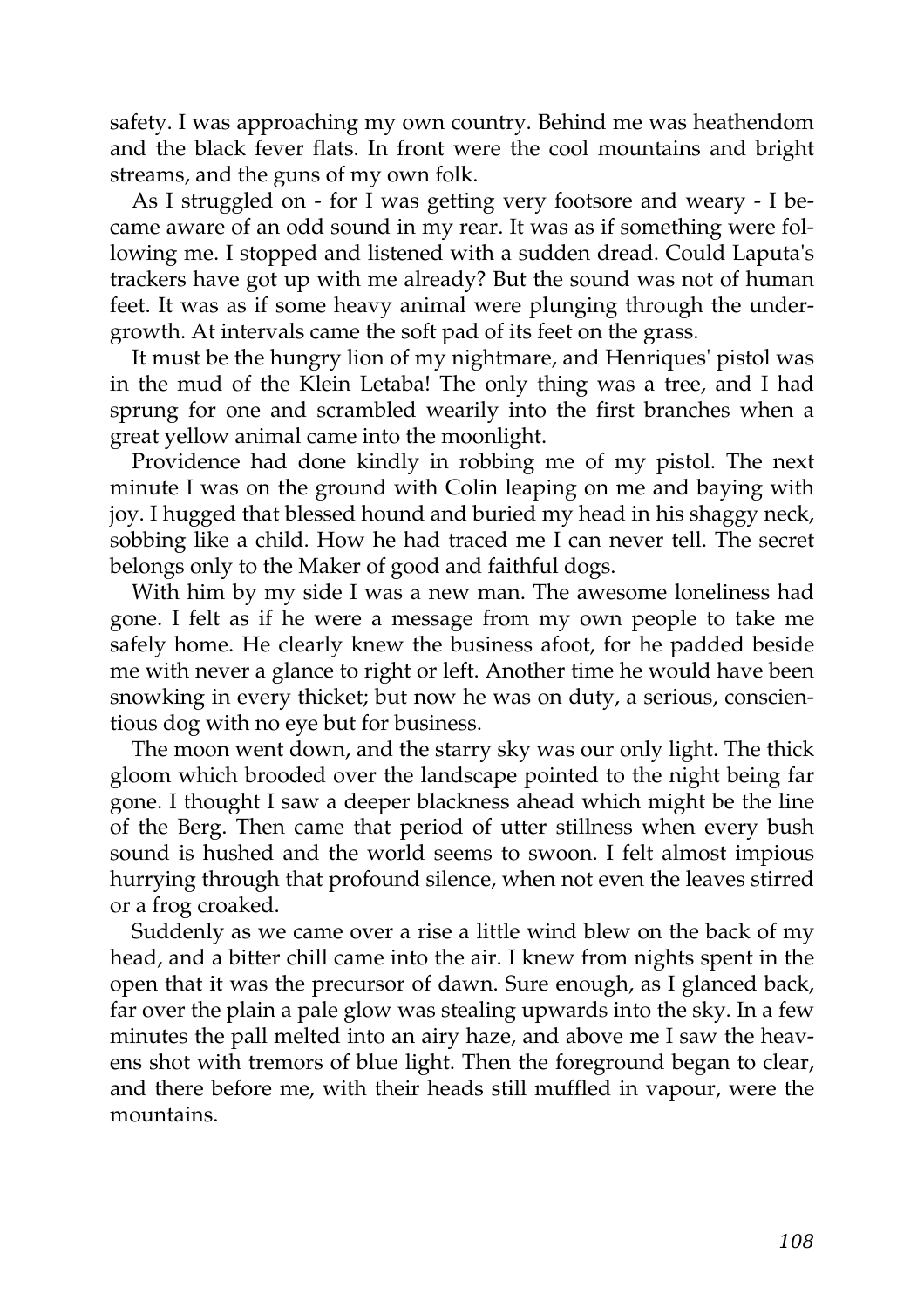safety. I was approaching my own country. Behind me was heathendom and the black fever flats. In front were the cool mountains and bright streams, and the guns of my own folk.

As I struggled on - for I was getting very footsore and weary - I became aware of an odd sound in my rear. It was as if something were following me. I stopped and listened with a sudden dread. Could Laputa's trackers have got up with me already? But the sound was not of human feet. It was as if some heavy animal were plunging through the undergrowth. At intervals came the soft pad of its feet on the grass.

It must be the hungry lion of my nightmare, and Henriques' pistol was in the mud of the Klein Letaba! The only thing was a tree, and I had sprung for one and scrambled wearily into the first branches when a great yellow animal came into the moonlight.

Providence had done kindly in robbing me of my pistol. The next minute I was on the ground with Colin leaping on me and baying with joy. I hugged that blessed hound and buried my head in his shaggy neck, sobbing like a child. How he had traced me I can never tell. The secret belongs only to the Maker of good and faithful dogs.

With him by my side I was a new man. The awesome loneliness had gone. I felt as if he were a message from my own people to take me safely home. He clearly knew the business afoot, for he padded beside me with never a glance to right or left. Another time he would have been snowking in every thicket; but now he was on duty, a serious, conscientious dog with no eye but for business.

The moon went down, and the starry sky was our only light. The thick gloom which brooded over the landscape pointed to the night being far gone. I thought I saw a deeper blackness ahead which might be the line of the Berg. Then came that period of utter stillness when every bush sound is hushed and the world seems to swoon. I felt almost impious hurrying through that profound silence, when not even the leaves stirred or a frog croaked.

Suddenly as we came over a rise a little wind blew on the back of my head, and a bitter chill came into the air. I knew from nights spent in the open that it was the precursor of dawn. Sure enough, as I glanced back, far over the plain a pale glow was stealing upwards into the sky. In a few minutes the pall melted into an airy haze, and above me I saw the heavens shot with tremors of blue light. Then the foreground began to clear, and there before me, with their heads still muffled in vapour, were the mountains.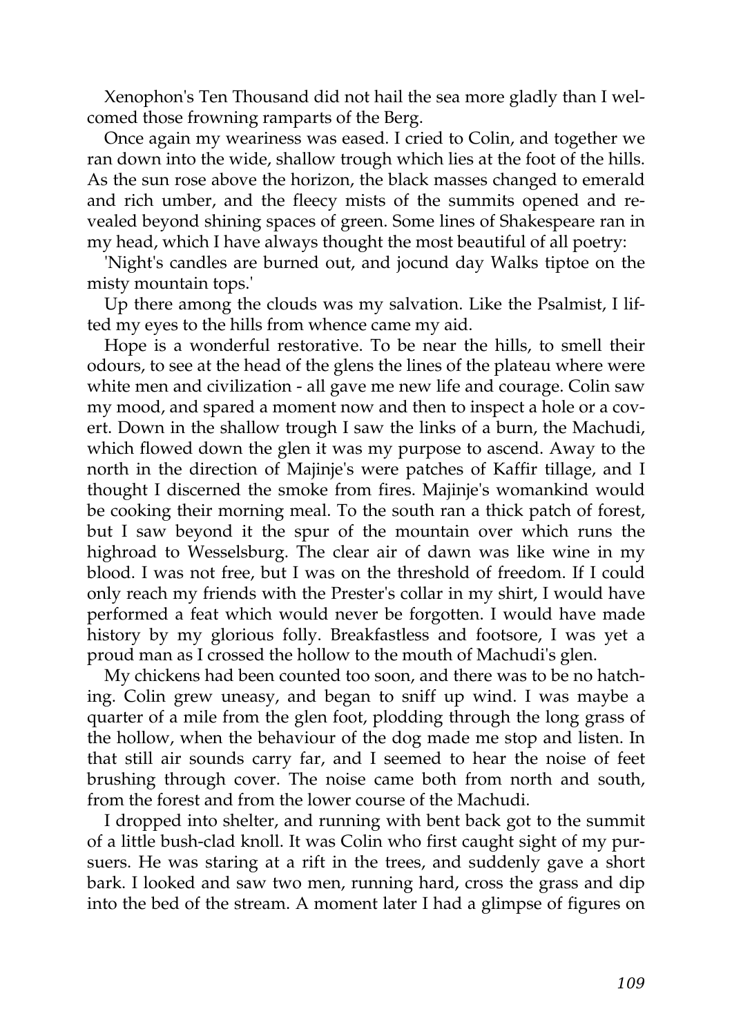Xenophon's Ten Thousand did not hail the sea more gladly than I welcomed those frowning ramparts of the Berg.

Once again my weariness was eased. I cried to Colin, and together we ran down into the wide, shallow trough which lies at the foot of the hills. As the sun rose above the horizon, the black masses changed to emerald and rich umber, and the fleecy mists of the summits opened and revealed beyond shining spaces of green. Some lines of Shakespeare ran in my head, which I have always thought the most beautiful of all poetry:

'Night's candles are burned out, and jocund day Walks tiptoe on the misty mountain tops.'

Up there among the clouds was my salvation. Like the Psalmist, I lifted my eyes to the hills from whence came my aid.

Hope is a wonderful restorative. To be near the hills, to smell their odours, to see at the head of the glens the lines of the plateau where were white men and civilization - all gave me new life and courage. Colin saw my mood, and spared a moment now and then to inspect a hole or a covert. Down in the shallow trough I saw the links of a burn, the Machudi, which flowed down the glen it was my purpose to ascend. Away to the north in the direction of Majinje's were patches of Kaffir tillage, and I thought I discerned the smoke from fires. Majinje's womankind would be cooking their morning meal. To the south ran a thick patch of forest, but I saw beyond it the spur of the mountain over which runs the highroad to Wesselsburg. The clear air of dawn was like wine in my blood. I was not free, but I was on the threshold of freedom. If I could only reach my friends with the Prester's collar in my shirt, I would have performed a feat which would never be forgotten. I would have made history by my glorious folly. Breakfastless and footsore, I was yet a proud man as I crossed the hollow to the mouth of Machudi's glen.

My chickens had been counted too soon, and there was to be no hatching. Colin grew uneasy, and began to sniff up wind. I was maybe a quarter of a mile from the glen foot, plodding through the long grass of the hollow, when the behaviour of the dog made me stop and listen. In that still air sounds carry far, and I seemed to hear the noise of feet brushing through cover. The noise came both from north and south, from the forest and from the lower course of the Machudi.

I dropped into shelter, and running with bent back got to the summit of a little bush-clad knoll. It was Colin who first caught sight of my pursuers. He was staring at a rift in the trees, and suddenly gave a short bark. I looked and saw two men, running hard, cross the grass and dip into the bed of the stream. A moment later I had a glimpse of figures on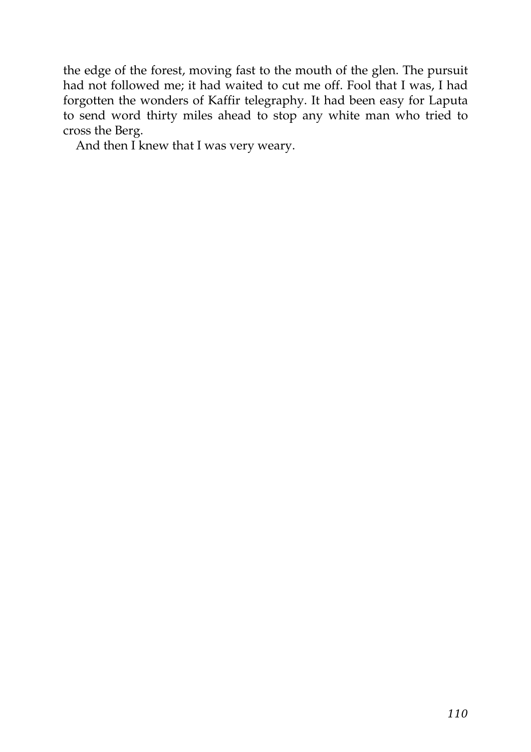the edge of the forest, moving fast to the mouth of the glen. The pursuit had not followed me; it had waited to cut me off. Fool that I was, I had forgotten the wonders of Kaffir telegraphy. It had been easy for Laputa to send word thirty miles ahead to stop any white man who tried to cross the Berg.

And then I knew that I was very weary.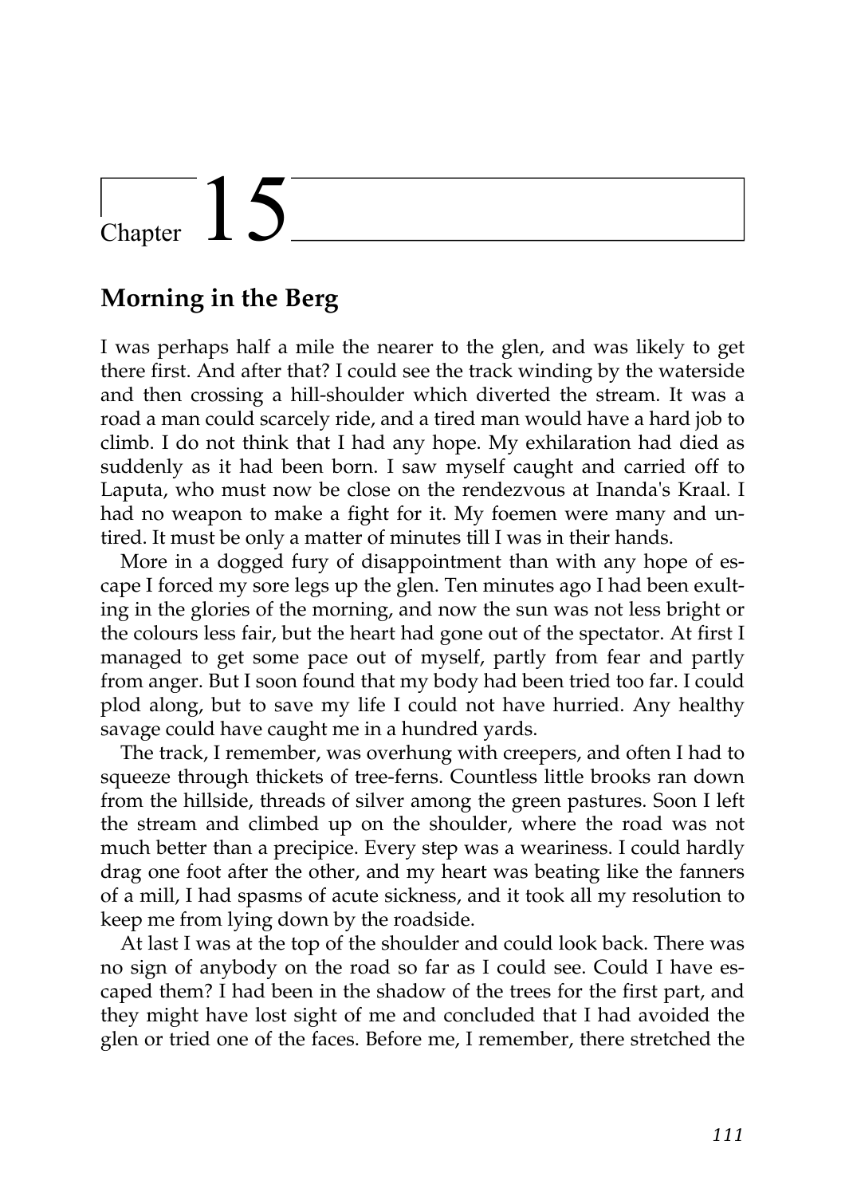# Chapter 15

## Morning in the Berg

I was perhaps half a mile the nearer to the glen, and was likely to get there first. And after that? I could see the track winding by the waterside and then crossing a hill-shoulder which diverted the stream. It was a road a man could scarcely ride, and a tired man would have a hard job to climb. I do not think that I had any hope. My exhilaration had died as suddenly as it had been born. I saw myself caught and carried off to Laputa, who must now be close on the rendezvous at Inanda's Kraal. I had no weapon to make a fight for it. My foemen were many and untired. It must be only a matter of minutes till I was in their hands.

More in a dogged fury of disappointment than with any hope of escape I forced my sore legs up the glen. Ten minutes ago I had been exulting in the glories of the morning, and now the sun was not less bright or the colours less fair, but the heart had gone out of the spectator. At first I managed to get some pace out of myself, partly from fear and partly from anger. But I soon found that my body had been tried too far. I could plod along, but to save my life I could not have hurried. Any healthy savage could have caught me in a hundred yards.

The track, I remember, was overhung with creepers, and often I had to squeeze through thickets of tree-ferns. Countless little brooks ran down from the hillside, threads of silver among the green pastures. Soon I left the stream and climbed up on the shoulder, where the road was not much better than a precipice. Every step was a weariness. I could hardly drag one foot after the other, and my heart was beating like the fanners of a mill, I had spasms of acute sickness, and it took all my resolution to keep me from lying down by the roadside.

At last I was at the top of the shoulder and could look back. There was no sign of anybody on the road so far as I could see. Could I have escaped them? I had been in the shadow of the trees for the first part, and they might have lost sight of me and concluded that I had avoided the glen or tried one of the faces. Before me, I remember, there stretched the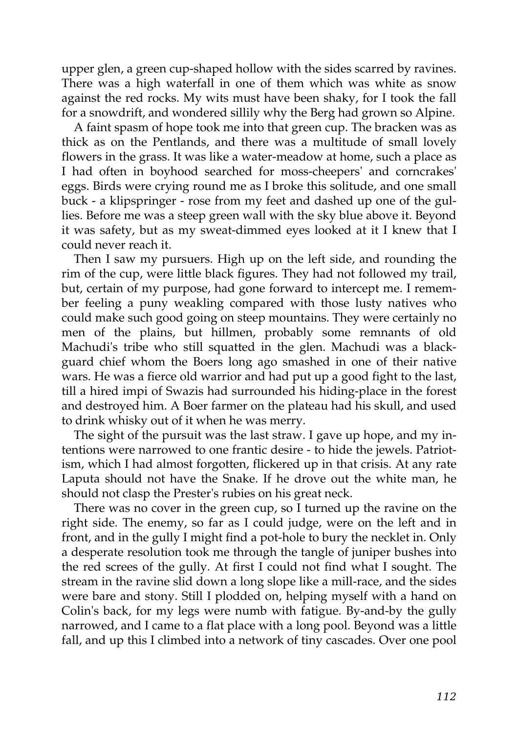upper glen, a green cup-shaped hollow with the sides scarred by ravines. There was a high waterfall in one of them which was white as snow against the red rocks. My wits must have been shaky, for I took the fall for a snowdrift, and wondered sillily why the Berg had grown so Alpine.

A faint spasm of hope took me into that green cup. The bracken was as thick as on the Pentlands, and there was a multitude of small lovely flowers in the grass. It was like a water-meadow at home, such a place as I had often in boyhood searched for moss-cheepers' and corncrakes' eggs. Birds were crying round me as I broke this solitude, and one small buck - a klipspringer - rose from my feet and dashed up one of the gullies. Before me was a steep green wall with the sky blue above it. Beyond it was safety, but as my sweat-dimmed eyes looked at it I knew that I could never reach it.

Then I saw my pursuers. High up on the left side, and rounding the rim of the cup, were little black figures. They had not followed my trail, but, certain of my purpose, had gone forward to intercept me. I remember feeling a puny weakling compared with those lusty natives who could make such good going on steep mountains. They were certainly no men of the plains, but hillmen, probably some remnants of old Machudi's tribe who still squatted in the glen. Machudi was a blackguard chief whom the Boers long ago smashed in one of their native wars. He was a fierce old warrior and had put up a good fight to the last, till a hired impi of Swazis had surrounded his hiding-place in the forest and destroyed him. A Boer farmer on the plateau had his skull, and used to drink whisky out of it when he was merry.

The sight of the pursuit was the last straw. I gave up hope, and my intentions were narrowed to one frantic desire - to hide the jewels. Patriotism, which I had almost forgotten, flickered up in that crisis. At any rate Laputa should not have the Snake. If he drove out the white man, he should not clasp the Prester's rubies on his great neck.

There was no cover in the green cup, so I turned up the ravine on the right side. The enemy, so far as I could judge, were on the left and in front, and in the gully I might find a pot-hole to bury the necklet in. Only a desperate resolution took me through the tangle of juniper bushes into the red screes of the gully. At first I could not find what I sought. The stream in the ravine slid down a long slope like a mill-race, and the sides were bare and stony. Still I plodded on, helping myself with a hand on Colin's back, for my legs were numb with fatigue. By-and-by the gully narrowed, and I came to a flat place with a long pool. Beyond was a little fall, and up this I climbed into a network of tiny cascades. Over one pool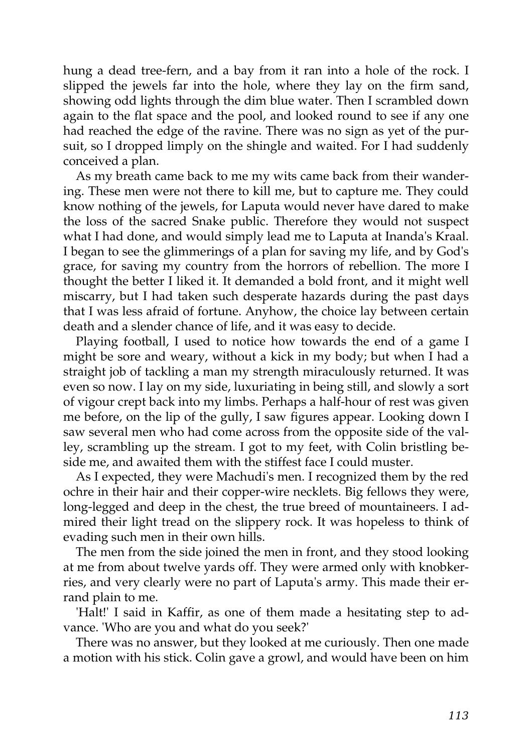hung a dead tree-fern, and a bay from it ran into a hole of the rock. I slipped the jewels far into the hole, where they lay on the firm sand, showing odd lights through the dim blue water. Then I scrambled down again to the flat space and the pool, and looked round to see if any one had reached the edge of the ravine. There was no sign as yet of the pursuit, so I dropped limply on the shingle and waited. For I had suddenly conceived a plan.

As my breath came back to me my wits came back from their wandering. These men were not there to kill me, but to capture me. They could know nothing of the jewels, for Laputa would never have dared to make the loss of the sacred Snake public. Therefore they would not suspect what I had done, and would simply lead me to Laputa at Inanda's Kraal. I began to see the glimmerings of a plan for saving my life, and by God's grace, for saving my country from the horrors of rebellion. The more I thought the better I liked it. It demanded a bold front, and it might well miscarry, but I had taken such desperate hazards during the past days that I was less afraid of fortune. Anyhow, the choice lay between certain death and a slender chance of life, and it was easy to decide.

Playing football, I used to notice how towards the end of a game I might be sore and weary, without a kick in my body; but when I had a straight job of tackling a man my strength miraculously returned. It was even so now. I lay on my side, luxuriating in being still, and slowly a sort of vigour crept back into my limbs. Perhaps a half-hour of rest was given me before, on the lip of the gully, I saw figures appear. Looking down I saw several men who had come across from the opposite side of the valley, scrambling up the stream. I got to my feet, with Colin bristling beside me, and awaited them with the stiffest face I could muster.

As I expected, they were Machudi's men. I recognized them by the red ochre in their hair and their copper-wire necklets. Big fellows they were, long-legged and deep in the chest, the true breed of mountaineers. I admired their light tread on the slippery rock. It was hopeless to think of evading such men in their own hills.

The men from the side joined the men in front, and they stood looking at me from about twelve yards off. They were armed only with knobkerries, and very clearly were no part of Laputa's army. This made their errand plain to me.

'Halt!' I said in Kaffir, as one of them made a hesitating step to advance. 'Who are you and what do you seek?'

There was no answer, but they looked at me curiously. Then one made a motion with his stick. Colin gave a growl, and would have been on him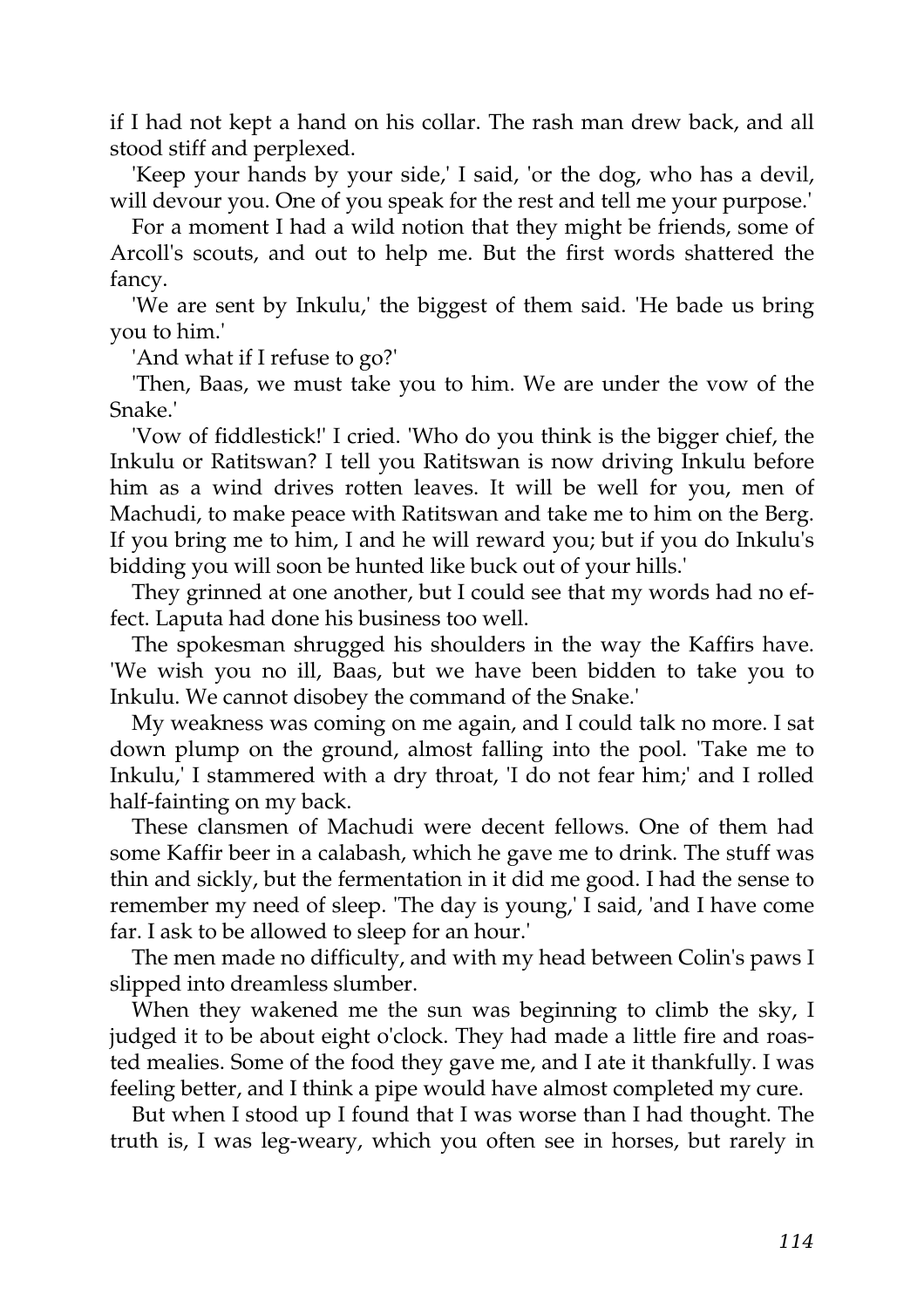if I had not kept a hand on his collar. The rash man drew back, and all stood stiff and perplexed.

'Keep your hands by your side,' I said, 'or the dog, who has a devil, will devour you. One of you speak for the rest and tell me your purpose.'

For a moment I had a wild notion that they might be friends, some of Arcoll's scouts, and out to help me. But the first words shattered the fancy.

'We are sent by Inkulu,' the biggest of them said. 'He bade us bring you to him.'

'And what if I refuse to go?'

'Then, Baas, we must take you to him. We are under the vow of the Snake.'

'Vow of fiddlestick!' I cried. 'Who do you think is the bigger chief, the Inkulu or Ratitswan? I tell you Ratitswan is now driving Inkulu before him as a wind drives rotten leaves. It will be well for you, men of Machudi, to make peace with Ratitswan and take me to him on the Berg. If you bring me to him, I and he will reward you; but if you do Inkulu's bidding you will soon be hunted like buck out of your hills.'

They grinned at one another, but I could see that my words had no effect. Laputa had done his business too well.

The spokesman shrugged his shoulders in the way the Kaffirs have. 'We wish you no ill, Baas, but we have been bidden to take you to Inkulu. We cannot disobey the command of the Snake.'

My weakness was coming on me again, and I could talk no more. I sat down plump on the ground, almost falling into the pool. 'Take me to Inkulu,' I stammered with a dry throat, 'I do not fear him;' and I rolled half-fainting on my back.

These clansmen of Machudi were decent fellows. One of them had some Kaffir beer in a calabash, which he gave me to drink. The stuff was thin and sickly, but the fermentation in it did me good. I had the sense to remember my need of sleep. 'The day is young,' I said, 'and I have come far. I ask to be allowed to sleep for an hour.'

The men made no difficulty, and with my head between Colin's paws I slipped into dreamless slumber.

When they wakened me the sun was beginning to climb the sky, I judged it to be about eight o'clock. They had made a little fire and roasted mealies. Some of the food they gave me, and I ate it thankfully. I was feeling better, and I think a pipe would have almost completed my cure.

But when I stood up I found that I was worse than I had thought. The truth is, I was leg-weary, which you often see in horses, but rarely in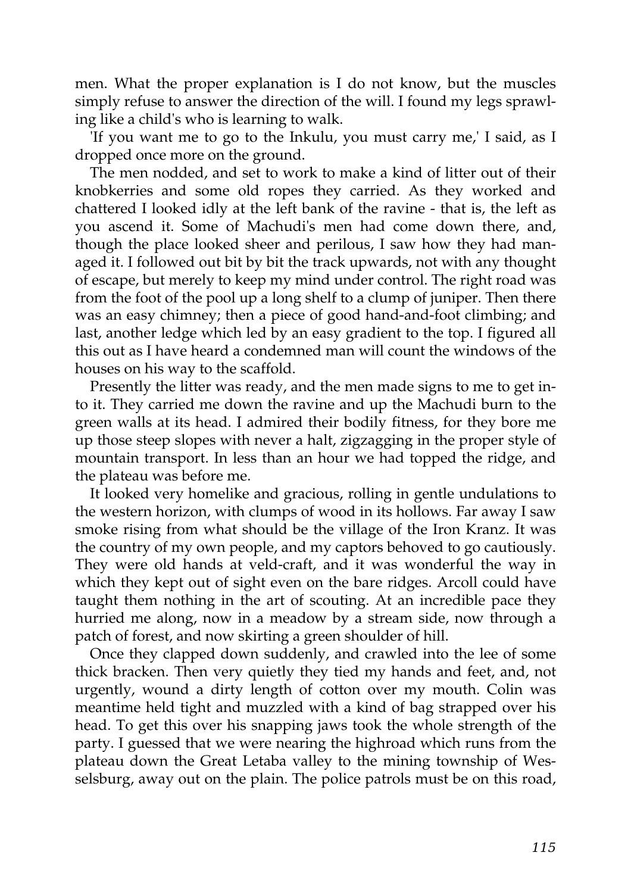men. What the proper explanation is I do not know, but the muscles simply refuse to answer the direction of the will. I found my legs sprawling like a child's who is learning to walk.

'If you want me to go to the Inkulu, you must carry me,' I said, as I dropped once more on the ground.

The men nodded, and set to work to make a kind of litter out of their knobkerries and some old ropes they carried. As they worked and chattered I looked idly at the left bank of the ravine - that is, the left as you ascend it. Some of Machudi's men had come down there, and, though the place looked sheer and perilous, I saw how they had managed it. I followed out bit by bit the track upwards, not with any thought of escape, but merely to keep my mind under control. The right road was from the foot of the pool up a long shelf to a clump of juniper. Then there was an easy chimney; then a piece of good hand-and-foot climbing; and last, another ledge which led by an easy gradient to the top. I figured all this out as I have heard a condemned man will count the windows of the houses on his way to the scaffold.

Presently the litter was ready, and the men made signs to me to get into it. They carried me down the ravine and up the Machudi burn to the green walls at its head. I admired their bodily fitness, for they bore me up those steep slopes with never a halt, zigzagging in the proper style of mountain transport. In less than an hour we had topped the ridge, and the plateau was before me.

It looked very homelike and gracious, rolling in gentle undulations to the western horizon, with clumps of wood in its hollows. Far away I saw smoke rising from what should be the village of the Iron Kranz. It was the country of my own people, and my captors behoved to go cautiously. They were old hands at veld-craft, and it was wonderful the way in which they kept out of sight even on the bare ridges. Arcoll could have taught them nothing in the art of scouting. At an incredible pace they hurried me along, now in a meadow by a stream side, now through a patch of forest, and now skirting a green shoulder of hill.

Once they clapped down suddenly, and crawled into the lee of some thick bracken. Then very quietly they tied my hands and feet, and, not urgently, wound a dirty length of cotton over my mouth. Colin was meantime held tight and muzzled with a kind of bag strapped over his head. To get this over his snapping jaws took the whole strength of the party. I guessed that we were nearing the highroad which runs from the plateau down the Great Letaba valley to the mining township of Wesselsburg, away out on the plain. The police patrols must be on this road,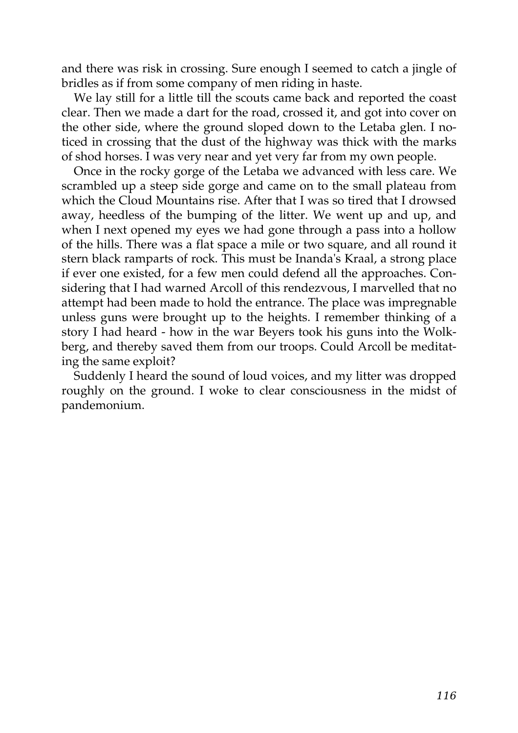and there was risk in crossing. Sure enough I seemed to catch a jingle of bridles as if from some company of men riding in haste.

We lay still for a little till the scouts came back and reported the coast clear. Then we made a dart for the road, crossed it, and got into cover on the other side, where the ground sloped down to the Letaba glen. I noticed in crossing that the dust of the highway was thick with the marks of shod horses. I was very near and yet very far from my own people.

Once in the rocky gorge of the Letaba we advanced with less care. We scrambled up a steep side gorge and came on to the small plateau from which the Cloud Mountains rise. After that I was so tired that I drowsed away, heedless of the bumping of the litter. We went up and up, and when I next opened my eyes we had gone through a pass into a hollow of the hills. There was a flat space a mile or two square, and all round it stern black ramparts of rock. This must be Inanda's Kraal, a strong place if ever one existed, for a few men could defend all the approaches. Considering that I had warned Arcoll of this rendezvous, I marvelled that no attempt had been made to hold the entrance. The place was impregnable unless guns were brought up to the heights. I remember thinking of a story I had heard - how in the war Beyers took his guns into the Wolkberg, and thereby saved them from our troops. Could Arcoll be meditating the same exploit?

Suddenly I heard the sound of loud voices, and my litter was dropped roughly on the ground. I woke to clear consciousness in the midst of pandemonium.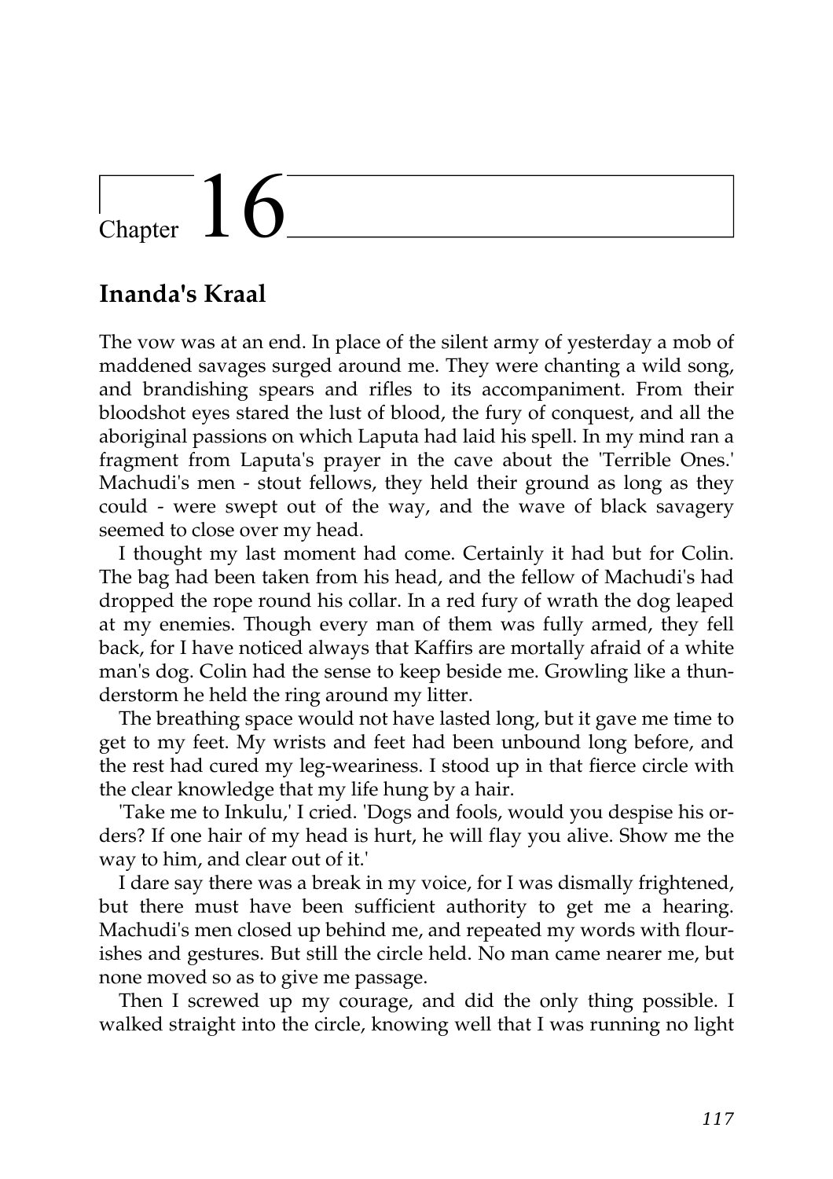# Chapter 16

## Inanda's Kraal

The vow was at an end. In place of the silent army of yesterday a mob of maddened savages surged around me. They were chanting a wild song, and brandishing spears and rifles to its accompaniment. From their bloodshot eyes stared the lust of blood, the fury of conquest, and all the aboriginal passions on which Laputa had laid his spell. In my mind ran a fragment from Laputa's prayer in the cave about the 'Terrible Ones.' Machudi's men - stout fellows, they held their ground as long as they could - were swept out of the way, and the wave of black savagery seemed to close over my head.

I thought my last moment had come. Certainly it had but for Colin. The bag had been taken from his head, and the fellow of Machudi's had dropped the rope round his collar. In a red fury of wrath the dog leaped at my enemies. Though every man of them was fully armed, they fell back, for I have noticed always that Kaffirs are mortally afraid of a white man's dog. Colin had the sense to keep beside me. Growling like a thunderstorm he held the ring around my litter.

The breathing space would not have lasted long, but it gave me time to get to my feet. My wrists and feet had been unbound long before, and the rest had cured my leg-weariness. I stood up in that fierce circle with the clear knowledge that my life hung by a hair.

'Take me to Inkulu,' I cried. 'Dogs and fools, would you despise his orders? If one hair of my head is hurt, he will flay you alive. Show me the way to him, and clear out of it.'

I dare say there was a break in my voice, for I was dismally frightened, but there must have been sufficient authority to get me a hearing. Machudi's men closed up behind me, and repeated my words with flourishes and gestures. But still the circle held. No man came nearer me, but none moved so as to give me passage.

Then I screwed up my courage, and did the only thing possible. I walked straight into the circle, knowing well that I was running no light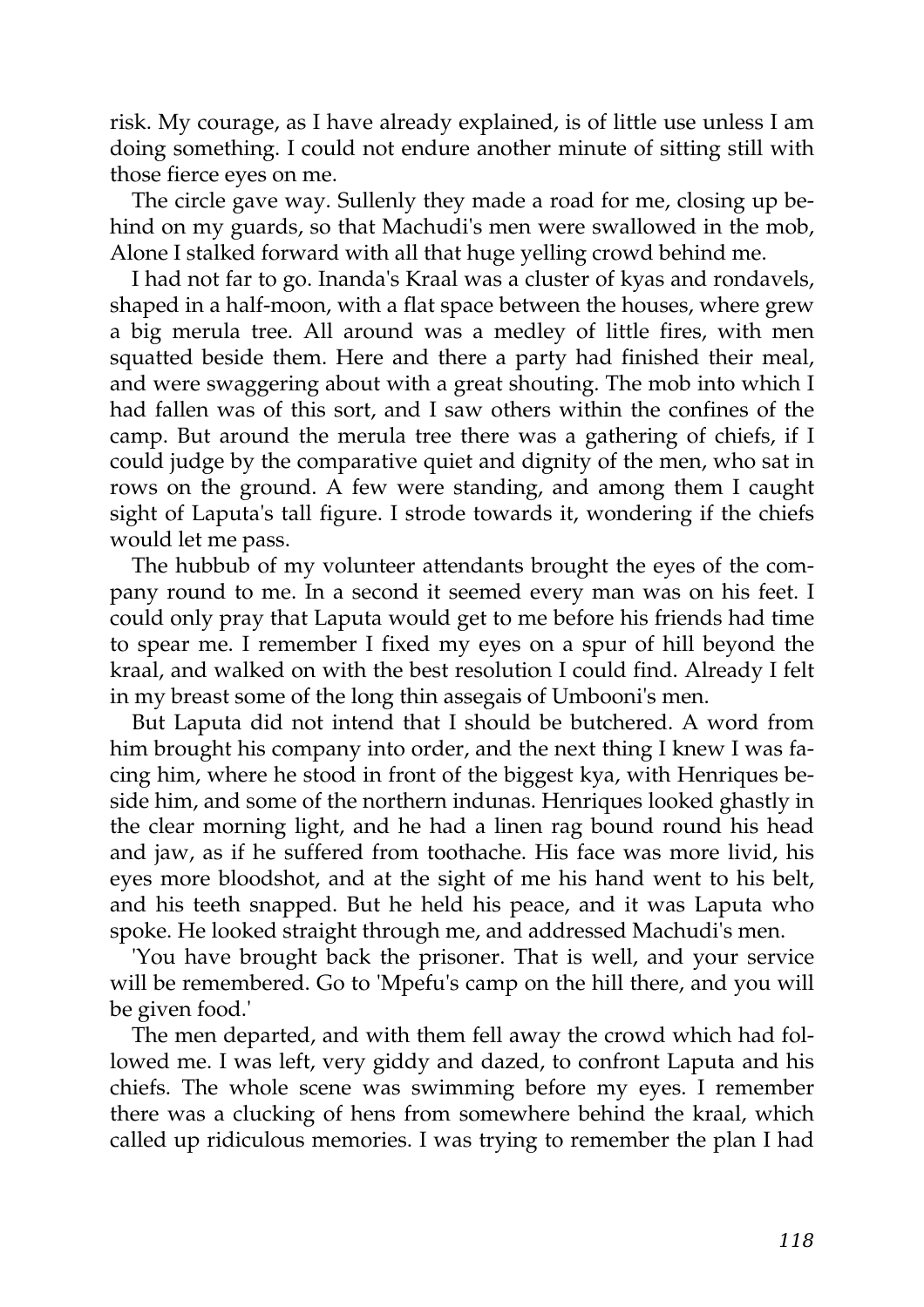risk. My courage, as I have already explained, is of little use unless I am doing something. I could not endure another minute of sitting still with those fierce eyes on me.

The circle gave way. Sullenly they made a road for me, closing up behind on my guards, so that Machudi's men were swallowed in the mob, Alone I stalked forward with all that huge yelling crowd behind me.

I had not far to go. Inanda's Kraal was a cluster of kyas and rondavels, shaped in a half-moon, with a flat space between the houses, where grew a big merula tree. All around was a medley of little fires, with men squatted beside them. Here and there a party had finished their meal, and were swaggering about with a great shouting. The mob into which I had fallen was of this sort, and I saw others within the confines of the camp. But around the merula tree there was a gathering of chiefs, if I could judge by the comparative quiet and dignity of the men, who sat in rows on the ground. A few were standing, and among them I caught sight of Laputa's tall figure. I strode towards it, wondering if the chiefs would let me pass.

The hubbub of my volunteer attendants brought the eyes of the company round to me. In a second it seemed every man was on his feet. I could only pray that Laputa would get to me before his friends had time to spear me. I remember I fixed my eyes on a spur of hill beyond the kraal, and walked on with the best resolution I could find. Already I felt in my breast some of the long thin assegais of Umbooni's men.

But Laputa did not intend that I should be butchered. A word from him brought his company into order, and the next thing I knew I was facing him, where he stood in front of the biggest kya, with Henriques beside him, and some of the northern indunas. Henriques looked ghastly in the clear morning light, and he had a linen rag bound round his head and jaw, as if he suffered from toothache. His face was more livid, his eyes more bloodshot, and at the sight of me his hand went to his belt, and his teeth snapped. But he held his peace, and it was Laputa who spoke. He looked straight through me, and addressed Machudi's men.

'You have brought back the prisoner. That is well, and your service will be remembered. Go to 'Mpefu's camp on the hill there, and you will be given food.'

The men departed, and with them fell away the crowd which had followed me. I was left, very giddy and dazed, to confront Laputa and his chiefs. The whole scene was swimming before my eyes. I remember there was a clucking of hens from somewhere behind the kraal, which called up ridiculous memories. I was trying to remember the plan I had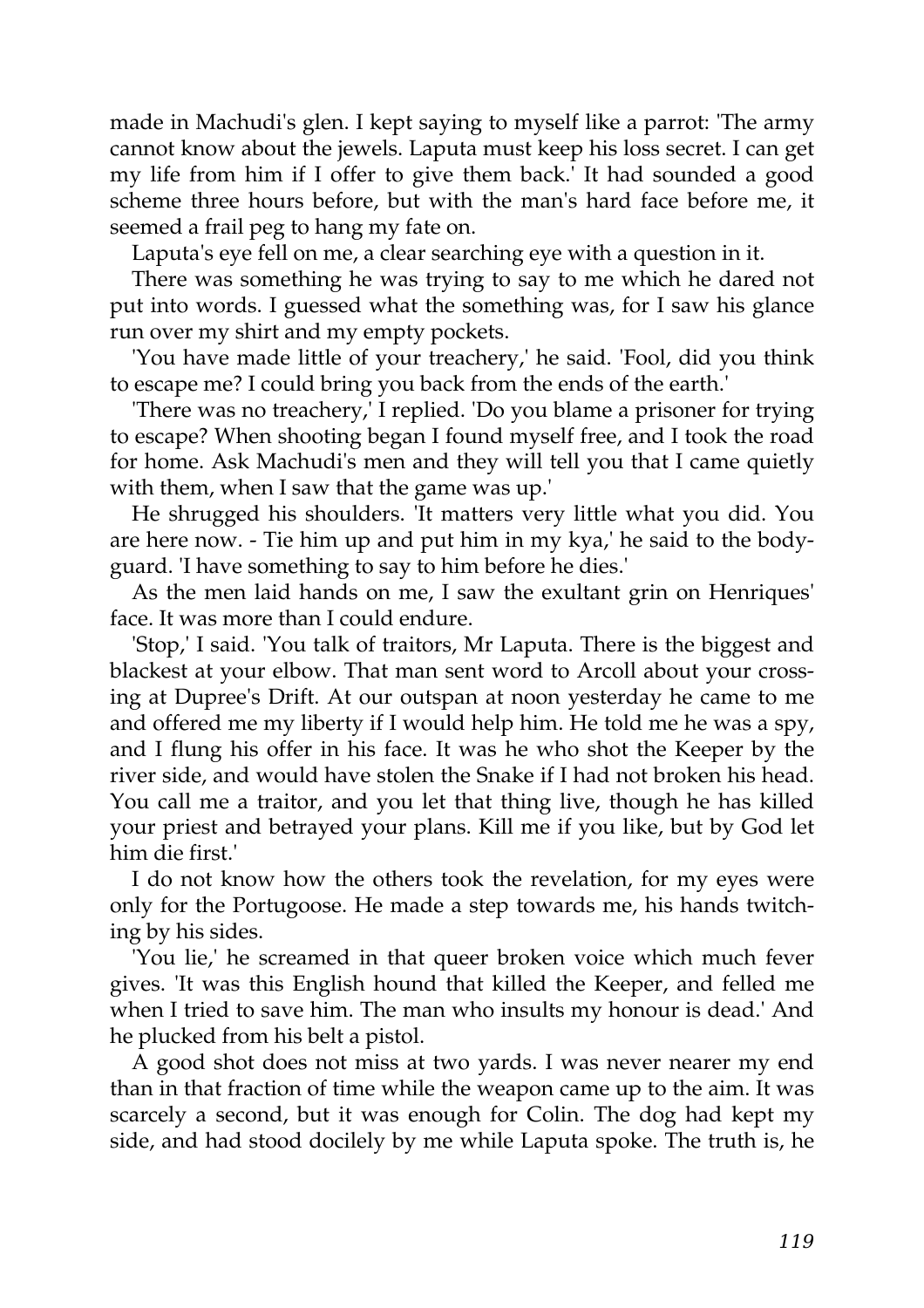made in Machudi's glen. I kept saying to myself like a parrot: 'The army cannot know about the jewels. Laputa must keep his loss secret. I can get my life from him if I offer to give them back.' It had sounded a good scheme three hours before, but with the man's hard face before me, it seemed a frail peg to hang my fate on.

Laputa's eye fell on me, a clear searching eye with a question in it.

There was something he was trying to say to me which he dared not put into words. I guessed what the something was, for I saw his glance run over my shirt and my empty pockets.

'You have made little of your treachery,' he said. 'Fool, did you think to escape me? I could bring you back from the ends of the earth.'

'There was no treachery,' I replied. 'Do you blame a prisoner for trying to escape? When shooting began I found myself free, and I took the road for home. Ask Machudi's men and they will tell you that I came quietly with them, when I saw that the game was up.'

He shrugged his shoulders. 'It matters very little what you did. You are here now. - Tie him up and put him in my kya,' he said to the bodyguard. 'I have something to say to him before he dies.'

As the men laid hands on me, I saw the exultant grin on Henriques' face. It was more than I could endure.

'Stop,' I said. 'You talk of traitors, Mr Laputa. There is the biggest and blackest at your elbow. That man sent word to Arcoll about your crossing at Dupree's Drift. At our outspan at noon yesterday he came to me and offered me my liberty if I would help him. He told me he was a spy, and I flung his offer in his face. It was he who shot the Keeper by the river side, and would have stolen the Snake if I had not broken his head. You call me a traitor, and you let that thing live, though he has killed your priest and betrayed your plans. Kill me if you like, but by God let him die first.'

I do not know how the others took the revelation, for my eyes were only for the Portugoose. He made a step towards me, his hands twitching by his sides.

'You lie,' he screamed in that queer broken voice which much fever gives. 'It was this English hound that killed the Keeper, and felled me when I tried to save him. The man who insults my honour is dead.' And he plucked from his belt a pistol.

A good shot does not miss at two yards. I was never nearer my end than in that fraction of time while the weapon came up to the aim. It was scarcely a second, but it was enough for Colin. The dog had kept my side, and had stood docilely by me while Laputa spoke. The truth is, he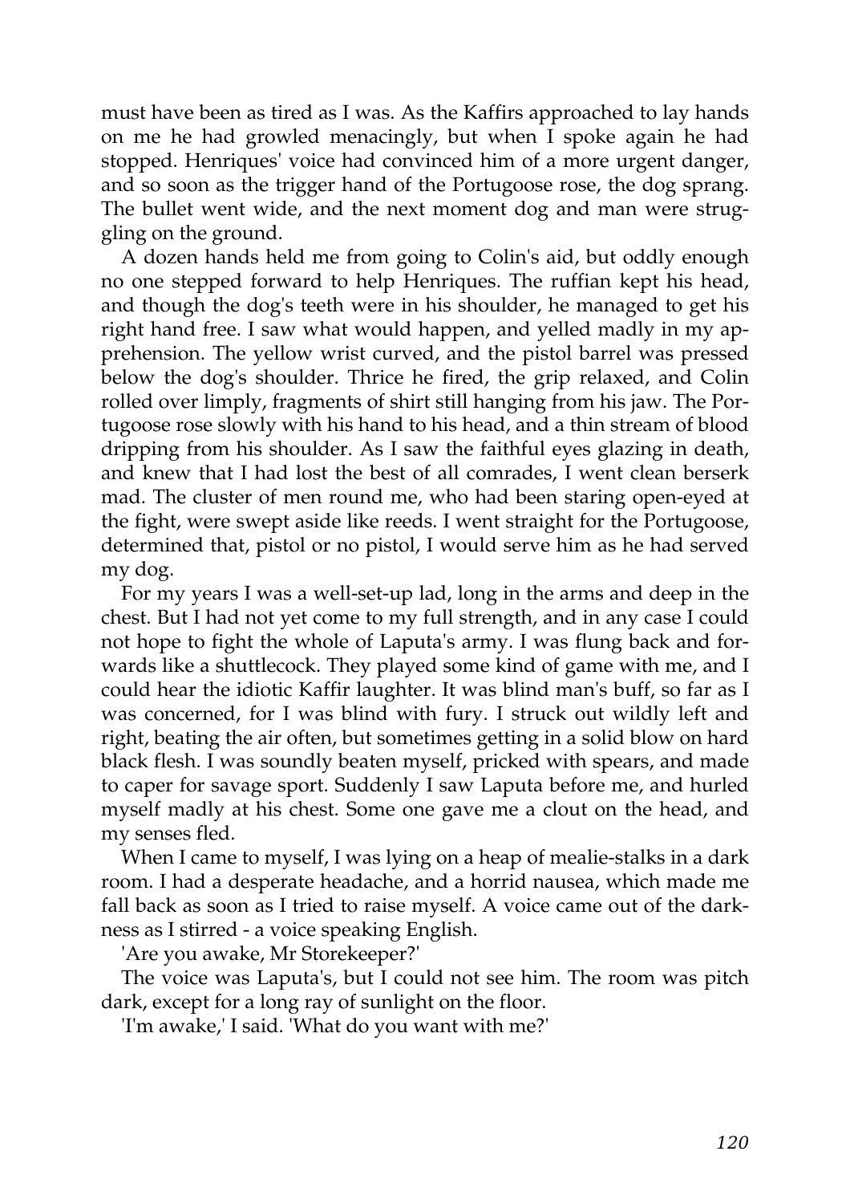must have been as tired as I was. As the Kaffirs approached to lay hands on me he had growled menacingly, but when I spoke again he had stopped. Henriques' voice had convinced him of a more urgent danger, and so soon as the trigger hand of the Portugoose rose, the dog sprang. The bullet went wide, and the next moment dog and man were struggling on the ground.

A dozen hands held me from going to Colin's aid, but oddly enough no one stepped forward to help Henriques. The ruffian kept his head, and though the dog's teeth were in his shoulder, he managed to get his right hand free. I saw what would happen, and yelled madly in my apprehension. The yellow wrist curved, and the pistol barrel was pressed below the dog's shoulder. Thrice he fired, the grip relaxed, and Colin rolled over limply, fragments of shirt still hanging from his jaw. The Portugoose rose slowly with his hand to his head, and a thin stream of blood dripping from his shoulder. As I saw the faithful eyes glazing in death, and knew that I had lost the best of all comrades, I went clean berserk mad. The cluster of men round me, who had been staring open-eyed at the fight, were swept aside like reeds. I went straight for the Portugoose, determined that, pistol or no pistol, I would serve him as he had served my dog.

For my years I was a well-set-up lad, long in the arms and deep in the chest. But I had not yet come to my full strength, and in any case I could not hope to fight the whole of Laputa's army. I was flung back and forwards like a shuttlecock. They played some kind of game with me, and I could hear the idiotic Kaffir laughter. It was blind man's buff, so far as I was concerned, for I was blind with fury. I struck out wildly left and right, beating the air often, but sometimes getting in a solid blow on hard black flesh. I was soundly beaten myself, pricked with spears, and made to caper for savage sport. Suddenly I saw Laputa before me, and hurled myself madly at his chest. Some one gave me a clout on the head, and my senses fled.

When I came to myself, I was lying on a heap of mealie-stalks in a dark room. I had a desperate headache, and a horrid nausea, which made me fall back as soon as I tried to raise myself. A voice came out of the darkness as I stirred - a voice speaking English.

'Are you awake, Mr Storekeeper?'

The voice was Laputa's, but I could not see him. The room was pitch dark, except for a long ray of sunlight on the floor.

'I'm awake,' I said. 'What do you want with me?'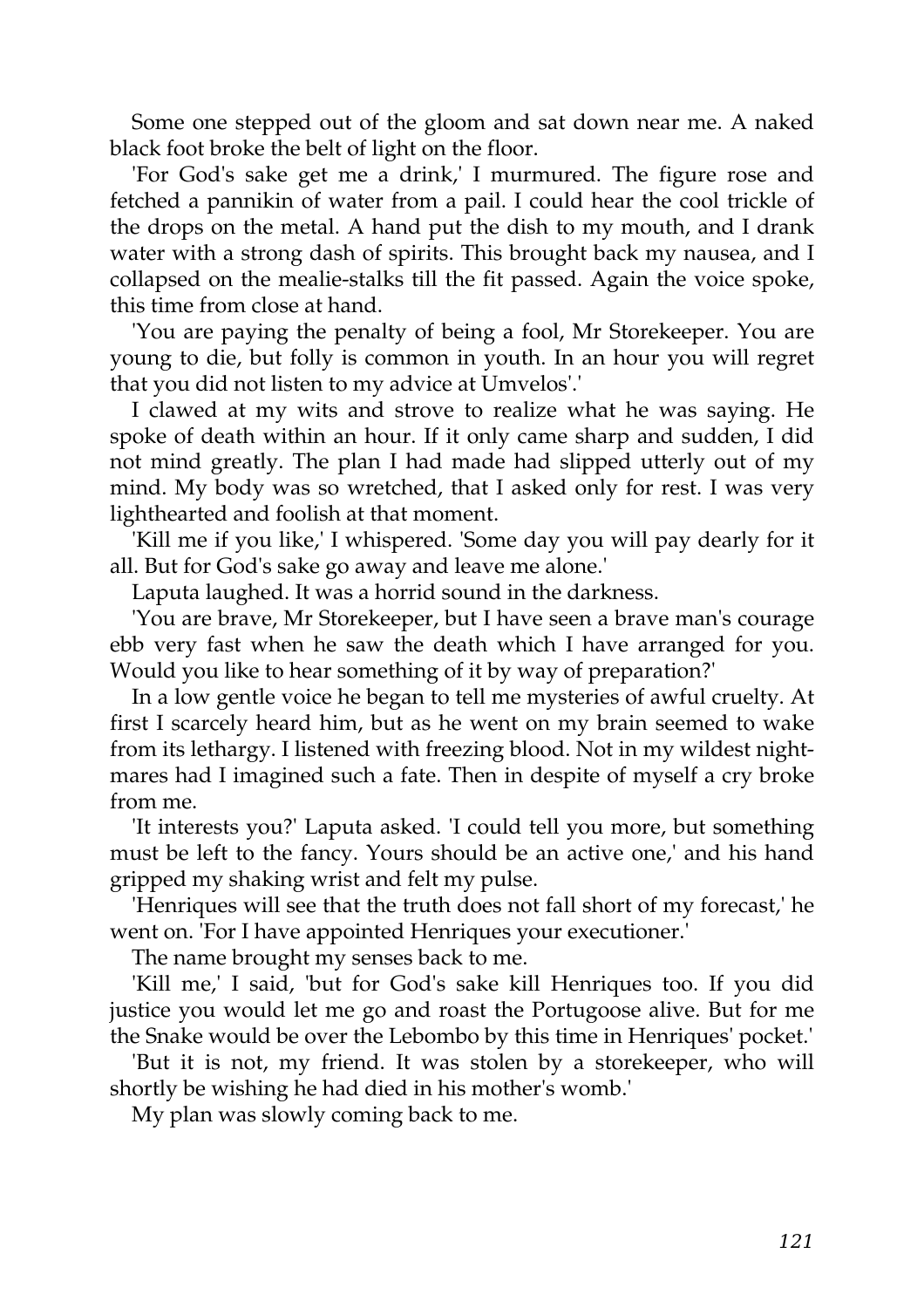Some one stepped out of the gloom and sat down near me. A naked black foot broke the belt of light on the floor.

'For God's sake get me a drink,' I murmured. The figure rose and fetched a pannikin of water from a pail. I could hear the cool trickle of the drops on the metal. A hand put the dish to my mouth, and I drank water with a strong dash of spirits. This brought back my nausea, and I collapsed on the mealie-stalks till the fit passed. Again the voice spoke, this time from close at hand.

'You are paying the penalty of being a fool, Mr Storekeeper. You are young to die, but folly is common in youth. In an hour you will regret that you did not listen to my advice at Umvelos'.'

I clawed at my wits and strove to realize what he was saying. He spoke of death within an hour. If it only came sharp and sudden, I did not mind greatly. The plan I had made had slipped utterly out of my mind. My body was so wretched, that I asked only for rest. I was very lighthearted and foolish at that moment.

'Kill me if you like,' I whispered. 'Some day you will pay dearly for it all. But for God's sake go away and leave me alone.'

Laputa laughed. It was a horrid sound in the darkness.

'You are brave, Mr Storekeeper, but I have seen a brave man's courage ebb very fast when he saw the death which I have arranged for you. Would you like to hear something of it by way of preparation?'

In a low gentle voice he began to tell me mysteries of awful cruelty. At first I scarcely heard him, but as he went on my brain seemed to wake from its lethargy. I listened with freezing blood. Not in my wildest nightmares had I imagined such a fate. Then in despite of myself a cry broke from me.

'It interests you?' Laputa asked. 'I could tell you more, but something must be left to the fancy. Yours should be an active one,' and his hand gripped my shaking wrist and felt my pulse.

'Henriques will see that the truth does not fall short of my forecast,' he went on. 'For I have appointed Henriques your executioner.'

The name brought my senses back to me.

'Kill me,' I said, 'but for God's sake kill Henriques too. If you did justice you would let me go and roast the Portugoose alive. But for me the Snake would be over the Lebombo by this time in Henriques' pocket.'

'But it is not, my friend. It was stolen by a storekeeper, who will shortly be wishing he had died in his mother's womb.'

My plan was slowly coming back to me.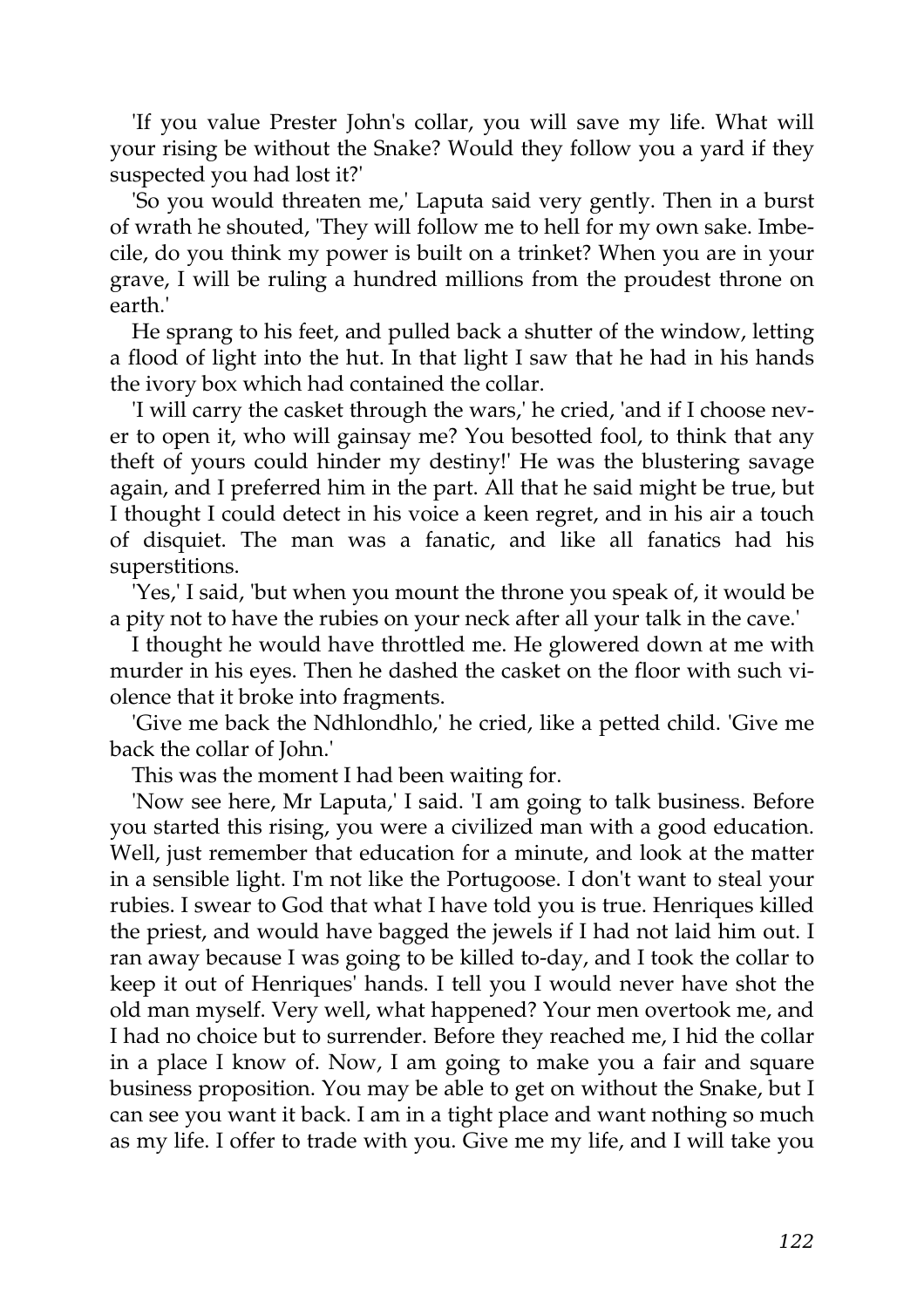'If you value Prester John's collar, you will save my life. What will your rising be without the Snake? Would they follow you a yard if they suspected you had lost it?'

'So you would threaten me,' Laputa said very gently. Then in a burst of wrath he shouted, 'They will follow me to hell for my own sake. Imbecile, do you think my power is built on a trinket? When you are in your grave, I will be ruling a hundred millions from the proudest throne on earth.'

He sprang to his feet, and pulled back a shutter of the window, letting a flood of light into the hut. In that light I saw that he had in his hands the ivory box which had contained the collar.

'I will carry the casket through the wars,' he cried, 'and if I choose never to open it, who will gainsay me? You besotted fool, to think that any theft of yours could hinder my destiny!' He was the blustering savage again, and I preferred him in the part. All that he said might be true, but I thought I could detect in his voice a keen regret, and in his air a touch of disquiet. The man was a fanatic, and like all fanatics had his superstitions.

'Yes,' I said, 'but when you mount the throne you speak of, it would be a pity not to have the rubies on your neck after all your talk in the cave.'

I thought he would have throttled me. He glowered down at me with murder in his eyes. Then he dashed the casket on the floor with such violence that it broke into fragments.

'Give me back the Ndhlondhlo,' he cried, like a petted child. 'Give me back the collar of John.'

This was the moment I had been waiting for.

'Now see here, Mr Laputa,' I said. 'I am going to talk business. Before you started this rising, you were a civilized man with a good education. Well, just remember that education for a minute, and look at the matter in a sensible light. I'm not like the Portugoose. I don't want to steal your rubies. I swear to God that what I have told you is true. Henriques killed the priest, and would have bagged the jewels if I had not laid him out. I ran away because I was going to be killed to-day, and I took the collar to keep it out of Henriques' hands. I tell you I would never have shot the old man myself. Very well, what happened? Your men overtook me, and I had no choice but to surrender. Before they reached me, I hid the collar in a place I know of. Now, I am going to make you a fair and square business proposition. You may be able to get on without the Snake, but I can see you want it back. I am in a tight place and want nothing so much as my life. I offer to trade with you. Give me my life, and I will take you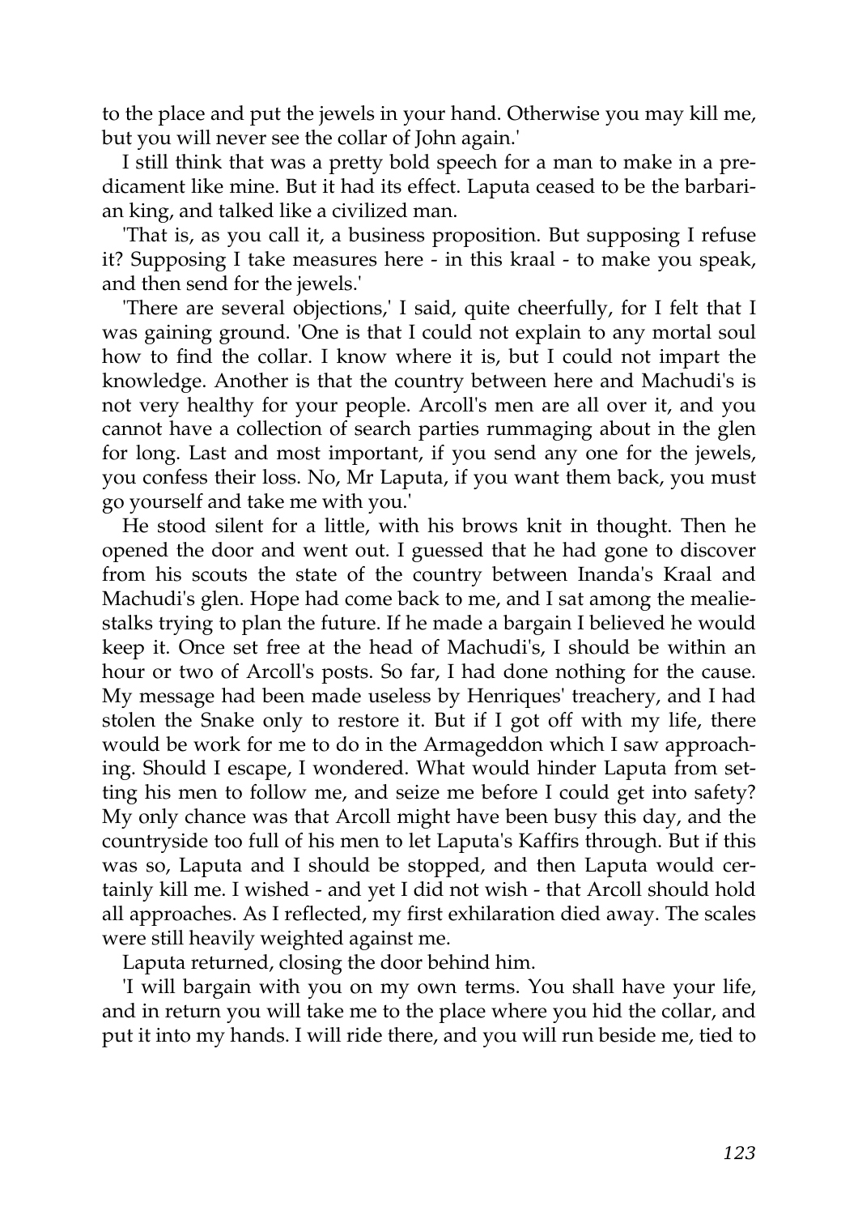to the place and put the jewels in your hand. Otherwise you may kill me, but you will never see the collar of John again.'

I still think that was a pretty bold speech for a man to make in a predicament like mine. But it had its effect. Laputa ceased to be the barbarian king, and talked like a civilized man.

'That is, as you call it, a business proposition. But supposing I refuse it? Supposing I take measures here - in this kraal - to make you speak, and then send for the jewels.'

'There are several objections,' I said, quite cheerfully, for I felt that I was gaining ground. 'One is that I could not explain to any mortal soul how to find the collar. I know where it is, but I could not impart the knowledge. Another is that the country between here and Machudi's is not very healthy for your people. Arcoll's men are all over it, and you cannot have a collection of search parties rummaging about in the glen for long. Last and most important, if you send any one for the jewels, you confess their loss. No, Mr Laputa, if you want them back, you must go yourself and take me with you.'

He stood silent for a little, with his brows knit in thought. Then he opened the door and went out. I guessed that he had gone to discover from his scouts the state of the country between Inanda's Kraal and Machudi's glen. Hope had come back to me, and I sat among the mealie-stalks trying to plan the future. If he made a bargain I believed he would keep it. Once set free at the head of Machudi's, I should be within an hour or two of Arcoll's posts. So far, I had done nothing for the cause. My message had been made useless by Henriques' treachery, and I had stolen the Snake only to restore it. But if I got off with my life, there would be work for me to do in the Armageddon which I saw approaching. Should I escape, I wondered. What would hinder Laputa from setting his men to follow me, and seize me before I could get into safety? My only chance was that Arcoll might have been busy this day, and the countryside too full of his men to let Laputa's Kaffirs through. But if this was so, Laputa and I should be stopped, and then Laputa would certainly kill me. I wished - and yet I did not wish - that Arcoll should hold all approaches. As I reflected, my first exhilaration died away. The scales were still heavily weighted against me.

Laputa returned, closing the door behind him.

'I will bargain with you on my own terms. You shall have your life, and in return you will take me to the place where you hid the collar, and put it into my hands. I will ride there, and you will run beside me, tied to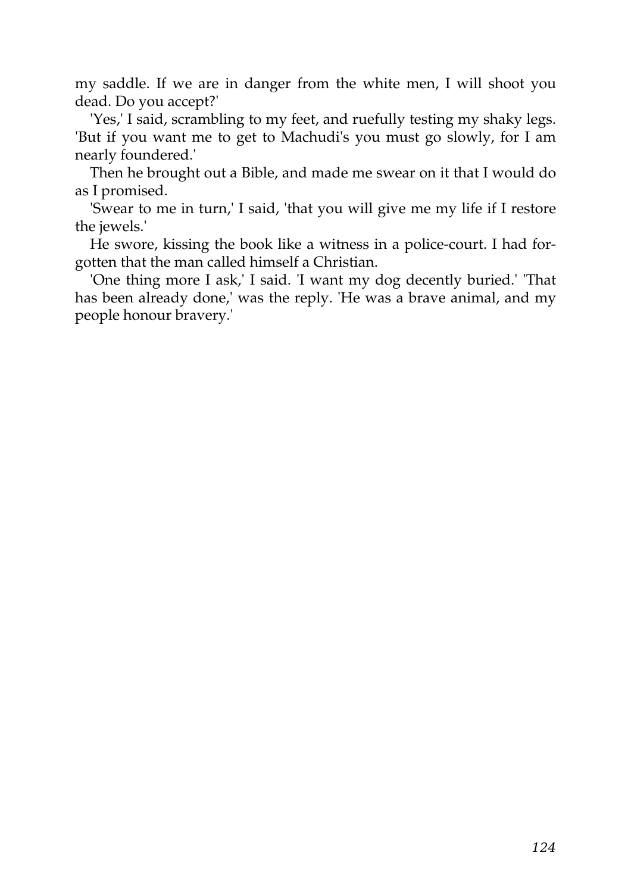my saddle. If we are in danger from the white men, I will shoot you dead. Do you accept?'

'Yes,' I said, scrambling to my feet, and ruefully testing my shaky legs. 'But if you want me to get to Machudi's you must go slowly, for I am nearly foundered.'

Then he brought out a Bible, and made me swear on it that I would do as I promised.

'Swear to me in turn,' I said, 'that you will give me my life if I restore the jewels.'

He swore, kissing the book like a witness in a police-court. I had forgotten that the man called himself a Christian.

'One thing more I ask,' I said. 'I want my dog decently buried.' 'That has been already done,' was the reply. 'He was a brave animal, and my people honour bravery.'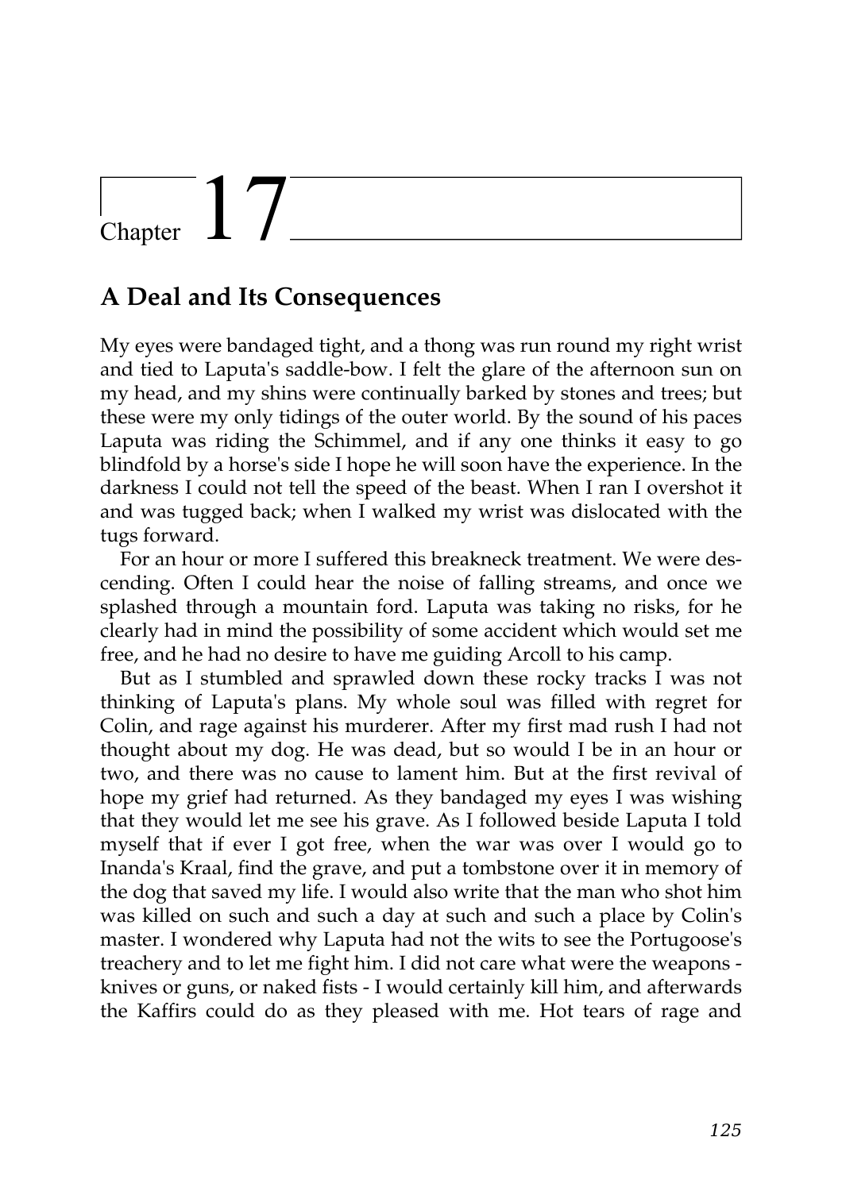# Chapter 17

## A Deal and Its Consequences

My eyes were bandaged tight, and a thong was run round my right wrist and tied to Laputa's saddle-bow. I felt the glare of the afternoon sun on my head, and my shins were continually barked by stones and trees; but these were my only tidings of the outer world. By the sound of his paces Laputa was riding the Schimmel, and if any one thinks it easy to go blindfold by a horse's side I hope he will soon have the experience. In the darkness I could not tell the speed of the beast. When I ran I overshot it and was tugged back; when I walked my wrist was dislocated with the tugs forward.

For an hour or more I suffered this breakneck treatment. We were descending. Often I could hear the noise of falling streams, and once we splashed through a mountain ford. Laputa was taking no risks, for he clearly had in mind the possibility of some accident which would set me free, and he had no desire to have me guiding Arcoll to his camp.

But as I stumbled and sprawled down these rocky tracks I was not thinking of Laputa's plans. My whole soul was filled with regret for Colin, and rage against his murderer. After my first mad rush I had not thought about my dog. He was dead, but so would I be in an hour or two, and there was no cause to lament him. But at the first revival of hope my grief had returned. As they bandaged my eyes I was wishing that they would let me see his grave. As I followed beside Laputa I told myself that if ever I got free, when the war was over I would go to Inanda's Kraal, find the grave, and put a tombstone over it in memory of the dog that saved my life. I would also write that the man who shot him was killed on such and such a day at such and such a place by Colin's master. I wondered why Laputa had not the wits to see the Portugoose's treachery and to let me fight him. I did not care what were the weapons - knives or guns, or naked fists - I would certainly kill him, and afterwards the Kaffirs could do as they pleased with me. Hot tears of rage and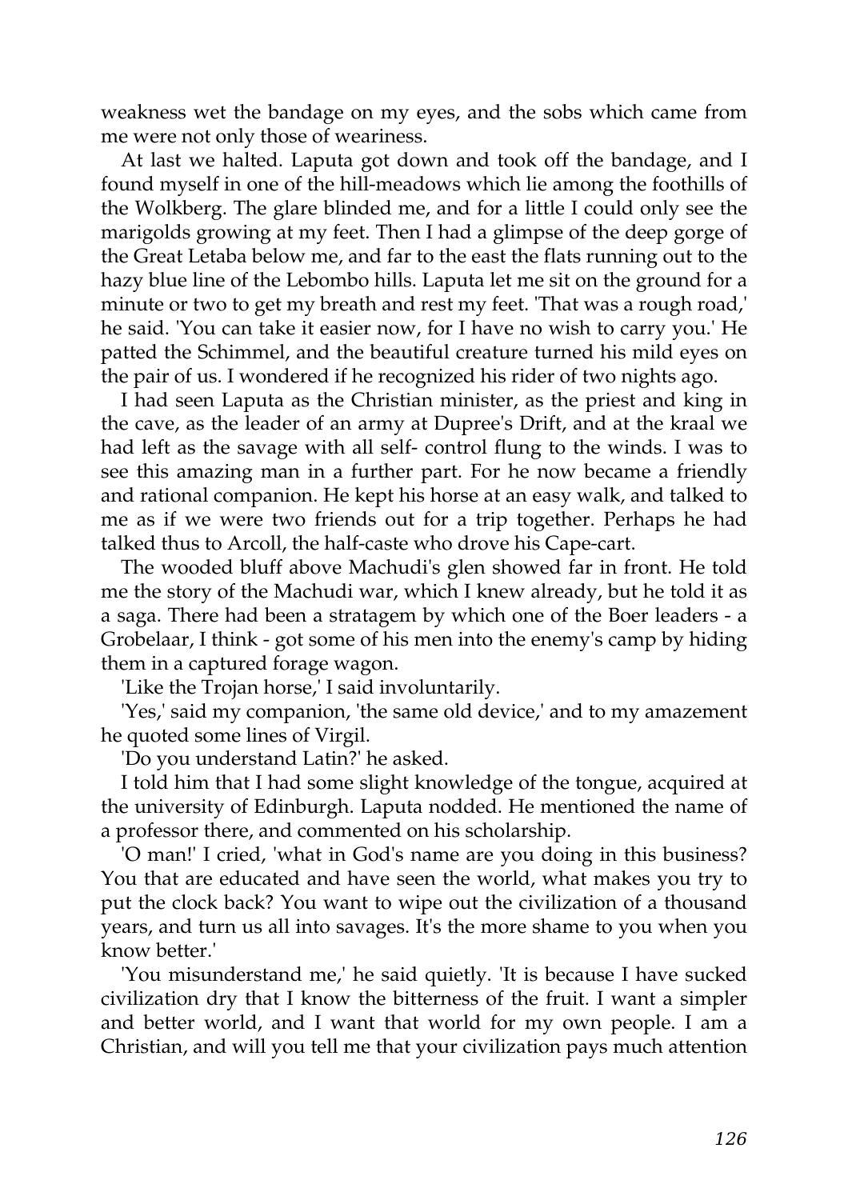weakness wet the bandage on my eyes, and the sobs which came from me were not only those of weariness.

At last we halted. Laputa got down and took off the bandage, and I found myself in one of the hill-meadows which lie among the foothills of the Wolkberg. The glare blinded me, and for a little I could only see the marigolds growing at my feet. Then I had a glimpse of the deep gorge of the Great Letaba below me, and far to the east the flats running out to the hazy blue line of the Lebombo hills. Laputa let me sit on the ground for a minute or two to get my breath and rest my feet. 'That was a rough road,' he said. 'You can take it easier now, for I have no wish to carry you.' He patted the Schimmel, and the beautiful creature turned his mild eyes on the pair of us. I wondered if he recognized his rider of two nights ago.

I had seen Laputa as the Christian minister, as the priest and king in the cave, as the leader of an army at Dupree's Drift, and at the kraal we had left as the savage with all self- control flung to the winds. I was to see this amazing man in a further part. For he now became a friendly and rational companion. He kept his horse at an easy walk, and talked to me as if we were two friends out for a trip together. Perhaps he had talked thus to Arcoll, the half-caste who drove his Cape-cart.

The wooded bluff above Machudi's glen showed far in front. He told me the story of the Machudi war, which I knew already, but he told it as a saga. There had been a stratagem by which one of the Boer leaders - a Grobelaar, I think - got some of his men into the enemy's camp by hiding them in a captured forage wagon.

'Like the Trojan horse,' I said involuntarily.

'Yes,' said my companion, 'the same old device,' and to my amazement he quoted some lines of Virgil.

'Do you understand Latin?' he asked.

I told him that I had some slight knowledge of the tongue, acquired at the university of Edinburgh. Laputa nodded. He mentioned the name of a professor there, and commented on his scholarship.

'O man!' I cried, 'what in God's name are you doing in this business? You that are educated and have seen the world, what makes you try to put the clock back? You want to wipe out the civilization of a thousand years, and turn us all into savages. It's the more shame to you when you know better.'

'You misunderstand me,' he said quietly. 'It is because I have sucked civilization dry that I know the bitterness of the fruit. I want a simpler and better world, and I want that world for my own people. I am a Christian, and will you tell me that your civilization pays much attention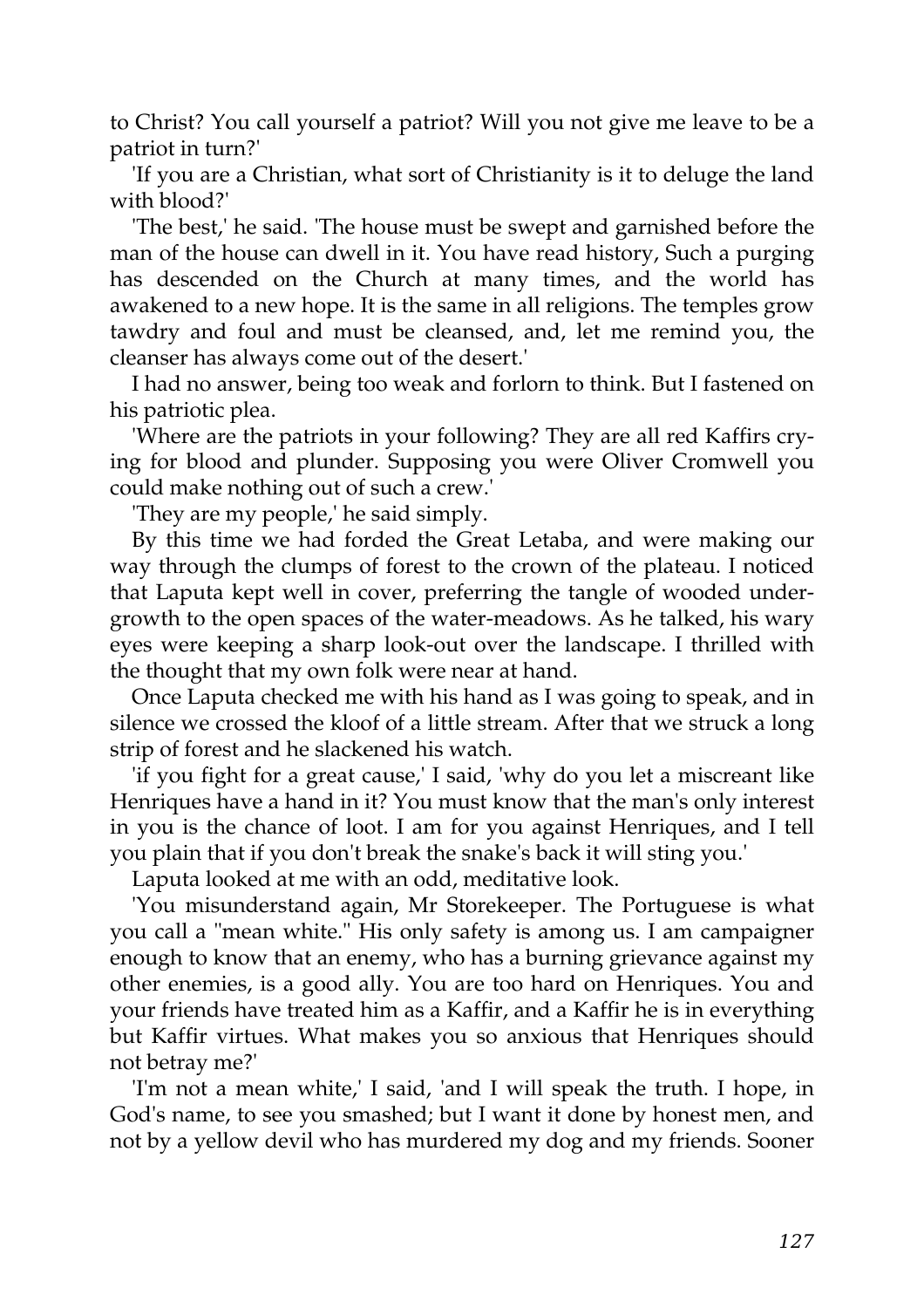to Christ? You call yourself a patriot? Will you not give me leave to be a patriot in turn?'

'If you are a Christian, what sort of Christianity is it to deluge the land with blood?'

'The best,' he said. 'The house must be swept and garnished before the man of the house can dwell in it. You have read history, Such a purging has descended on the Church at many times, and the world has awakened to a new hope. It is the same in all religions. The temples grow tawdry and foul and must be cleansed, and, let me remind you, the cleanser has always come out of the desert.'

I had no answer, being too weak and forlorn to think. But I fastened on his patriotic plea.

'Where are the patriots in your following? They are all red Kaffirs crying for blood and plunder. Supposing you were Oliver Cromwell you could make nothing out of such a crew.'

'They are my people,' he said simply.

By this time we had forded the Great Letaba, and were making our way through the clumps of forest to the crown of the plateau. I noticed that Laputa kept well in cover, preferring the tangle of wooded undergrowth to the open spaces of the water-meadows. As he talked, his wary eyes were keeping a sharp look-out over the landscape. I thrilled with the thought that my own folk were near at hand.

Once Laputa checked me with his hand as I was going to speak, and in silence we crossed the kloof of a little stream. After that we struck a long strip of forest and he slackened his watch.

'if you fight for a great cause,' I said, 'why do you let a miscreant like Henriques have a hand in it? You must know that the man's only interest in you is the chance of loot. I am for you against Henriques, and I tell you plain that if you don't break the snake's back it will sting you.'

Laputa looked at me with an odd, meditative look.

'You misunderstand again, Mr Storekeeper. The Portuguese is what you call a "mean white." His only safety is among us. I am campaigner enough to know that an enemy, who has a burning grievance against my other enemies, is a good ally. You are too hard on Henriques. You and your friends have treated him as a Kaffir, and a Kaffir he is in everything but Kaffir virtues. What makes you so anxious that Henriques should not betray me?'

'I'm not a mean white,' I said, 'and I will speak the truth. I hope, in God's name, to see you smashed; but I want it done by honest men, and not by a yellow devil who has murdered my dog and my friends. Sooner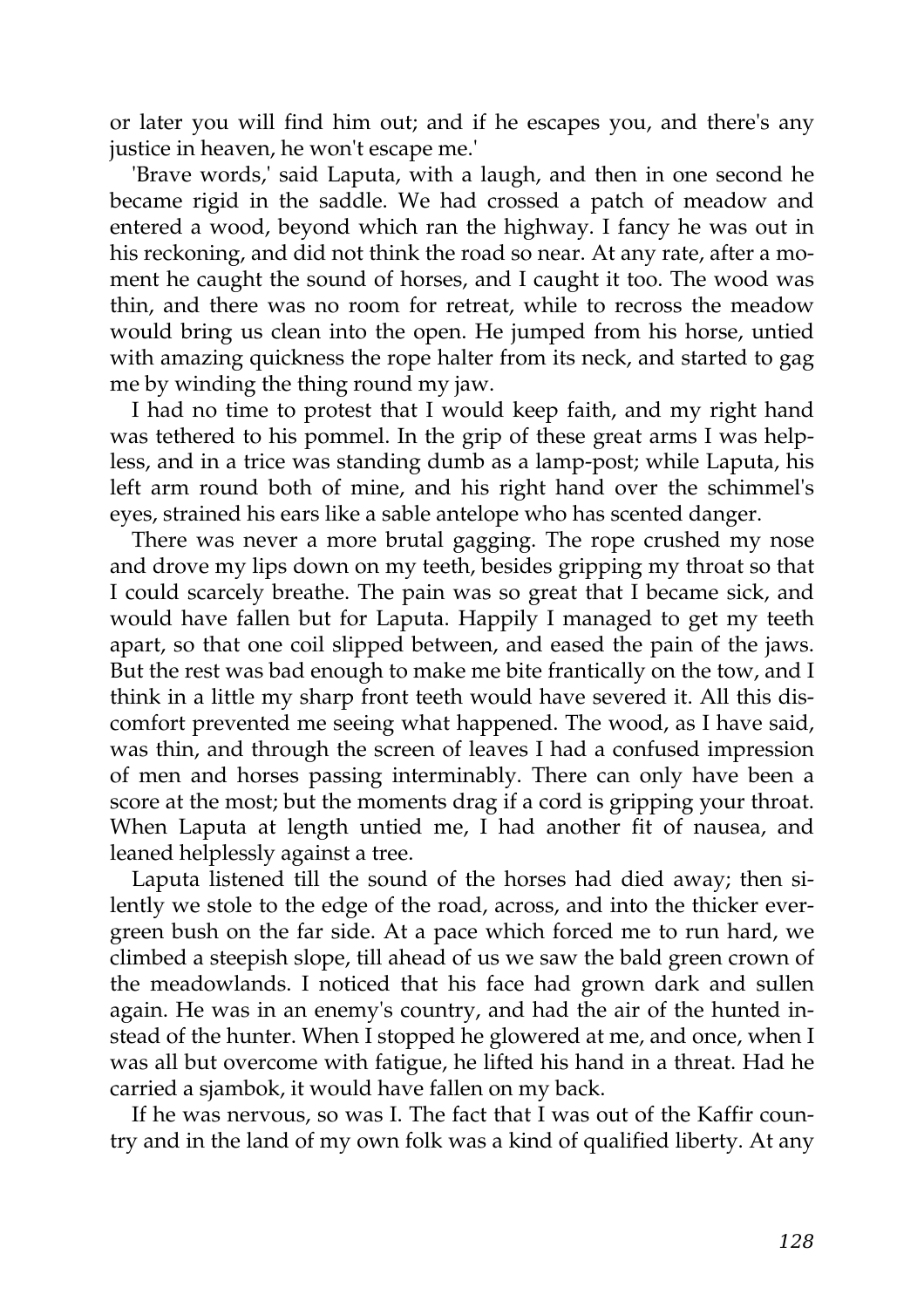or later you will find him out; and if he escapes you, and there's any justice in heaven, he won't escape me.'

'Brave words,' said Laputa, with a laugh, and then in one second he became rigid in the saddle. We had crossed a patch of meadow and entered a wood, beyond which ran the highway. I fancy he was out in his reckoning, and did not think the road so near. At any rate, after a moment he caught the sound of horses, and I caught it too. The wood was thin, and there was no room for retreat, while to recross the meadow would bring us clean into the open. He jumped from his horse, untied with amazing quickness the rope halter from its neck, and started to gag me by winding the thing round my jaw.

I had no time to protest that I would keep faith, and my right hand was tethered to his pommel. In the grip of these great arms I was helpless, and in a trice was standing dumb as a lamp-post; while Laputa, his left arm round both of mine, and his right hand over the schimmel's eyes, strained his ears like a sable antelope who has scented danger.

There was never a more brutal gagging. The rope crushed my nose and drove my lips down on my teeth, besides gripping my throat so that I could scarcely breathe. The pain was so great that I became sick, and would have fallen but for Laputa. Happily I managed to get my teeth apart, so that one coil slipped between, and eased the pain of the jaws. But the rest was bad enough to make me bite frantically on the tow, and I think in a little my sharp front teeth would have severed it. All this discomfort prevented me seeing what happened. The wood, as I have said, was thin, and through the screen of leaves I had a confused impression of men and horses passing interminably. There can only have been a score at the most; but the moments drag if a cord is gripping your throat. When Laputa at length untied me, I had another fit of nausea, and leaned helplessly against a tree.

Laputa listened till the sound of the horses had died away; then silently we stole to the edge of the road, across, and into the thicker evergreen bush on the far side. At a pace which forced me to run hard, we climbed a steepish slope, till ahead of us we saw the bald green crown of the meadowlands. I noticed that his face had grown dark and sullen again. He was in an enemy's country, and had the air of the hunted instead of the hunter. When I stopped he glowered at me, and once, when I was all but overcome with fatigue, he lifted his hand in a threat. Had he carried a sjambok, it would have fallen on my back.

If he was nervous, so was I. The fact that I was out of the Kaffir country and in the land of my own folk was a kind of qualified liberty. At any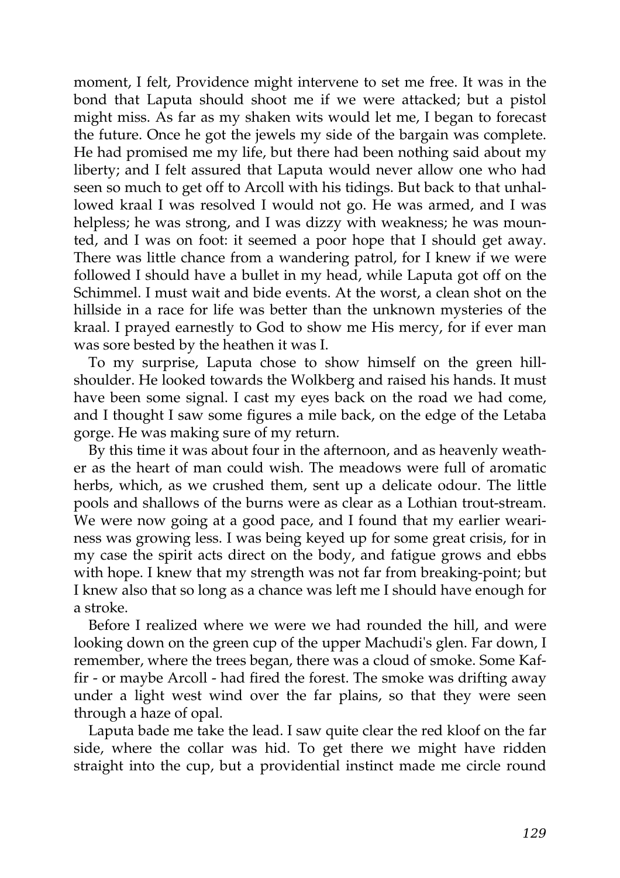moment, I felt, Providence might intervene to set me free. It was in the bond that Laputa should shoot me if we were attacked; but a pistol might miss. As far as my shaken wits would let me, I began to forecast the future. Once he got the jewels my side of the bargain was complete. He had promised me my life, but there had been nothing said about my liberty; and I felt assured that Laputa would never allow one who had seen so much to get off to Arcoll with his tidings. But back to that unhallowed kraal I was resolved I would not go. He was armed, and I was helpless; he was strong, and I was dizzy with weakness; he was mounted, and I was on foot: it seemed a poor hope that I should get away. There was little chance from a wandering patrol, for I knew if we were followed I should have a bullet in my head, while Laputa got off on the Schimmel. I must wait and bide events. At the worst, a clean shot on the hillside in a race for life was better than the unknown mysteries of the kraal. I prayed earnestly to God to show me His mercy, for if ever man was sore bested by the heathen it was I.

To my surprise, Laputa chose to show himself on the green hill-shoulder. He looked towards the Wolkberg and raised his hands. It must have been some signal. I cast my eyes back on the road we had come, and I thought I saw some figures a mile back, on the edge of the Letaba gorge. He was making sure of my return.

By this time it was about four in the afternoon, and as heavenly weather as the heart of man could wish. The meadows were full of aromatic herbs, which, as we crushed them, sent up a delicate odour. The little pools and shallows of the burns were as clear as a Lothian trout-stream. We were now going at a good pace, and I found that my earlier weariness was growing less. I was being keyed up for some great crisis, for in my case the spirit acts direct on the body, and fatigue grows and ebbs with hope. I knew that my strength was not far from breaking-point; but I knew also that so long as a chance was left me I should have enough for a stroke.

Before I realized where we were we had rounded the hill, and were looking down on the green cup of the upper Machudi's glen. Far down, I remember, where the trees began, there was a cloud of smoke. Some Kaffir - or maybe Arcoll - had fired the forest. The smoke was drifting away under a light west wind over the far plains, so that they were seen through a haze of opal.

Laputa bade me take the lead. I saw quite clear the red kloof on the far side, where the collar was hid. To get there we might have ridden straight into the cup, but a providential instinct made me circle round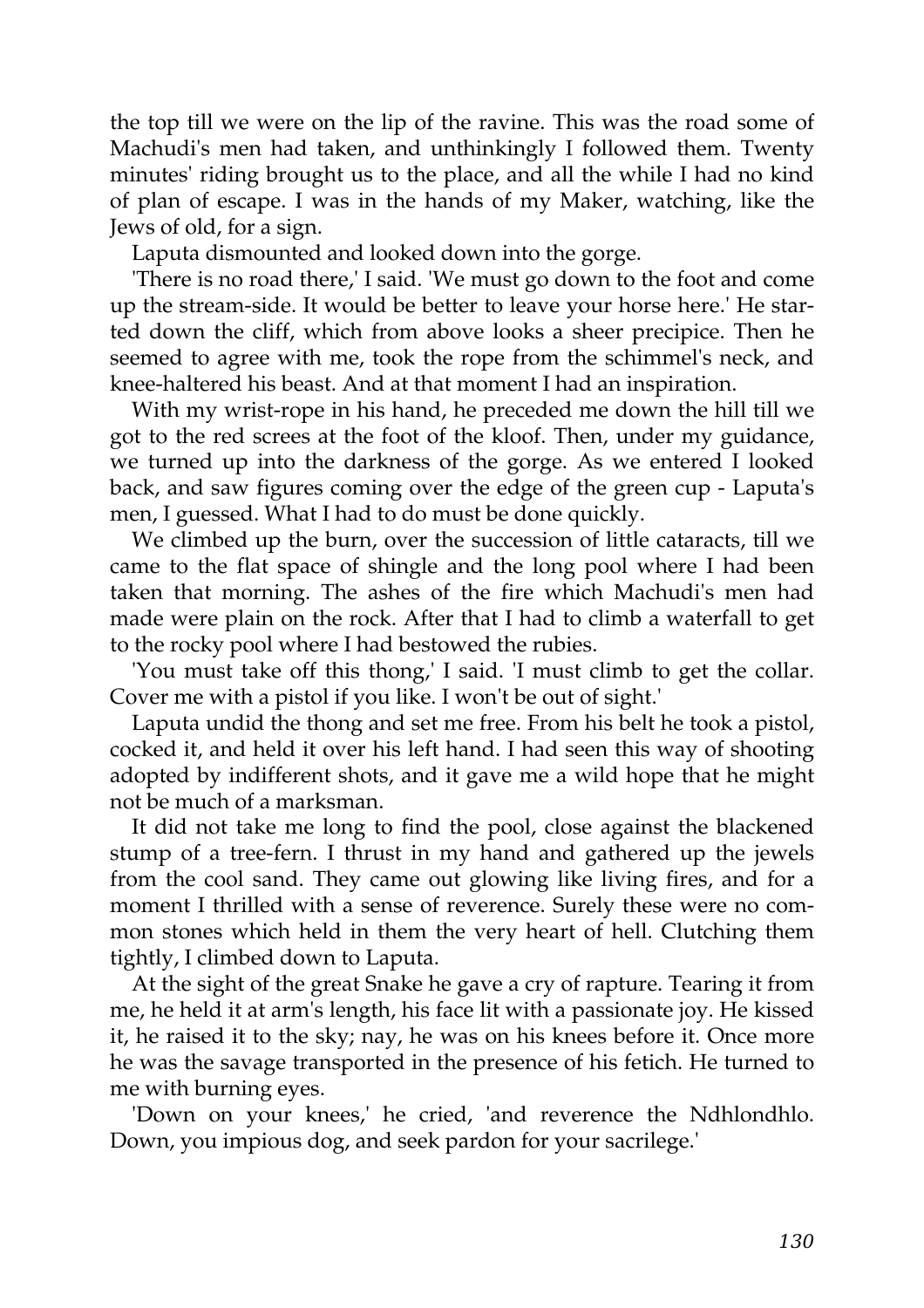the top till we were on the lip of the ravine. This was the road some of Machudi's men had taken, and unthinkingly I followed them. Twenty minutes' riding brought us to the place, and all the while I had no kind of plan of escape. I was in the hands of my Maker, watching, like the Jews of old, for a sign.

Laputa dismounted and looked down into the gorge.

'There is no road there,' I said. 'We must go down to the foot and come up the stream-side. It would be better to leave your horse here.' He started down the cliff, which from above looks a sheer precipice. Then he seemed to agree with me, took the rope from the schimmel's neck, and knee-haltered his beast. And at that moment I had an inspiration.

With my wrist-rope in his hand, he preceded me down the hill till we got to the red screes at the foot of the kloof. Then, under my guidance, we turned up into the darkness of the gorge. As we entered I looked back, and saw figures coming over the edge of the green cup - Laputa's men, I guessed. What I had to do must be done quickly.

We climbed up the burn, over the succession of little cataracts, till we came to the flat space of shingle and the long pool where I had been taken that morning. The ashes of the fire which Machudi's men had made were plain on the rock. After that I had to climb a waterfall to get to the rocky pool where I had bestowed the rubies.

'You must take off this thong,' I said. 'I must climb to get the collar. Cover me with a pistol if you like. I won't be out of sight.'

Laputa undid the thong and set me free. From his belt he took a pistol, cocked it, and held it over his left hand. I had seen this way of shooting adopted by indifferent shots, and it gave me a wild hope that he might not be much of a marksman.

It did not take me long to find the pool, close against the blackened stump of a tree-fern. I thrust in my hand and gathered up the jewels from the cool sand. They came out glowing like living fires, and for a moment I thrilled with a sense of reverence. Surely these were no common stones which held in them the very heart of hell. Clutching them tightly, I climbed down to Laputa.

At the sight of the great Snake he gave a cry of rapture. Tearing it from me, he held it at arm's length, his face lit with a passionate joy. He kissed it, he raised it to the sky; nay, he was on his knees before it. Once more he was the savage transported in the presence of his fetich. He turned to me with burning eyes.

'Down on your knees,' he cried, 'and reverence the Ndhlondhlo. Down, you impious dog, and seek pardon for your sacrilege.'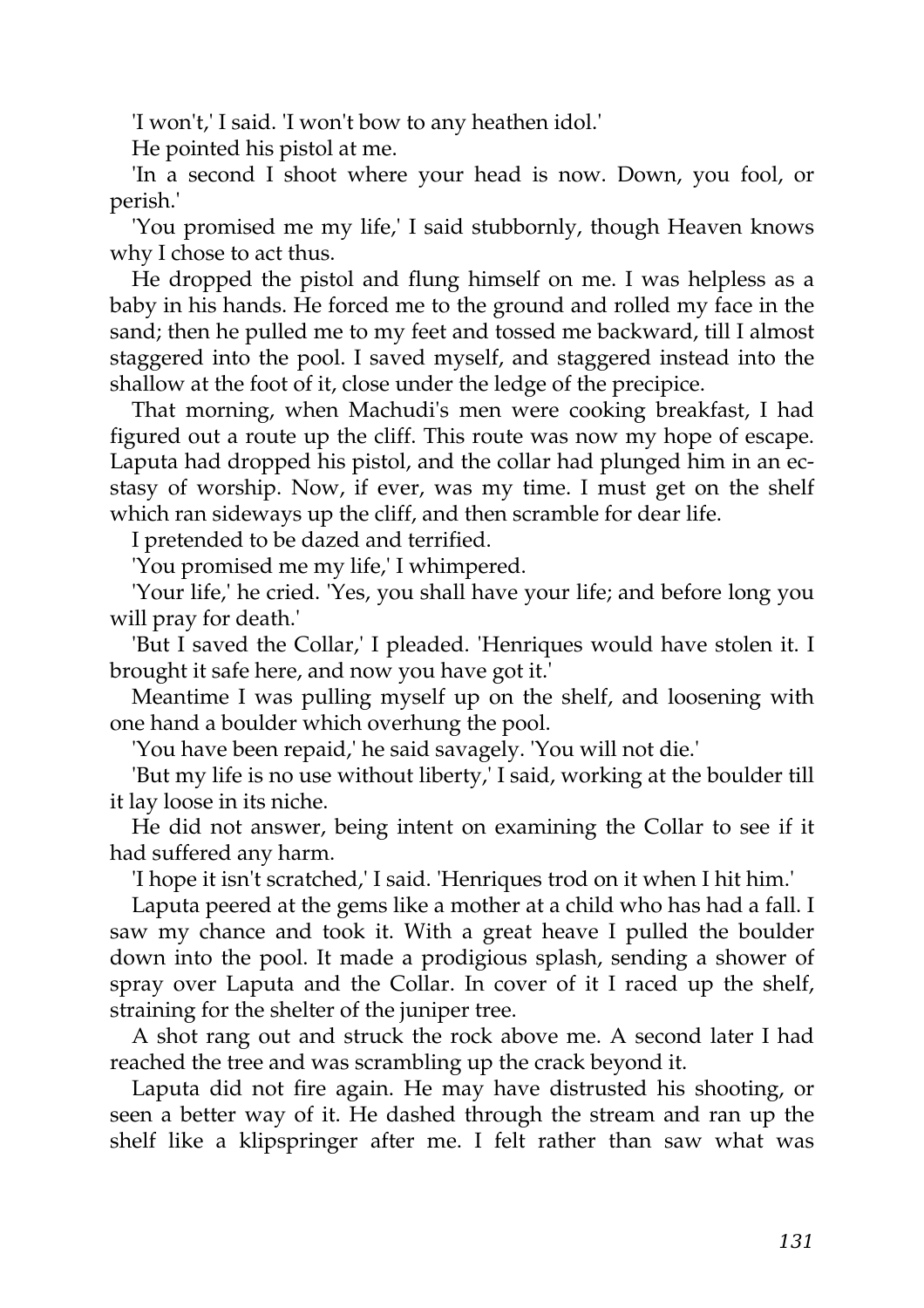'I won't,' I said. 'I won't bow to any heathen idol.'

He pointed his pistol at me.

'In a second I shoot where your head is now. Down, you fool, or perish.'

'You promised me my life,' I said stubbornly, though Heaven knows why I chose to act thus.

He dropped the pistol and flung himself on me. I was helpless as a baby in his hands. He forced me to the ground and rolled my face in the sand; then he pulled me to my feet and tossed me backward, till I almost staggered into the pool. I saved myself, and staggered instead into the shallow at the foot of it, close under the ledge of the precipice.

That morning, when Machudi's men were cooking breakfast, I had figured out a route up the cliff. This route was now my hope of escape. Laputa had dropped his pistol, and the collar had plunged him in an ecstasy of worship. Now, if ever, was my time. I must get on the shelf which ran sideways up the cliff, and then scramble for dear life.

I pretended to be dazed and terrified.

'You promised me my life,' I whimpered.

'Your life,' he cried. 'Yes, you shall have your life; and before long you will pray for death.'

'But I saved the Collar,' I pleaded. 'Henriques would have stolen it. I brought it safe here, and now you have got it.'

Meantime I was pulling myself up on the shelf, and loosening with one hand a boulder which overhung the pool.

'You have been repaid,' he said savagely. 'You will not die.'

'But my life is no use without liberty,' I said, working at the boulder till it lay loose in its niche.

He did not answer, being intent on examining the Collar to see if it had suffered any harm.

'I hope it isn't scratched,' I said. 'Henriques trod on it when I hit him.'

Laputa peered at the gems like a mother at a child who has had a fall. I saw my chance and took it. With a great heave I pulled the boulder down into the pool. It made a prodigious splash, sending a shower of spray over Laputa and the Collar. In cover of it I raced up the shelf, straining for the shelter of the juniper tree.

A shot rang out and struck the rock above me. A second later I had reached the tree and was scrambling up the crack beyond it.

Laputa did not fire again. He may have distrusted his shooting, or seen a better way of it. He dashed through the stream and ran up the shelf like a klipspringer after me. I felt rather than saw what was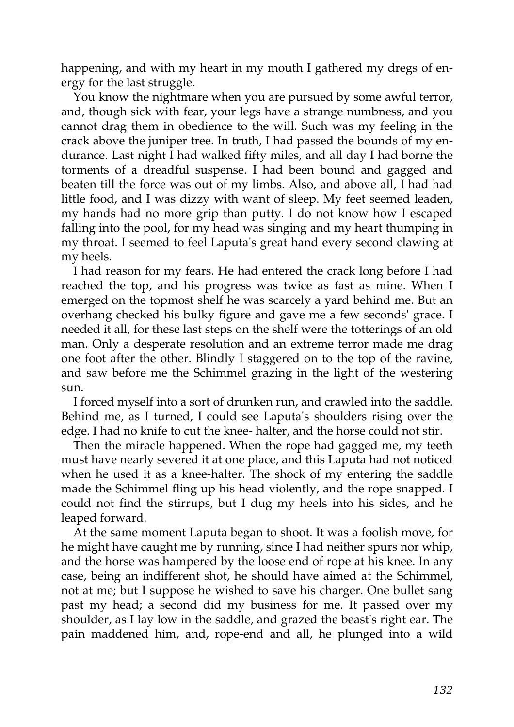happening, and with my heart in my mouth I gathered my dregs of energy for the last struggle.

You know the nightmare when you are pursued by some awful terror, and, though sick with fear, your legs have a strange numbness, and you cannot drag them in obedience to the will. Such was my feeling in the crack above the juniper tree. In truth, I had passed the bounds of my endurance. Last night I had walked fifty miles, and all day I had borne the torments of a dreadful suspense. I had been bound and gagged and beaten till the force was out of my limbs. Also, and above all, I had had little food, and I was dizzy with want of sleep. My feet seemed leaden, my hands had no more grip than putty. I do not know how I escaped falling into the pool, for my head was singing and my heart thumping in my throat. I seemed to feel Laputa's great hand every second clawing at my heels.

I had reason for my fears. He had entered the crack long before I had reached the top, and his progress was twice as fast as mine. When I emerged on the topmost shelf he was scarcely a yard behind me. But an overhang checked his bulky figure and gave me a few seconds' grace. I needed it all, for these last steps on the shelf were the totterings of an old man. Only a desperate resolution and an extreme terror made me drag one foot after the other. Blindly I staggered on to the top of the ravine, and saw before me the Schimmel grazing in the light of the westering sun.

I forced myself into a sort of drunken run, and crawled into the saddle. Behind me, as I turned, I could see Laputa's shoulders rising over the edge. I had no knife to cut the knee- halter, and the horse could not stir.

Then the miracle happened. When the rope had gagged me, my teeth must have nearly severed it at one place, and this Laputa had not noticed when he used it as a knee-halter. The shock of my entering the saddle made the Schimmel fling up his head violently, and the rope snapped. I could not find the stirrups, but I dug my heels into his sides, and he leaped forward.

At the same moment Laputa began to shoot. It was a foolish move, for he might have caught me by running, since I had neither spurs nor whip, and the horse was hampered by the loose end of rope at his knee. In any case, being an indifferent shot, he should have aimed at the Schimmel, not at me; but I suppose he wished to save his charger. One bullet sang past my head; a second did my business for me. It passed over my shoulder, as I lay low in the saddle, and grazed the beast's right ear. The pain maddened him, and, rope-end and all, he plunged into a wild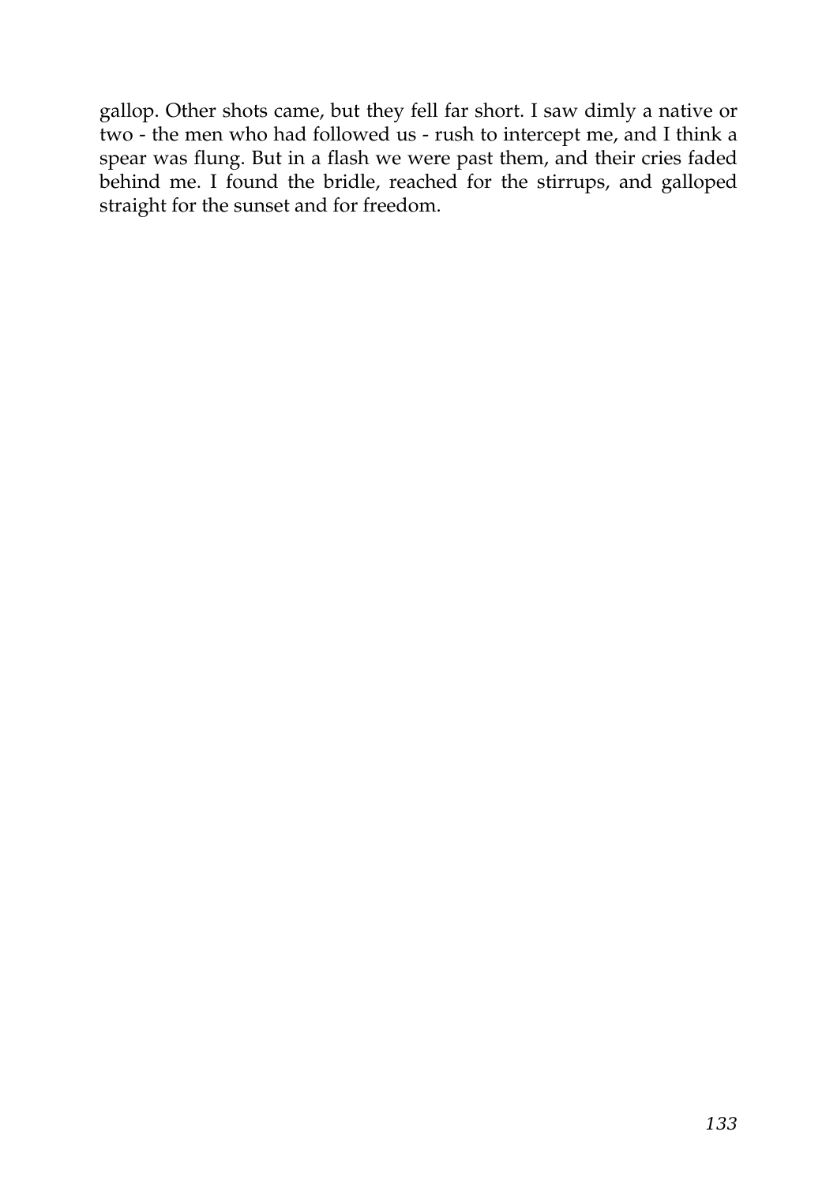gallop. Other shots came, but they fell far short. I saw dimly a native or two - the men who had followed us - rush to intercept me, and I think a spear was flung. But in a flash we were past them, and their cries faded behind me. I found the bridle, reached for the stirrups, and galloped straight for the sunset and for freedom.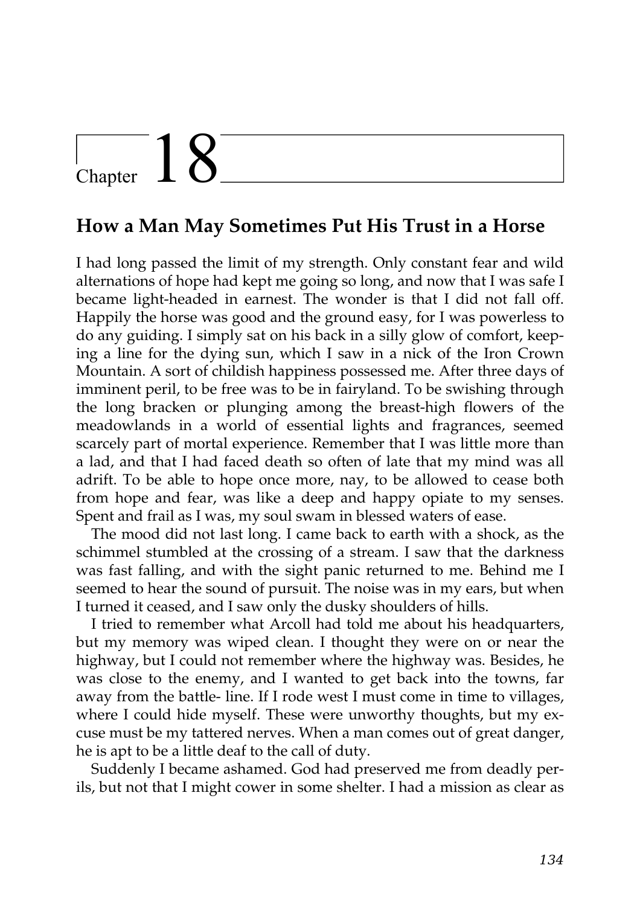# Chapter 18

## How a Man May Sometimes Put His Trust in a Horse

I had long passed the limit of my strength. Only constant fear and wild alternations of hope had kept me going so long, and now that I was safe I became light-headed in earnest. The wonder is that I did not fall off. Happily the horse was good and the ground easy, for I was powerless to do any guiding. I simply sat on his back in a silly glow of comfort, keeping a line for the dying sun, which I saw in a nick of the Iron Crown Mountain. A sort of childish happiness possessed me. After three days of imminent peril, to be free was to be in fairyland. To be swishing through the long bracken or plunging among the breast-high flowers of the meadowlands in a world of essential lights and fragrances, seemed scarcely part of mortal experience. Remember that I was little more than a lad, and that I had faced death so often of late that my mind was all adrift. To be able to hope once more, nay, to be allowed to cease both from hope and fear, was like a deep and happy opiate to my senses. Spent and frail as I was, my soul swam in blessed waters of ease.

The mood did not last long. I came back to earth with a shock, as the schimmel stumbled at the crossing of a stream. I saw that the darkness was fast falling, and with the sight panic returned to me. Behind me I seemed to hear the sound of pursuit. The noise was in my ears, but when I turned it ceased, and I saw only the dusky shoulders of hills.

I tried to remember what Arcoll had told me about his headquarters, but my memory was wiped clean. I thought they were on or near the highway, but I could not remember where the highway was. Besides, he was close to the enemy, and I wanted to get back into the towns, far away from the battle- line. If I rode west I must come in time to villages, where I could hide myself. These were unworthy thoughts, but my excuse must be my tattered nerves. When a man comes out of great danger, he is apt to be a little deaf to the call of duty.

Suddenly I became ashamed. God had preserved me from deadly perils, but not that I might cower in some shelter. I had a mission as clear as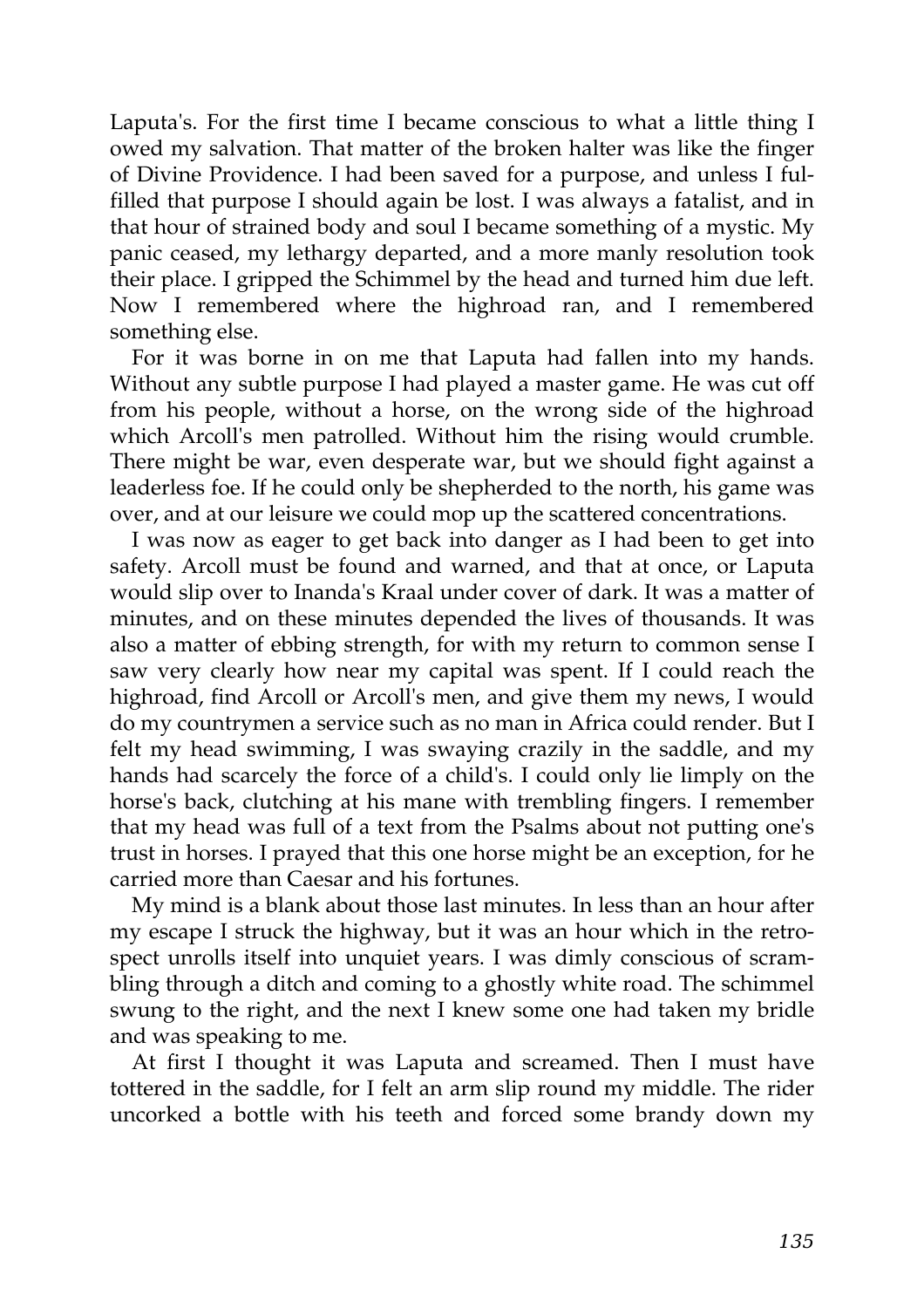Laputa's. For the first time I became conscious to what a little thing I owed my salvation. That matter of the broken halter was like the finger of Divine Providence. I had been saved for a purpose, and unless I fulfilled that purpose I should again be lost. I was always a fatalist, and in that hour of strained body and soul I became something of a mystic. My panic ceased, my lethargy departed, and a more manly resolution took their place. I gripped the Schimmel by the head and turned him due left. Now I remembered where the highroad ran, and I remembered something else.

For it was borne in on me that Laputa had fallen into my hands. Without any subtle purpose I had played a master game. He was cut off from his people, without a horse, on the wrong side of the highroad which Arcoll's men patrolled. Without him the rising would crumble. There might be war, even desperate war, but we should fight against a leaderless foe. If he could only be shepherded to the north, his game was over, and at our leisure we could mop up the scattered concentrations.

I was now as eager to get back into danger as I had been to get into safety. Arcoll must be found and warned, and that at once, or Laputa would slip over to Inanda's Kraal under cover of dark. It was a matter of minutes, and on these minutes depended the lives of thousands. It was also a matter of ebbing strength, for with my return to common sense I saw very clearly how near my capital was spent. If I could reach the highroad, find Arcoll or Arcoll's men, and give them my news, I would do my countrymen a service such as no man in Africa could render. But I felt my head swimming, I was swaying crazily in the saddle, and my hands had scarcely the force of a child's. I could only lie limply on the horse's back, clutching at his mane with trembling fingers. I remember that my head was full of a text from the Psalms about not putting one's trust in horses. I prayed that this one horse might be an exception, for he carried more than Caesar and his fortunes.

My mind is a blank about those last minutes. In less than an hour after my escape I struck the highway, but it was an hour which in the retrospect unrolls itself into unquiet years. I was dimly conscious of scrambling through a ditch and coming to a ghostly white road. The schimmel swung to the right, and the next I knew some one had taken my bridle and was speaking to me.

At first I thought it was Laputa and screamed. Then I must have tottered in the saddle, for I felt an arm slip round my middle. The rider uncorked a bottle with his teeth and forced some brandy down my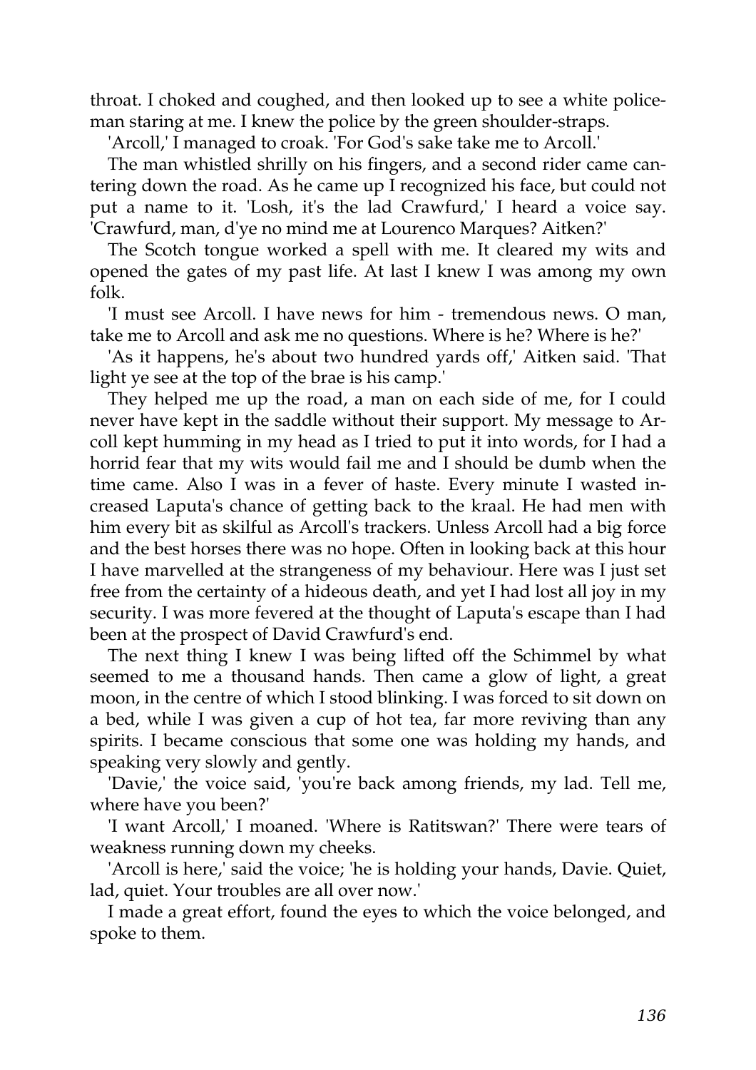throat. I choked and coughed, and then looked up to see a white policeman staring at me. I knew the police by the green shoulder-straps.

'Arcoll,' I managed to croak. 'For God's sake take me to Arcoll.'

The man whistled shrilly on his fingers, and a second rider came cantering down the road. As he came up I recognized his face, but could not put a name to it. 'Losh, it's the lad Crawfurd,' I heard a voice say. 'Crawfurd, man, d'ye no mind me at Lourenco Marques? Aitken?'

The Scotch tongue worked a spell with me. It cleared my wits and opened the gates of my past life. At last I knew I was among my own folk.

'I must see Arcoll. I have news for him - tremendous news. O man, take me to Arcoll and ask me no questions. Where is he? Where is he?'

'As it happens, he's about two hundred yards off,' Aitken said. 'That light ye see at the top of the brae is his camp.'

They helped me up the road, a man on each side of me, for I could never have kept in the saddle without their support. My message to Arcoll kept humming in my head as I tried to put it into words, for I had a horrid fear that my wits would fail me and I should be dumb when the time came. Also I was in a fever of haste. Every minute I wasted increased Laputa's chance of getting back to the kraal. He had men with him every bit as skilful as Arcoll's trackers. Unless Arcoll had a big force and the best horses there was no hope. Often in looking back at this hour I have marvelled at the strangeness of my behaviour. Here was I just set free from the certainty of a hideous death, and yet I had lost all joy in my security. I was more fevered at the thought of Laputa's escape than I had been at the prospect of David Crawfurd's end.

The next thing I knew I was being lifted off the Schimmel by what seemed to me a thousand hands. Then came a glow of light, a great moon, in the centre of which I stood blinking. I was forced to sit down on a bed, while I was given a cup of hot tea, far more reviving than any spirits. I became conscious that some one was holding my hands, and speaking very slowly and gently.

'Davie,' the voice said, 'you're back among friends, my lad. Tell me, where have you been?'

'I want Arcoll,' I moaned. 'Where is Ratitswan?' There were tears of weakness running down my cheeks.

'Arcoll is here,' said the voice; 'he is holding your hands, Davie. Quiet, lad, quiet. Your troubles are all over now.'

I made a great effort, found the eyes to which the voice belonged, and spoke to them.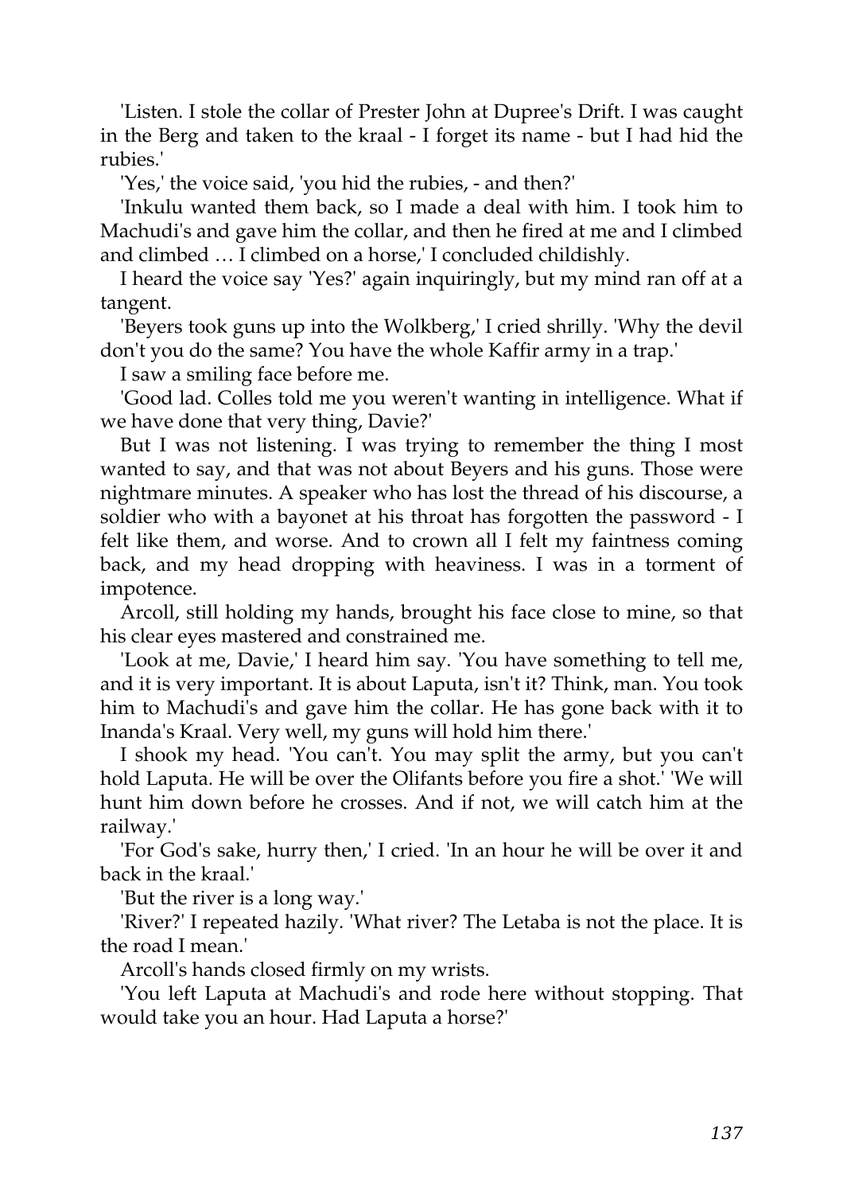'Listen. I stole the collar of Prester John at Dupree's Drift. I was caught in the Berg and taken to the kraal - I forget its name - but I had hid the rubies.'

'Yes,' the voice said, 'you hid the rubies, - and then?'

'Inkulu wanted them back, so I made a deal with him. I took him to Machudi's and gave him the collar, and then he fired at me and I climbed and climbed … I climbed on a horse,' I concluded childishly.

I heard the voice say 'Yes?' again inquiringly, but my mind ran off at a tangent.

'Beyers took guns up into the Wolkberg,' I cried shrilly. 'Why the devil don't you do the same? You have the whole Kaffir army in a trap.'

I saw a smiling face before me.

'Good lad. Colles told me you weren't wanting in intelligence. What if we have done that very thing, Davie?'

But I was not listening. I was trying to remember the thing I most wanted to say, and that was not about Beyers and his guns. Those were nightmare minutes. A speaker who has lost the thread of his discourse, a soldier who with a bayonet at his throat has forgotten the password - I felt like them, and worse. And to crown all I felt my faintness coming back, and my head dropping with heaviness. I was in a torment of impotence.

Arcoll, still holding my hands, brought his face close to mine, so that his clear eyes mastered and constrained me.

'Look at me, Davie,' I heard him say. 'You have something to tell me, and it is very important. It is about Laputa, isn't it? Think, man. You took him to Machudi's and gave him the collar. He has gone back with it to Inanda's Kraal. Very well, my guns will hold him there.'

I shook my head. 'You can't. You may split the army, but you can't hold Laputa. He will be over the Olifants before you fire a shot.' 'We will hunt him down before he crosses. And if not, we will catch him at the railway.'

'For God's sake, hurry then,' I cried. 'In an hour he will be over it and back in the kraal.'

'But the river is a long way.'

'River?' I repeated hazily. 'What river? The Letaba is not the place. It is the road I mean.'

Arcoll's hands closed firmly on my wrists.

'You left Laputa at Machudi's and rode here without stopping. That would take you an hour. Had Laputa a horse?'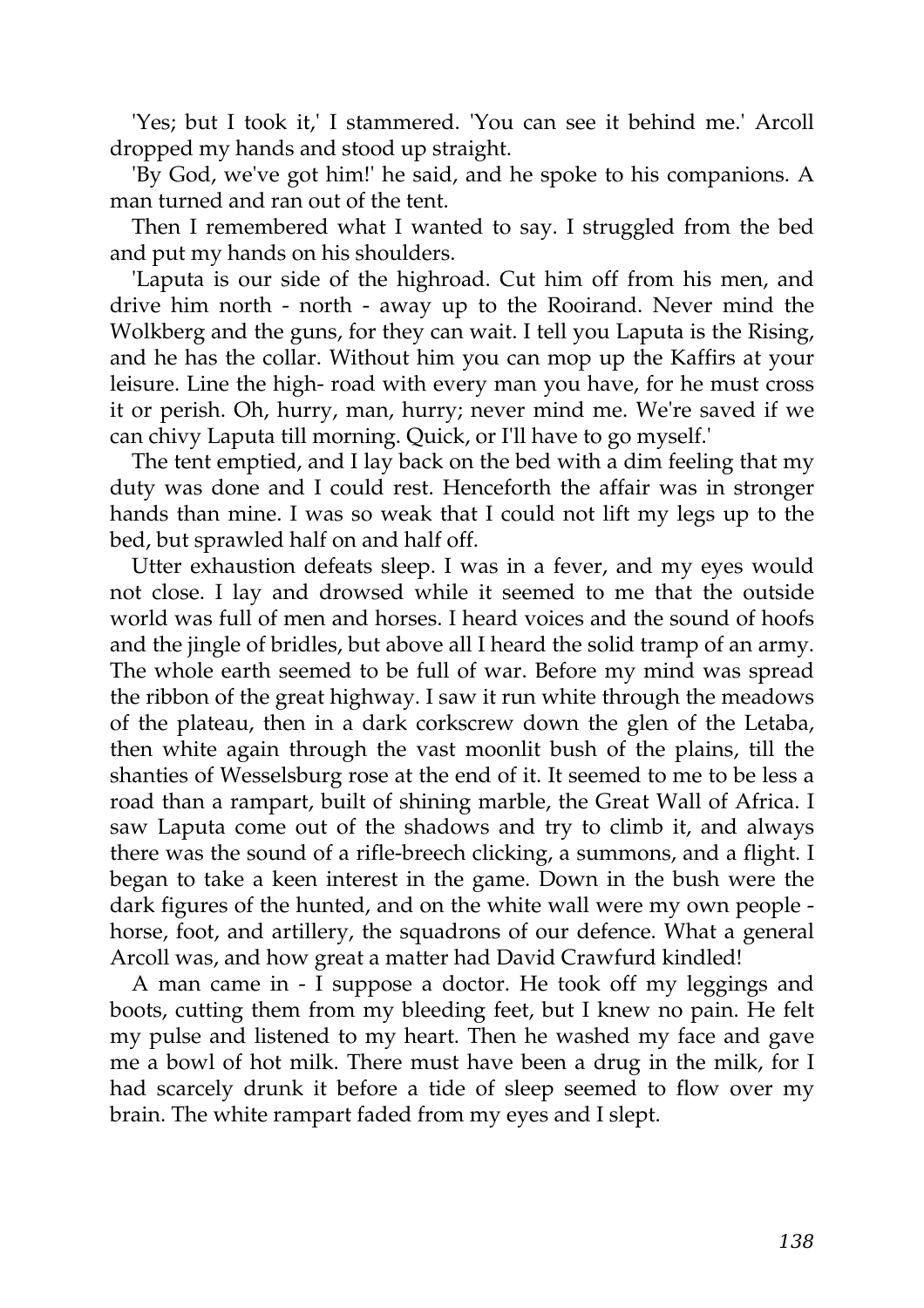'Yes; but I took it,' I stammered. 'You can see it behind me.' Arcoll dropped my hands and stood up straight.

'By God, we've got him!' he said, and he spoke to his companions. A man turned and ran out of the tent.

Then I remembered what I wanted to say. I struggled from the bed and put my hands on his shoulders.

'Laputa is our side of the highroad. Cut him off from his men, and drive him north - north - away up to the Rooirand. Never mind the Wolkberg and the guns, for they can wait. I tell you Laputa is the Rising, and he has the collar. Without him you can mop up the Kaffirs at your leisure. Line the high- road with every man you have, for he must cross it or perish. Oh, hurry, man, hurry; never mind me. We're saved if we can chivy Laputa till morning. Quick, or I'll have to go myself.'

The tent emptied, and I lay back on the bed with a dim feeling that my duty was done and I could rest. Henceforth the affair was in stronger hands than mine. I was so weak that I could not lift my legs up to the bed, but sprawled half on and half off.

Utter exhaustion defeats sleep. I was in a fever, and my eyes would not close. I lay and drowsed while it seemed to me that the outside world was full of men and horses. I heard voices and the sound of hoofs and the jingle of bridles, but above all I heard the solid tramp of an army. The whole earth seemed to be full of war. Before my mind was spread the ribbon of the great highway. I saw it run white through the meadows of the plateau, then in a dark corkscrew down the glen of the Letaba, then white again through the vast moonlit bush of the plains, till the shanties of Wesselsburg rose at the end of it. It seemed to me to be less a road than a rampart, built of shining marble, the Great Wall of Africa. I saw Laputa come out of the shadows and try to climb it, and always there was the sound of a rifle-breech clicking, a summons, and a flight. I began to take a keen interest in the game. Down in the bush were the dark figures of the hunted, and on the white wall were my own people - horse, foot, and artillery, the squadrons of our defence. What a general Arcoll was, and how great a matter had David Crawfurd kindled!

A man came in - I suppose a doctor. He took off my leggings and boots, cutting them from my bleeding feet, but I knew no pain. He felt my pulse and listened to my heart. Then he washed my face and gave me a bowl of hot milk. There must have been a drug in the milk, for I had scarcely drunk it before a tide of sleep seemed to flow over my brain. The white rampart faded from my eyes and I slept.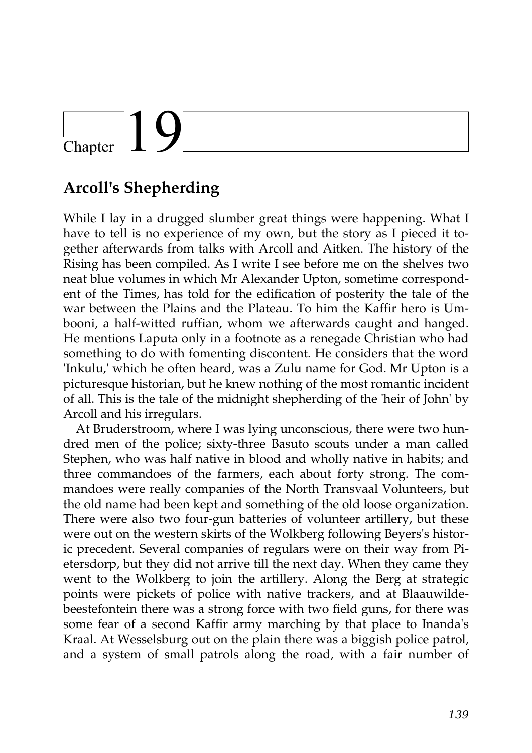# Chapter 19

## Arcoll's Shepherding

While I lay in a drugged slumber great things were happening. What I have to tell is no experience of my own, but the story as I pieced it together afterwards from talks with Arcoll and Aitken. The history of the Rising has been compiled. As I write I see before me on the shelves two neat blue volumes in which Mr Alexander Upton, sometime correspondent of the Times, has told for the edification of posterity the tale of the war between the Plains and the Plateau. To him the Kaffir hero is Umbooni, a half-witted ruffian, whom we afterwards caught and hanged. He mentions Laputa only in a footnote as a renegade Christian who had something to do with fomenting discontent. He considers that the word 'Inkulu,' which he often heard, was a Zulu name for God. Mr Upton is a picturesque historian, but he knew nothing of the most romantic incident of all. This is the tale of the midnight shepherding of the 'heir of John' by Arcoll and his irregulars.

At Bruderstroom, where I was lying unconscious, there were two hundred men of the police; sixty-three Basuto scouts under a man called Stephen, who was half native in blood and wholly native in habits; and three commandoes of the farmers, each about forty strong. The commandoes were really companies of the North Transvaal Volunteers, but the old name had been kept and something of the old loose organization. There were also two four-gun batteries of volunteer artillery, but these were out on the western skirts of the Wolkberg following Beyers's historic precedent. Several companies of regulars were on their way from Pietersdorp, but they did not arrive till the next day. When they came they went to the Wolkberg to join the artillery. Along the Berg at strategic points were pickets of police with native trackers, and at Blaauwildebeestefontein there was a strong force with two field guns, for there was some fear of a second Kaffir army marching by that place to Inanda's Kraal. At Wesselsburg out on the plain there was a biggish police patrol, and a system of small patrols along the road, with a fair number of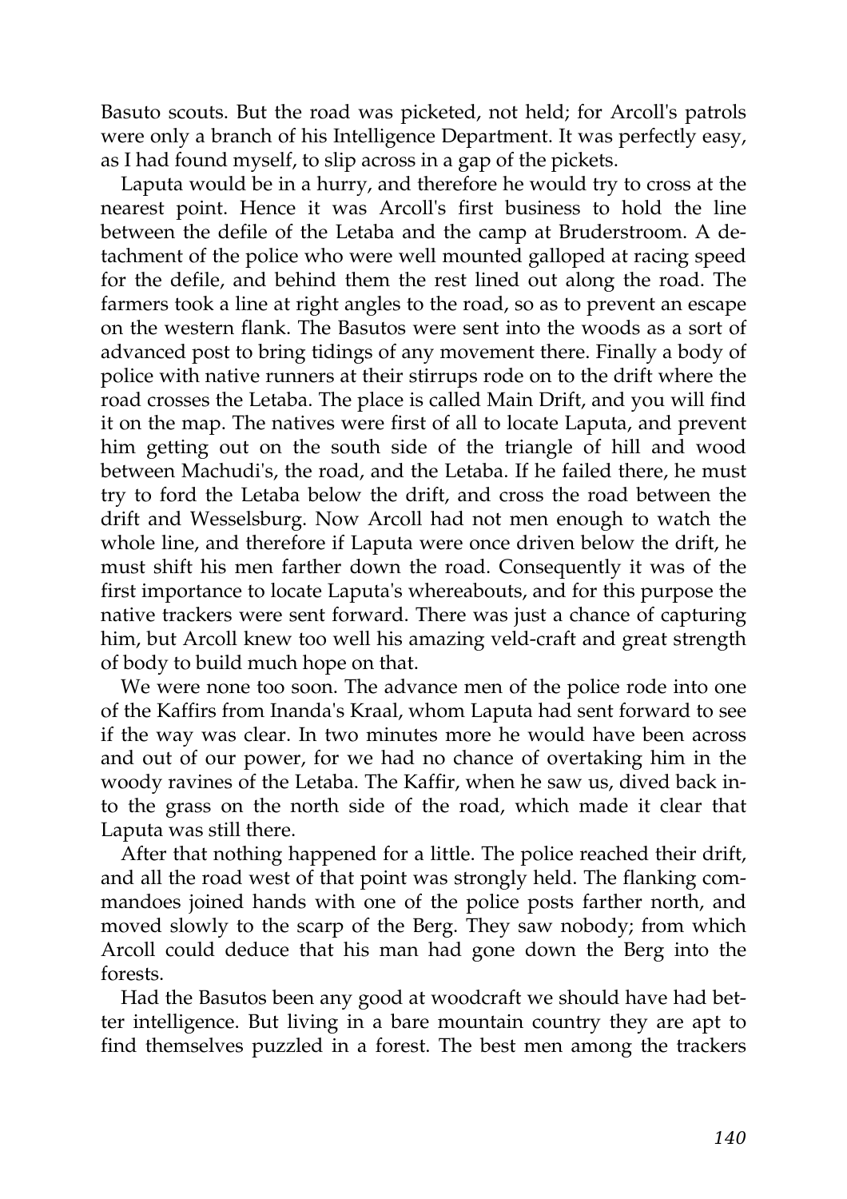Basuto scouts. But the road was picketed, not held; for Arcoll's patrols were only a branch of his Intelligence Department. It was perfectly easy, as I had found myself, to slip across in a gap of the pickets.

Laputa would be in a hurry, and therefore he would try to cross at the nearest point. Hence it was Arcoll's first business to hold the line between the defile of the Letaba and the camp at Bruderstroom. A detachment of the police who were well mounted galloped at racing speed for the defile, and behind them the rest lined out along the road. The farmers took a line at right angles to the road, so as to prevent an escape on the western flank. The Basutos were sent into the woods as a sort of advanced post to bring tidings of any movement there. Finally a body of police with native runners at their stirrups rode on to the drift where the road crosses the Letaba. The place is called Main Drift, and you will find it on the map. The natives were first of all to locate Laputa, and prevent him getting out on the south side of the triangle of hill and wood between Machudi's, the road, and the Letaba. If he failed there, he must try to ford the Letaba below the drift, and cross the road between the drift and Wesselsburg. Now Arcoll had not men enough to watch the whole line, and therefore if Laputa were once driven below the drift, he must shift his men farther down the road. Consequently it was of the first importance to locate Laputa's whereabouts, and for this purpose the native trackers were sent forward. There was just a chance of capturing him, but Arcoll knew too well his amazing veld-craft and great strength of body to build much hope on that.

We were none too soon. The advance men of the police rode into one of the Kaffirs from Inanda's Kraal, whom Laputa had sent forward to see if the way was clear. In two minutes more he would have been across and out of our power, for we had no chance of overtaking him in the woody ravines of the Letaba. The Kaffir, when he saw us, dived back into the grass on the north side of the road, which made it clear that Laputa was still there.

After that nothing happened for a little. The police reached their drift, and all the road west of that point was strongly held. The flanking commandoes joined hands with one of the police posts farther north, and moved slowly to the scarp of the Berg. They saw nobody; from which Arcoll could deduce that his man had gone down the Berg into the forests.

Had the Basutos been any good at woodcraft we should have had better intelligence. But living in a bare mountain country they are apt to find themselves puzzled in a forest. The best men among the trackers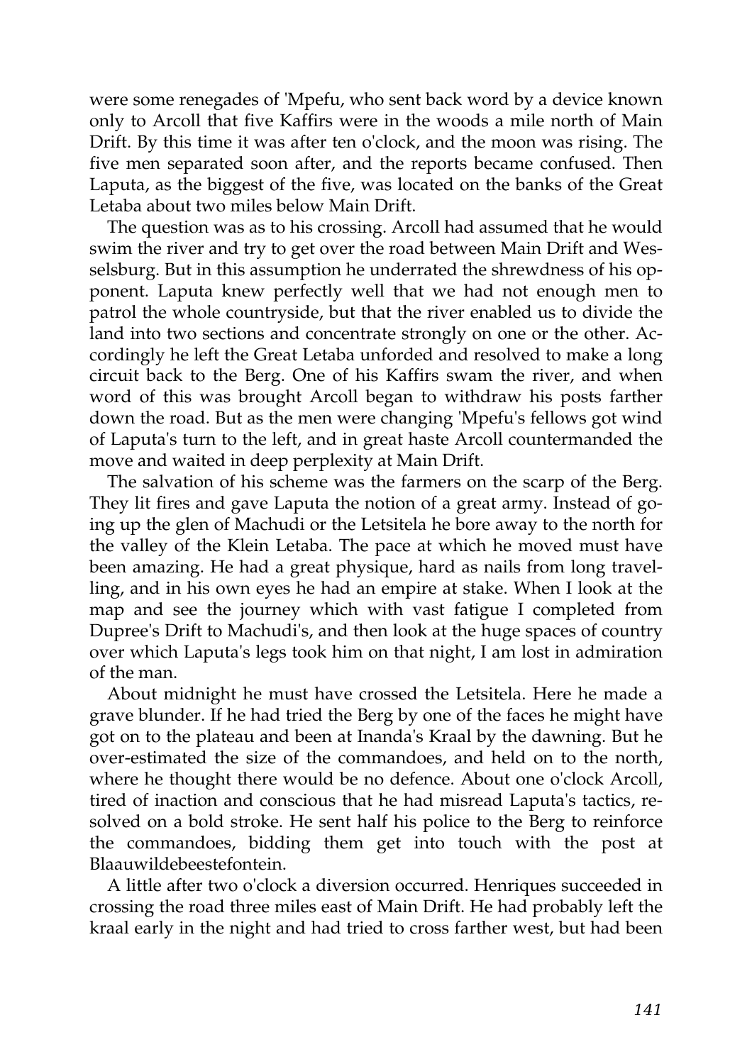were some renegades of 'Mpefu, who sent back word by a device known only to Arcoll that five Kaffirs were in the woods a mile north of Main Drift. By this time it was after ten o'clock, and the moon was rising. The five men separated soon after, and the reports became confused. Then Laputa, as the biggest of the five, was located on the banks of the Great Letaba about two miles below Main Drift.

The question was as to his crossing. Arcoll had assumed that he would swim the river and try to get over the road between Main Drift and Wesselsburg. But in this assumption he underrated the shrewdness of his opponent. Laputa knew perfectly well that we had not enough men to patrol the whole countryside, but that the river enabled us to divide the land into two sections and concentrate strongly on one or the other. Accordingly he left the Great Letaba unforded and resolved to make a long circuit back to the Berg. One of his Kaffirs swam the river, and when word of this was brought Arcoll began to withdraw his posts farther down the road. But as the men were changing 'Mpefu's fellows got wind of Laputa's turn to the left, and in great haste Arcoll countermanded the move and waited in deep perplexity at Main Drift.

The salvation of his scheme was the farmers on the scarp of the Berg. They lit fires and gave Laputa the notion of a great army. Instead of going up the glen of Machudi or the Letsitela he bore away to the north for the valley of the Klein Letaba. The pace at which he moved must have been amazing. He had a great physique, hard as nails from long travelling, and in his own eyes he had an empire at stake. When I look at the map and see the journey which with vast fatigue I completed from Dupree's Drift to Machudi's, and then look at the huge spaces of country over which Laputa's legs took him on that night, I am lost in admiration of the man.

About midnight he must have crossed the Letsitela. Here he made a grave blunder. If he had tried the Berg by one of the faces he might have got on to the plateau and been at Inanda's Kraal by the dawning. But he over-estimated the size of the commandoes, and held on to the north, where he thought there would be no defence. About one o'clock Arcoll, tired of inaction and conscious that he had misread Laputa's tactics, resolved on a bold stroke. He sent half his police to the Berg to reinforce the commandoes, bidding them get into touch with the post at Blaauwildebeestefontein.

A little after two o'clock a diversion occurred. Henriques succeeded in crossing the road three miles east of Main Drift. He had probably left the kraal early in the night and had tried to cross farther west, but had been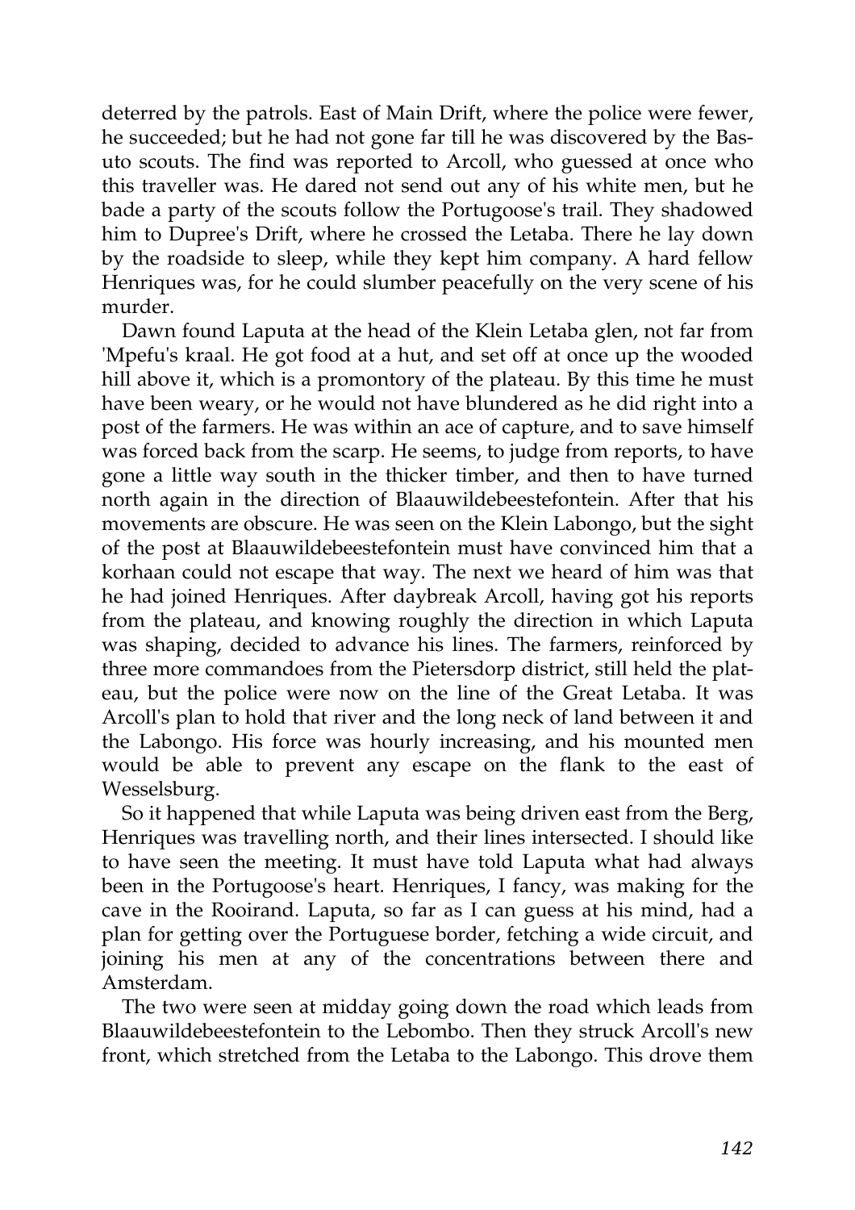deterred by the patrols. East of Main Drift, where the police were fewer, he succeeded; but he had not gone far till he was discovered by the Basuto scouts. The find was reported to Arcoll, who guessed at once who this traveller was. He dared not send out any of his white men, but he bade a party of the scouts follow the Portugoose's trail. They shadowed him to Dupree's Drift, where he crossed the Letaba. There he lay down by the roadside to sleep, while they kept him company. A hard fellow Henriques was, for he could slumber peacefully on the very scene of his murder.

Dawn found Laputa at the head of the Klein Letaba glen, not far from 'Mpefu's kraal. He got food at a hut, and set off at once up the wooded hill above it, which is a promontory of the plateau. By this time he must have been weary, or he would not have blundered as he did right into a post of the farmers. He was within an ace of capture, and to save himself was forced back from the scarp. He seems, to judge from reports, to have gone a little way south in the thicker timber, and then to have turned north again in the direction of Blaauwildebeestefontein. After that his movements are obscure. He was seen on the Klein Labongo, but the sight of the post at Blaauwildebeestefontein must have convinced him that a korhaan could not escape that way. The next we heard of him was that he had joined Henriques. After daybreak Arcoll, having got his reports from the plateau, and knowing roughly the direction in which Laputa was shaping, decided to advance his lines. The farmers, reinforced by three more commandoes from the Pietersdorp district, still held the plateau, but the police were now on the line of the Great Letaba. It was Arcoll's plan to hold that river and the long neck of land between it and the Labongo. His force was hourly increasing, and his mounted men would be able to prevent any escape on the flank to the east of Wesselsburg.

So it happened that while Laputa was being driven east from the Berg, Henriques was travelling north, and their lines intersected. I should like to have seen the meeting. It must have told Laputa what had always been in the Portugoose's heart. Henriques, I fancy, was making for the cave in the Rooirand. Laputa, so far as I can guess at his mind, had a plan for getting over the Portuguese border, fetching a wide circuit, and joining his men at any of the concentrations between there and Amsterdam.

The two were seen at midday going down the road which leads from Blaauwildebeestefontein to the Lebombo. Then they struck Arcoll's new front, which stretched from the Letaba to the Labongo. This drove them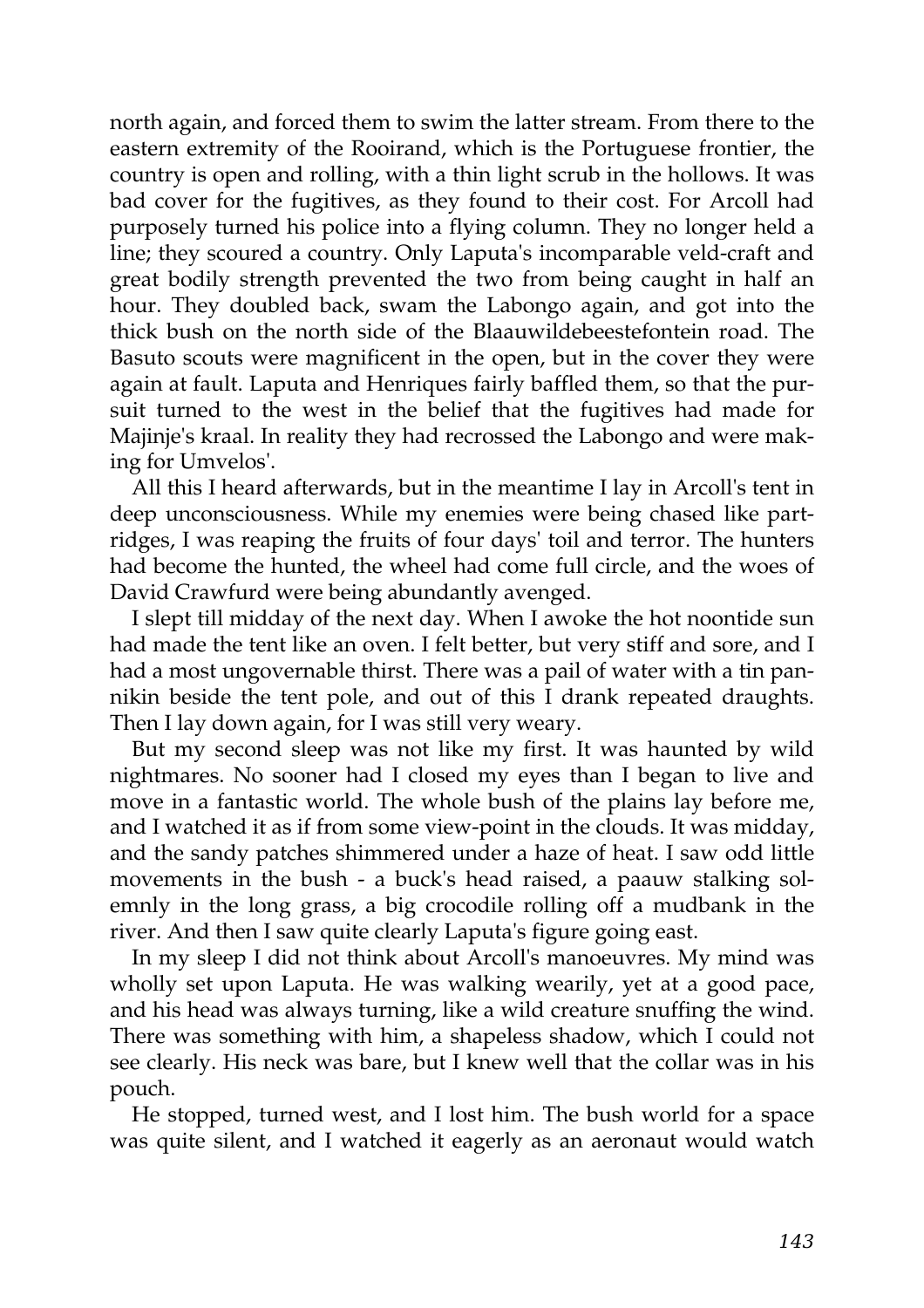north again, and forced them to swim the latter stream. From there to the eastern extremity of the Rooirand, which is the Portuguese frontier, the country is open and rolling, with a thin light scrub in the hollows. It was bad cover for the fugitives, as they found to their cost. For Arcoll had purposely turned his police into a flying column. They no longer held a line; they scoured a country. Only Laputa's incomparable veld-craft and great bodily strength prevented the two from being caught in half an hour. They doubled back, swam the Labongo again, and got into the thick bush on the north side of the Blaauwildebeestefontein road. The Basuto scouts were magnificent in the open, but in the cover they were again at fault. Laputa and Henriques fairly baffled them, so that the pursuit turned to the west in the belief that the fugitives had made for Majinje's kraal. In reality they had recrossed the Labongo and were making for Umvelos'.

All this I heard afterwards, but in the meantime I lay in Arcoll's tent in deep unconsciousness. While my enemies were being chased like partridges, I was reaping the fruits of four days' toil and terror. The hunters had become the hunted, the wheel had come full circle, and the woes of David Crawfurd were being abundantly avenged.

I slept till midday of the next day. When I awoke the hot noontide sun had made the tent like an oven. I felt better, but very stiff and sore, and I had a most ungovernable thirst. There was a pail of water with a tin pannikin beside the tent pole, and out of this I drank repeated draughts. Then I lay down again, for I was still very weary.

But my second sleep was not like my first. It was haunted by wild nightmares. No sooner had I closed my eyes than I began to live and move in a fantastic world. The whole bush of the plains lay before me, and I watched it as if from some view-point in the clouds. It was midday, and the sandy patches shimmered under a haze of heat. I saw odd little movements in the bush - a buck's head raised, a paauw stalking solemnly in the long grass, a big crocodile rolling off a mudbank in the river. And then I saw quite clearly Laputa's figure going east.

In my sleep I did not think about Arcoll's manoeuvres. My mind was wholly set upon Laputa. He was walking wearily, yet at a good pace, and his head was always turning, like a wild creature snuffing the wind. There was something with him, a shapeless shadow, which I could not see clearly. His neck was bare, but I knew well that the collar was in his pouch.

He stopped, turned west, and I lost him. The bush world for a space was quite silent, and I watched it eagerly as an aeronaut would watch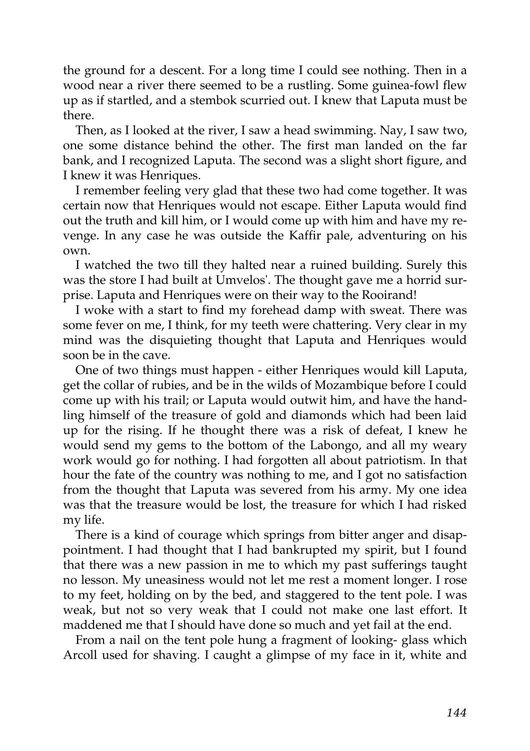the ground for a descent. For a long time I could see nothing. Then in a wood near a river there seemed to be a rustling. Some guinea-fowl flew up as if startled, and a stembok scurried out. I knew that Laputa must be there.

Then, as I looked at the river, I saw a head swimming. Nay, I saw two, one some distance behind the other. The first man landed on the far bank, and I recognized Laputa. The second was a slight short figure, and I knew it was Henriques.

I remember feeling very glad that these two had come together. It was certain now that Henriques would not escape. Either Laputa would find out the truth and kill him, or I would come up with him and have my revenge. In any case he was outside the Kaffir pale, adventuring on his own.

I watched the two till they halted near a ruined building. Surely this was the store I had built at Umvelos'. The thought gave me a horrid surprise. Laputa and Henriques were on their way to the Rooirand!

I woke with a start to find my forehead damp with sweat. There was some fever on me, I think, for my teeth were chattering. Very clear in my mind was the disquieting thought that Laputa and Henriques would soon be in the cave.

One of two things must happen - either Henriques would kill Laputa, get the collar of rubies, and be in the wilds of Mozambique before I could come up with his trail; or Laputa would outwit him, and have the handling himself of the treasure of gold and diamonds which had been laid up for the rising. If he thought there was a risk of defeat, I knew he would send my gems to the bottom of the Labongo, and all my weary work would go for nothing. I had forgotten all about patriotism. In that hour the fate of the country was nothing to me, and I got no satisfaction from the thought that Laputa was severed from his army. My one idea was that the treasure would be lost, the treasure for which I had risked my life.

There is a kind of courage which springs from bitter anger and disappointment. I had thought that I had bankrupted my spirit, but I found that there was a new passion in me to which my past sufferings taught no lesson. My uneasiness would not let me rest a moment longer. I rose to my feet, holding on by the bed, and staggered to the tent pole. I was weak, but not so very weak that I could not make one last effort. It maddened me that I should have done so much and yet fail at the end.

From a nail on the tent pole hung a fragment of looking- glass which Arcoll used for shaving. I caught a glimpse of my face in it, white and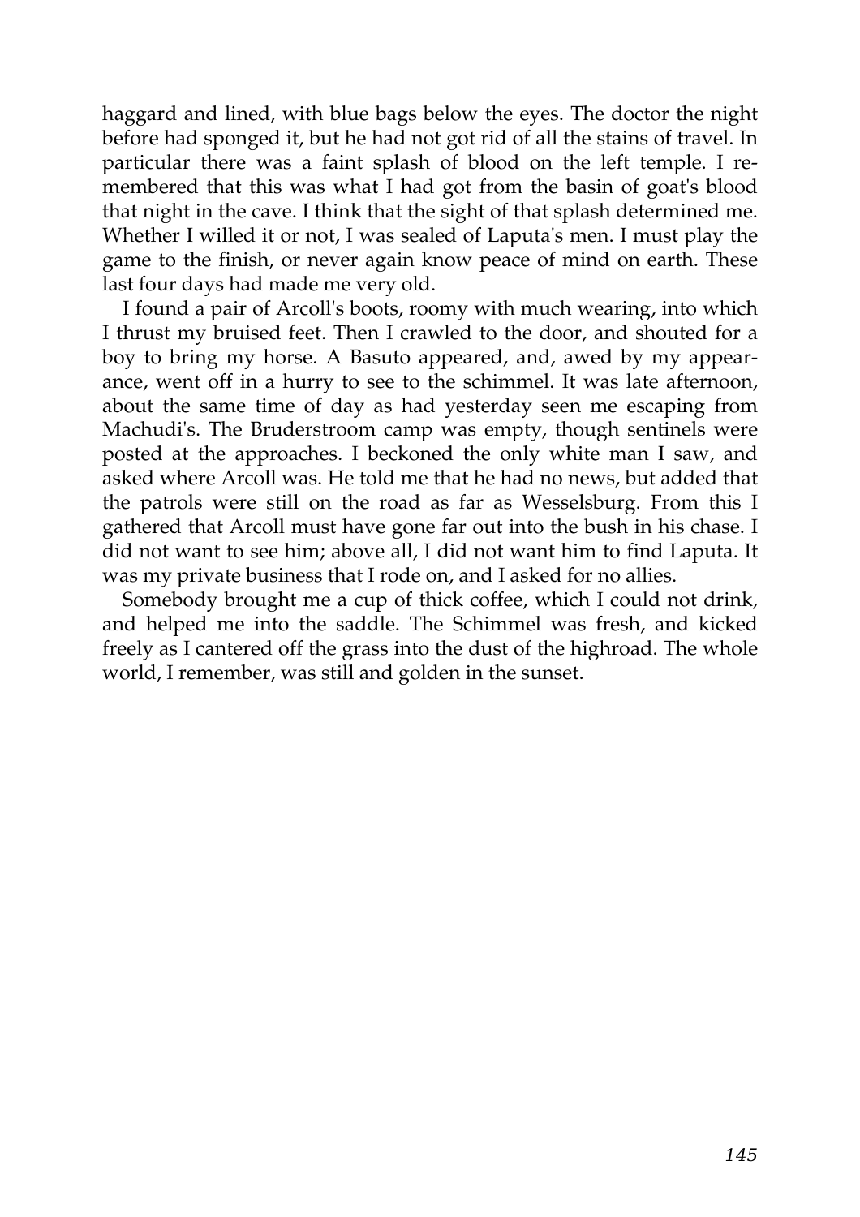haggard and lined, with blue bags below the eyes. The doctor the night before had sponged it, but he had not got rid of all the stains of travel. In particular there was a faint splash of blood on the left temple. I remembered that this was what I had got from the basin of goat's blood that night in the cave. I think that the sight of that splash determined me. Whether I willed it or not, I was sealed of Laputa's men. I must play the game to the finish, or never again know peace of mind on earth. These last four days had made me very old.

I found a pair of Arcoll's boots, roomy with much wearing, into which I thrust my bruised feet. Then I crawled to the door, and shouted for a boy to bring my horse. A Basuto appeared, and, awed by my appearance, went off in a hurry to see to the schimmel. It was late afternoon, about the same time of day as had yesterday seen me escaping from Machudi's. The Bruderstroom camp was empty, though sentinels were posted at the approaches. I beckoned the only white man I saw, and asked where Arcoll was. He told me that he had no news, but added that the patrols were still on the road as far as Wesselsburg. From this I gathered that Arcoll must have gone far out into the bush in his chase. I did not want to see him; above all, I did not want him to find Laputa. It was my private business that I rode on, and I asked for no allies.

Somebody brought me a cup of thick coffee, which I could not drink, and helped me into the saddle. The Schimmel was fresh, and kicked freely as I cantered off the grass into the dust of the highroad. The whole world, I remember, was still and golden in the sunset.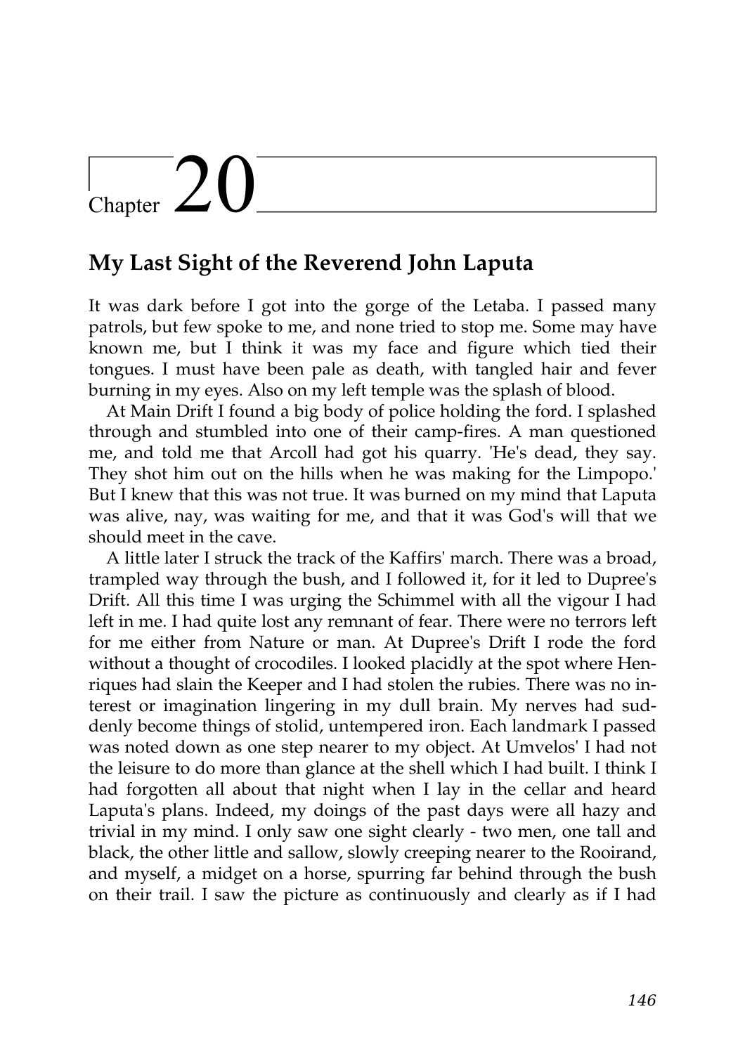# Chapter 20

## My Last Sight of the Reverend John Laputa

It was dark before I got into the gorge of the Letaba. I passed many patrols, but few spoke to me, and none tried to stop me. Some may have known me, but I think it was my face and figure which tied their tongues. I must have been pale as death, with tangled hair and fever burning in my eyes. Also on my left temple was the splash of blood.

At Main Drift I found a big body of police holding the ford. I splashed through and stumbled into one of their camp-fires. A man questioned me, and told me that Arcoll had got his quarry. 'He's dead, they say. They shot him out on the hills when he was making for the Limpopo.' But I knew that this was not true. It was burned on my mind that Laputa was alive, nay, was waiting for me, and that it was God's will that we should meet in the cave.

A little later I struck the track of the Kaffirs' march. There was a broad, trampled way through the bush, and I followed it, for it led to Dupree's Drift. All this time I was urging the Schimmel with all the vigour I had left in me. I had quite lost any remnant of fear. There were no terrors left for me either from Nature or man. At Dupree's Drift I rode the ford without a thought of crocodiles. I looked placidly at the spot where Henriques had slain the Keeper and I had stolen the rubies. There was no interest or imagination lingering in my dull brain. My nerves had suddenly become things of stolid, untempered iron. Each landmark I passed was noted down as one step nearer to my object. At Umvelos' I had not the leisure to do more than glance at the shell which I had built. I think I had forgotten all about that night when I lay in the cellar and heard Laputa's plans. Indeed, my doings of the past days were all hazy and trivial in my mind. I only saw one sight clearly - two men, one tall and black, the other little and sallow, slowly creeping nearer to the Rooirand, and myself, a midget on a horse, spurring far behind through the bush on their trail. I saw the picture as continuously and clearly as if I had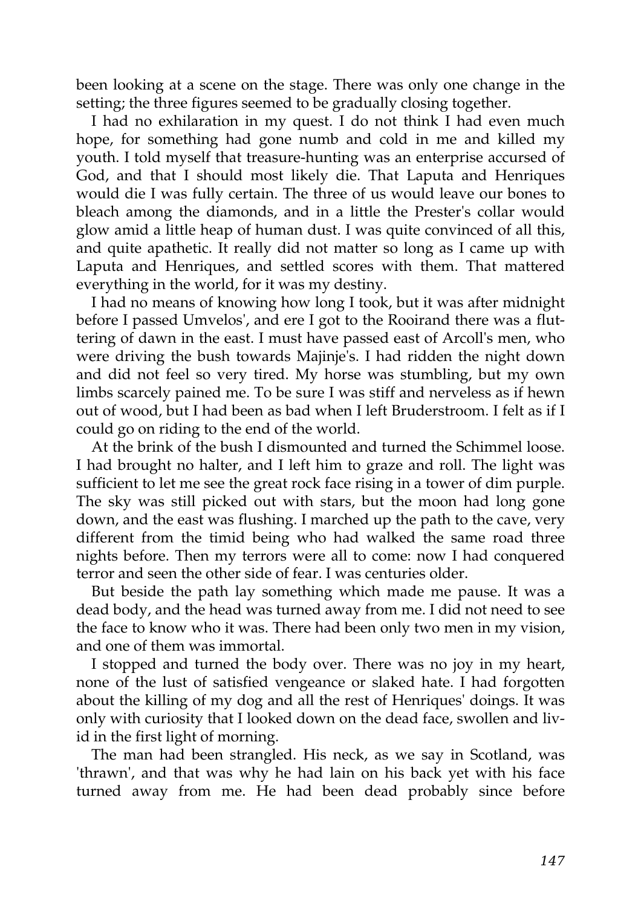been looking at a scene on the stage. There was only one change in the setting; the three figures seemed to be gradually closing together.

I had no exhilaration in my quest. I do not think I had even much hope, for something had gone numb and cold in me and killed my youth. I told myself that treasure-hunting was an enterprise accursed of God, and that I should most likely die. That Laputa and Henriques would die I was fully certain. The three of us would leave our bones to bleach among the diamonds, and in a little the Prester's collar would glow amid a little heap of human dust. I was quite convinced of all this, and quite apathetic. It really did not matter so long as I came up with Laputa and Henriques, and settled scores with them. That mattered everything in the world, for it was my destiny.

I had no means of knowing how long I took, but it was after midnight before I passed Umvelos', and ere I got to the Rooirand there was a fluttering of dawn in the east. I must have passed east of Arcoll's men, who were driving the bush towards Majinje's. I had ridden the night down and did not feel so very tired. My horse was stumbling, but my own limbs scarcely pained me. To be sure I was stiff and nerveless as if hewn out of wood, but I had been as bad when I left Bruderstroom. I felt as if I could go on riding to the end of the world.

At the brink of the bush I dismounted and turned the Schimmel loose. I had brought no halter, and I left him to graze and roll. The light was sufficient to let me see the great rock face rising in a tower of dim purple. The sky was still picked out with stars, but the moon had long gone down, and the east was flushing. I marched up the path to the cave, very different from the timid being who had walked the same road three nights before. Then my terrors were all to come: now I had conquered terror and seen the other side of fear. I was centuries older.

But beside the path lay something which made me pause. It was a dead body, and the head was turned away from me. I did not need to see the face to know who it was. There had been only two men in my vision, and one of them was immortal.

I stopped and turned the body over. There was no joy in my heart, none of the lust of satisfied vengeance or slaked hate. I had forgotten about the killing of my dog and all the rest of Henriques' doings. It was only with curiosity that I looked down on the dead face, swollen and livid in the first light of morning.

The man had been strangled. His neck, as we say in Scotland, was 'thrawn', and that was why he had lain on his back yet with his face turned away from me. He had been dead probably since before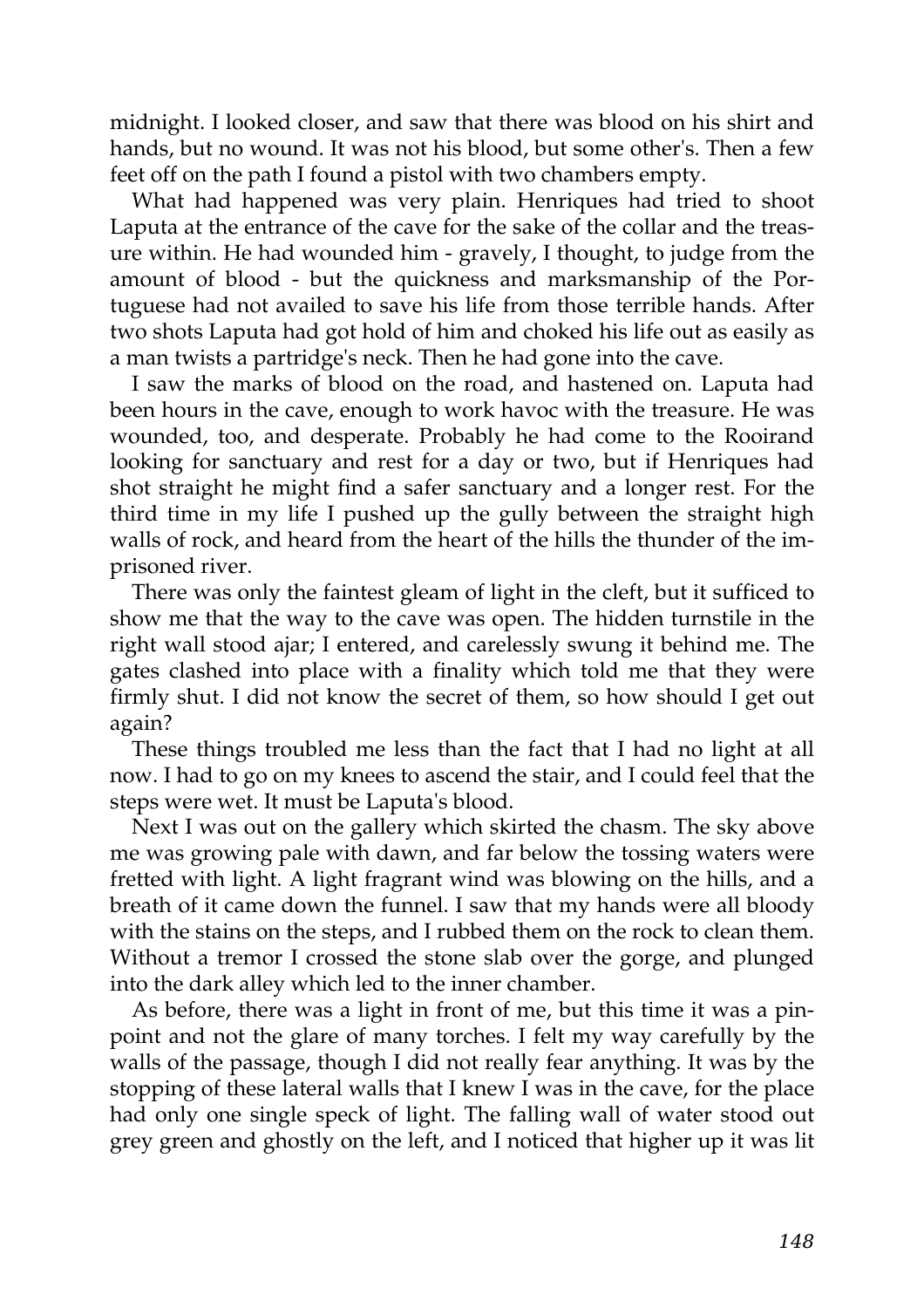midnight. I looked closer, and saw that there was blood on his shirt and hands, but no wound. It was not his blood, but some other's. Then a few feet off on the path I found a pistol with two chambers empty.

What had happened was very plain. Henriques had tried to shoot Laputa at the entrance of the cave for the sake of the collar and the treasure within. He had wounded him - gravely, I thought, to judge from the amount of blood - but the quickness and marksmanship of the Portuguese had not availed to save his life from those terrible hands. After two shots Laputa had got hold of him and choked his life out as easily as a man twists a partridge's neck. Then he had gone into the cave.

I saw the marks of blood on the road, and hastened on. Laputa had been hours in the cave, enough to work havoc with the treasure. He was wounded, too, and desperate. Probably he had come to the Rooirand looking for sanctuary and rest for a day or two, but if Henriques had shot straight he might find a safer sanctuary and a longer rest. For the third time in my life I pushed up the gully between the straight high walls of rock, and heard from the heart of the hills the thunder of the imprisoned river.

There was only the faintest gleam of light in the cleft, but it sufficed to show me that the way to the cave was open. The hidden turnstile in the right wall stood ajar; I entered, and carelessly swung it behind me. The gates clashed into place with a finality which told me that they were firmly shut. I did not know the secret of them, so how should I get out again?

These things troubled me less than the fact that I had no light at all now. I had to go on my knees to ascend the stair, and I could feel that the steps were wet. It must be Laputa's blood.

Next I was out on the gallery which skirted the chasm. The sky above me was growing pale with dawn, and far below the tossing waters were fretted with light. A light fragrant wind was blowing on the hills, and a breath of it came down the funnel. I saw that my hands were all bloody with the stains on the steps, and I rubbed them on the rock to clean them. Without a tremor I crossed the stone slab over the gorge, and plunged into the dark alley which led to the inner chamber.

As before, there was a light in front of me, but this time it was a pinpoint and not the glare of many torches. I felt my way carefully by the walls of the passage, though I did not really fear anything. It was by the stopping of these lateral walls that I knew I was in the cave, for the place had only one single speck of light. The falling wall of water stood out grey green and ghostly on the left, and I noticed that higher up it was lit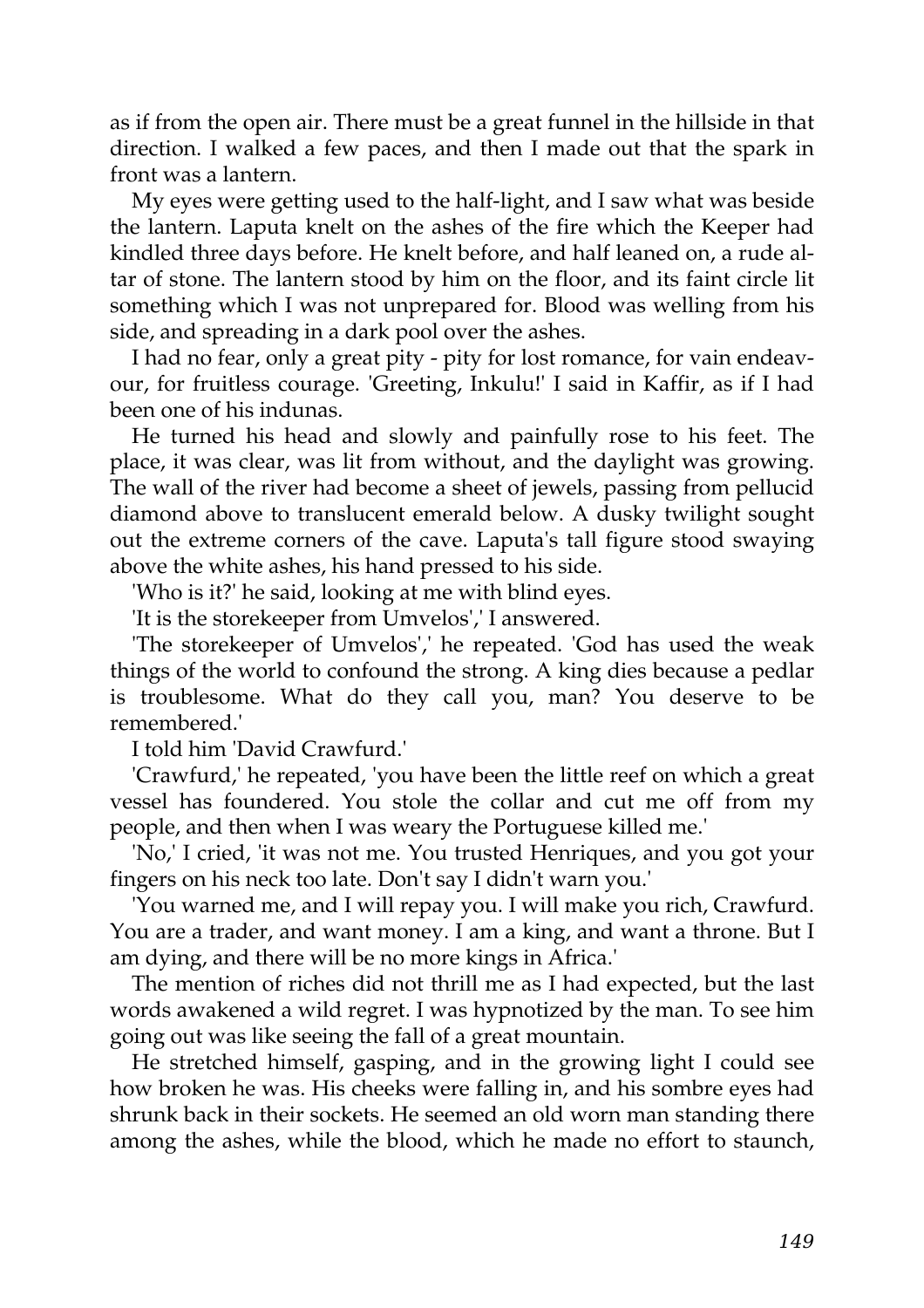as if from the open air. There must be a great funnel in the hillside in that direction. I walked a few paces, and then I made out that the spark in front was a lantern.

My eyes were getting used to the half-light, and I saw what was beside the lantern. Laputa knelt on the ashes of the fire which the Keeper had kindled three days before. He knelt before, and half leaned on, a rude altar of stone. The lantern stood by him on the floor, and its faint circle lit something which I was not unprepared for. Blood was welling from his side, and spreading in a dark pool over the ashes.

I had no fear, only a great pity - pity for lost romance, for vain endeavour, for fruitless courage. 'Greeting, Inkulu!' I said in Kaffir, as if I had been one of his indunas.

He turned his head and slowly and painfully rose to his feet. The place, it was clear, was lit from without, and the daylight was growing. The wall of the river had become a sheet of jewels, passing from pellucid diamond above to translucent emerald below. A dusky twilight sought out the extreme corners of the cave. Laputa's tall figure stood swaying above the white ashes, his hand pressed to his side.

'Who is it?' he said, looking at me with blind eyes.

'It is the storekeeper from Umvelos',' I answered.

'The storekeeper of Umvelos',' he repeated. 'God has used the weak things of the world to confound the strong. A king dies because a pedlar is troublesome. What do they call you, man? You deserve to be remembered.'

I told him 'David Crawfurd.'

'Crawfurd,' he repeated, 'you have been the little reef on which a great vessel has foundered. You stole the collar and cut me off from my people, and then when I was weary the Portuguese killed me.'

'No,' I cried, 'it was not me. You trusted Henriques, and you got your fingers on his neck too late. Don't say I didn't warn you.'

'You warned me, and I will repay you. I will make you rich, Crawfurd. You are a trader, and want money. I am a king, and want a throne. But I am dying, and there will be no more kings in Africa.'

The mention of riches did not thrill me as I had expected, but the last words awakened a wild regret. I was hypnotized by the man. To see him going out was like seeing the fall of a great mountain.

He stretched himself, gasping, and in the growing light I could see how broken he was. His cheeks were falling in, and his sombre eyes had shrunk back in their sockets. He seemed an old worn man standing there among the ashes, while the blood, which he made no effort to staunch,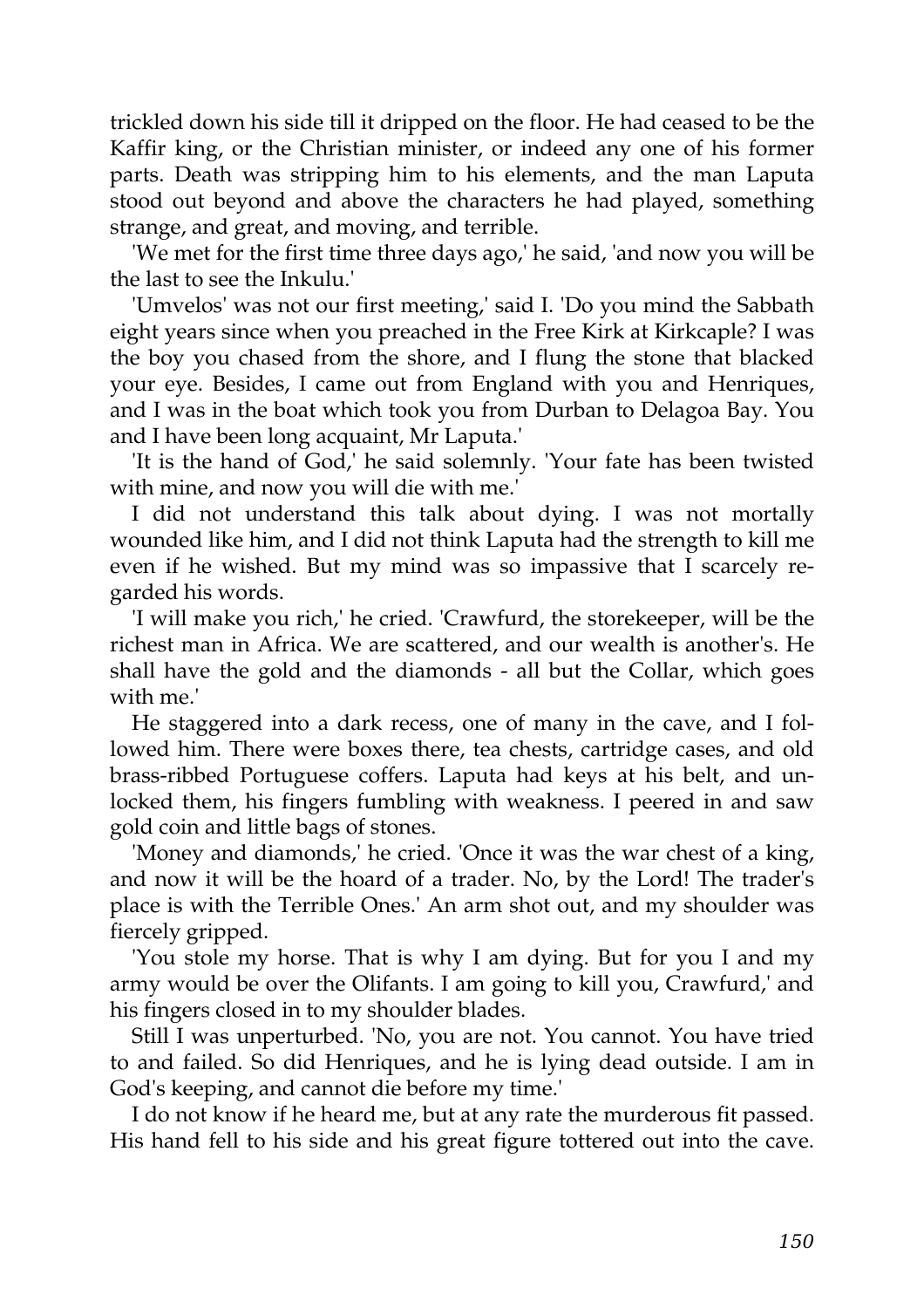trickled down his side till it dripped on the floor. He had ceased to be the Kaffir king, or the Christian minister, or indeed any one of his former parts. Death was stripping him to his elements, and the man Laputa stood out beyond and above the characters he had played, something strange, and great, and moving, and terrible.

'We met for the first time three days ago,' he said, 'and now you will be the last to see the Inkulu.'

'Umvelos' was not our first meeting,' said I. 'Do you mind the Sabbath eight years since when you preached in the Free Kirk at Kirkcaple? I was the boy you chased from the shore, and I flung the stone that blacked your eye. Besides, I came out from England with you and Henriques, and I was in the boat which took you from Durban to Delagoa Bay. You and I have been long acquaint, Mr Laputa.'

'It is the hand of God,' he said solemnly. 'Your fate has been twisted with mine, and now you will die with me.'

I did not understand this talk about dying. I was not mortally wounded like him, and I did not think Laputa had the strength to kill me even if he wished. But my mind was so impassive that I scarcely regarded his words.

'I will make you rich,' he cried. 'Crawfurd, the storekeeper, will be the richest man in Africa. We are scattered, and our wealth is another's. He shall have the gold and the diamonds - all but the Collar, which goes with me.'

He staggered into a dark recess, one of many in the cave, and I followed him. There were boxes there, tea chests, cartridge cases, and old brass-ribbed Portuguese coffers. Laputa had keys at his belt, and unlocked them, his fingers fumbling with weakness. I peered in and saw gold coin and little bags of stones.

'Money and diamonds,' he cried. 'Once it was the war chest of a king, and now it will be the hoard of a trader. No, by the Lord! The trader's place is with the Terrible Ones.' An arm shot out, and my shoulder was fiercely gripped.

'You stole my horse. That is why I am dying. But for you I and my army would be over the Olifants. I am going to kill you, Crawfurd,' and his fingers closed in to my shoulder blades.

Still I was unperturbed. 'No, you are not. You cannot. You have tried to and failed. So did Henriques, and he is lying dead outside. I am in God's keeping, and cannot die before my time.'

I do not know if he heard me, but at any rate the murderous fit passed. His hand fell to his side and his great figure tottered out into the cave.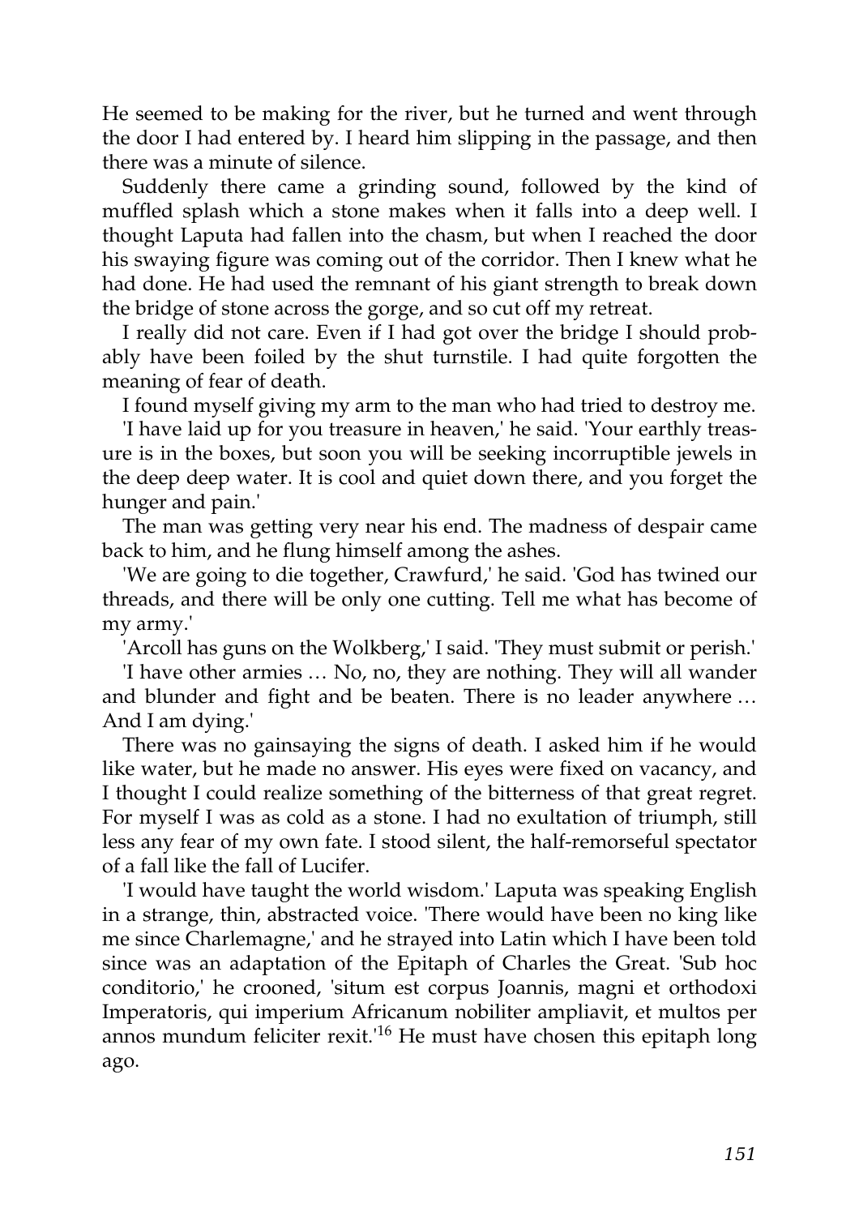He seemed to be making for the river, but he turned and went through the door I had entered by. I heard him slipping in the passage, and then there was a minute of silence.

Suddenly there came a grinding sound, followed by the kind of muffled splash which a stone makes when it falls into a deep well. I thought Laputa had fallen into the chasm, but when I reached the door his swaying figure was coming out of the corridor. Then I knew what he had done. He had used the remnant of his giant strength to break down the bridge of stone across the gorge, and so cut off my retreat.

I really did not care. Even if I had got over the bridge I should probably have been foiled by the shut turnstile. I had quite forgotten the meaning of fear of death.

I found myself giving my arm to the man who had tried to destroy me.

'I have laid up for you treasure in heaven,' he said. 'Your earthly treasure is in the boxes, but soon you will be seeking incorruptible jewels in the deep deep water. It is cool and quiet down there, and you forget the hunger and pain.'

The man was getting very near his end. The madness of despair came back to him, and he flung himself among the ashes.

'We are going to die together, Crawfurd,' he said. 'God has twined our threads, and there will be only one cutting. Tell me what has become of my army.'

'Arcoll has guns on the Wolkberg,' I said. 'They must submit or perish.'

'I have other armies … No, no, they are nothing. They will all wander and blunder and fight and be beaten. There is no leader anywhere … And I am dying.'

There was no gainsaying the signs of death. I asked him if he would like water, but he made no answer. His eyes were fixed on vacancy, and I thought I could realize something of the bitterness of that great regret. For myself I was as cold as a stone. I had no exultation of triumph, still less any fear of my own fate. I stood silent, the half-remorseful spectator of a fall like the fall of Lucifer.

'I would have taught the world wisdom.' Laputa was speaking English in a strange, thin, abstracted voice. 'There would have been no king like me since Charlemagne,' and he strayed into Latin which I have been told since was an adaptation of the Epitaph of Charles the Great. 'Sub hoc conditorio,' he crooned, 'situm est corpus Joannis, magni et orthodoxi Imperatoris, qui imperium Africanum nobiliter ampliavit, et multos per annos mundum feliciter rexit.'[16] He must have chosen this epitaph long ago.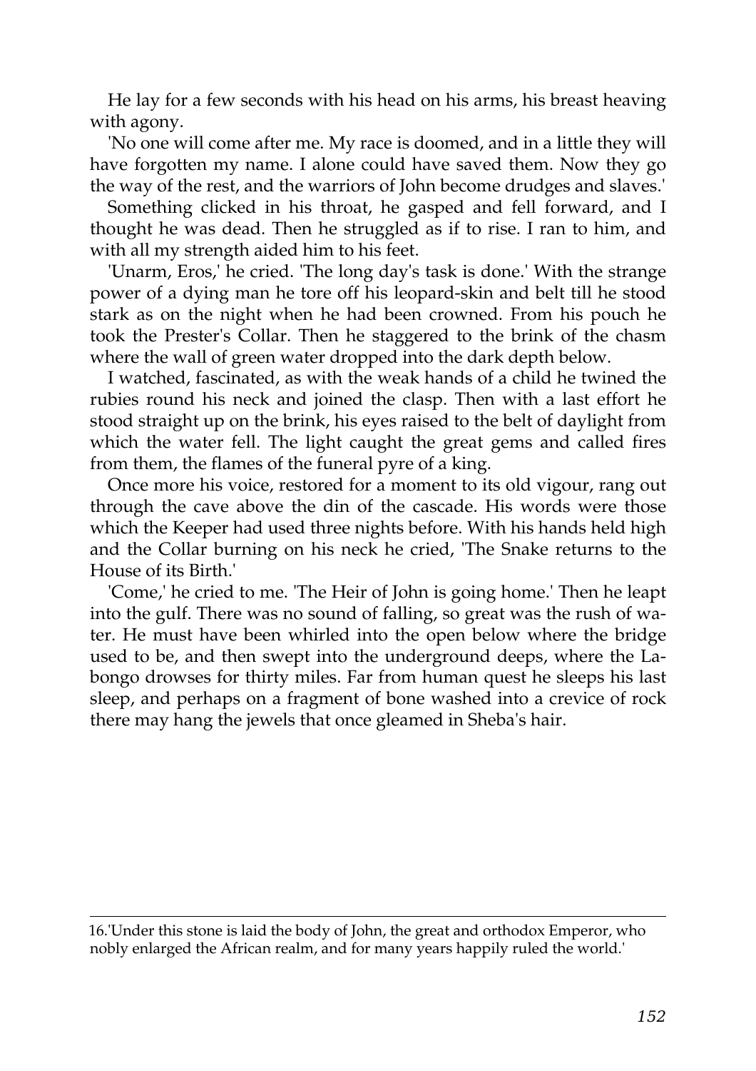He lay for a few seconds with his head on his arms, his breast heaving with agony.

'No one will come after me. My race is doomed, and in a little they will have forgotten my name. I alone could have saved them. Now they go the way of the rest, and the warriors of John become drudges and slaves.'

Something clicked in his throat, he gasped and fell forward, and I thought he was dead. Then he struggled as if to rise. I ran to him, and with all my strength aided him to his feet.

'Unarm, Eros,' he cried. 'The long day's task is done.' With the strange power of a dying man he tore off his leopard-skin and belt till he stood stark as on the night when he had been crowned. From his pouch he took the Prester's Collar. Then he staggered to the brink of the chasm where the wall of green water dropped into the dark depth below.

I watched, fascinated, as with the weak hands of a child he twined the rubies round his neck and joined the clasp. Then with a last effort he stood straight up on the brink, his eyes raised to the belt of daylight from which the water fell. The light caught the great gems and called fires from them, the flames of the funeral pyre of a king.

Once more his voice, restored for a moment to its old vigour, rang out through the cave above the din of the cascade. His words were those which the Keeper had used three nights before. With his hands held high and the Collar burning on his neck he cried, 'The Snake returns to the House of its Birth.'

'Come,' he cried to me. 'The Heir of John is going home.' Then he leapt into the gulf. There was no sound of falling, so great was the rush of water. He must have been whirled into the open below where the bridge used to be, and then swept into the underground deeps, where the Labongo drowses for thirty miles. Far from human quest he sleeps his last sleep, and perhaps on a fragment of bone washed into a crevice of rock there may hang the jewels that once gleamed in Sheba's hair.

---

16.'Under this stone is laid the body of John, the great and orthodox Emperor, who nobly enlarged the African realm, and for many years happily ruled the world.'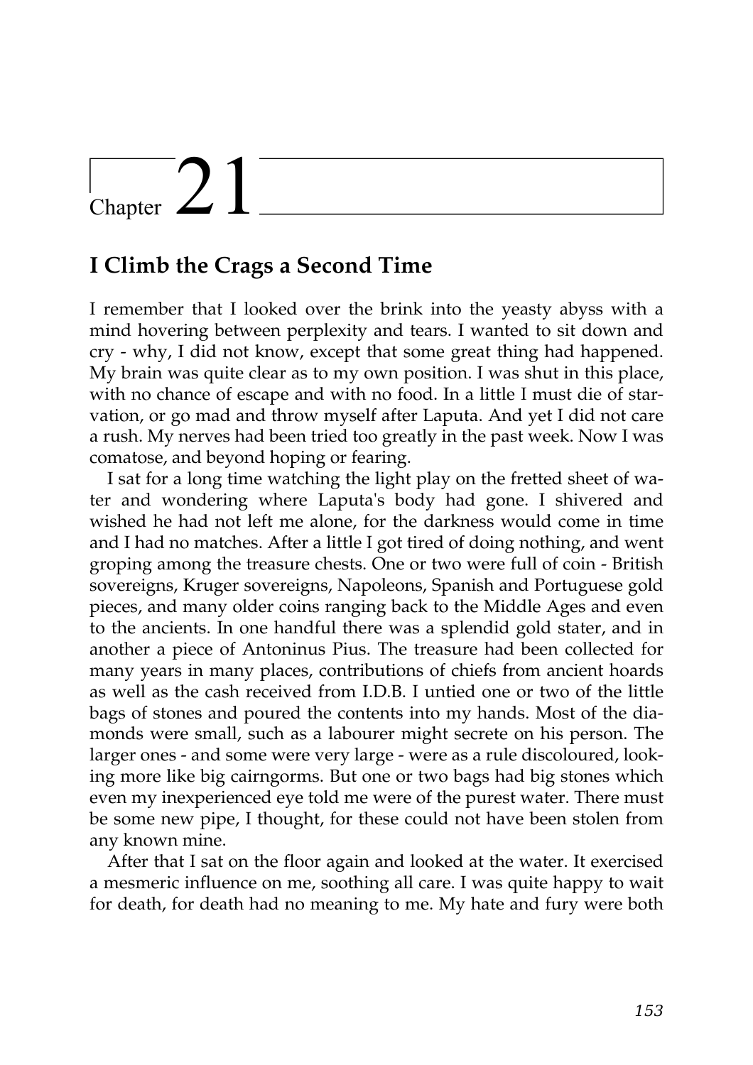# Chapter 21

## I Climb the Crags a Second Time

I remember that I looked over the brink into the yeasty abyss with a mind hovering between perplexity and tears. I wanted to sit down and cry - why, I did not know, except that some great thing had happened. My brain was quite clear as to my own position. I was shut in this place, with no chance of escape and with no food. In a little I must die of starvation, or go mad and throw myself after Laputa. And yet I did not care a rush. My nerves had been tried too greatly in the past week. Now I was comatose, and beyond hoping or fearing.

I sat for a long time watching the light play on the fretted sheet of water and wondering where Laputa's body had gone. I shivered and wished he had not left me alone, for the darkness would come in time and I had no matches. After a little I got tired of doing nothing, and went groping among the treasure chests. One or two were full of coin - British sovereigns, Kruger sovereigns, Napoleons, Spanish and Portuguese gold pieces, and many older coins ranging back to the Middle Ages and even to the ancients. In one handful there was a splendid gold stater, and in another a piece of Antoninus Pius. The treasure had been collected for many years in many places, contributions of chiefs from ancient hoards as well as the cash received from I.D.B. I untied one or two of the little bags of stones and poured the contents into my hands. Most of the diamonds were small, such as a labourer might secrete on his person. The larger ones - and some were very large - were as a rule discoloured, looking more like big cairngorms. But one or two bags had big stones which even my inexperienced eye told me were of the purest water. There must be some new pipe, I thought, for these could not have been stolen from any known mine.

After that I sat on the floor again and looked at the water. It exercised a mesmeric influence on me, soothing all care. I was quite happy to wait for death, for death had no meaning to me. My hate and fury were both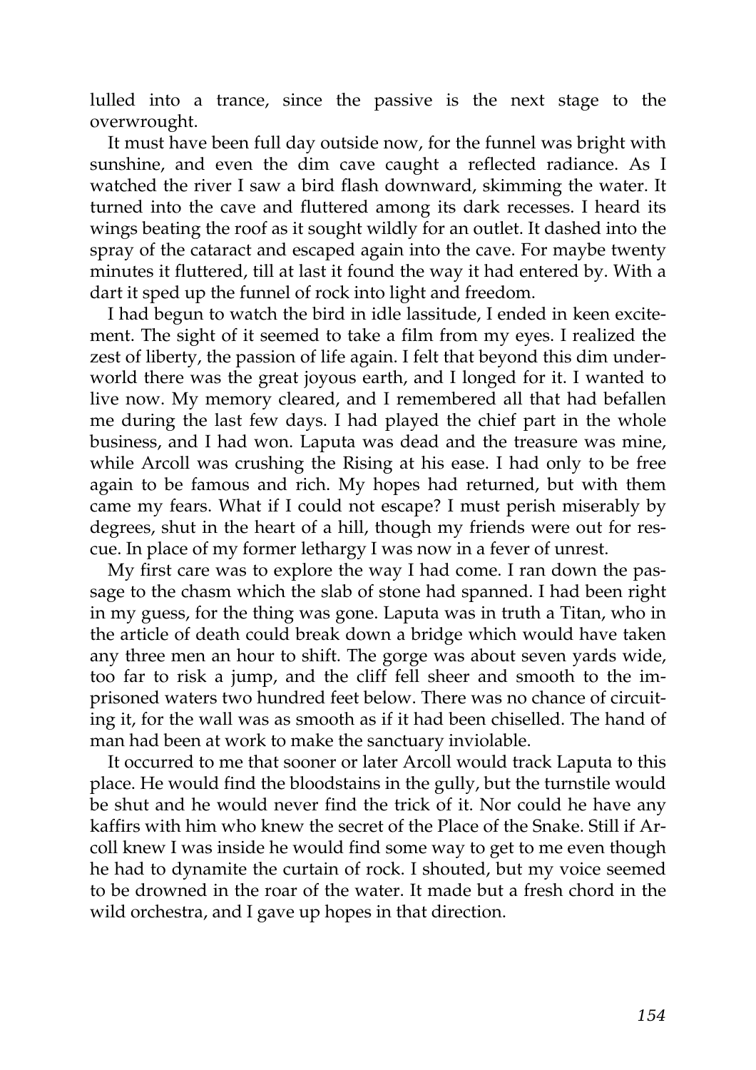lulled into a trance, since the passive is the next stage to the overwrought.

It must have been full day outside now, for the funnel was bright with sunshine, and even the dim cave caught a reflected radiance. As I watched the river I saw a bird flash downward, skimming the water. It turned into the cave and fluttered among its dark recesses. I heard its wings beating the roof as it sought wildly for an outlet. It dashed into the spray of the cataract and escaped again into the cave. For maybe twenty minutes it fluttered, till at last it found the way it had entered by. With a dart it sped up the funnel of rock into light and freedom.

I had begun to watch the bird in idle lassitude, I ended in keen excitement. The sight of it seemed to take a film from my eyes. I realized the zest of liberty, the passion of life again. I felt that beyond this dim underworld there was the great joyous earth, and I longed for it. I wanted to live now. My memory cleared, and I remembered all that had befallen me during the last few days. I had played the chief part in the whole business, and I had won. Laputa was dead and the treasure was mine, while Arcoll was crushing the Rising at his ease. I had only to be free again to be famous and rich. My hopes had returned, but with them came my fears. What if I could not escape? I must perish miserably by degrees, shut in the heart of a hill, though my friends were out for rescue. In place of my former lethargy I was now in a fever of unrest.

My first care was to explore the way I had come. I ran down the passage to the chasm which the slab of stone had spanned. I had been right in my guess, for the thing was gone. Laputa was in truth a Titan, who in the article of death could break down a bridge which would have taken any three men an hour to shift. The gorge was about seven yards wide, too far to risk a jump, and the cliff fell sheer and smooth to the imprisoned waters two hundred feet below. There was no chance of circuiting it, for the wall was as smooth as if it had been chiselled. The hand of man had been at work to make the sanctuary inviolable.

It occurred to me that sooner or later Arcoll would track Laputa to this place. He would find the bloodstains in the gully, but the turnstile would be shut and he would never find the trick of it. Nor could he have any kaffirs with him who knew the secret of the Place of the Snake. Still if Arcoll knew I was inside he would find some way to get to me even though he had to dynamite the curtain of rock. I shouted, but my voice seemed to be drowned in the roar of the water. It made but a fresh chord in the wild orchestra, and I gave up hopes in that direction.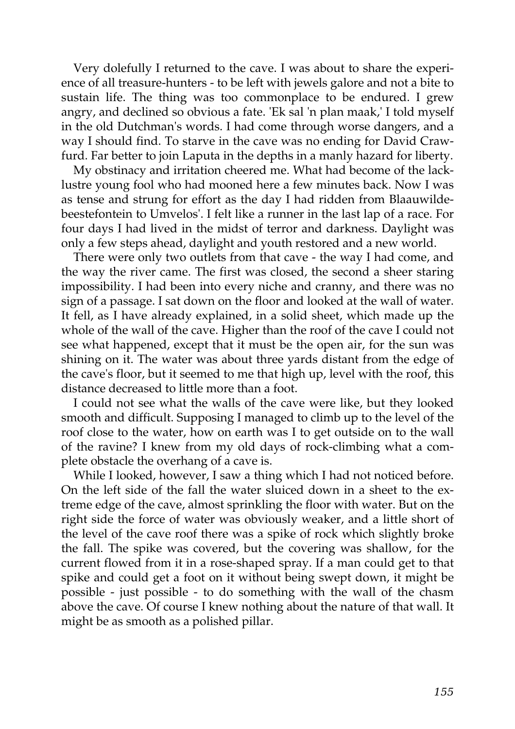Very dolefully I returned to the cave. I was about to share the experience of all treasure-hunters - to be left with jewels galore and not a bite to sustain life. The thing was too commonplace to be endured. I grew angry, and declined so obvious a fate. 'Ek sal 'n plan maak,' I told myself in the old Dutchman's words. I had come through worse dangers, and a way I should find. To starve in the cave was no ending for David Crawfurd. Far better to join Laputa in the depths in a manly hazard for liberty.

My obstinacy and irritation cheered me. What had become of the lacklustre young fool who had mooned here a few minutes back. Now I was as tense and strung for effort as the day I had ridden from Blaauwildebeestefontein to Umvelos'. I felt like a runner in the last lap of a race. For four days I had lived in the midst of terror and darkness. Daylight was only a few steps ahead, daylight and youth restored and a new world.

There were only two outlets from that cave - the way I had come, and the way the river came. The first was closed, the second a sheer staring impossibility. I had been into every niche and cranny, and there was no sign of a passage. I sat down on the floor and looked at the wall of water. It fell, as I have already explained, in a solid sheet, which made up the whole of the wall of the cave. Higher than the roof of the cave I could not see what happened, except that it must be the open air, for the sun was shining on it. The water was about three yards distant from the edge of the cave's floor, but it seemed to me that high up, level with the roof, this distance decreased to little more than a foot.

I could not see what the walls of the cave were like, but they looked smooth and difficult. Supposing I managed to climb up to the level of the roof close to the water, how on earth was I to get outside on to the wall of the ravine? I knew from my old days of rock-climbing what a complete obstacle the overhang of a cave is.

While I looked, however, I saw a thing which I had not noticed before. On the left side of the fall the water sluiced down in a sheet to the extreme edge of the cave, almost sprinkling the floor with water. But on the right side the force of water was obviously weaker, and a little short of the level of the cave roof there was a spike of rock which slightly broke the fall. The spike was covered, but the covering was shallow, for the current flowed from it in a rose-shaped spray. If a man could get to that spike and could get a foot on it without being swept down, it might be possible - just possible - to do something with the wall of the chasm above the cave. Of course I knew nothing about the nature of that wall. It might be as smooth as a polished pillar.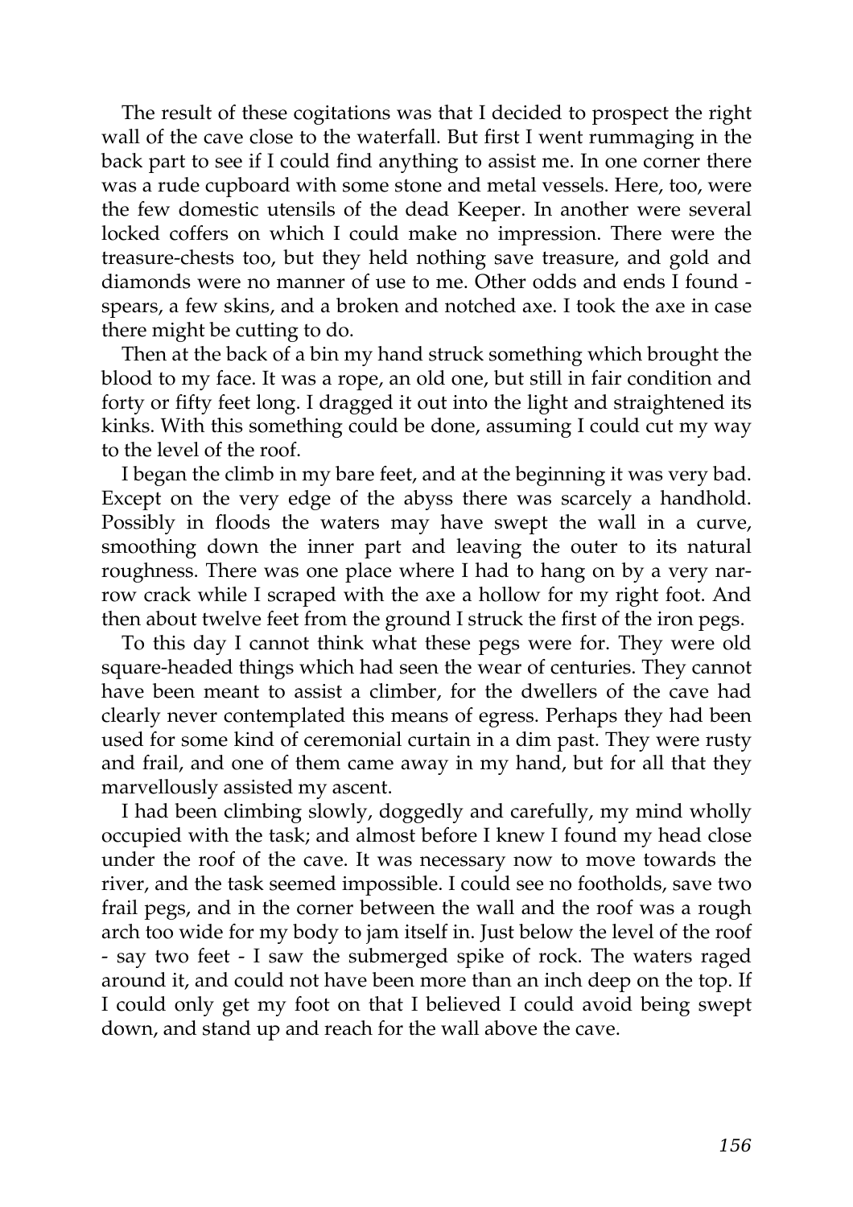The result of these cogitations was that I decided to prospect the right wall of the cave close to the waterfall. But first I went rummaging in the back part to see if I could find anything to assist me. In one corner there was a rude cupboard with some stone and metal vessels. Here, too, were the few domestic utensils of the dead Keeper. In another were several locked coffers on which I could make no impression. There were the treasure-chests too, but they held nothing save treasure, and gold and diamonds were no manner of use to me. Other odds and ends I found - spears, a few skins, and a broken and notched axe. I took the axe in case there might be cutting to do.

Then at the back of a bin my hand struck something which brought the blood to my face. It was a rope, an old one, but still in fair condition and forty or fifty feet long. I dragged it out into the light and straightened its kinks. With this something could be done, assuming I could cut my way to the level of the roof.

I began the climb in my bare feet, and at the beginning it was very bad. Except on the very edge of the abyss there was scarcely a handhold. Possibly in floods the waters may have swept the wall in a curve, smoothing down the inner part and leaving the outer to its natural roughness. There was one place where I had to hang on by a very narrow crack while I scraped with the axe a hollow for my right foot. And then about twelve feet from the ground I struck the first of the iron pegs.

To this day I cannot think what these pegs were for. They were old square-headed things which had seen the wear of centuries. They cannot have been meant to assist a climber, for the dwellers of the cave had clearly never contemplated this means of egress. Perhaps they had been used for some kind of ceremonial curtain in a dim past. They were rusty and frail, and one of them came away in my hand, but for all that they marvellously assisted my ascent.

I had been climbing slowly, doggedly and carefully, my mind wholly occupied with the task; and almost before I knew I found my head close under the roof of the cave. It was necessary now to move towards the river, and the task seemed impossible. I could see no footholds, save two frail pegs, and in the corner between the wall and the roof was a rough arch too wide for my body to jam itself in. Just below the level of the roof - say two feet - I saw the submerged spike of rock. The waters raged around it, and could not have been more than an inch deep on the top. If I could only get my foot on that I believed I could avoid being swept down, and stand up and reach for the wall above the cave.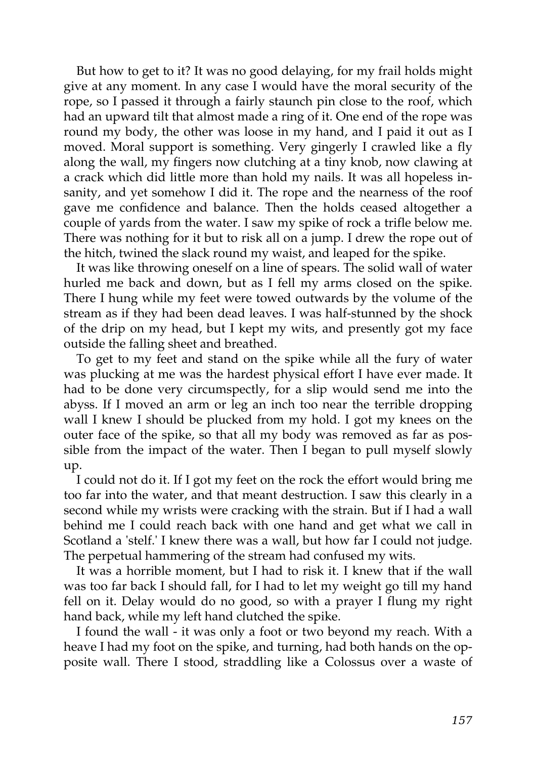But how to get to it? It was no good delaying, for my frail holds might give at any moment. In any case I would have the moral security of the rope, so I passed it through a fairly staunch pin close to the roof, which had an upward tilt that almost made a ring of it. One end of the rope was round my body, the other was loose in my hand, and I paid it out as I moved. Moral support is something. Very gingerly I crawled like a fly along the wall, my fingers now clutching at a tiny knob, now clawing at a crack which did little more than hold my nails. It was all hopeless insanity, and yet somehow I did it. The rope and the nearness of the roof gave me confidence and balance. Then the holds ceased altogether a couple of yards from the water. I saw my spike of rock a trifle below me. There was nothing for it but to risk all on a jump. I drew the rope out of the hitch, twined the slack round my waist, and leaped for the spike.

It was like throwing oneself on a line of spears. The solid wall of water hurled me back and down, but as I fell my arms closed on the spike. There I hung while my feet were towed outwards by the volume of the stream as if they had been dead leaves. I was half-stunned by the shock of the drip on my head, but I kept my wits, and presently got my face outside the falling sheet and breathed.

To get to my feet and stand on the spike while all the fury of water was plucking at me was the hardest physical effort I have ever made. It had to be done very circumspectly, for a slip would send me into the abyss. If I moved an arm or leg an inch too near the terrible dropping wall I knew I should be plucked from my hold. I got my knees on the outer face of the spike, so that all my body was removed as far as possible from the impact of the water. Then I began to pull myself slowly up.

I could not do it. If I got my feet on the rock the effort would bring me too far into the water, and that meant destruction. I saw this clearly in a second while my wrists were cracking with the strain. But if I had a wall behind me I could reach back with one hand and get what we call in Scotland a 'stelf.' I knew there was a wall, but how far I could not judge. The perpetual hammering of the stream had confused my wits.

It was a horrible moment, but I had to risk it. I knew that if the wall was too far back I should fall, for I had to let my weight go till my hand fell on it. Delay would do no good, so with a prayer I flung my right hand back, while my left hand clutched the spike.

I found the wall - it was only a foot or two beyond my reach. With a heave I had my foot on the spike, and turning, had both hands on the opposite wall. There I stood, straddling like a Colossus over a waste of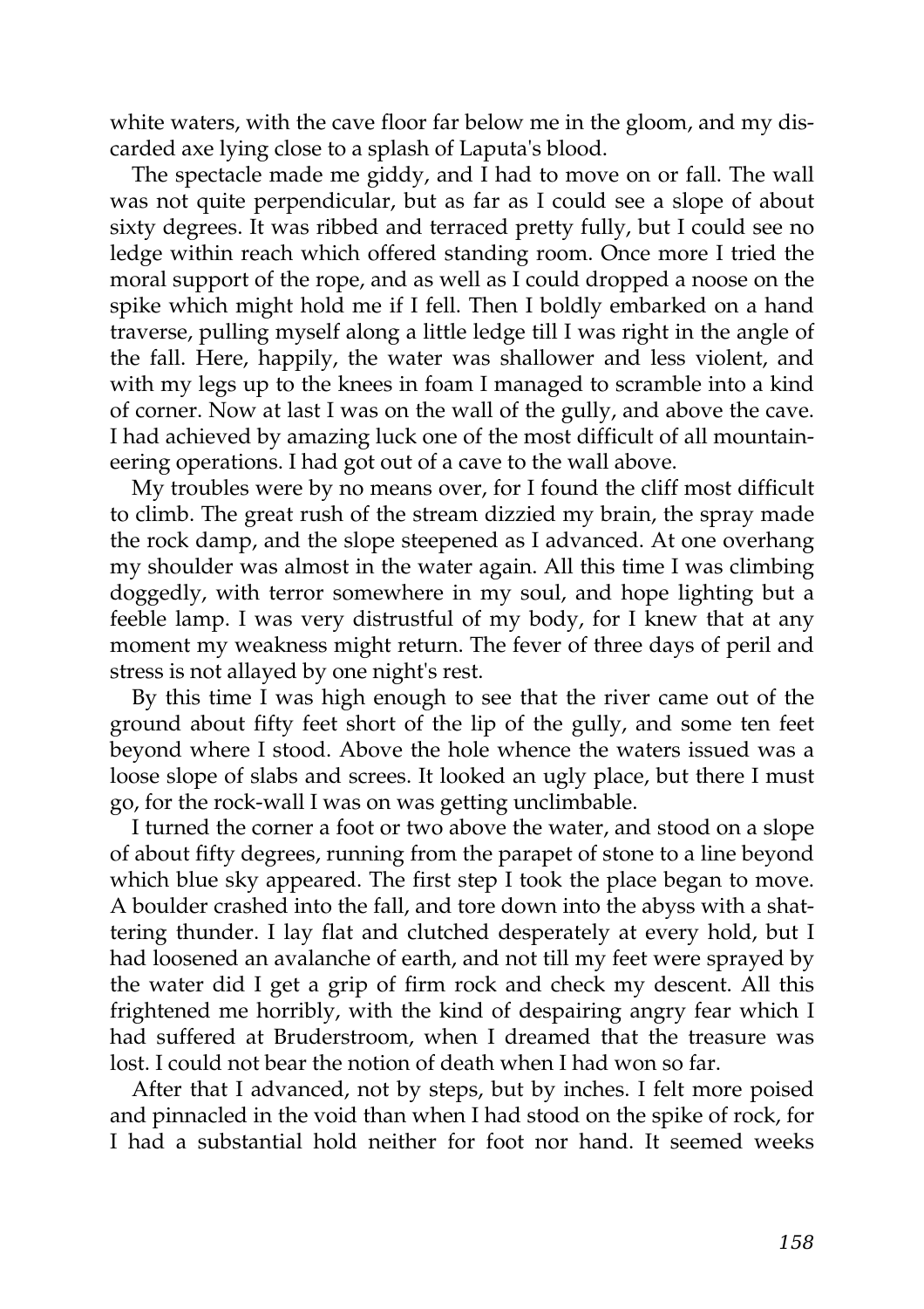white waters, with the cave floor far below me in the gloom, and my discarded axe lying close to a splash of Laputa's blood.

The spectacle made me giddy, and I had to move on or fall. The wall was not quite perpendicular, but as far as I could see a slope of about sixty degrees. It was ribbed and terraced pretty fully, but I could see no ledge within reach which offered standing room. Once more I tried the moral support of the rope, and as well as I could dropped a noose on the spike which might hold me if I fell. Then I boldly embarked on a hand traverse, pulling myself along a little ledge till I was right in the angle of the fall. Here, happily, the water was shallower and less violent, and with my legs up to the knees in foam I managed to scramble into a kind of corner. Now at last I was on the wall of the gully, and above the cave. I had achieved by amazing luck one of the most difficult of all mountaineering operations. I had got out of a cave to the wall above.

My troubles were by no means over, for I found the cliff most difficult to climb. The great rush of the stream dizzied my brain, the spray made the rock damp, and the slope steepened as I advanced. At one overhang my shoulder was almost in the water again. All this time I was climbing doggedly, with terror somewhere in my soul, and hope lighting but a feeble lamp. I was very distrustful of my body, for I knew that at any moment my weakness might return. The fever of three days of peril and stress is not allayed by one night's rest.

By this time I was high enough to see that the river came out of the ground about fifty feet short of the lip of the gully, and some ten feet beyond where I stood. Above the hole whence the waters issued was a loose slope of slabs and screes. It looked an ugly place, but there I must go, for the rock-wall I was on was getting unclimbable.

I turned the corner a foot or two above the water, and stood on a slope of about fifty degrees, running from the parapet of stone to a line beyond which blue sky appeared. The first step I took the place began to move. A boulder crashed into the fall, and tore down into the abyss with a shattering thunder. I lay flat and clutched desperately at every hold, but I had loosened an avalanche of earth, and not till my feet were sprayed by the water did I get a grip of firm rock and check my descent. All this frightened me horribly, with the kind of despairing angry fear which I had suffered at Bruderstroom, when I dreamed that the treasure was lost. I could not bear the notion of death when I had won so far.

After that I advanced, not by steps, but by inches. I felt more poised and pinnacled in the void than when I had stood on the spike of rock, for I had a substantial hold neither for foot nor hand. It seemed weeks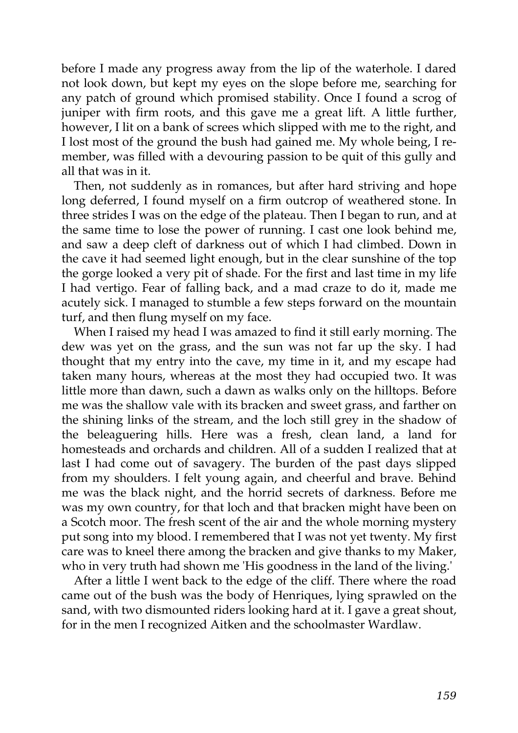before I made any progress away from the lip of the waterhole. I dared not look down, but kept my eyes on the slope before me, searching for any patch of ground which promised stability. Once I found a scrog of juniper with firm roots, and this gave me a great lift. A little further, however, I lit on a bank of screes which slipped with me to the right, and I lost most of the ground the bush had gained me. My whole being, I remember, was filled with a devouring passion to be quit of this gully and all that was in it.

Then, not suddenly as in romances, but after hard striving and hope long deferred, I found myself on a firm outcrop of weathered stone. In three strides I was on the edge of the plateau. Then I began to run, and at the same time to lose the power of running. I cast one look behind me, and saw a deep cleft of darkness out of which I had climbed. Down in the cave it had seemed light enough, but in the clear sunshine of the top the gorge looked a very pit of shade. For the first and last time in my life I had vertigo. Fear of falling back, and a mad craze to do it, made me acutely sick. I managed to stumble a few steps forward on the mountain turf, and then flung myself on my face.

When I raised my head I was amazed to find it still early morning. The dew was yet on the grass, and the sun was not far up the sky. I had thought that my entry into the cave, my time in it, and my escape had taken many hours, whereas at the most they had occupied two. It was little more than dawn, such a dawn as walks only on the hilltops. Before me was the shallow vale with its bracken and sweet grass, and farther on the shining links of the stream, and the loch still grey in the shadow of the beleaguering hills. Here was a fresh, clean land, a land for homesteads and orchards and children. All of a sudden I realized that at last I had come out of savagery. The burden of the past days slipped from my shoulders. I felt young again, and cheerful and brave. Behind me was the black night, and the horrid secrets of darkness. Before me was my own country, for that loch and that bracken might have been on a Scotch moor. The fresh scent of the air and the whole morning mystery put song into my blood. I remembered that I was not yet twenty. My first care was to kneel there among the bracken and give thanks to my Maker, who in very truth had shown me 'His goodness in the land of the living.'

After a little I went back to the edge of the cliff. There where the road came out of the bush was the body of Henriques, lying sprawled on the sand, with two dismounted riders looking hard at it. I gave a great shout, for in the men I recognized Aitken and the schoolmaster Wardlaw.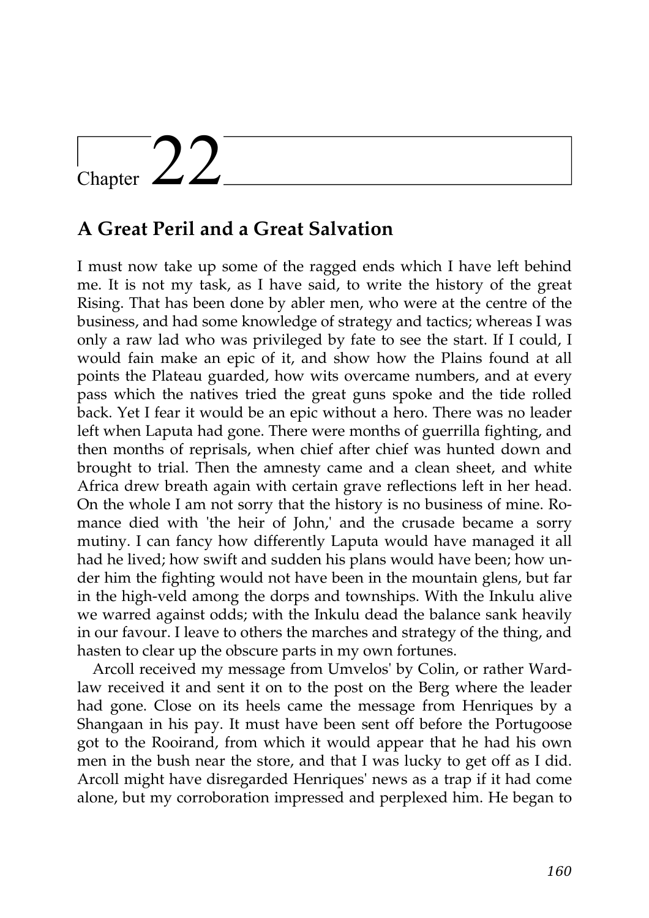# Chapter 22

## A Great Peril and a Great Salvation

I must now take up some of the ragged ends which I have left behind me. It is not my task, as I have said, to write the history of the great Rising. That has been done by abler men, who were at the centre of the business, and had some knowledge of strategy and tactics; whereas I was only a raw lad who was privileged by fate to see the start. If I could, I would fain make an epic of it, and show how the Plains found at all points the Plateau guarded, how wits overcame numbers, and at every pass which the natives tried the great guns spoke and the tide rolled back. Yet I fear it would be an epic without a hero. There was no leader left when Laputa had gone. There were months of guerrilla fighting, and then months of reprisals, when chief after chief was hunted down and brought to trial. Then the amnesty came and a clean sheet, and white Africa drew breath again with certain grave reflections left in her head. On the whole I am not sorry that the history is no business of mine. Romance died with 'the heir of John,' and the crusade became a sorry mutiny. I can fancy how differently Laputa would have managed it all had he lived; how swift and sudden his plans would have been; how under him the fighting would not have been in the mountain glens, but far in the high-veld among the dorps and townships. With the Inkulu alive we warred against odds; with the Inkulu dead the balance sank heavily in our favour. I leave to others the marches and strategy of the thing, and hasten to clear up the obscure parts in my own fortunes.

Arcoll received my message from Umvelos' by Colin, or rather Wardlaw received it and sent it on to the post on the Berg where the leader had gone. Close on its heels came the message from Henriques by a Shangaan in his pay. It must have been sent off before the Portugoose got to the Rooirand, from which it would appear that he had his own men in the bush near the store, and that I was lucky to get off as I did. Arcoll might have disregarded Henriques' news as a trap if it had come alone, but my corroboration impressed and perplexed him. He began to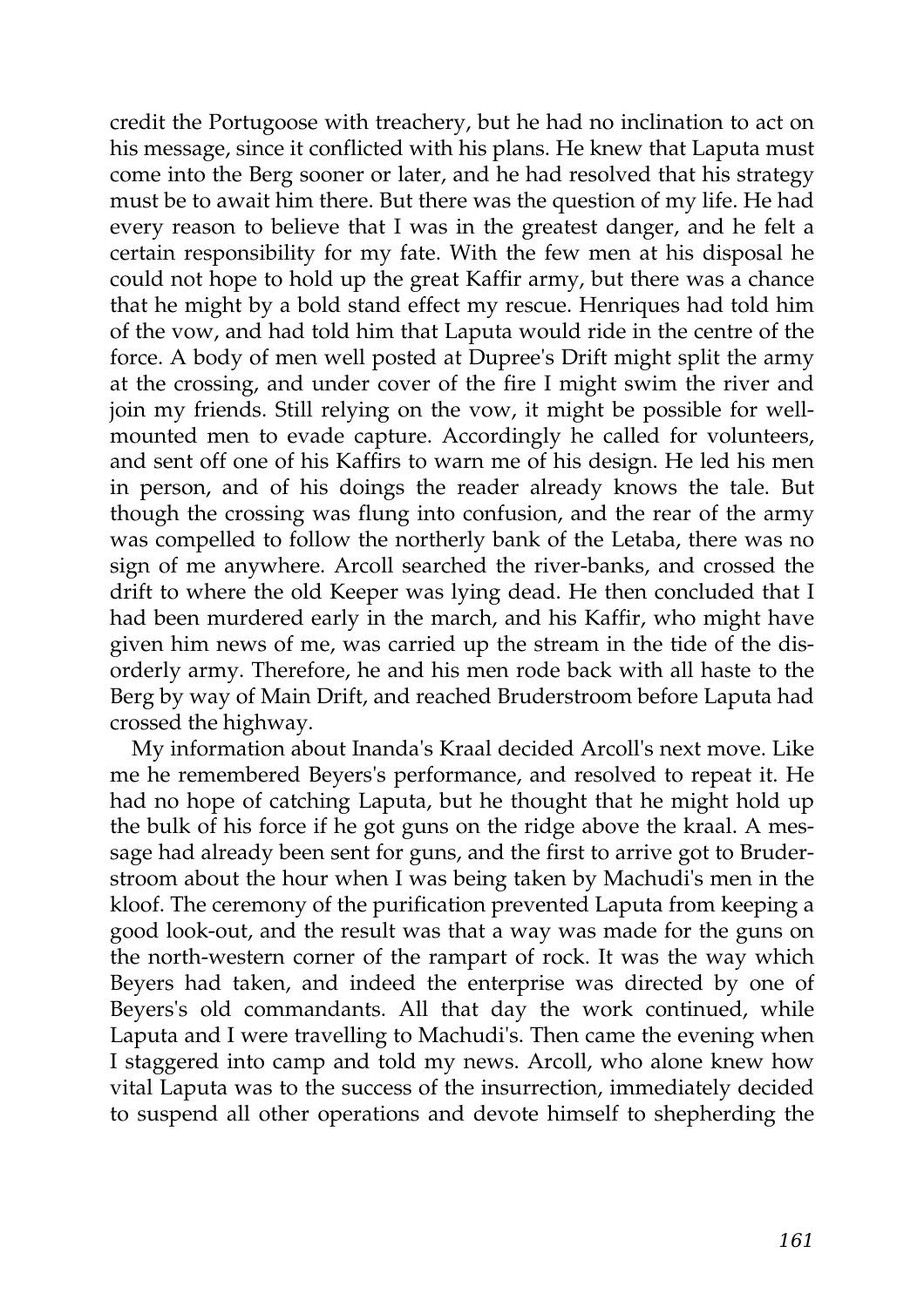credit the Portugoose with treachery, but he had no inclination to act on his message, since it conflicted with his plans. He knew that Laputa must come into the Berg sooner or later, and he had resolved that his strategy must be to await him there. But there was the question of my life. He had every reason to believe that I was in the greatest danger, and he felt a certain responsibility for my fate. With the few men at his disposal he could not hope to hold up the great Kaffir army, but there was a chance that he might by a bold stand effect my rescue. Henriques had told him of the vow, and had told him that Laputa would ride in the centre of the force. A body of men well posted at Dupree's Drift might split the army at the crossing, and under cover of the fire I might swim the river and join my friends. Still relying on the vow, it might be possible for well-mounted men to evade capture. Accordingly he called for volunteers, and sent off one of his Kaffirs to warn me of his design. He led his men in person, and of his doings the reader already knows the tale. But though the crossing was flung into confusion, and the rear of the army was compelled to follow the northerly bank of the Letaba, there was no sign of me anywhere. Arcoll searched the river-banks, and crossed the drift to where the old Keeper was lying dead. He then concluded that I had been murdered early in the march, and his Kaffir, who might have given him news of me, was carried up the stream in the tide of the disorderly army. Therefore, he and his men rode back with all haste to the Berg by way of Main Drift, and reached Bruderstroom before Laputa had crossed the highway.

My information about Inanda's Kraal decided Arcoll's next move. Like me he remembered Beyers's performance, and resolved to repeat it. He had no hope of catching Laputa, but he thought that he might hold up the bulk of his force if he got guns on the ridge above the kraal. A message had already been sent for guns, and the first to arrive got to Bruderstroom about the hour when I was being taken by Machudi's men in the kloof. The ceremony of the purification prevented Laputa from keeping a good look-out, and the result was that a way was made for the guns on the north-western corner of the rampart of rock. It was the way which Beyers had taken, and indeed the enterprise was directed by one of Beyers's old commandants. All that day the work continued, while Laputa and I were travelling to Machudi's. Then came the evening when I staggered into camp and told my news. Arcoll, who alone knew how vital Laputa was to the success of the insurrection, immediately decided to suspend all other operations and devote himself to shepherding the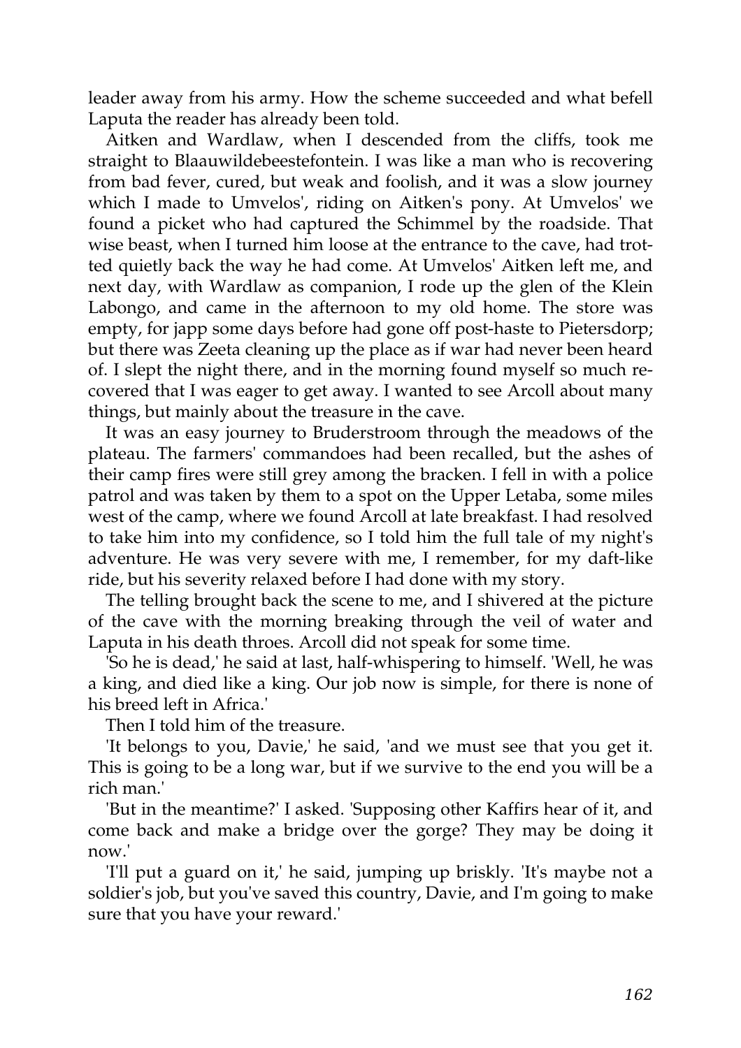leader away from his army. How the scheme succeeded and what befell Laputa the reader has already been told.

Aitken and Wardlaw, when I descended from the cliffs, took me straight to Blaauwildebeestefontein. I was like a man who is recovering from bad fever, cured, but weak and foolish, and it was a slow journey which I made to Umvelos', riding on Aitken's pony. At Umvelos' we found a picket who had captured the Schimmel by the roadside. That wise beast, when I turned him loose at the entrance to the cave, had trotted quietly back the way he had come. At Umvelos' Aitken left me, and next day, with Wardlaw as companion, I rode up the glen of the Klein Labongo, and came in the afternoon to my old home. The store was empty, for japp some days before had gone off post-haste to Pietersdorp; but there was Zeeta cleaning up the place as if war had never been heard of. I slept the night there, and in the morning found myself so much recovered that I was eager to get away. I wanted to see Arcoll about many things, but mainly about the treasure in the cave.

It was an easy journey to Bruderstroom through the meadows of the plateau. The farmers' commandoes had been recalled, but the ashes of their camp fires were still grey among the bracken. I fell in with a police patrol and was taken by them to a spot on the Upper Letaba, some miles west of the camp, where we found Arcoll at late breakfast. I had resolved to take him into my confidence, so I told him the full tale of my night's adventure. He was very severe with me, I remember, for my daft-like ride, but his severity relaxed before I had done with my story.

The telling brought back the scene to me, and I shivered at the picture of the cave with the morning breaking through the veil of water and Laputa in his death throes. Arcoll did not speak for some time.

'So he is dead,' he said at last, half-whispering to himself. 'Well, he was a king, and died like a king. Our job now is simple, for there is none of his breed left in Africa.'

Then I told him of the treasure.

'It belongs to you, Davie,' he said, 'and we must see that you get it. This is going to be a long war, but if we survive to the end you will be a rich man.'

'But in the meantime?' I asked. 'Supposing other Kaffirs hear of it, and come back and make a bridge over the gorge? They may be doing it now.'

'I'll put a guard on it,' he said, jumping up briskly. 'It's maybe not a soldier's job, but you've saved this country, Davie, and I'm going to make sure that you have your reward.'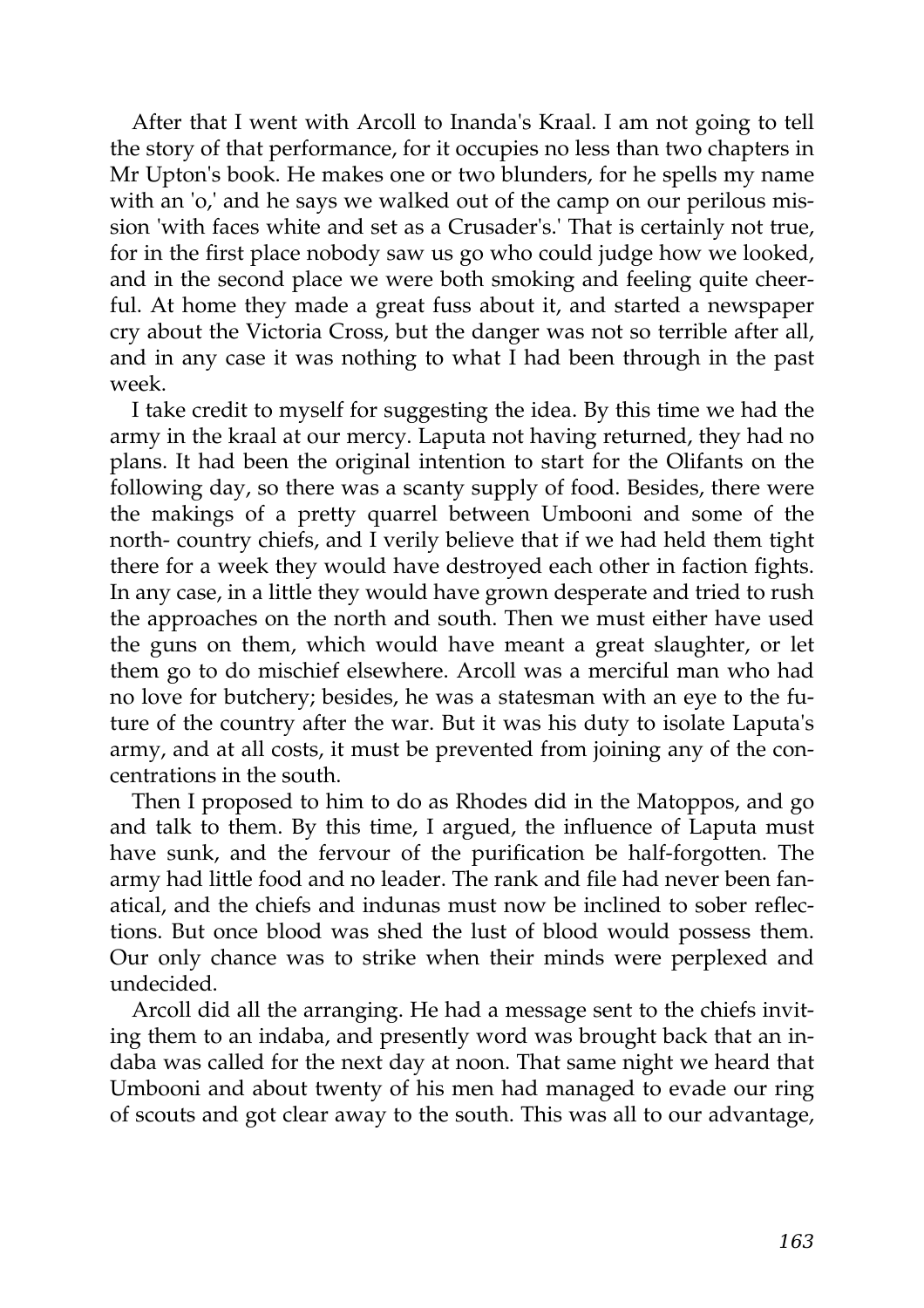After that I went with Arcoll to Inanda's Kraal. I am not going to tell the story of that performance, for it occupies no less than two chapters in Mr Upton's book. He makes one or two blunders, for he spells my name with an 'o,' and he says we walked out of the camp on our perilous mission 'with faces white and set as a Crusader's.' That is certainly not true, for in the first place nobody saw us go who could judge how we looked, and in the second place we were both smoking and feeling quite cheerful. At home they made a great fuss about it, and started a newspaper cry about the Victoria Cross, but the danger was not so terrible after all, and in any case it was nothing to what I had been through in the past week.

I take credit to myself for suggesting the idea. By this time we had the army in the kraal at our mercy. Laputa not having returned, they had no plans. It had been the original intention to start for the Olifants on the following day, so there was a scanty supply of food. Besides, there were the makings of a pretty quarrel between Umbooni and some of the north- country chiefs, and I verily believe that if we had held them tight there for a week they would have destroyed each other in faction fights. In any case, in a little they would have grown desperate and tried to rush the approaches on the north and south. Then we must either have used the guns on them, which would have meant a great slaughter, or let them go to do mischief elsewhere. Arcoll was a merciful man who had no love for butchery; besides, he was a statesman with an eye to the future of the country after the war. But it was his duty to isolate Laputa's army, and at all costs, it must be prevented from joining any of the concentrations in the south.

Then I proposed to him to do as Rhodes did in the Matoppos, and go and talk to them. By this time, I argued, the influence of Laputa must have sunk, and the fervour of the purification be half-forgotten. The army had little food and no leader. The rank and file had never been fanatical, and the chiefs and indunas must now be inclined to sober reflections. But once blood was shed the lust of blood would possess them. Our only chance was to strike when their minds were perplexed and undecided.

Arcoll did all the arranging. He had a message sent to the chiefs inviting them to an indaba, and presently word was brought back that an indaba was called for the next day at noon. That same night we heard that Umbooni and about twenty of his men had managed to evade our ring of scouts and got clear away to the south. This was all to our advantage,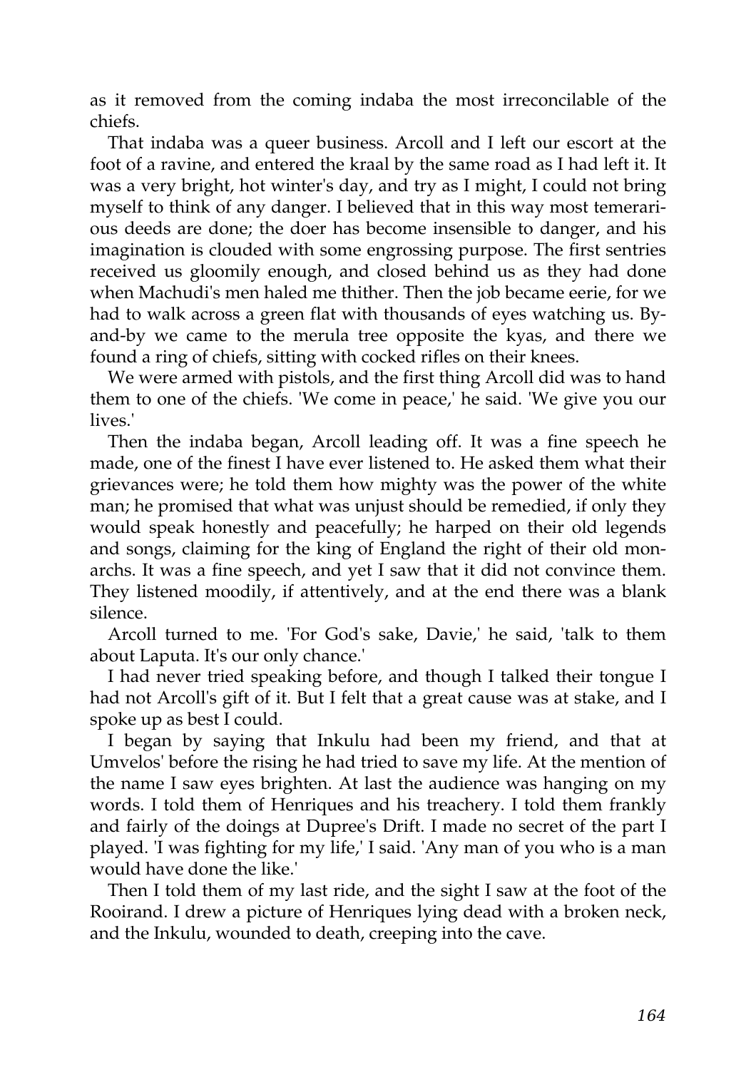as it removed from the coming indaba the most irreconcilable of the chiefs.

That indaba was a queer business. Arcoll and I left our escort at the foot of a ravine, and entered the kraal by the same road as I had left it. It was a very bright, hot winter's day, and try as I might, I could not bring myself to think of any danger. I believed that in this way most temerarious deeds are done; the doer has become insensible to danger, and his imagination is clouded with some engrossing purpose. The first sentries received us gloomily enough, and closed behind us as they had done when Machudi's men haled me thither. Then the job became eerie, for we had to walk across a green flat with thousands of eyes watching us. By-and-by we came to the merula tree opposite the kyas, and there we found a ring of chiefs, sitting with cocked rifles on their knees.

We were armed with pistols, and the first thing Arcoll did was to hand them to one of the chiefs. 'We come in peace,' he said. 'We give you our lives.'

Then the indaba began, Arcoll leading off. It was a fine speech he made, one of the finest I have ever listened to. He asked them what their grievances were; he told them how mighty was the power of the white man; he promised that what was unjust should be remedied, if only they would speak honestly and peacefully; he harped on their old legends and songs, claiming for the king of England the right of their old monarchs. It was a fine speech, and yet I saw that it did not convince them. They listened moodily, if attentively, and at the end there was a blank silence.

Arcoll turned to me. 'For God's sake, Davie,' he said, 'talk to them about Laputa. It's our only chance.'

I had never tried speaking before, and though I talked their tongue I had not Arcoll's gift of it. But I felt that a great cause was at stake, and I spoke up as best I could.

I began by saying that Inkulu had been my friend, and that at Umvelos' before the rising he had tried to save my life. At the mention of the name I saw eyes brighten. At last the audience was hanging on my words. I told them of Henriques and his treachery. I told them frankly and fairly of the doings at Dupree's Drift. I made no secret of the part I played. 'I was fighting for my life,' I said. 'Any man of you who is a man would have done the like.'

Then I told them of my last ride, and the sight I saw at the foot of the Rooirand. I drew a picture of Henriques lying dead with a broken neck, and the Inkulu, wounded to death, creeping into the cave.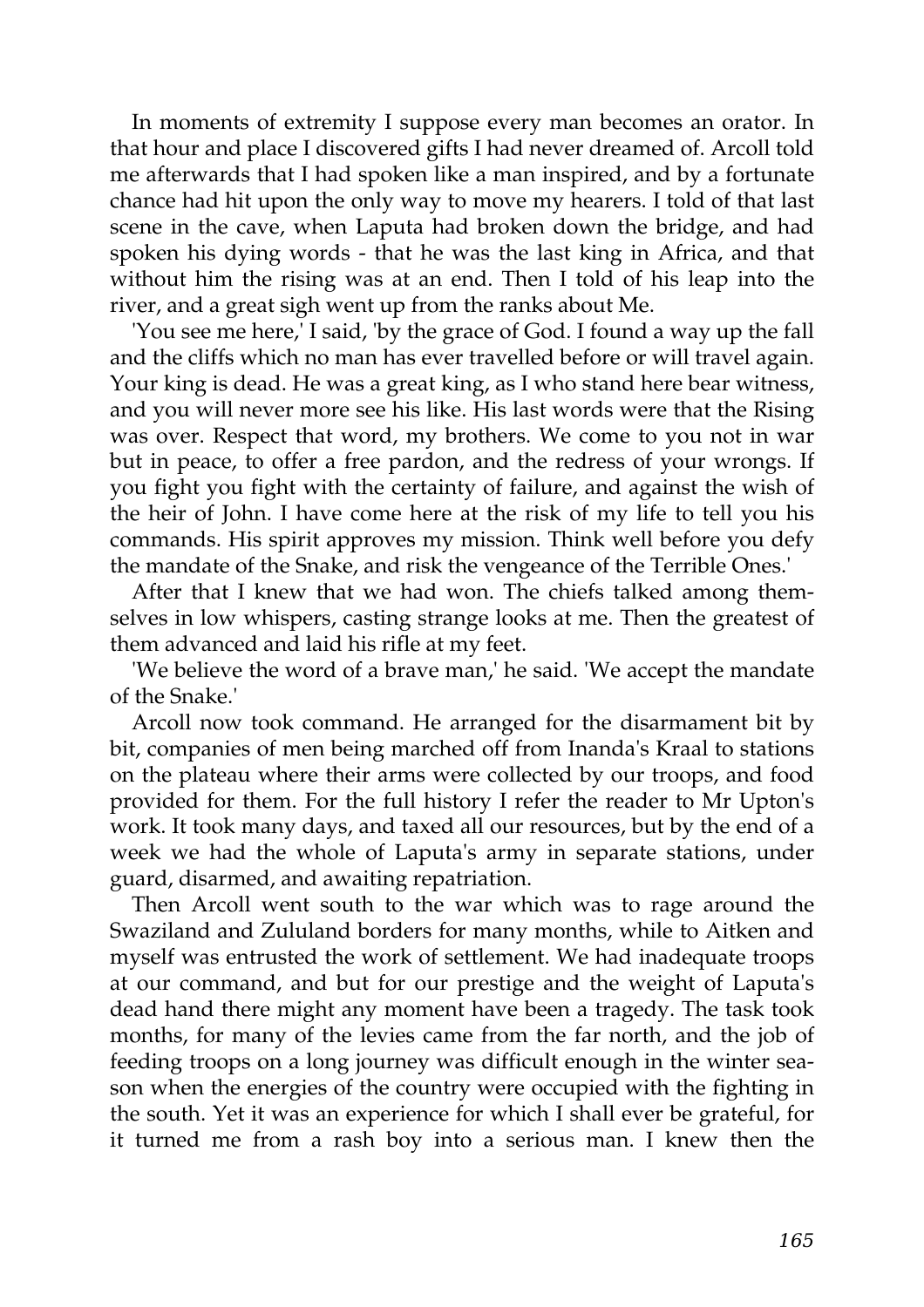In moments of extremity I suppose every man becomes an orator. In that hour and place I discovered gifts I had never dreamed of. Arcoll told me afterwards that I had spoken like a man inspired, and by a fortunate chance had hit upon the only way to move my hearers. I told of that last scene in the cave, when Laputa had broken down the bridge, and had spoken his dying words - that he was the last king in Africa, and that without him the rising was at an end. Then I told of his leap into the river, and a great sigh went up from the ranks about Me.

'You see me here,' I said, 'by the grace of God. I found a way up the fall and the cliffs which no man has ever travelled before or will travel again. Your king is dead. He was a great king, as I who stand here bear witness, and you will never more see his like. His last words were that the Rising was over. Respect that word, my brothers. We come to you not in war but in peace, to offer a free pardon, and the redress of your wrongs. If you fight you fight with the certainty of failure, and against the wish of the heir of John. I have come here at the risk of my life to tell you his commands. His spirit approves my mission. Think well before you defy the mandate of the Snake, and risk the vengeance of the Terrible Ones.'

After that I knew that we had won. The chiefs talked among themselves in low whispers, casting strange looks at me. Then the greatest of them advanced and laid his rifle at my feet.

'We believe the word of a brave man,' he said. 'We accept the mandate of the Snake.'

Arcoll now took command. He arranged for the disarmament bit by bit, companies of men being marched off from Inanda's Kraal to stations on the plateau where their arms were collected by our troops, and food provided for them. For the full history I refer the reader to Mr Upton's work. It took many days, and taxed all our resources, but by the end of a week we had the whole of Laputa's army in separate stations, under guard, disarmed, and awaiting repatriation.

Then Arcoll went south to the war which was to rage around the Swaziland and Zululand borders for many months, while to Aitken and myself was entrusted the work of settlement. We had inadequate troops at our command, and but for our prestige and the weight of Laputa's dead hand there might any moment have been a tragedy. The task took months, for many of the levies came from the far north, and the job of feeding troops on a long journey was difficult enough in the winter season when the energies of the country were occupied with the fighting in the south. Yet it was an experience for which I shall ever be grateful, for it turned me from a rash boy into a serious man. I knew then the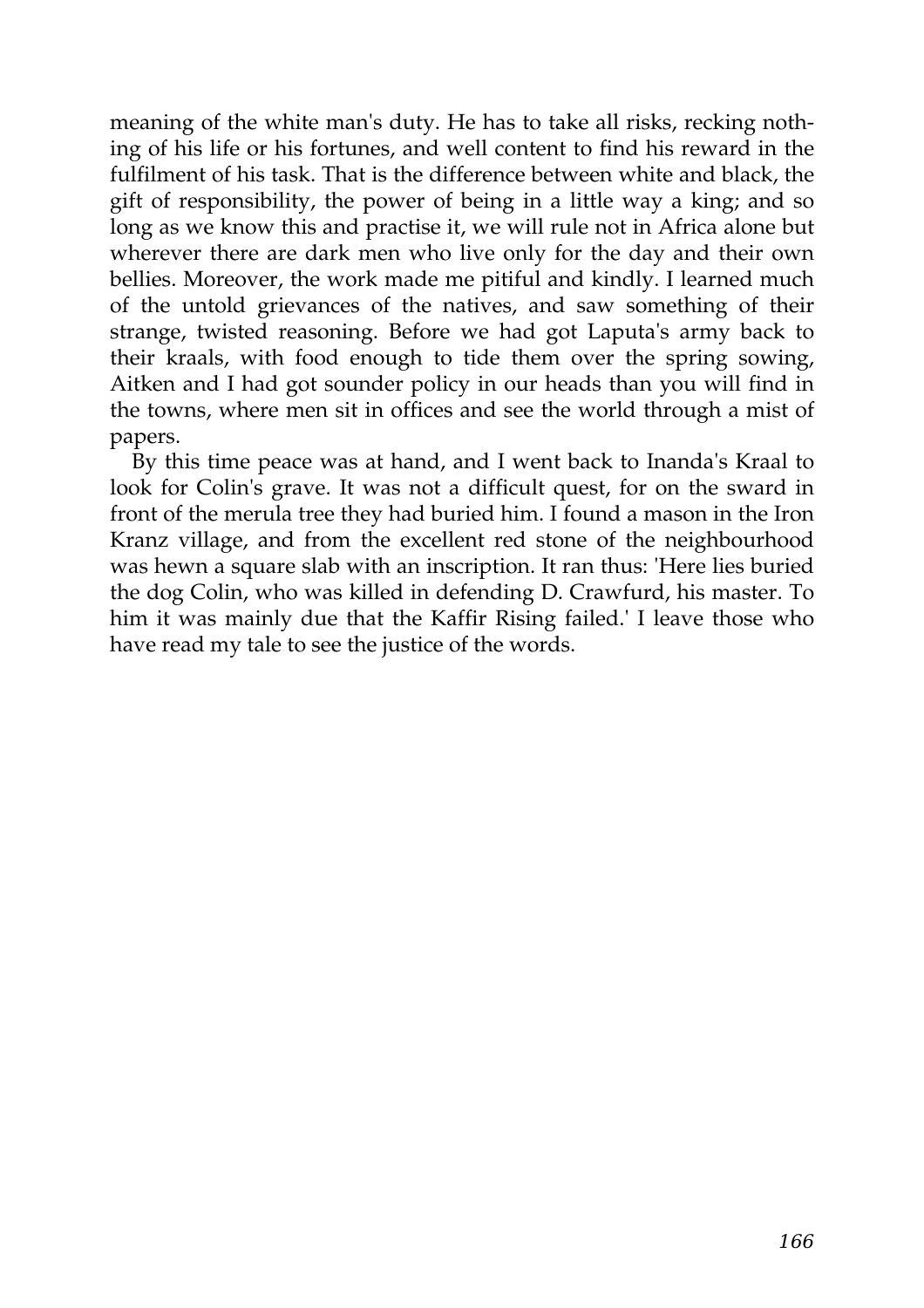meaning of the white man's duty. He has to take all risks, recking nothing of his life or his fortunes, and well content to find his reward in the fulfilment of his task. That is the difference between white and black, the gift of responsibility, the power of being in a little way a king; and so long as we know this and practise it, we will rule not in Africa alone but wherever there are dark men who live only for the day and their own bellies. Moreover, the work made me pitiful and kindly. I learned much of the untold grievances of the natives, and saw something of their strange, twisted reasoning. Before we had got Laputa's army back to their kraals, with food enough to tide them over the spring sowing, Aitken and I had got sounder policy in our heads than you will find in the towns, where men sit in offices and see the world through a mist of papers.

By this time peace was at hand, and I went back to Inanda's Kraal to look for Colin's grave. It was not a difficult quest, for on the sward in front of the merula tree they had buried him. I found a mason in the Iron Kranz village, and from the excellent red stone of the neighbourhood was hewn a square slab with an inscription. It ran thus: 'Here lies buried the dog Colin, who was killed in defending D. Crawfurd, his master. To him it was mainly due that the Kaffir Rising failed.' I leave those who have read my tale to see the justice of the words.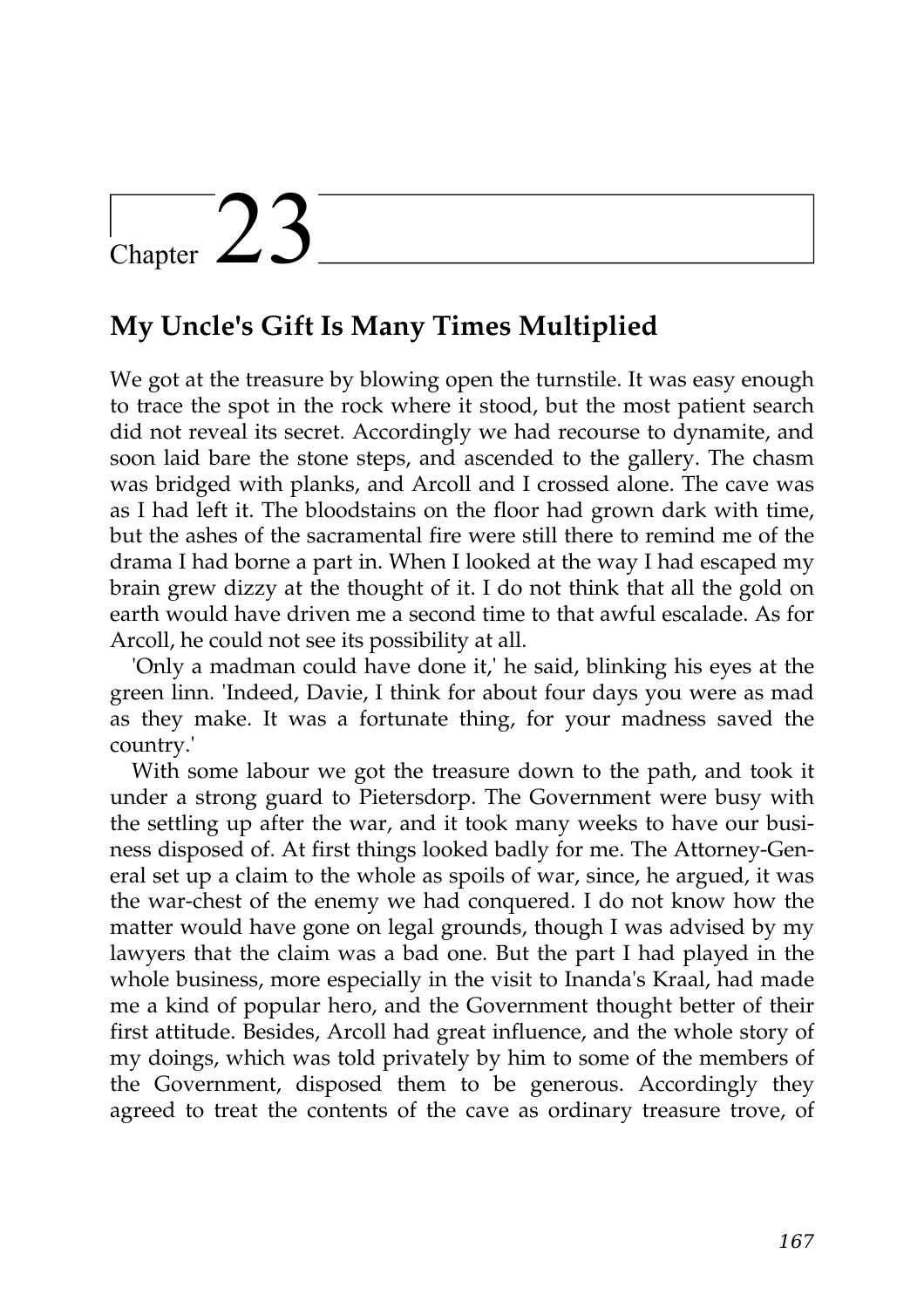# Chapter 23

## My Uncle's Gift Is Many Times Multiplied

We got at the treasure by blowing open the turnstile. It was easy enough to trace the spot in the rock where it stood, but the most patient search did not reveal its secret. Accordingly we had recourse to dynamite, and soon laid bare the stone steps, and ascended to the gallery. The chasm was bridged with planks, and Arcoll and I crossed alone. The cave was as I had left it. The bloodstains on the floor had grown dark with time, but the ashes of the sacramental fire were still there to remind me of the drama I had borne a part in. When I looked at the way I had escaped my brain grew dizzy at the thought of it. I do not think that all the gold on earth would have driven me a second time to that awful escalade. As for Arcoll, he could not see its possibility at all.

'Only a madman could have done it,' he said, blinking his eyes at the green linn. 'Indeed, Davie, I think for about four days you were as mad as they make. It was a fortunate thing, for your madness saved the country.'

With some labour we got the treasure down to the path, and took it under a strong guard to Pietersdorp. The Government were busy with the settling up after the war, and it took many weeks to have our business disposed of. At first things looked badly for me. The Attorney-General set up a claim to the whole as spoils of war, since, he argued, it was the war-chest of the enemy we had conquered. I do not know how the matter would have gone on legal grounds, though I was advised by my lawyers that the claim was a bad one. But the part I had played in the whole business, more especially in the visit to Inanda's Kraal, had made me a kind of popular hero, and the Government thought better of their first attitude. Besides, Arcoll had great influence, and the whole story of my doings, which was told privately by him to some of the members of the Government, disposed them to be generous. Accordingly they agreed to treat the contents of the cave as ordinary treasure trove, of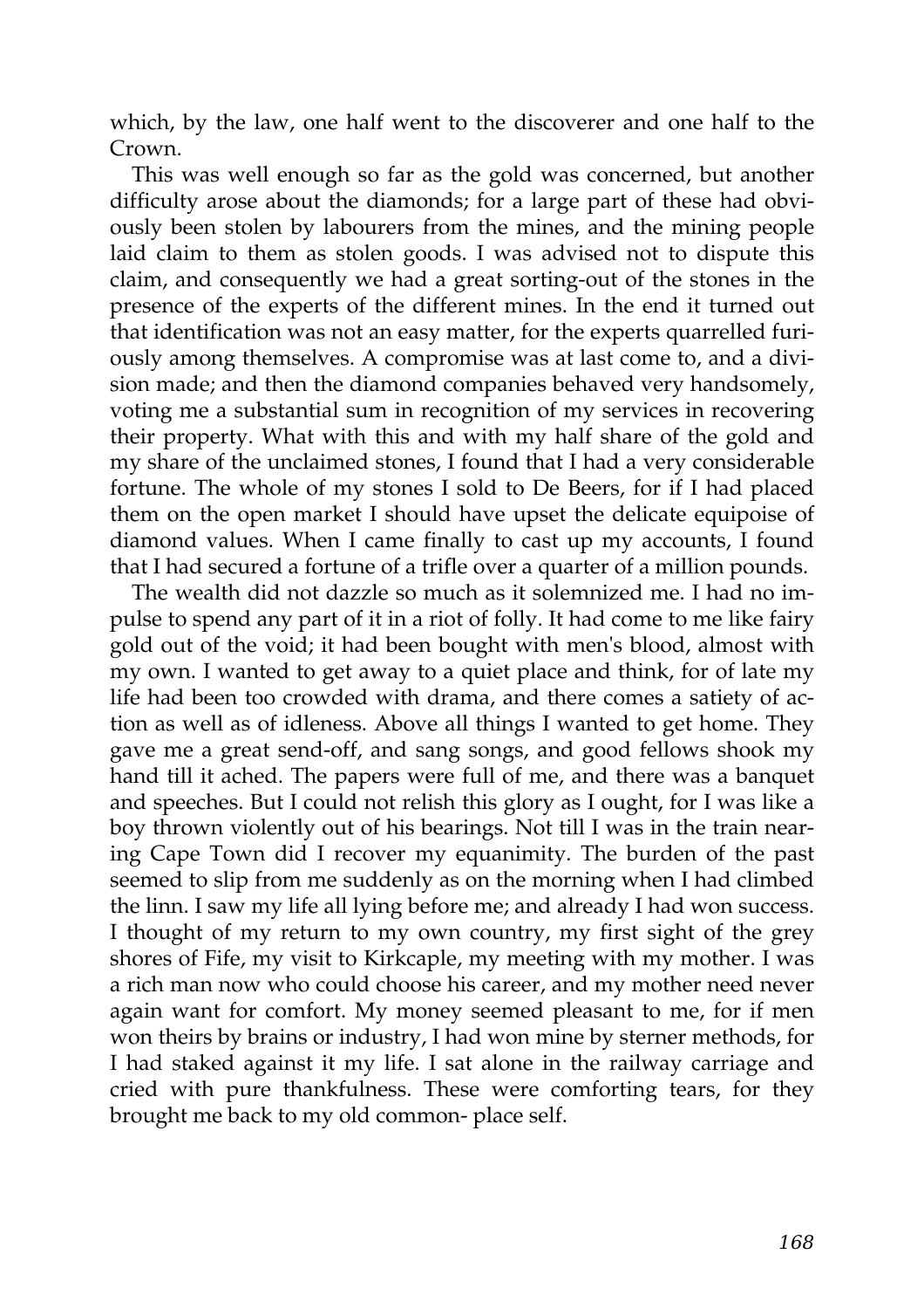which, by the law, one half went to the discoverer and one half to the Crown.

This was well enough so far as the gold was concerned, but another difficulty arose about the diamonds; for a large part of these had obviously been stolen by labourers from the mines, and the mining people laid claim to them as stolen goods. I was advised not to dispute this claim, and consequently we had a great sorting-out of the stones in the presence of the experts of the different mines. In the end it turned out that identification was not an easy matter, for the experts quarrelled furiously among themselves. A compromise was at last come to, and a division made; and then the diamond companies behaved very handsomely, voting me a substantial sum in recognition of my services in recovering their property. What with this and with my half share of the gold and my share of the unclaimed stones, I found that I had a very considerable fortune. The whole of my stones I sold to De Beers, for if I had placed them on the open market I should have upset the delicate equipoise of diamond values. When I came finally to cast up my accounts, I found that I had secured a fortune of a trifle over a quarter of a million pounds.

The wealth did not dazzle so much as it solemnized me. I had no impulse to spend any part of it in a riot of folly. It had come to me like fairy gold out of the void; it had been bought with men's blood, almost with my own. I wanted to get away to a quiet place and think, for of late my life had been too crowded with drama, and there comes a satiety of action as well as of idleness. Above all things I wanted to get home. They gave me a great send-off, and sang songs, and good fellows shook my hand till it ached. The papers were full of me, and there was a banquet and speeches. But I could not relish this glory as I ought, for I was like a boy thrown violently out of his bearings. Not till I was in the train nearing Cape Town did I recover my equanimity. The burden of the past seemed to slip from me suddenly as on the morning when I had climbed the linn. I saw my life all lying before me; and already I had won success. I thought of my return to my own country, my first sight of the grey shores of Fife, my visit to Kirkcaple, my meeting with my mother. I was a rich man now who could choose his career, and my mother need never again want for comfort. My money seemed pleasant to me, for if men won theirs by brains or industry, I had won mine by sterner methods, for I had staked against it my life. I sat alone in the railway carriage and cried with pure thankfulness. These were comforting tears, for they brought me back to my old common- place self.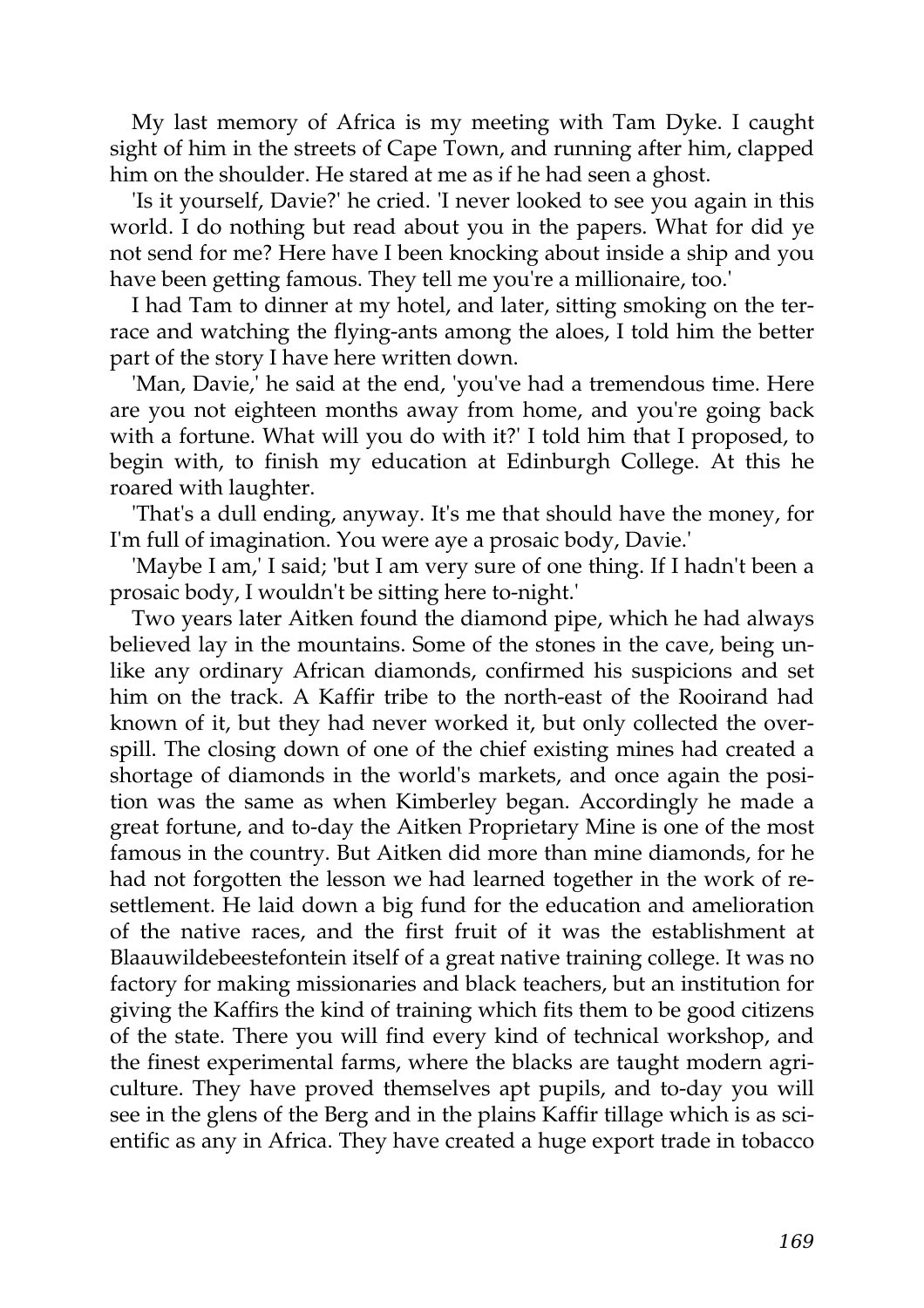My last memory of Africa is my meeting with Tam Dyke. I caught sight of him in the streets of Cape Town, and running after him, clapped him on the shoulder. He stared at me as if he had seen a ghost.

'Is it yourself, Davie?' he cried. 'I never looked to see you again in this world. I do nothing but read about you in the papers. What for did ye not send for me? Here have I been knocking about inside a ship and you have been getting famous. They tell me you're a millionaire, too.'

I had Tam to dinner at my hotel, and later, sitting smoking on the terrace and watching the flying-ants among the aloes, I told him the better part of the story I have here written down.

'Man, Davie,' he said at the end, 'you've had a tremendous time. Here are you not eighteen months away from home, and you're going back with a fortune. What will you do with it?' I told him that I proposed, to begin with, to finish my education at Edinburgh College. At this he roared with laughter.

'That's a dull ending, anyway. It's me that should have the money, for I'm full of imagination. You were aye a prosaic body, Davie.'

'Maybe I am,' I said; 'but I am very sure of one thing. If I hadn't been a prosaic body, I wouldn't be sitting here to-night.'

Two years later Aitken found the diamond pipe, which he had always believed lay in the mountains. Some of the stones in the cave, being unlike any ordinary African diamonds, confirmed his suspicions and set him on the track. A Kaffir tribe to the north-east of the Rooirand had known of it, but they had never worked it, but only collected the overspill. The closing down of one of the chief existing mines had created a shortage of diamonds in the world's markets, and once again the position was the same as when Kimberley began. Accordingly he made a great fortune, and to-day the Aitken Proprietary Mine is one of the most famous in the country. But Aitken did more than mine diamonds, for he had not forgotten the lesson we had learned together in the work of resettlement. He laid down a big fund for the education and amelioration of the native races, and the first fruit of it was the establishment at Blaauwildebeestefontein itself of a great native training college. It was no factory for making missionaries and black teachers, but an institution for giving the Kaffirs the kind of training which fits them to be good citizens of the state. There you will find every kind of technical workshop, and the finest experimental farms, where the blacks are taught modern agriculture. They have proved themselves apt pupils, and to-day you will see in the glens of the Berg and in the plains Kaffir tillage which is as scientific as any in Africa. They have created a huge export trade in tobacco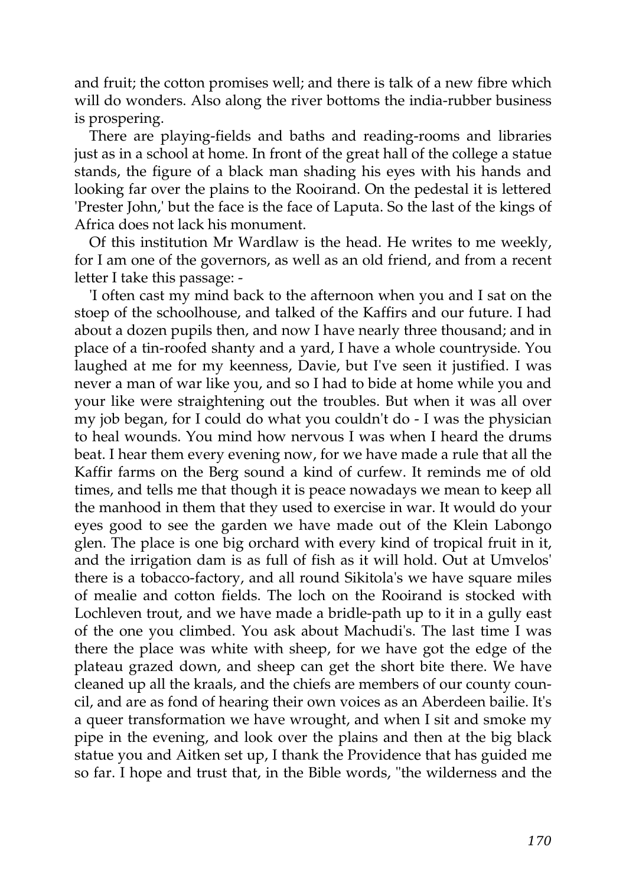and fruit; the cotton promises well; and there is talk of a new fibre which will do wonders. Also along the river bottoms the india-rubber business is prospering.

There are playing-fields and baths and reading-rooms and libraries just as in a school at home. In front of the great hall of the college a statue stands, the figure of a black man shading his eyes with his hands and looking far over the plains to the Rooirand. On the pedestal it is lettered 'Prester John,' but the face is the face of Laputa. So the last of the kings of Africa does not lack his monument.

Of this institution Mr Wardlaw is the head. He writes to me weekly, for I am one of the governors, as well as an old friend, and from a recent letter I take this passage: -

'I often cast my mind back to the afternoon when you and I sat on the stoep of the schoolhouse, and talked of the Kaffirs and our future. I had about a dozen pupils then, and now I have nearly three thousand; and in place of a tin-roofed shanty and a yard, I have a whole countryside. You laughed at me for my keenness, Davie, but I've seen it justified. I was never a man of war like you, and so I had to bide at home while you and your like were straightening out the troubles. But when it was all over my job began, for I could do what you couldn't do - I was the physician to heal wounds. You mind how nervous I was when I heard the drums beat. I hear them every evening now, for we have made a rule that all the Kaffir farms on the Berg sound a kind of curfew. It reminds me of old times, and tells me that though it is peace nowadays we mean to keep all the manhood in them that they used to exercise in war. It would do your eyes good to see the garden we have made out of the Klein Labongo glen. The place is one big orchard with every kind of tropical fruit in it, and the irrigation dam is as full of fish as it will hold. Out at Umvelos' there is a tobacco-factory, and all round Sikitola's we have square miles of mealie and cotton fields. The loch on the Rooirand is stocked with Lochleven trout, and we have made a bridle-path up to it in a gully east of the one you climbed. You ask about Machudi's. The last time I was there the place was white with sheep, for we have got the edge of the plateau grazed down, and sheep can get the short bite there. We have cleaned up all the kraals, and the chiefs are members of our county council, and are as fond of hearing their own voices as an Aberdeen bailie. It's a queer transformation we have wrought, and when I sit and smoke my pipe in the evening, and look over the plains and then at the big black statue you and Aitken set up, I thank the Providence that has guided me so far. I hope and trust that, in the Bible words, "the wilderness and the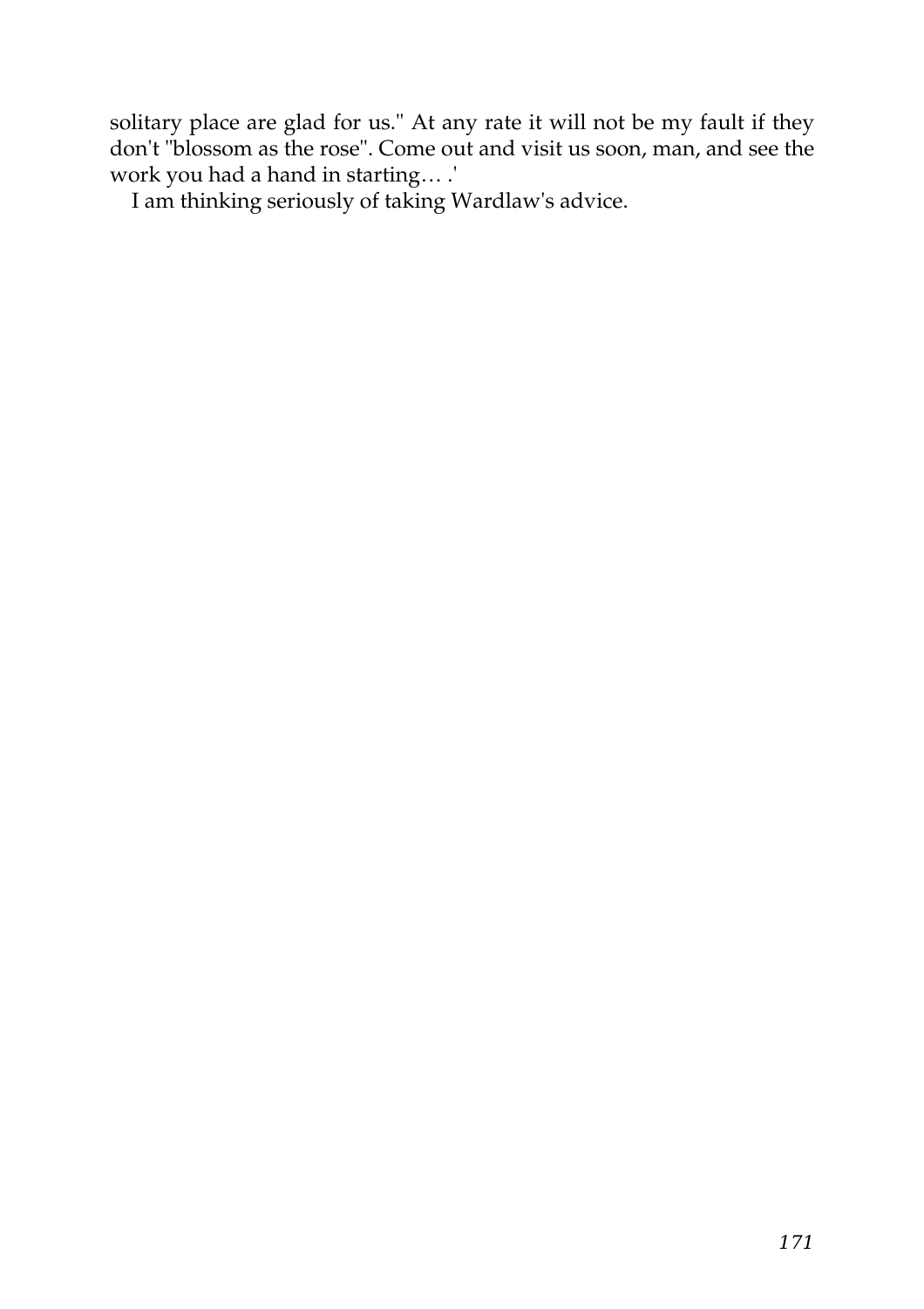solitary place are glad for us." At any rate it will not be my fault if they don't "blossom as the rose". Come out and visit us soon, man, and see the work you had a hand in starting… .'

I am thinking seriously of taking Wardlaw's advice.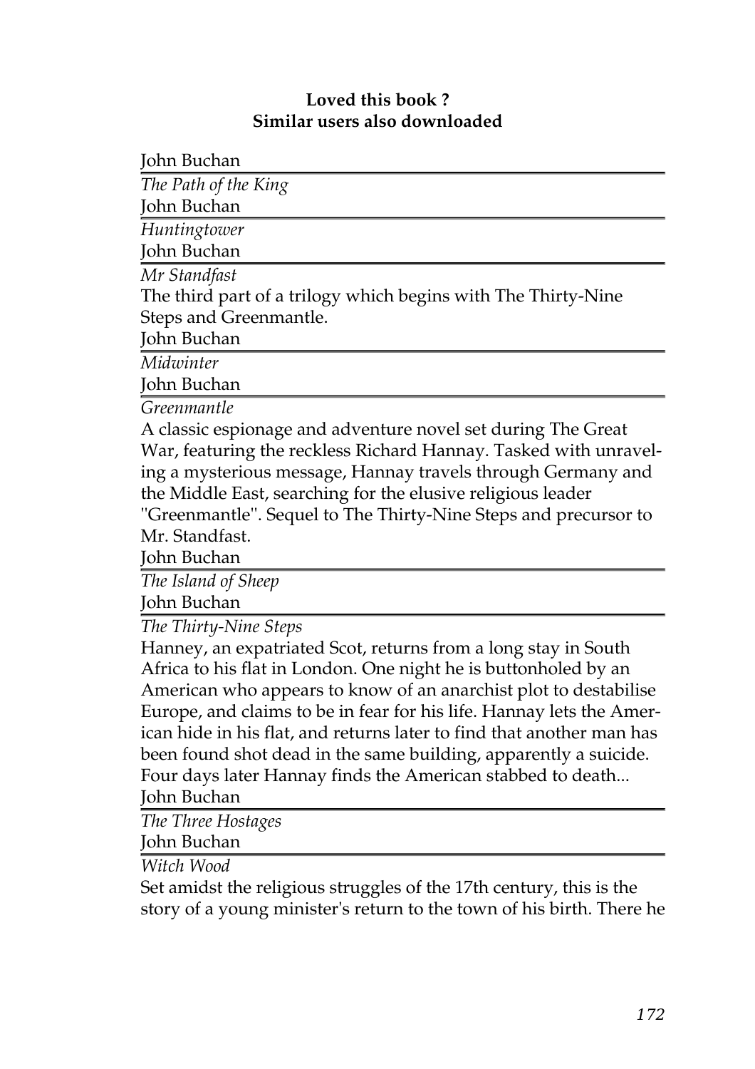**Loved this book ?**
**Similar users also downloaded**

John Buchan

*The Path of the King*

John Buchan

*Huntingtower*

John Buchan

*Mr Standfast*

The third part of a trilogy which begins with The Thirty-Nine Steps and Greenmantle.

John Buchan

*Midwinter*

John Buchan

*Greenmantle*

A classic espionage and adventure novel set during The Great War, featuring the reckless Richard Hannay. Tasked with unraveling a mysterious message, Hannay travels through Germany and the Middle East, searching for the elusive religious leader "Greenmantle". Sequel to The Thirty-Nine Steps and precursor to Mr. Standfast.

John Buchan

*The Island of Sheep*

John Buchan

*The Thirty-Nine Steps*

Hanney, an expatriated Scot, returns from a long stay in South Africa to his flat in London. One night he is buttonholed by an American who appears to know of an anarchist plot to destabilise Europe, and claims to be in fear for his life. Hannay lets the American hide in his flat, and returns later to find that another man has been found shot dead in the same building, apparently a suicide. Four days later Hannay finds the American stabbed to death...

John Buchan

*The Three Hostages*

John Buchan

*Witch Wood*

Set amidst the religious struggles of the 17th century, this is the story of a young minister's return to the town of his birth. There he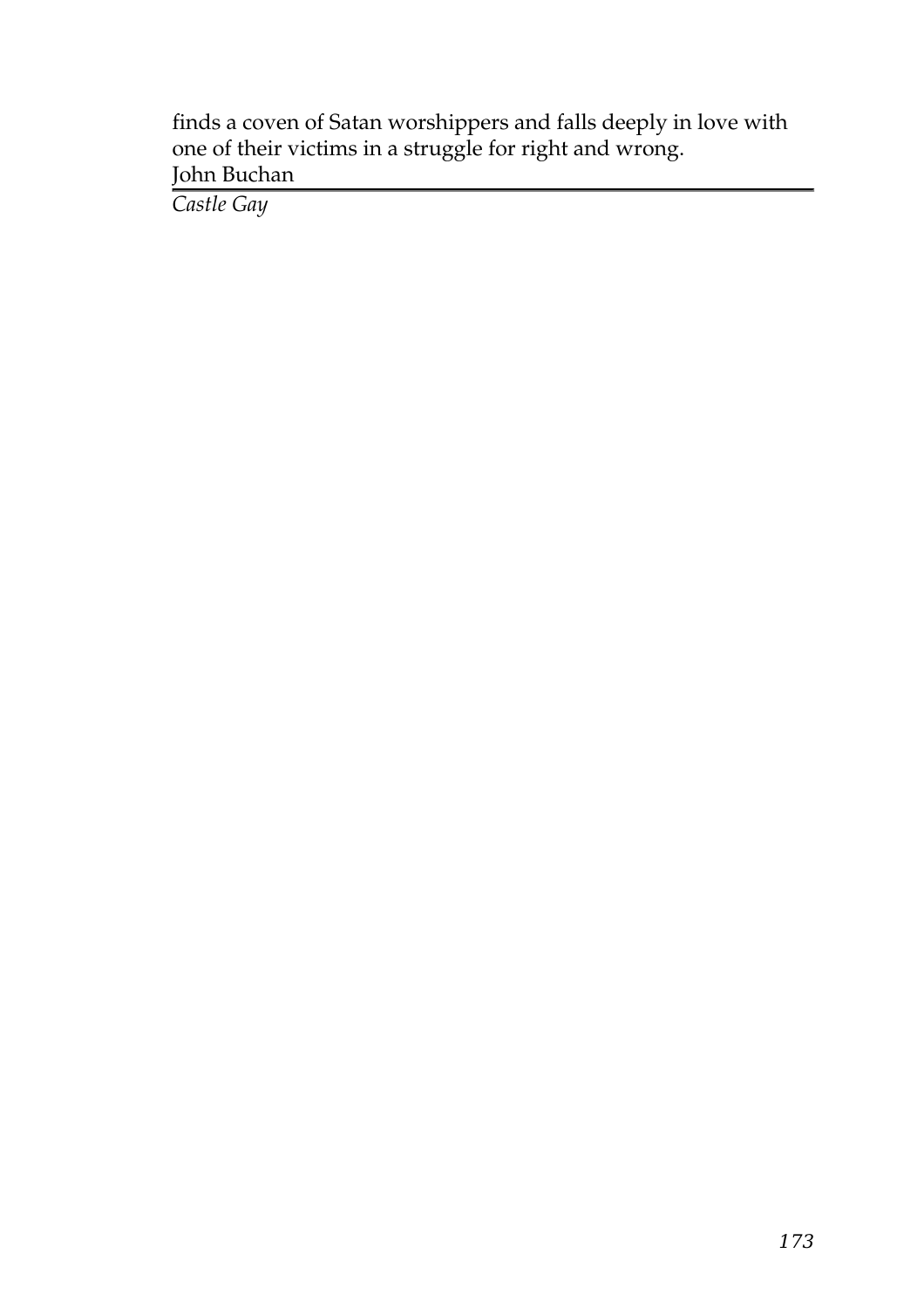finds a coven of Satan worshippers and falls deeply in love with one of their victims in a struggle for right and wrong.
John Buchan

---

*Castle Gay*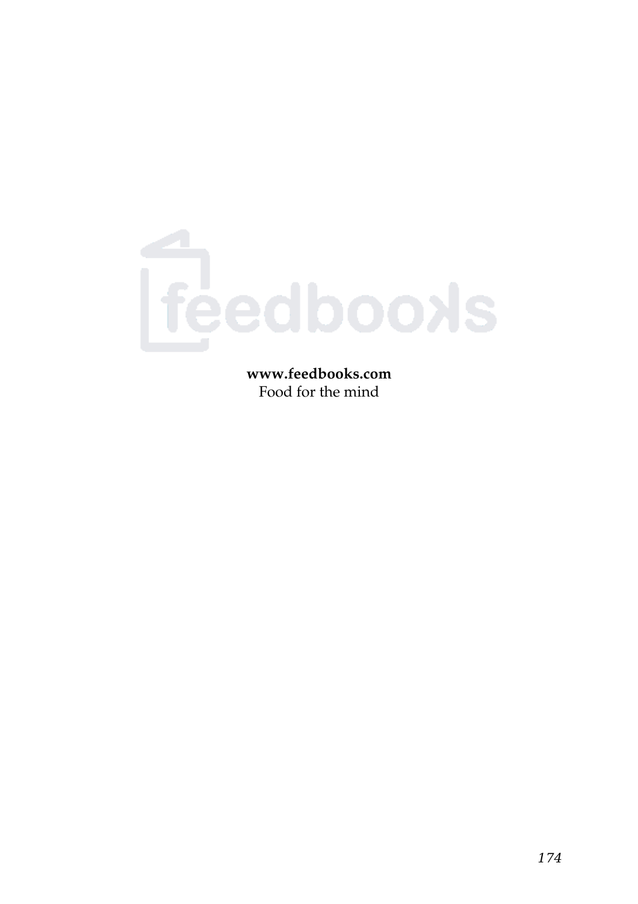**www.feedbooks.com**
Food for the mind